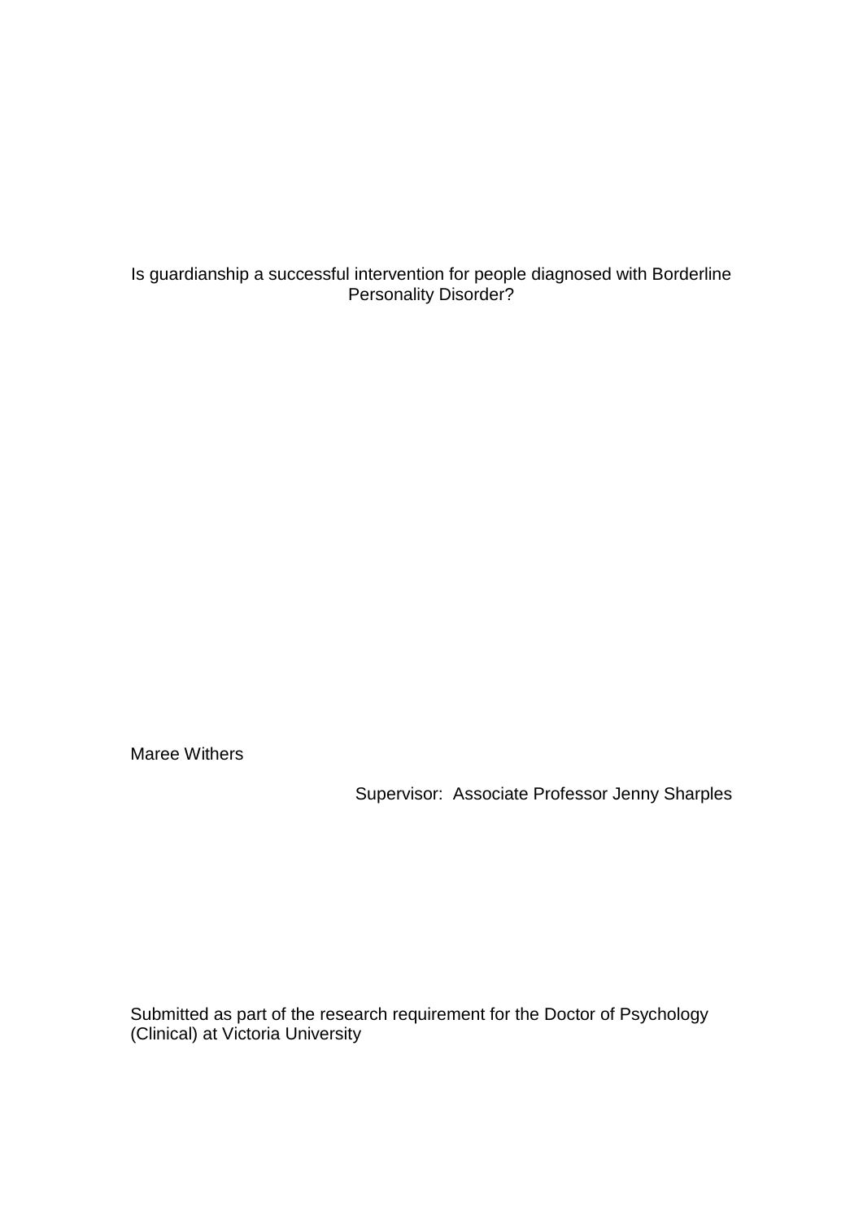# Is guardianship a successful intervention for people diagnosed with Borderline Personality Disorder?

Maree Withers

Supervisor: Associate Professor Jenny Sharples

Submitted as part of the research requirement for the Doctor of Psychology (Clinical) at Victoria University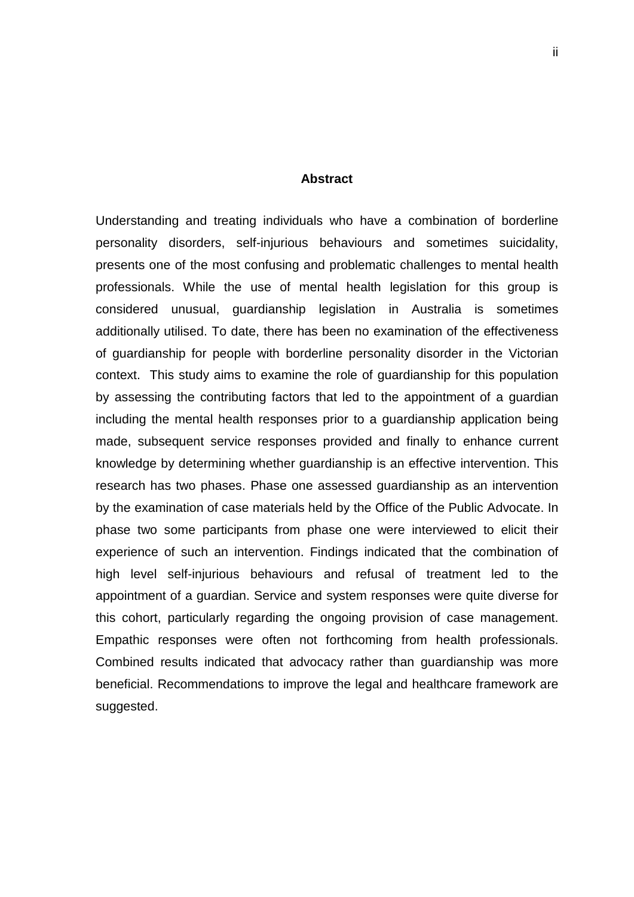## Abstract

Understanding and treating individuals who have a combination of borderline personality disorders, self-injurious behaviours and sometimes suicidality, presents one of the most confusing and problematic challenges to mental health professionals. While the use of mental health legislation for this group is considered unusual, guardianship legislation in Australia is sometimes additionally utilised. To date, there has been no examination of the effectiveness of guardianship for people with borderline personality disorder in the Victorian context. This study aims to examine the role of guardianship for this population by assessing the contributing factors that led to the appointment of a guardian including the mental health responses prior to a guardianship application being made, subsequent service responses provided and finally to enhance current knowledge by determining whether guardianship is an effective intervention. This research has two phases. Phase one assessed guardianship as an intervention by the examination of case materials held by the Office of the Public Advocate. In phase two some participants from phase one were interviewed to elicit their experience of such an intervention. Findings indicated that the combination of high level self-injurious behaviours and refusal of treatment led to the appointment of a guardian. Service and system responses were quite diverse for this cohort, particularly regarding the ongoing provision of case management. Empathic responses were often not forthcoming from health professionals. Combined results indicated that advocacy rather than guardianship was more beneficial. Recommendations to improve the legal and healthcare framework are suggested.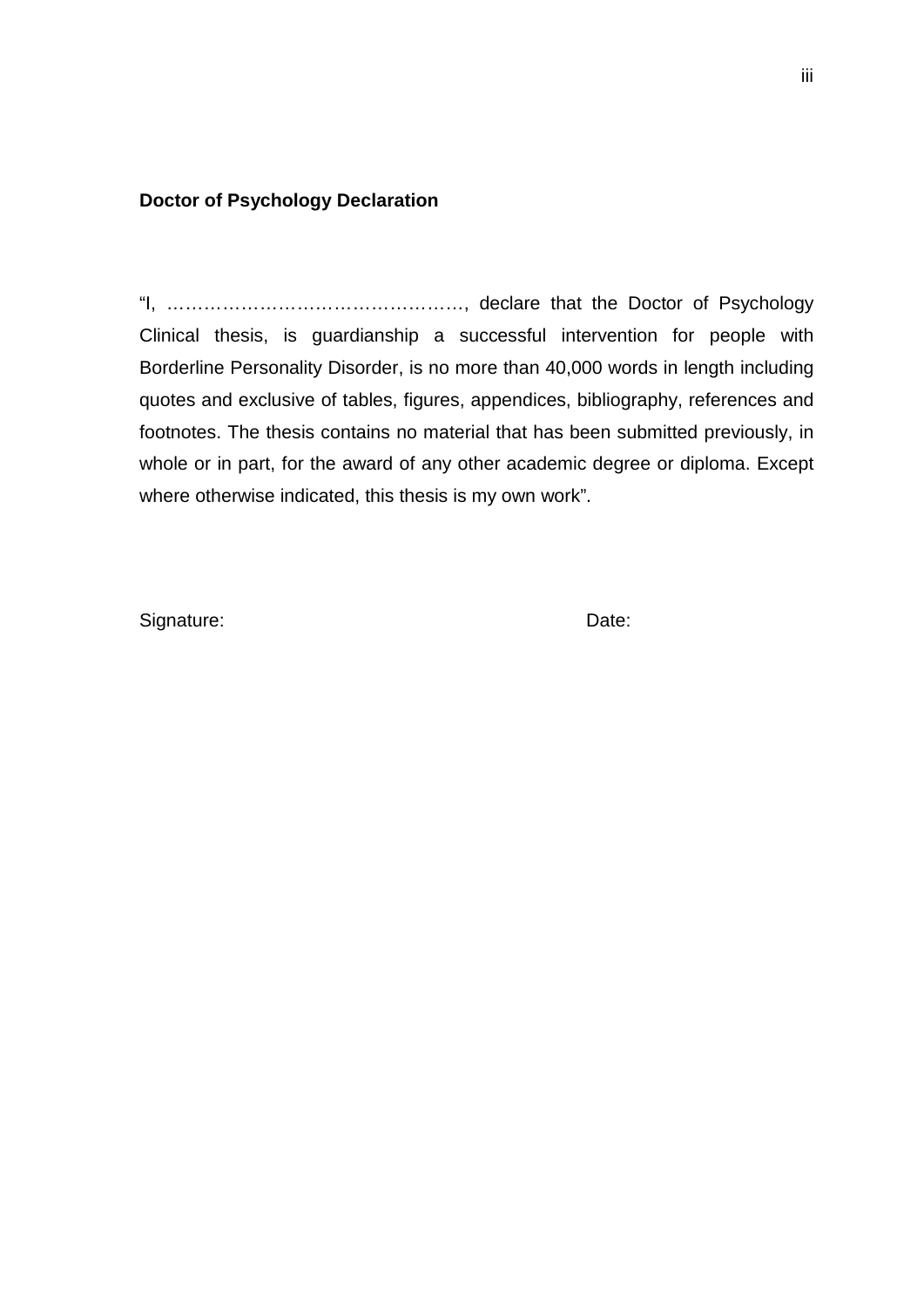**Doctor of Psychology Declaration**

"I, …………………………………………, declare that the Doctor of Psychology Clinical thesis, is guardianship a successful intervention for people with Borderline Personality Disorder, is no more than 40,000 words in length including quotes and exclusive of tables, figures, appendices, bibliography, references and footnotes. The thesis contains no material that has been submitted previously, in whole or in part, for the award of any other academic degree or diploma. Except where otherwise indicated, this thesis is my own work".

Signature: Date: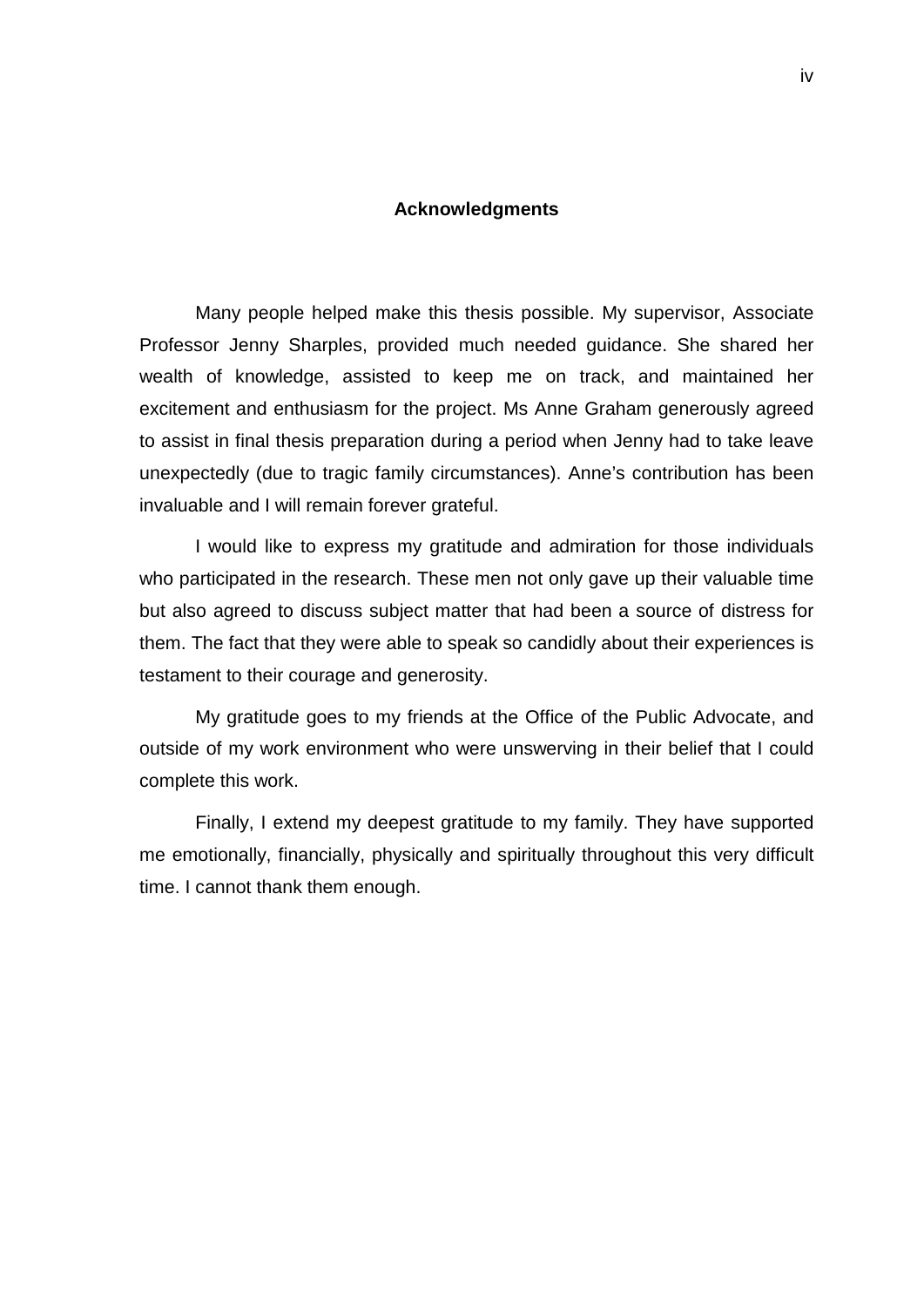# Acknowledgments

Many people helped make this thesis possible. My supervisor, Associate Professor Jenny Sharples, provided much needed guidance. She shared her wealth of knowledge, assisted to keep me on track, and maintained her excitement and enthusiasm for the project. Ms Anne Graham generously agreed to assist in final thesis preparation during a period when Jenny had to take leave unexpectedly (due to tragic family circumstances). Anne's contribution has been invaluable and I will remain forever grateful.

I would like to express my gratitude and admiration for those individuals who participated in the research. These men not only gave up their valuable time but also agreed to discuss subject matter that had been a source of distress for them. The fact that they were able to speak so candidly about their experiences is testament to their courage and generosity.

My gratitude goes to my friends at the Office of the Public Advocate, and outside of my work environment who were unswerving in their belief that I could complete this work.

Finally, I extend my deepest gratitude to my family. They have supported me emotionally, financially, physically and spiritually throughout this very difficult time. I cannot thank them enough.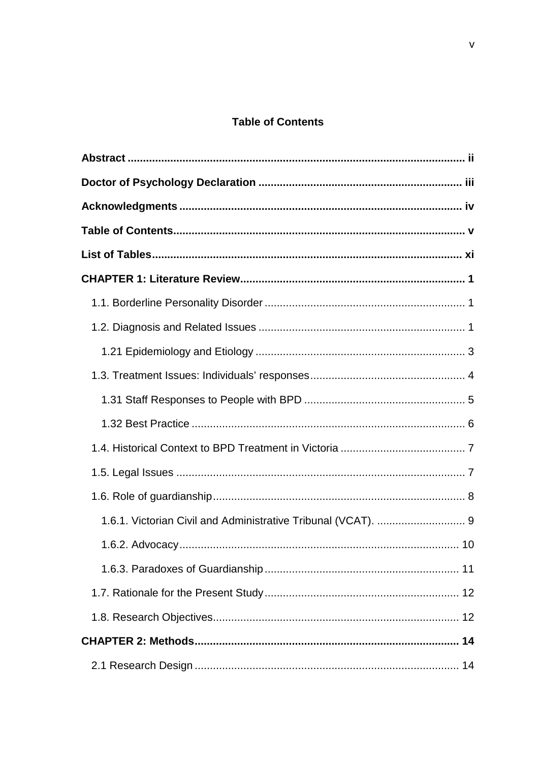# Table of Contents

**Abstract** .......... **ii**

**Doctor of Psychology Declaration** .......... **iii**

**Acknowledgments** .......... **iv**

**Table of Contents** .......... **v**

**List of Tables** .......... **xi**

**CHAPTER 1: Literature Review** .......... **1**

- 1.1. Borderline Personality Disorder .......... 1
- 1.2. Diagnosis and Related Issues .......... 1
  - 1.21 Epidemiology and Etiology .......... 3
- 1.3. Treatment Issues: Individuals' responses .......... 4
  - 1.31 Staff Responses to People with BPD .......... 5
  - 1.32 Best Practice .......... 6
- 1.4. Historical Context to BPD Treatment in Victoria .......... 7
- 1.5. Legal Issues .......... 7
- 1.6. Role of guardianship .......... 8
  - 1.6.1. Victorian Civil and Administrative Tribunal (VCAT). .......... 9
  - 1.6.2. Advocacy .......... 10
  - 1.6.3. Paradoxes of Guardianship .......... 11
- 1.7. Rationale for the Present Study .......... 12
- 1.8. Research Objectives .......... 12

**CHAPTER 2: Methods** .......... **14**

- 2.1 Research Design .......... 14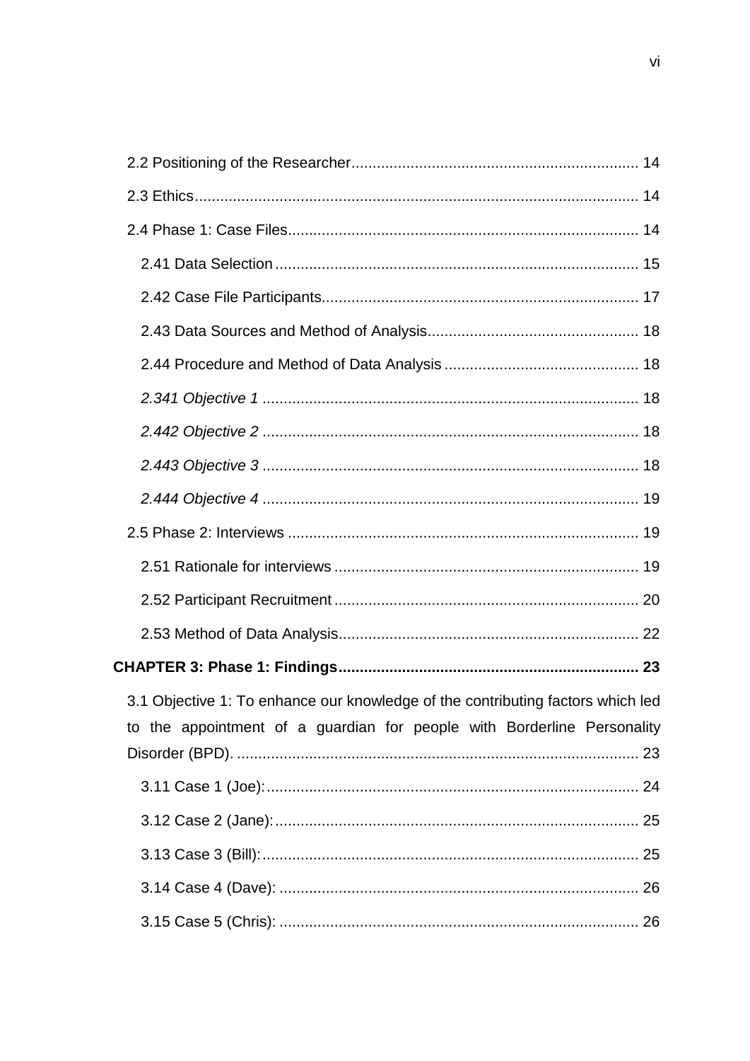2.2 Positioning of the Researcher ... 14

2.3 Ethics ... 14

2.4 Phase 1: Case Files ... 14

- 2.41 Data Selection ... 15
- 2.42 Case File Participants ... 17
- 2.43 Data Sources and Method of Analysis ... 18
- 2.44 Procedure and Method of Data Analysis ... 18
  - *2.341 Objective 1* ... 18
  - *2.442 Objective 2* ... 18
  - *2.443 Objective 3* ... 18
  - *2.444 Objective 4* ... 19

2.5 Phase 2: Interviews ... 19

- 2.51 Rationale for interviews ... 19
- 2.52 Participant Recruitment ... 20
- 2.53 Method of Data Analysis ... 22

**CHAPTER 3: Phase 1: Findings ... 23**

3.1 Objective 1: To enhance our knowledge of the contributing factors which led to the appointment of a guardian for people with Borderline Personality Disorder (BPD). ... 23

- 3.11 Case 1 (Joe): ... 24
- 3.12 Case 2 (Jane): ... 25
- 3.13 Case 3 (Bill): ... 25
- 3.14 Case 4 (Dave): ... 26
- 3.15 Case 5 (Chris): ... 26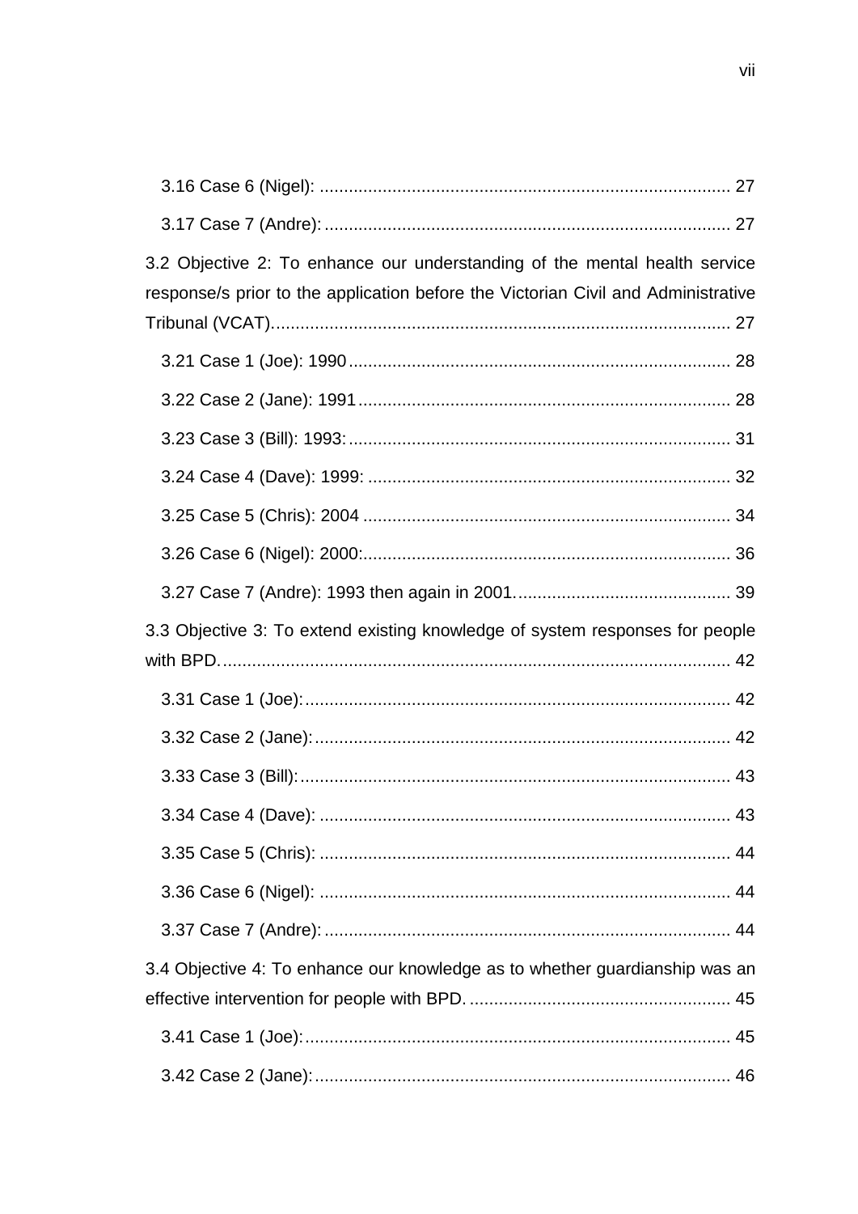3.16 Case 6 (Nigel): ..................................................................................... 27

3.17 Case 7 (Andre): .................................................................................... 27

3.2 Objective 2: To enhance our understanding of the mental health service response/s prior to the application before the Victorian Civil and Administrative Tribunal (VCAT)............................................................................................... 27

3.21 Case 1 (Joe): 1990............................................................................... 28

3.22 Case 2 (Jane): 1991............................................................................. 28

3.23 Case 3 (Bill): 1993:............................................................................... 31

3.24 Case 4 (Dave): 1999: ........................................................................... 32

3.25 Case 5 (Chris): 2004 ............................................................................ 34

3.26 Case 6 (Nigel): 2000:............................................................................ 36

3.27 Case 7 (Andre): 1993 then again in 2001............................................. 39

3.3 Objective 3: To extend existing knowledge of system responses for people with BPD.......................................................................................................... 42

3.31 Case 1 (Joe):......................................................................................... 42

3.32 Case 2 (Jane):....................................................................................... 42

3.33 Case 3 (Bill):.......................................................................................... 43

3.34 Case 4 (Dave): ...................................................................................... 43

3.35 Case 5 (Chris): ...................................................................................... 44

3.36 Case 6 (Nigel): ...................................................................................... 44

3.37 Case 7 (Andre):..................................................................................... 44

3.4 Objective 4: To enhance our knowledge as to whether guardianship was an effective intervention for people with BPD. ..................................................... 45

3.41 Case 1 (Joe):......................................................................................... 45

3.42 Case 2 (Jane):....................................................................................... 46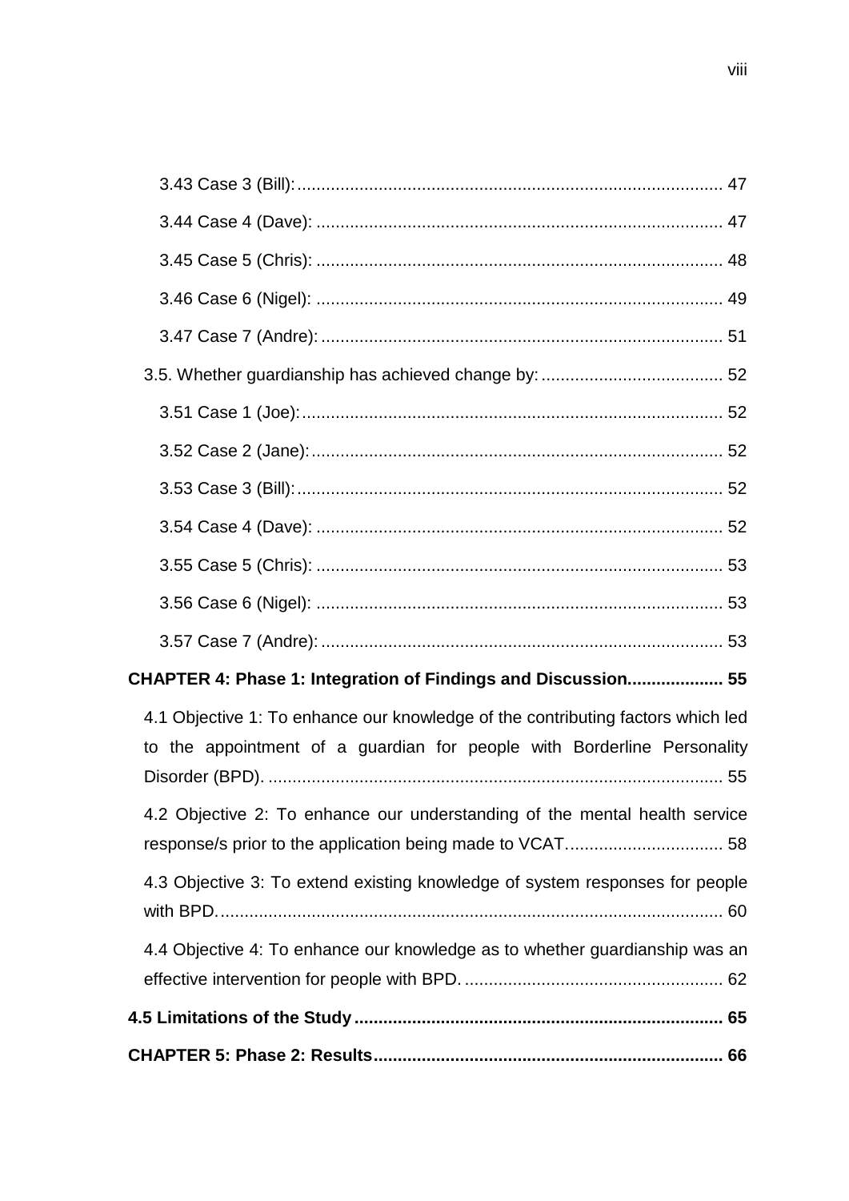3.43 Case 3 (Bill): 47

3.44 Case 4 (Dave): 47

3.45 Case 5 (Chris): 48

3.46 Case 6 (Nigel): 49

3.47 Case 7 (Andre): 51

3.5. Whether guardianship has achieved change by: 52

3.51 Case 1 (Joe): 52

3.52 Case 2 (Jane): 52

3.53 Case 3 (Bill): 52

3.54 Case 4 (Dave): 52

3.55 Case 5 (Chris): 53

3.56 Case 6 (Nigel): 53

3.57 Case 7 (Andre): 53

**CHAPTER 4: Phase 1: Integration of Findings and Discussion 55**

4.1 Objective 1: To enhance our knowledge of the contributing factors which led to the appointment of a guardian for people with Borderline Personality Disorder (BPD). 55

4.2 Objective 2: To enhance our understanding of the mental health service response/s prior to the application being made to VCAT. 58

4.3 Objective 3: To extend existing knowledge of system responses for people with BPD. 60

4.4 Objective 4: To enhance our knowledge as to whether guardianship was an effective intervention for people with BPD. 62

**4.5 Limitations of the Study 65**

**CHAPTER 5: Phase 2: Results 66**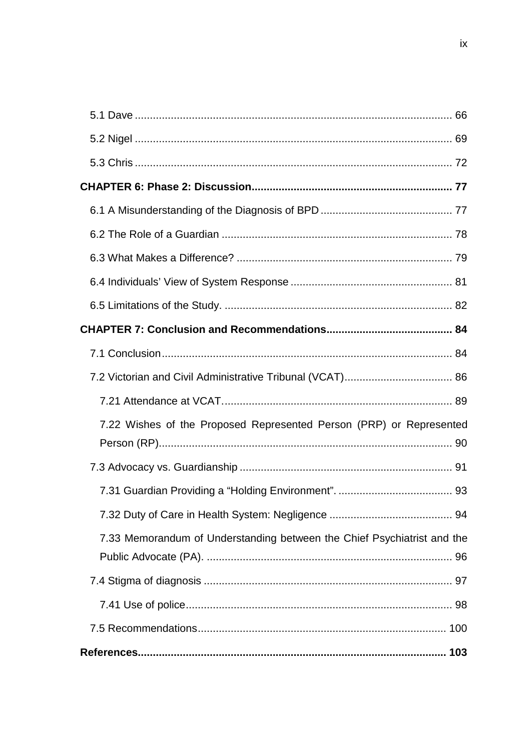5.1 Dave ..................................................................................................... 66

5.2 Nigel ..................................................................................................... 69

5.3 Chris ..................................................................................................... 72

**CHAPTER 6: Phase 2: Discussion.................................................................. 77**

6.1 A Misunderstanding of the Diagnosis of BPD ........................................... 77

6.2 The Role of a Guardian ............................................................................ 78

6.3 What Makes a Difference? ....................................................................... 79

6.4 Individuals' View of System Response ..................................................... 81

6.5 Limitations of the Study. ........................................................................... 82

**CHAPTER 7: Conclusion and Recommendations......................................... 84**

7.1 Conclusion................................................................................................ 84

7.2 Victorian and Civil Administrative Tribunal (VCAT)................................... 86

7.21 Attendance at VCAT............................................................................ 89

7.22 Wishes of the Proposed Represented Person (PRP) or Represented Person (RP)................................................................................................. 90

7.3 Advocacy vs. Guardianship ...................................................................... 91

7.31 Guardian Providing a "Holding Environment". ..................................... 93

7.32 Duty of Care in Health System: Negligence ........................................ 94

7.33 Memorandum of Understanding between the Chief Psychiatrist and the Public Advocate (PA). ................................................................................. 96

7.4 Stigma of diagnosis .................................................................................. 97

7.41 Use of police........................................................................................ 98

7.5 Recommendations.................................................................................. 100

**References..................................................................................................... 103**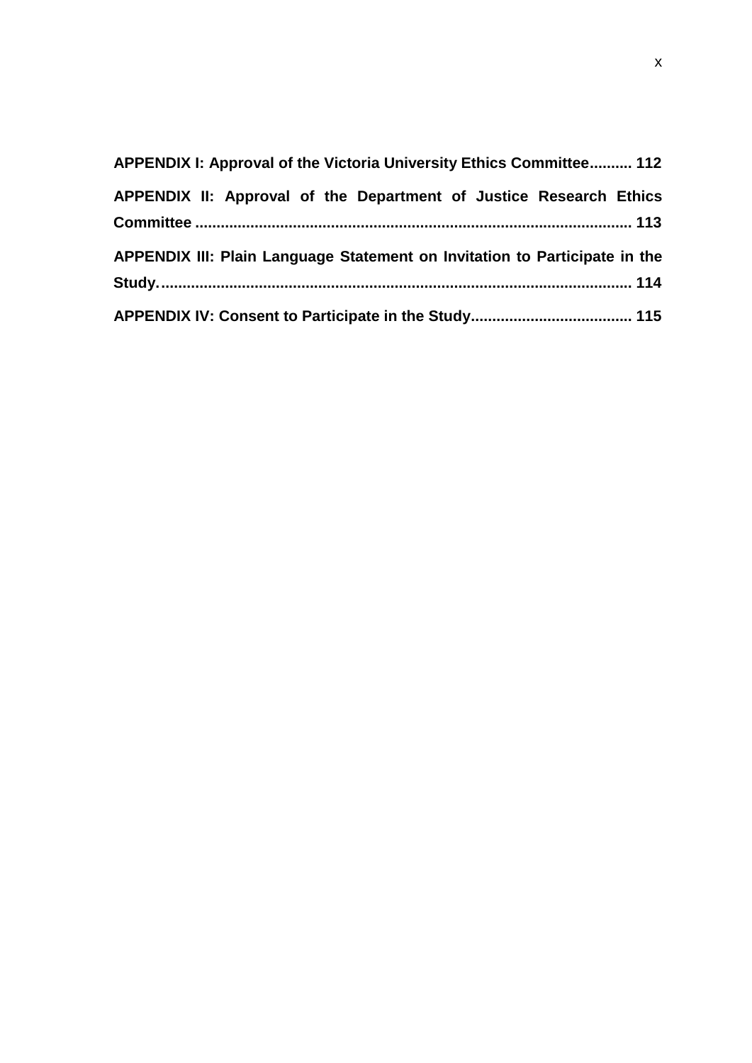**APPENDIX I: Approval of the Victoria University Ethics Committee.......... 112**

**APPENDIX II: Approval of the Department of Justice Research Ethics Committee ...................................................................................................... 113**

**APPENDIX III: Plain Language Statement on Invitation to Participate in the Study. ............................................................................................................. 114**

**APPENDIX IV: Consent to Participate in the Study...................................... 115**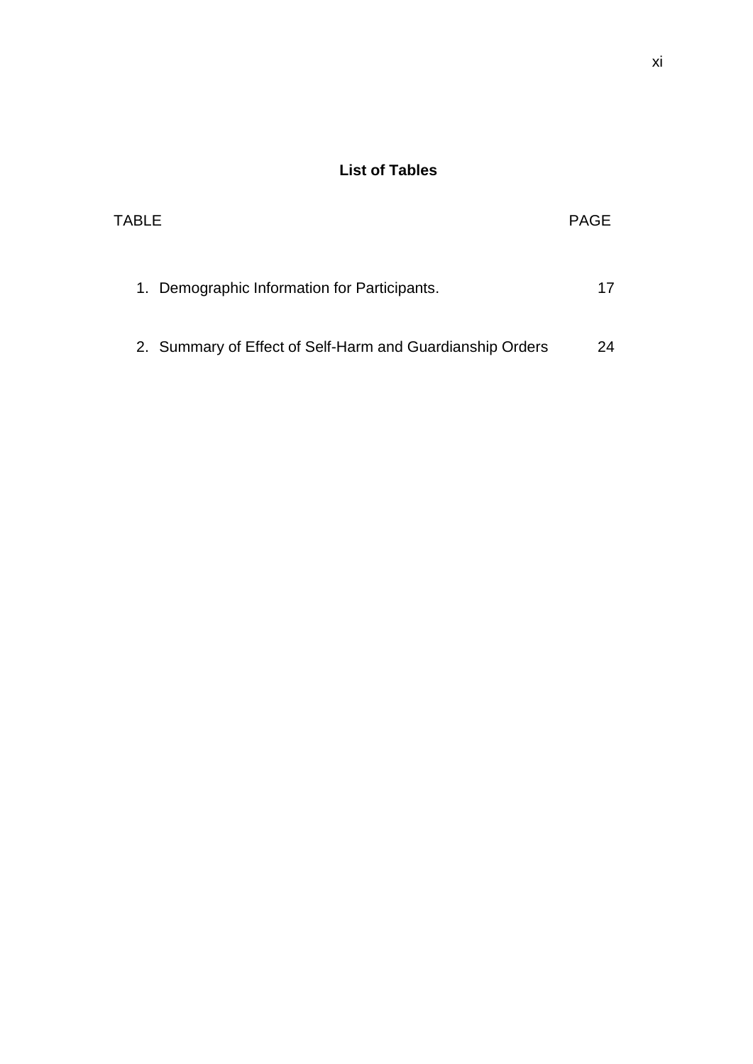## List of Tables

| TABLE | PAGE |
| --- | --- |
| 1. Demographic Information for Participants. | 17 |
| 2. Summary of Effect of Self-Harm and Guardianship Orders | 24 |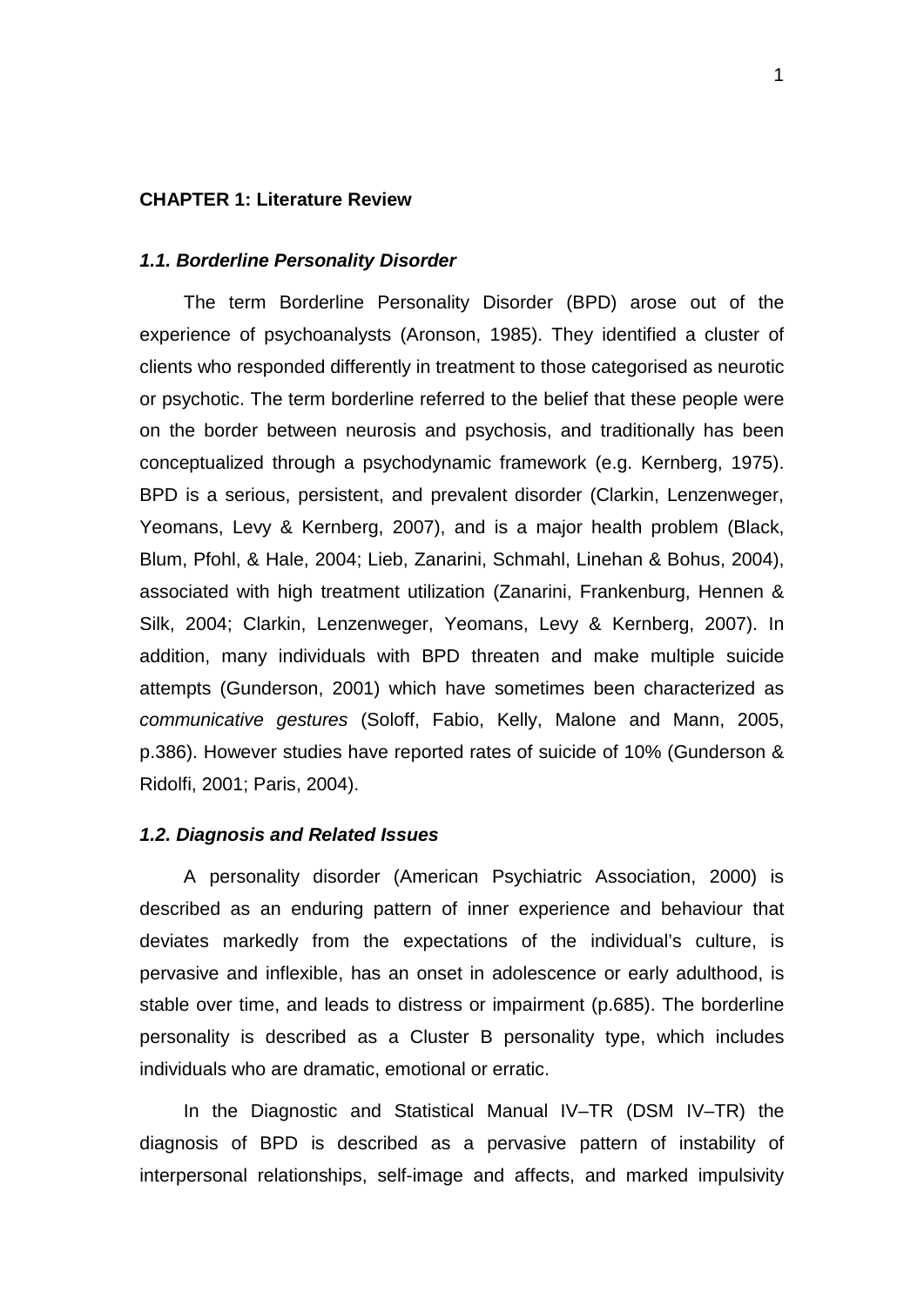# CHAPTER 1: Literature Review

## *1.1. Borderline Personality Disorder*

The term Borderline Personality Disorder (BPD) arose out of the experience of psychoanalysts (Aronson, 1985). They identified a cluster of clients who responded differently in treatment to those categorised as neurotic or psychotic. The term borderline referred to the belief that these people were on the border between neurosis and psychosis, and traditionally has been conceptualized through a psychodynamic framework (e.g. Kernberg, 1975). BPD is a serious, persistent, and prevalent disorder (Clarkin, Lenzenweger, Yeomans, Levy & Kernberg, 2007), and is a major health problem (Black, Blum, Pfohl, & Hale, 2004; Lieb, Zanarini, Schmahl, Linehan & Bohus, 2004), associated with high treatment utilization (Zanarini, Frankenburg, Hennen & Silk, 2004; Clarkin, Lenzenweger, Yeomans, Levy & Kernberg, 2007). In addition, many individuals with BPD threaten and make multiple suicide attempts (Gunderson, 2001) which have sometimes been characterized as *communicative gestures* (Soloff, Fabio, Kelly, Malone and Mann, 2005, p.386). However studies have reported rates of suicide of 10% (Gunderson & Ridolfi, 2001; Paris, 2004).

## *1.2. Diagnosis and Related Issues*

A personality disorder (American Psychiatric Association, 2000) is described as an enduring pattern of inner experience and behaviour that deviates markedly from the expectations of the individual's culture, is pervasive and inflexible, has an onset in adolescence or early adulthood, is stable over time, and leads to distress or impairment (p.685). The borderline personality is described as a Cluster B personality type, which includes individuals who are dramatic, emotional or erratic.

In the Diagnostic and Statistical Manual IV–TR (DSM IV–TR) the diagnosis of BPD is described as a pervasive pattern of instability of interpersonal relationships, self-image and affects, and marked impulsivity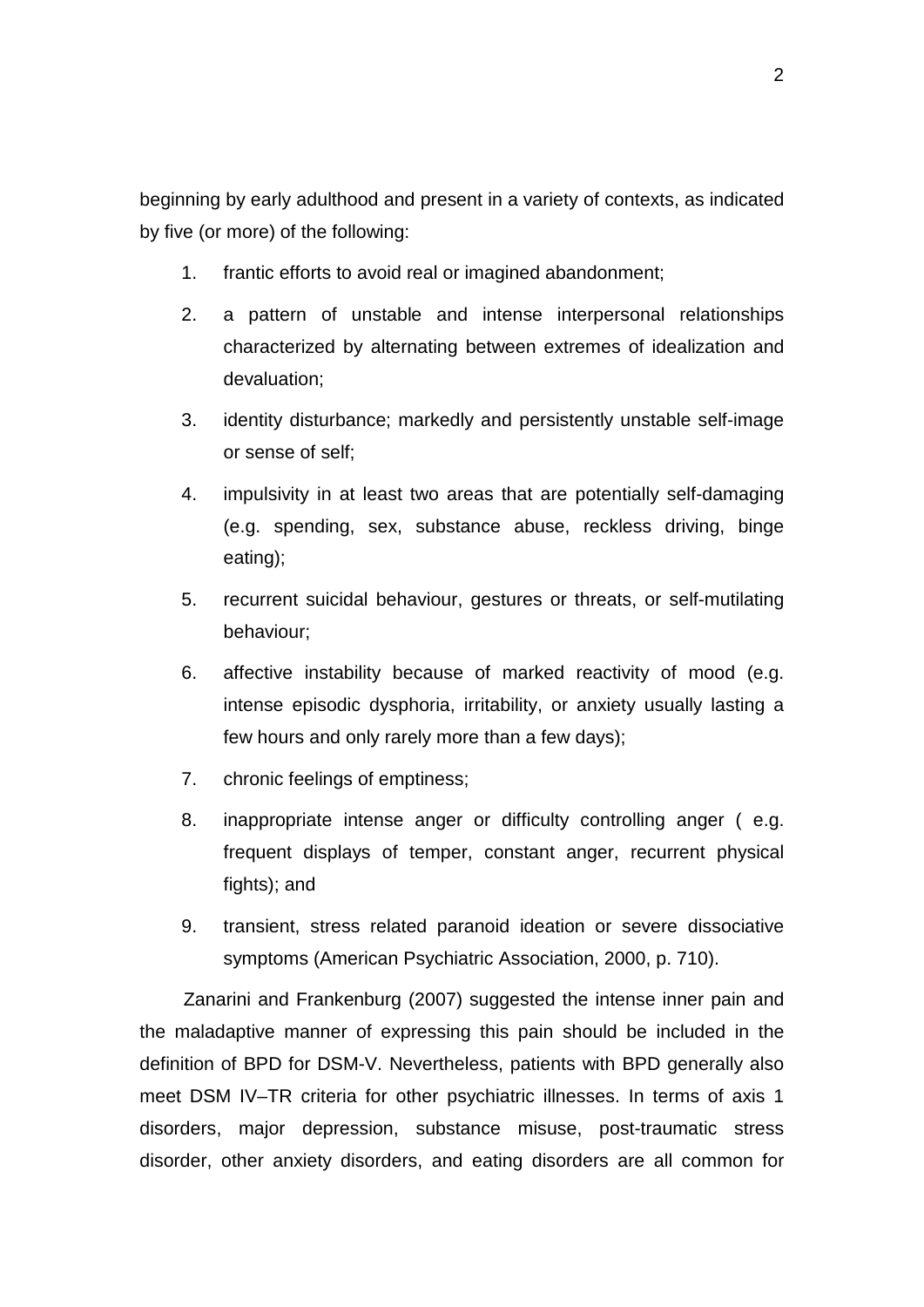beginning by early adulthood and present in a variety of contexts, as indicated by five (or more) of the following:

1. frantic efforts to avoid real or imagined abandonment;
2. a pattern of unstable and intense interpersonal relationships characterized by alternating between extremes of idealization and devaluation;
3. identity disturbance; markedly and persistently unstable self-image or sense of self;
4. impulsivity in at least two areas that are potentially self-damaging (e.g. spending, sex, substance abuse, reckless driving, binge eating);
5. recurrent suicidal behaviour, gestures or threats, or self-mutilating behaviour;
6. affective instability because of marked reactivity of mood (e.g. intense episodic dysphoria, irritability, or anxiety usually lasting a few hours and only rarely more than a few days);
7. chronic feelings of emptiness;
8. inappropriate intense anger or difficulty controlling anger ( e.g. frequent displays of temper, constant anger, recurrent physical fights); and
9. transient, stress related paranoid ideation or severe dissociative symptoms (American Psychiatric Association, 2000, p. 710).

Zanarini and Frankenburg (2007) suggested the intense inner pain and the maladaptive manner of expressing this pain should be included in the definition of BPD for DSM-V. Nevertheless, patients with BPD generally also meet DSM IV–TR criteria for other psychiatric illnesses. In terms of axis 1 disorders, major depression, substance misuse, post-traumatic stress disorder, other anxiety disorders, and eating disorders are all common for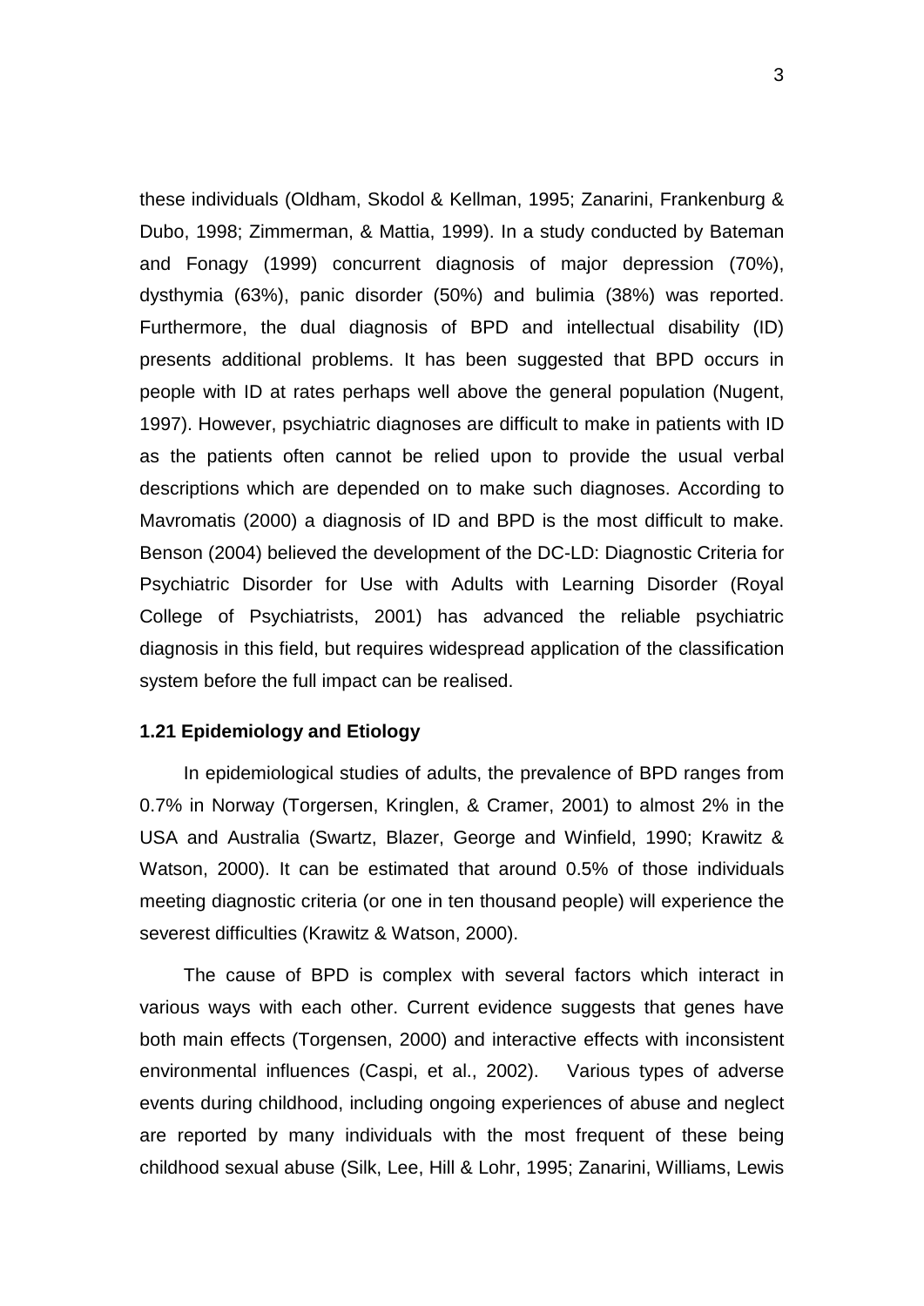these individuals (Oldham, Skodol & Kellman, 1995; Zanarini, Frankenburg & Dubo, 1998; Zimmerman, & Mattia, 1999). In a study conducted by Bateman and Fonagy (1999) concurrent diagnosis of major depression (70%), dysthymia (63%), panic disorder (50%) and bulimia (38%) was reported. Furthermore, the dual diagnosis of BPD and intellectual disability (ID) presents additional problems. It has been suggested that BPD occurs in people with ID at rates perhaps well above the general population (Nugent, 1997). However, psychiatric diagnoses are difficult to make in patients with ID as the patients often cannot be relied upon to provide the usual verbal descriptions which are depended on to make such diagnoses. According to Mavromatis (2000) a diagnosis of ID and BPD is the most difficult to make. Benson (2004) believed the development of the DC-LD: Diagnostic Criteria for Psychiatric Disorder for Use with Adults with Learning Disorder (Royal College of Psychiatrists, 2001) has advanced the reliable psychiatric diagnosis in this field, but requires widespread application of the classification system before the full impact can be realised.

**1.21 Epidemiology and Etiology**

In epidemiological studies of adults, the prevalence of BPD ranges from 0.7% in Norway (Torgersen, Kringlen, & Cramer, 2001) to almost 2% in the USA and Australia (Swartz, Blazer, George and Winfield, 1990; Krawitz & Watson, 2000). It can be estimated that around 0.5% of those individuals meeting diagnostic criteria (or one in ten thousand people) will experience the severest difficulties (Krawitz & Watson, 2000).

The cause of BPD is complex with several factors which interact in various ways with each other. Current evidence suggests that genes have both main effects (Torgensen, 2000) and interactive effects with inconsistent environmental influences (Caspi, et al., 2002). Various types of adverse events during childhood, including ongoing experiences of abuse and neglect are reported by many individuals with the most frequent of these being childhood sexual abuse (Silk, Lee, Hill & Lohr, 1995; Zanarini, Williams, Lewis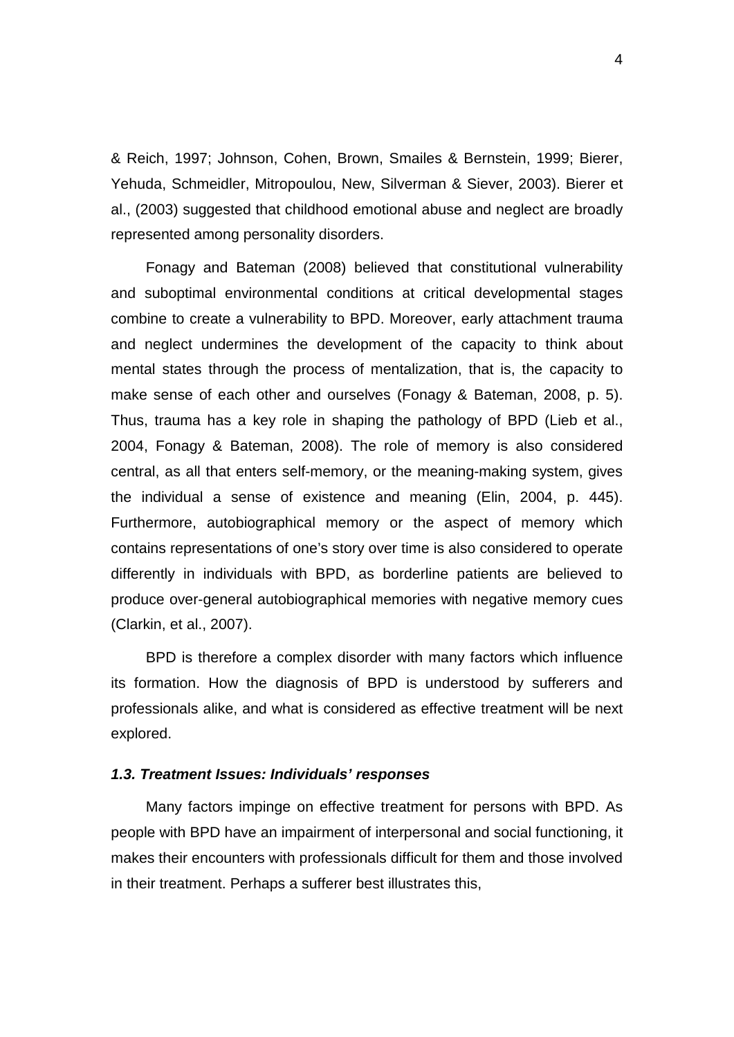& Reich, 1997; Johnson, Cohen, Brown, Smailes & Bernstein, 1999; Bierer, Yehuda, Schmeidler, Mitropoulou, New, Silverman & Siever, 2003). Bierer et al., (2003) suggested that childhood emotional abuse and neglect are broadly represented among personality disorders.

Fonagy and Bateman (2008) believed that constitutional vulnerability and suboptimal environmental conditions at critical developmental stages combine to create a vulnerability to BPD. Moreover, early attachment trauma and neglect undermines the development of the capacity to think about mental states through the process of mentalization, that is, the capacity to make sense of each other and ourselves (Fonagy & Bateman, 2008, p. 5). Thus, trauma has a key role in shaping the pathology of BPD (Lieb et al., 2004, Fonagy & Bateman, 2008). The role of memory is also considered central, as all that enters self-memory, or the meaning-making system, gives the individual a sense of existence and meaning (Elin, 2004, p. 445). Furthermore, autobiographical memory or the aspect of memory which contains representations of one's story over time is also considered to operate differently in individuals with BPD, as borderline patients are believed to produce over-general autobiographical memories with negative memory cues (Clarkin, et al., 2007).

BPD is therefore a complex disorder with many factors which influence its formation. How the diagnosis of BPD is understood by sufferers and professionals alike, and what is considered as effective treatment will be next explored.

### ***1.3. Treatment Issues: Individuals' responses***

Many factors impinge on effective treatment for persons with BPD. As people with BPD have an impairment of interpersonal and social functioning, it makes their encounters with professionals difficult for them and those involved in their treatment. Perhaps a sufferer best illustrates this,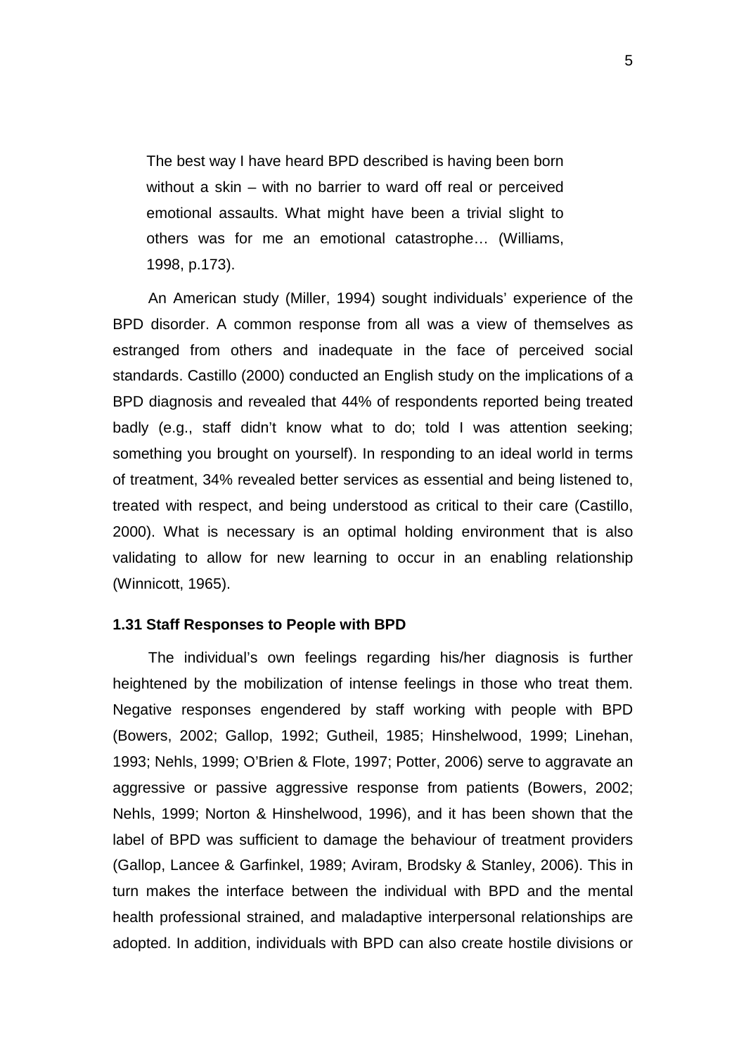> The best way I have heard BPD described is having been born without a skin – with no barrier to ward off real or perceived emotional assaults. What might have been a trivial slight to others was for me an emotional catastrophe… (Williams, 1998, p.173).

An American study (Miller, 1994) sought individuals' experience of the BPD disorder. A common response from all was a view of themselves as estranged from others and inadequate in the face of perceived social standards. Castillo (2000) conducted an English study on the implications of a BPD diagnosis and revealed that 44% of respondents reported being treated badly (e.g., staff didn't know what to do; told I was attention seeking; something you brought on yourself). In responding to an ideal world in terms of treatment, 34% revealed better services as essential and being listened to, treated with respect, and being understood as critical to their care (Castillo, 2000). What is necessary is an optimal holding environment that is also validating to allow for new learning to occur in an enabling relationship (Winnicott, 1965).

### 1.31 Staff Responses to People with BPD

The individual's own feelings regarding his/her diagnosis is further heightened by the mobilization of intense feelings in those who treat them. Negative responses engendered by staff working with people with BPD (Bowers, 2002; Gallop, 1992; Gutheil, 1985; Hinshelwood, 1999; Linehan, 1993; Nehls, 1999; O'Brien & Flote, 1997; Potter, 2006) serve to aggravate an aggressive or passive aggressive response from patients (Bowers, 2002; Nehls, 1999; Norton & Hinshelwood, 1996), and it has been shown that the label of BPD was sufficient to damage the behaviour of treatment providers (Gallop, Lancee & Garfinkel, 1989; Aviram, Brodsky & Stanley, 2006). This in turn makes the interface between the individual with BPD and the mental health professional strained, and maladaptive interpersonal relationships are adopted. In addition, individuals with BPD can also create hostile divisions or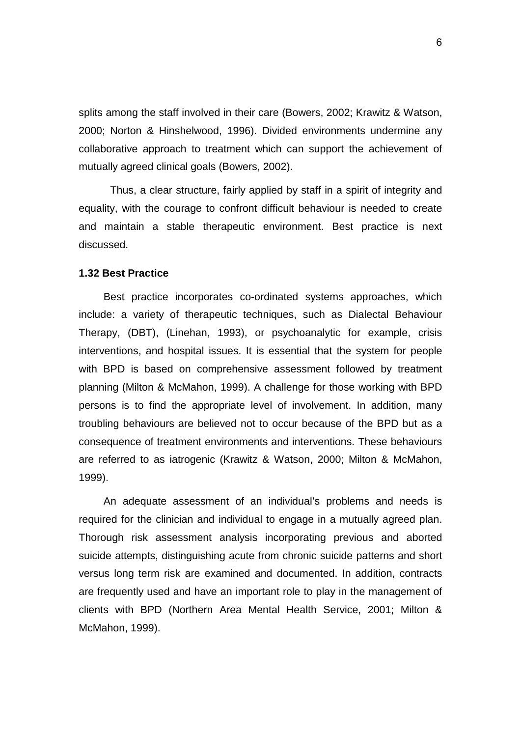splits among the staff involved in their care (Bowers, 2002; Krawitz & Watson, 2000; Norton & Hinshelwood, 1996). Divided environments undermine any collaborative approach to treatment which can support the achievement of mutually agreed clinical goals (Bowers, 2002).

Thus, a clear structure, fairly applied by staff in a spirit of integrity and equality, with the courage to confront difficult behaviour is needed to create and maintain a stable therapeutic environment. Best practice is next discussed.

### 1.32 Best Practice

Best practice incorporates co-ordinated systems approaches, which include: a variety of therapeutic techniques, such as Dialectal Behaviour Therapy, (DBT), (Linehan, 1993), or psychoanalytic for example, crisis interventions, and hospital issues. It is essential that the system for people with BPD is based on comprehensive assessment followed by treatment planning (Milton & McMahon, 1999). A challenge for those working with BPD persons is to find the appropriate level of involvement. In addition, many troubling behaviours are believed not to occur because of the BPD but as a consequence of treatment environments and interventions. These behaviours are referred to as iatrogenic (Krawitz & Watson, 2000; Milton & McMahon, 1999).

An adequate assessment of an individual's problems and needs is required for the clinician and individual to engage in a mutually agreed plan. Thorough risk assessment analysis incorporating previous and aborted suicide attempts, distinguishing acute from chronic suicide patterns and short versus long term risk are examined and documented. In addition, contracts are frequently used and have an important role to play in the management of clients with BPD (Northern Area Mental Health Service, 2001; Milton & McMahon, 1999).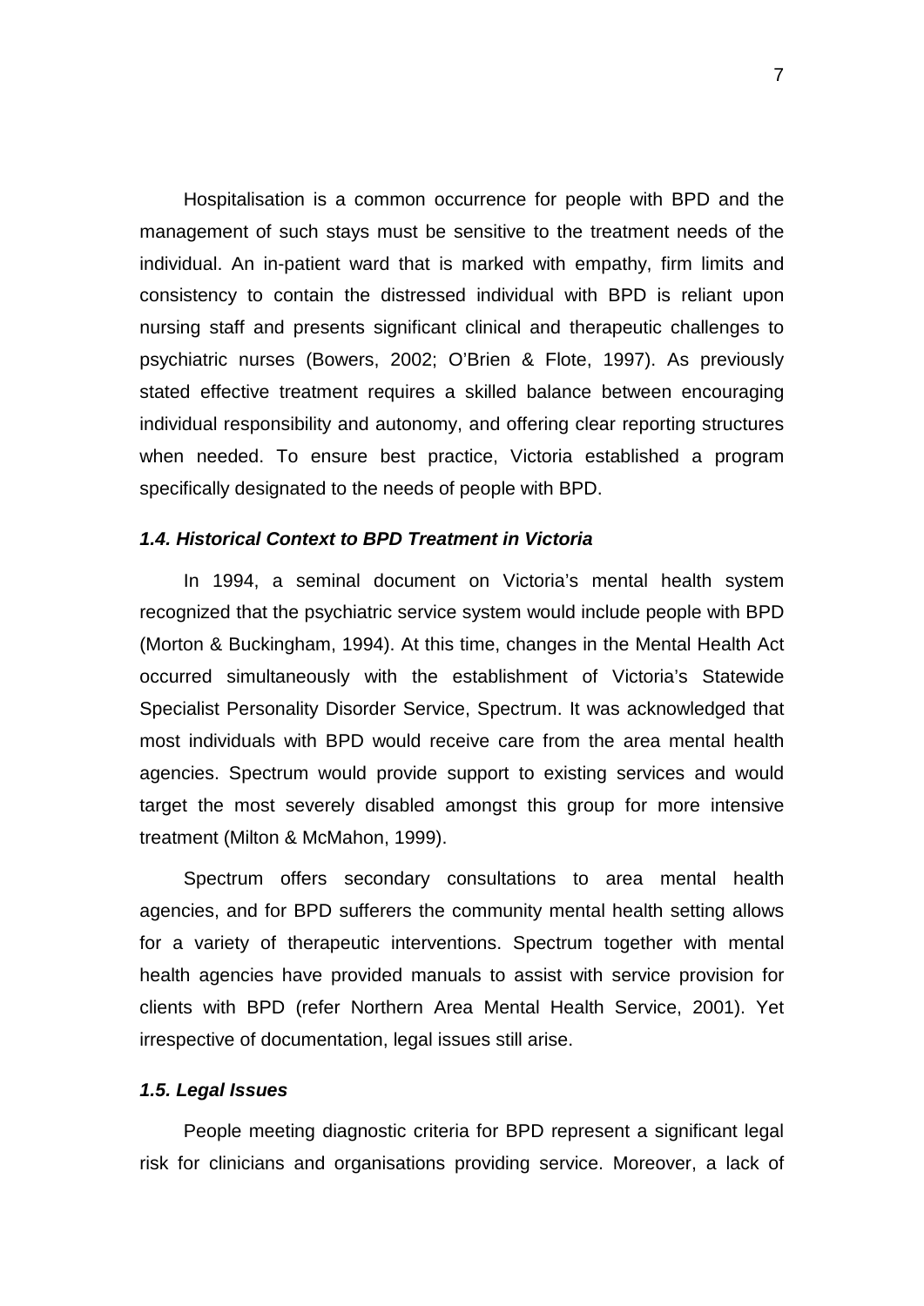Hospitalisation is a common occurrence for people with BPD and the management of such stays must be sensitive to the treatment needs of the individual. An in-patient ward that is marked with empathy, firm limits and consistency to contain the distressed individual with BPD is reliant upon nursing staff and presents significant clinical and therapeutic challenges to psychiatric nurses (Bowers, 2002; O'Brien & Flote, 1997). As previously stated effective treatment requires a skilled balance between encouraging individual responsibility and autonomy, and offering clear reporting structures when needed. To ensure best practice, Victoria established a program specifically designated to the needs of people with BPD.

### *1.4. Historical Context to BPD Treatment in Victoria*

In 1994, a seminal document on Victoria's mental health system recognized that the psychiatric service system would include people with BPD (Morton & Buckingham, 1994). At this time, changes in the Mental Health Act occurred simultaneously with the establishment of Victoria's Statewide Specialist Personality Disorder Service, Spectrum. It was acknowledged that most individuals with BPD would receive care from the area mental health agencies. Spectrum would provide support to existing services and would target the most severely disabled amongst this group for more intensive treatment (Milton & McMahon, 1999).

Spectrum offers secondary consultations to area mental health agencies, and for BPD sufferers the community mental health setting allows for a variety of therapeutic interventions. Spectrum together with mental health agencies have provided manuals to assist with service provision for clients with BPD (refer Northern Area Mental Health Service, 2001). Yet irrespective of documentation, legal issues still arise.

### *1.5. Legal Issues*

People meeting diagnostic criteria for BPD represent a significant legal risk for clinicians and organisations providing service. Moreover, a lack of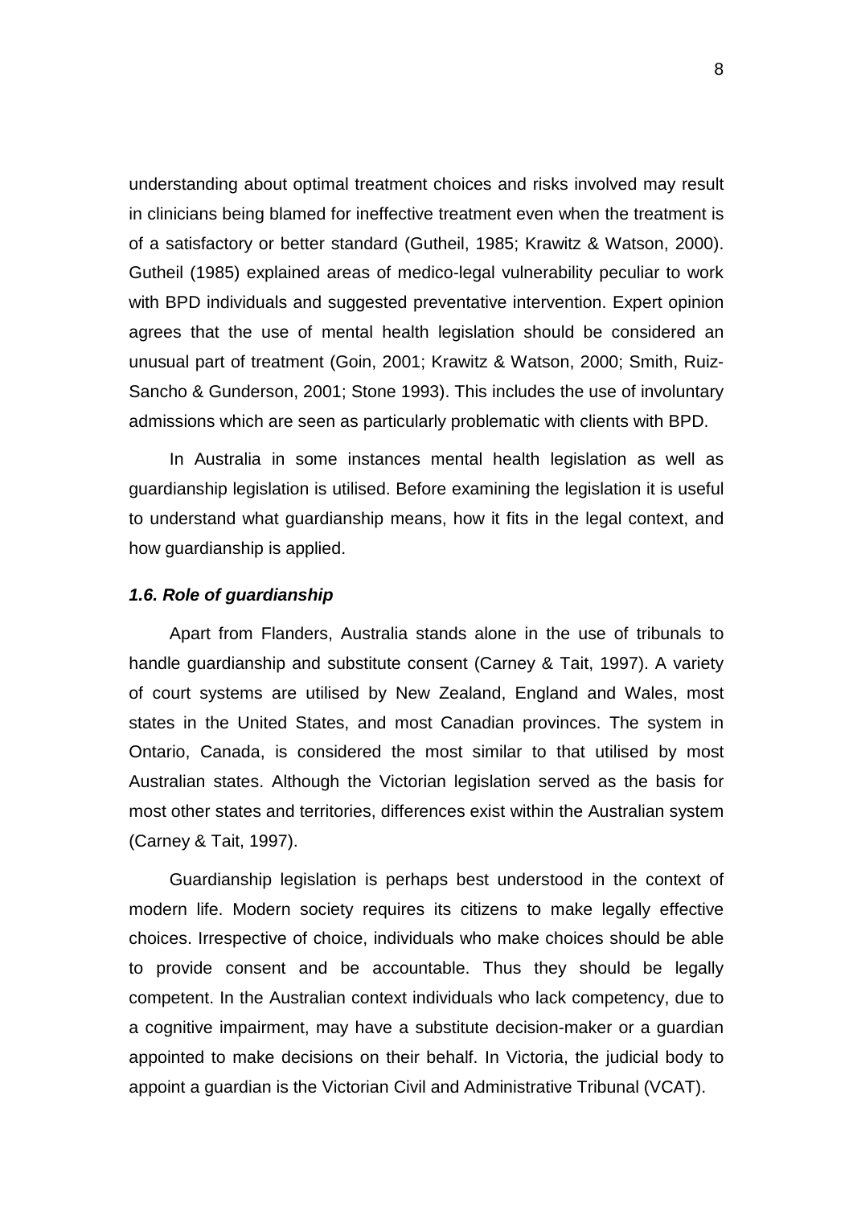understanding about optimal treatment choices and risks involved may result in clinicians being blamed for ineffective treatment even when the treatment is of a satisfactory or better standard (Gutheil, 1985; Krawitz & Watson, 2000). Gutheil (1985) explained areas of medico-legal vulnerability peculiar to work with BPD individuals and suggested preventative intervention. Expert opinion agrees that the use of mental health legislation should be considered an unusual part of treatment (Goin, 2001; Krawitz & Watson, 2000; Smith, Ruiz-Sancho & Gunderson, 2001; Stone 1993). This includes the use of involuntary admissions which are seen as particularly problematic with clients with BPD.

In Australia in some instances mental health legislation as well as guardianship legislation is utilised. Before examining the legislation it is useful to understand what guardianship means, how it fits in the legal context, and how guardianship is applied.

### *1.6. Role of guardianship*

Apart from Flanders, Australia stands alone in the use of tribunals to handle guardianship and substitute consent (Carney & Tait, 1997). A variety of court systems are utilised by New Zealand, England and Wales, most states in the United States, and most Canadian provinces. The system in Ontario, Canada, is considered the most similar to that utilised by most Australian states. Although the Victorian legislation served as the basis for most other states and territories, differences exist within the Australian system (Carney & Tait, 1997).

Guardianship legislation is perhaps best understood in the context of modern life. Modern society requires its citizens to make legally effective choices. Irrespective of choice, individuals who make choices should be able to provide consent and be accountable. Thus they should be legally competent. In the Australian context individuals who lack competency, due to a cognitive impairment, may have a substitute decision-maker or a guardian appointed to make decisions on their behalf. In Victoria, the judicial body to appoint a guardian is the Victorian Civil and Administrative Tribunal (VCAT).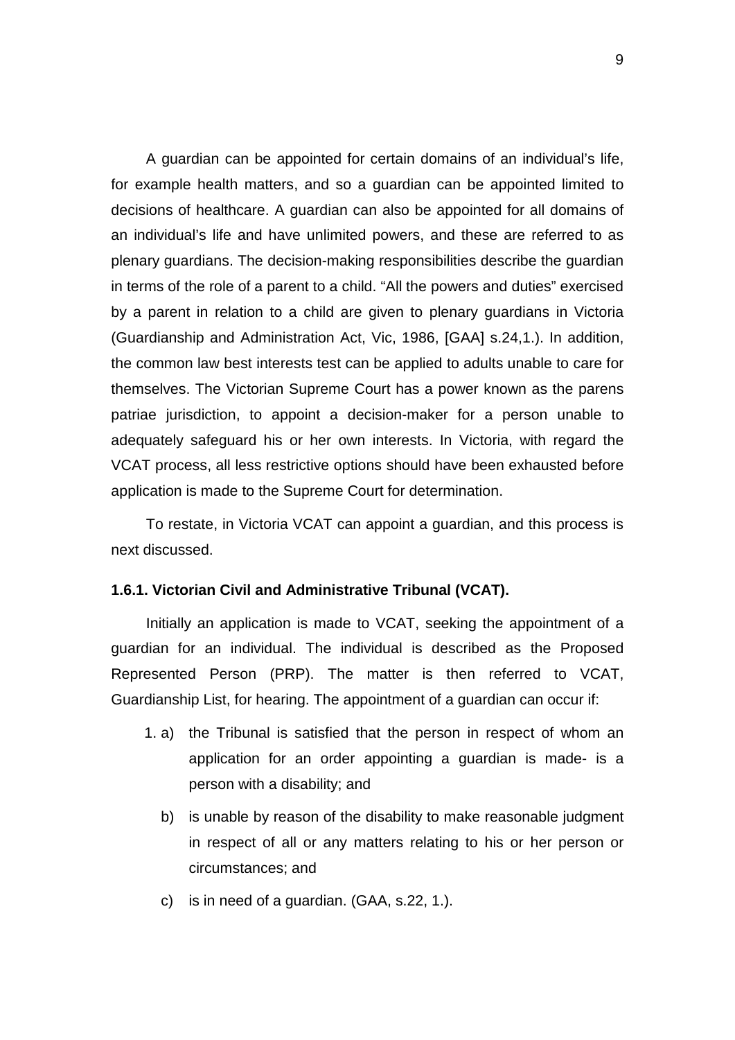A guardian can be appointed for certain domains of an individual's life, for example health matters, and so a guardian can be appointed limited to decisions of healthcare. A guardian can also be appointed for all domains of an individual's life and have unlimited powers, and these are referred to as plenary guardians. The decision-making responsibilities describe the guardian in terms of the role of a parent to a child. "All the powers and duties" exercised by a parent in relation to a child are given to plenary guardians in Victoria (Guardianship and Administration Act, Vic, 1986, [GAA] s.24,1.). In addition, the common law best interests test can be applied to adults unable to care for themselves. The Victorian Supreme Court has a power known as the parens patriae jurisdiction, to appoint a decision-maker for a person unable to adequately safeguard his or her own interests. In Victoria, with regard the VCAT process, all less restrictive options should have been exhausted before application is made to the Supreme Court for determination.

To restate, in Victoria VCAT can appoint a guardian, and this process is next discussed.

### 1.6.1. Victorian Civil and Administrative Tribunal (VCAT).

Initially an application is made to VCAT, seeking the appointment of a guardian for an individual. The individual is described as the Proposed Represented Person (PRP). The matter is then referred to VCAT, Guardianship List, for hearing. The appointment of a guardian can occur if:

1. a) the Tribunal is satisfied that the person in respect of whom an application for an order appointing a guardian is made- is a person with a disability; and

   b) is unable by reason of the disability to make reasonable judgment in respect of all or any matters relating to his or her person or circumstances; and

   c) is in need of a guardian. (GAA, s.22, 1.).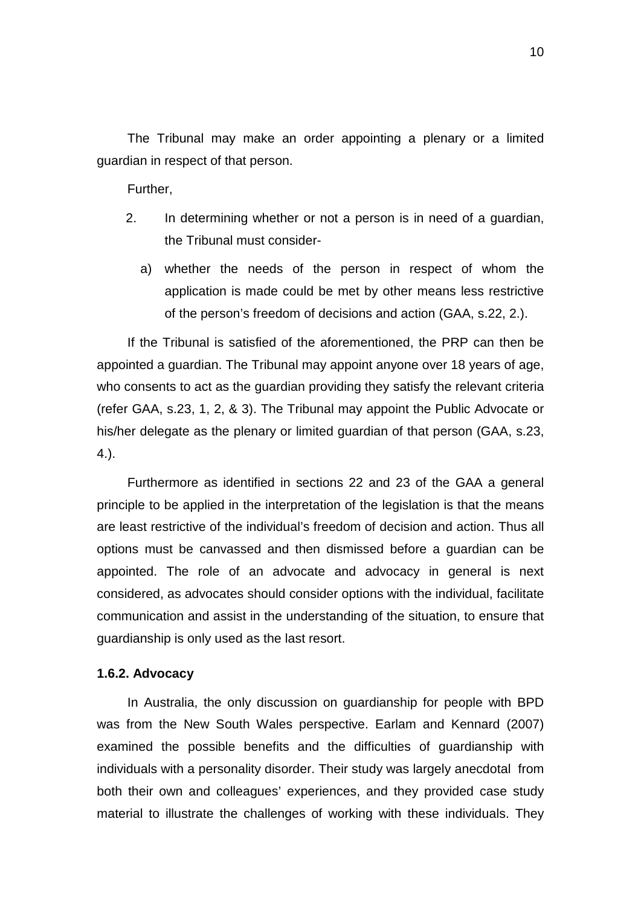The Tribunal may make an order appointing a plenary or a limited guardian in respect of that person.

Further,

2. In determining whether or not a person is in need of a guardian, the Tribunal must consider-

   a) whether the needs of the person in respect of whom the application is made could be met by other means less restrictive of the person's freedom of decisions and action (GAA, s.22, 2.).

If the Tribunal is satisfied of the aforementioned, the PRP can then be appointed a guardian. The Tribunal may appoint anyone over 18 years of age, who consents to act as the guardian providing they satisfy the relevant criteria (refer GAA, s.23, 1, 2, & 3). The Tribunal may appoint the Public Advocate or his/her delegate as the plenary or limited guardian of that person (GAA, s.23, 4.).

Furthermore as identified in sections 22 and 23 of the GAA a general principle to be applied in the interpretation of the legislation is that the means are least restrictive of the individual's freedom of decision and action. Thus all options must be canvassed and then dismissed before a guardian can be appointed. The role of an advocate and advocacy in general is next considered, as advocates should consider options with the individual, facilitate communication and assist in the understanding of the situation, to ensure that guardianship is only used as the last resort.

#### 1.6.2. Advocacy

In Australia, the only discussion on guardianship for people with BPD was from the New South Wales perspective. Earlam and Kennard (2007) examined the possible benefits and the difficulties of guardianship with individuals with a personality disorder. Their study was largely anecdotal from both their own and colleagues' experiences, and they provided case study material to illustrate the challenges of working with these individuals. They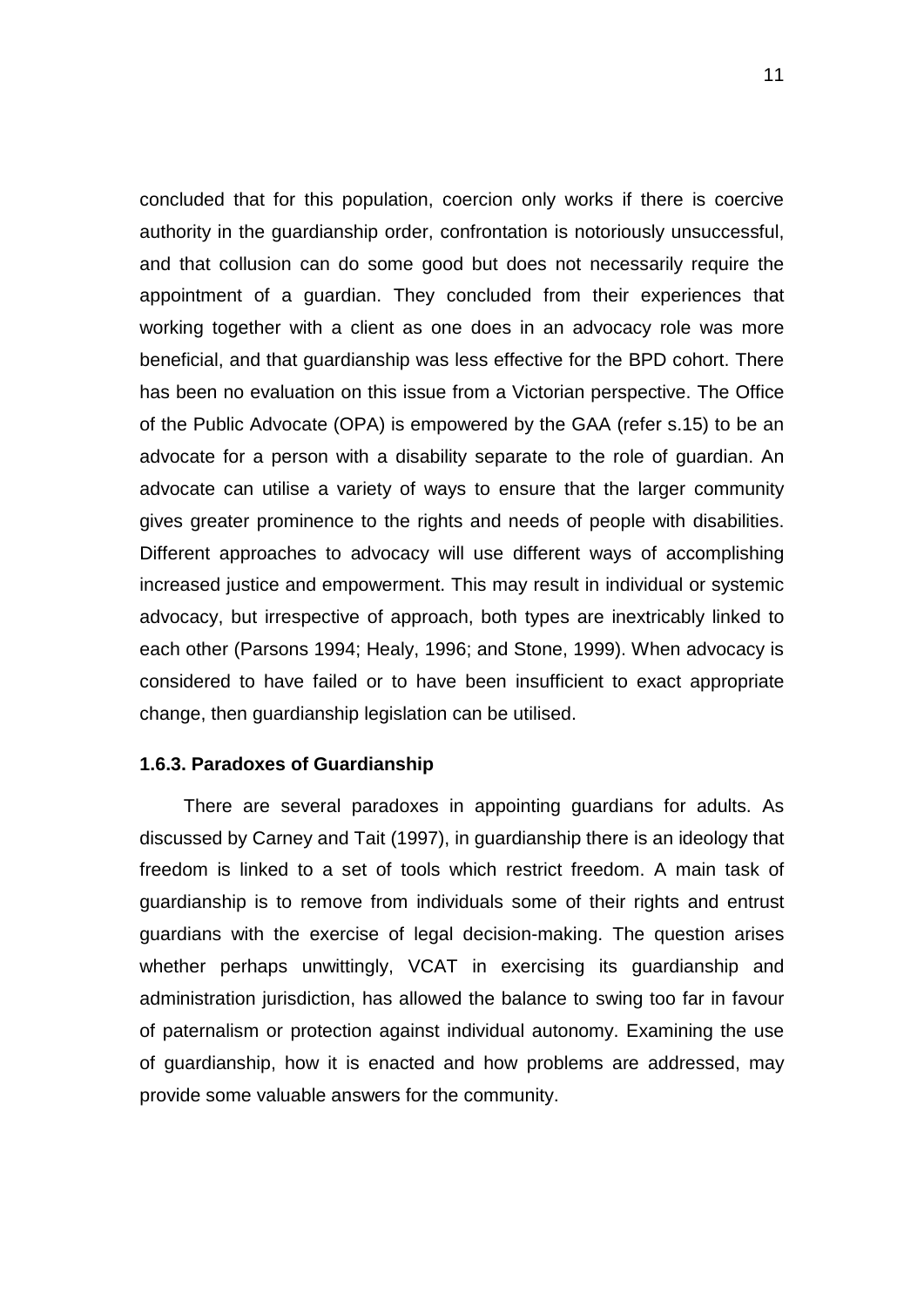concluded that for this population, coercion only works if there is coercive authority in the guardianship order, confrontation is notoriously unsuccessful, and that collusion can do some good but does not necessarily require the appointment of a guardian. They concluded from their experiences that working together with a client as one does in an advocacy role was more beneficial, and that guardianship was less effective for the BPD cohort. There has been no evaluation on this issue from a Victorian perspective. The Office of the Public Advocate (OPA) is empowered by the GAA (refer s.15) to be an advocate for a person with a disability separate to the role of guardian. An advocate can utilise a variety of ways to ensure that the larger community gives greater prominence to the rights and needs of people with disabilities. Different approaches to advocacy will use different ways of accomplishing increased justice and empowerment. This may result in individual or systemic advocacy, but irrespective of approach, both types are inextricably linked to each other (Parsons 1994; Healy, 1996; and Stone, 1999). When advocacy is considered to have failed or to have been insufficient to exact appropriate change, then guardianship legislation can be utilised.

### 1.6.3. Paradoxes of Guardianship

There are several paradoxes in appointing guardians for adults. As discussed by Carney and Tait (1997), in guardianship there is an ideology that freedom is linked to a set of tools which restrict freedom. A main task of guardianship is to remove from individuals some of their rights and entrust guardians with the exercise of legal decision-making. The question arises whether perhaps unwittingly, VCAT in exercising its guardianship and administration jurisdiction, has allowed the balance to swing too far in favour of paternalism or protection against individual autonomy. Examining the use of guardianship, how it is enacted and how problems are addressed, may provide some valuable answers for the community.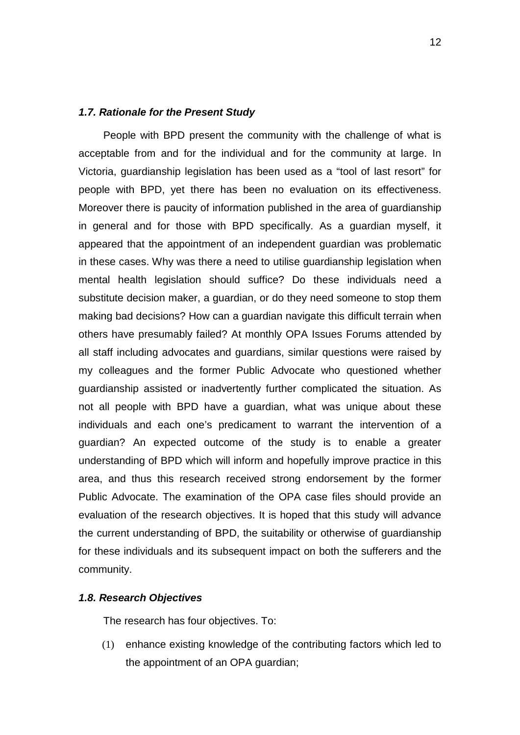### *1.7. Rationale for the Present Study*

People with BPD present the community with the challenge of what is acceptable from and for the individual and for the community at large. In Victoria, guardianship legislation has been used as a "tool of last resort" for people with BPD, yet there has been no evaluation on its effectiveness. Moreover there is paucity of information published in the area of guardianship in general and for those with BPD specifically. As a guardian myself, it appeared that the appointment of an independent guardian was problematic in these cases. Why was there a need to utilise guardianship legislation when mental health legislation should suffice? Do these individuals need a substitute decision maker, a guardian, or do they need someone to stop them making bad decisions? How can a guardian navigate this difficult terrain when others have presumably failed? At monthly OPA Issues Forums attended by all staff including advocates and guardians, similar questions were raised by my colleagues and the former Public Advocate who questioned whether guardianship assisted or inadvertently further complicated the situation. As not all people with BPD have a guardian, what was unique about these individuals and each one's predicament to warrant the intervention of a guardian? An expected outcome of the study is to enable a greater understanding of BPD which will inform and hopefully improve practice in this area, and thus this research received strong endorsement by the former Public Advocate. The examination of the OPA case files should provide an evaluation of the research objectives. It is hoped that this study will advance the current understanding of BPD, the suitability or otherwise of guardianship for these individuals and its subsequent impact on both the sufferers and the community.

### *1.8. Research Objectives*

The research has four objectives. To:

(1) enhance existing knowledge of the contributing factors which led to the appointment of an OPA guardian;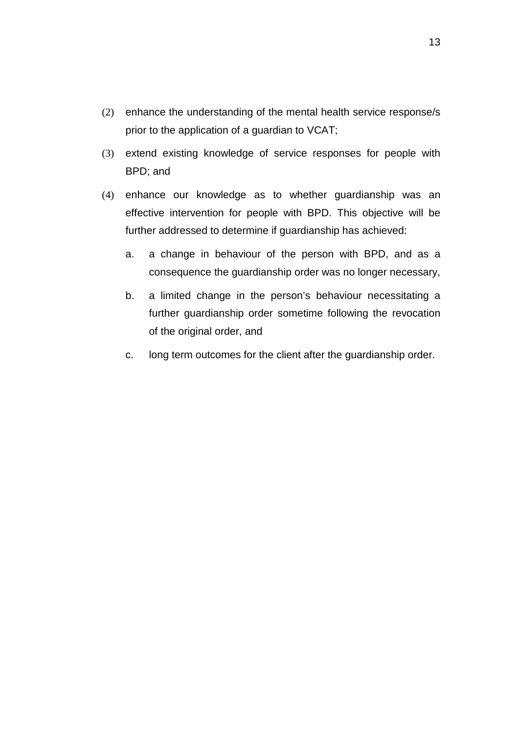(2) enhance the understanding of the mental health service response/s prior to the application of a guardian to VCAT;

(3) extend existing knowledge of service responses for people with BPD; and

(4) enhance our knowledge as to whether guardianship was an effective intervention for people with BPD. This objective will be further addressed to determine if guardianship has achieved:

   a. a change in behaviour of the person with BPD, and as a consequence the guardianship order was no longer necessary,

   b. a limited change in the person's behaviour necessitating a further guardianship order sometime following the revocation of the original order, and

   c. long term outcomes for the client after the guardianship order.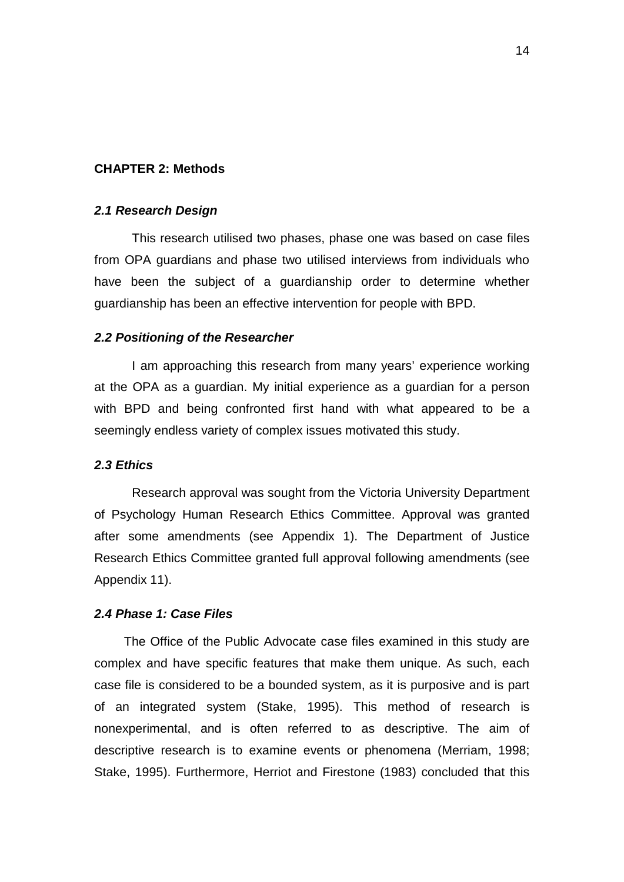# CHAPTER 2: Methods

## *2.1 Research Design*

This research utilised two phases, phase one was based on case files from OPA guardians and phase two utilised interviews from individuals who have been the subject of a guardianship order to determine whether guardianship has been an effective intervention for people with BPD.

## *2.2 Positioning of the Researcher*

I am approaching this research from many years' experience working at the OPA as a guardian. My initial experience as a guardian for a person with BPD and being confronted first hand with what appeared to be a seemingly endless variety of complex issues motivated this study.

## *2.3 Ethics*

Research approval was sought from the Victoria University Department of Psychology Human Research Ethics Committee. Approval was granted after some amendments (see Appendix 1). The Department of Justice Research Ethics Committee granted full approval following amendments (see Appendix 11).

## *2.4 Phase 1: Case Files*

The Office of the Public Advocate case files examined in this study are complex and have specific features that make them unique. As such, each case file is considered to be a bounded system, as it is purposive and is part of an integrated system (Stake, 1995). This method of research is nonexperimental, and is often referred to as descriptive. The aim of descriptive research is to examine events or phenomena (Merriam, 1998; Stake, 1995). Furthermore, Herriot and Firestone (1983) concluded that this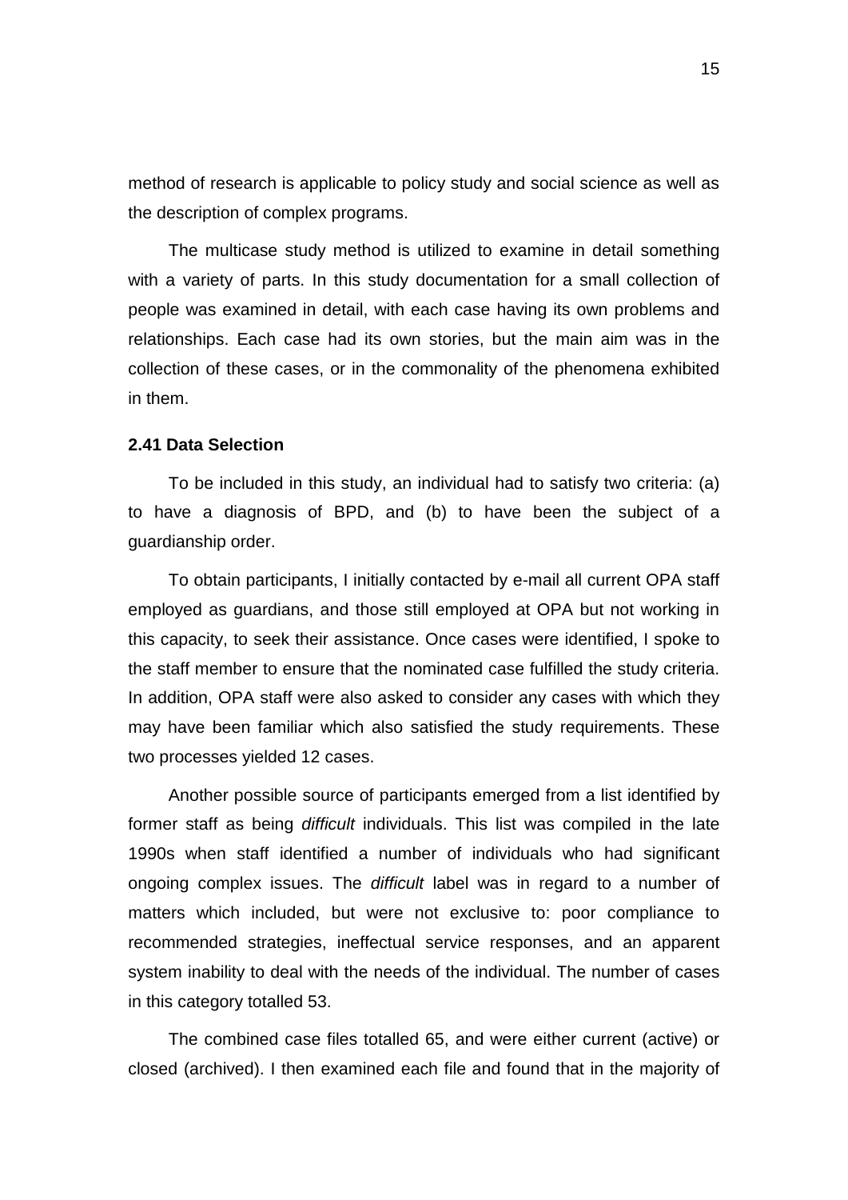method of research is applicable to policy study and social science as well as the description of complex programs.

The multicase study method is utilized to examine in detail something with a variety of parts. In this study documentation for a small collection of people was examined in detail, with each case having its own problems and relationships. Each case had its own stories, but the main aim was in the collection of these cases, or in the commonality of the phenomena exhibited in them.

### 2.41 Data Selection

To be included in this study, an individual had to satisfy two criteria: (a) to have a diagnosis of BPD, and (b) to have been the subject of a guardianship order.

To obtain participants, I initially contacted by e-mail all current OPA staff employed as guardians, and those still employed at OPA but not working in this capacity, to seek their assistance. Once cases were identified, I spoke to the staff member to ensure that the nominated case fulfilled the study criteria. In addition, OPA staff were also asked to consider any cases with which they may have been familiar which also satisfied the study requirements. These two processes yielded 12 cases.

Another possible source of participants emerged from a list identified by former staff as being *difficult* individuals. This list was compiled in the late 1990s when staff identified a number of individuals who had significant ongoing complex issues. The *difficult* label was in regard to a number of matters which included, but were not exclusive to: poor compliance to recommended strategies, ineffectual service responses, and an apparent system inability to deal with the needs of the individual. The number of cases in this category totalled 53.

The combined case files totalled 65, and were either current (active) or closed (archived). I then examined each file and found that in the majority of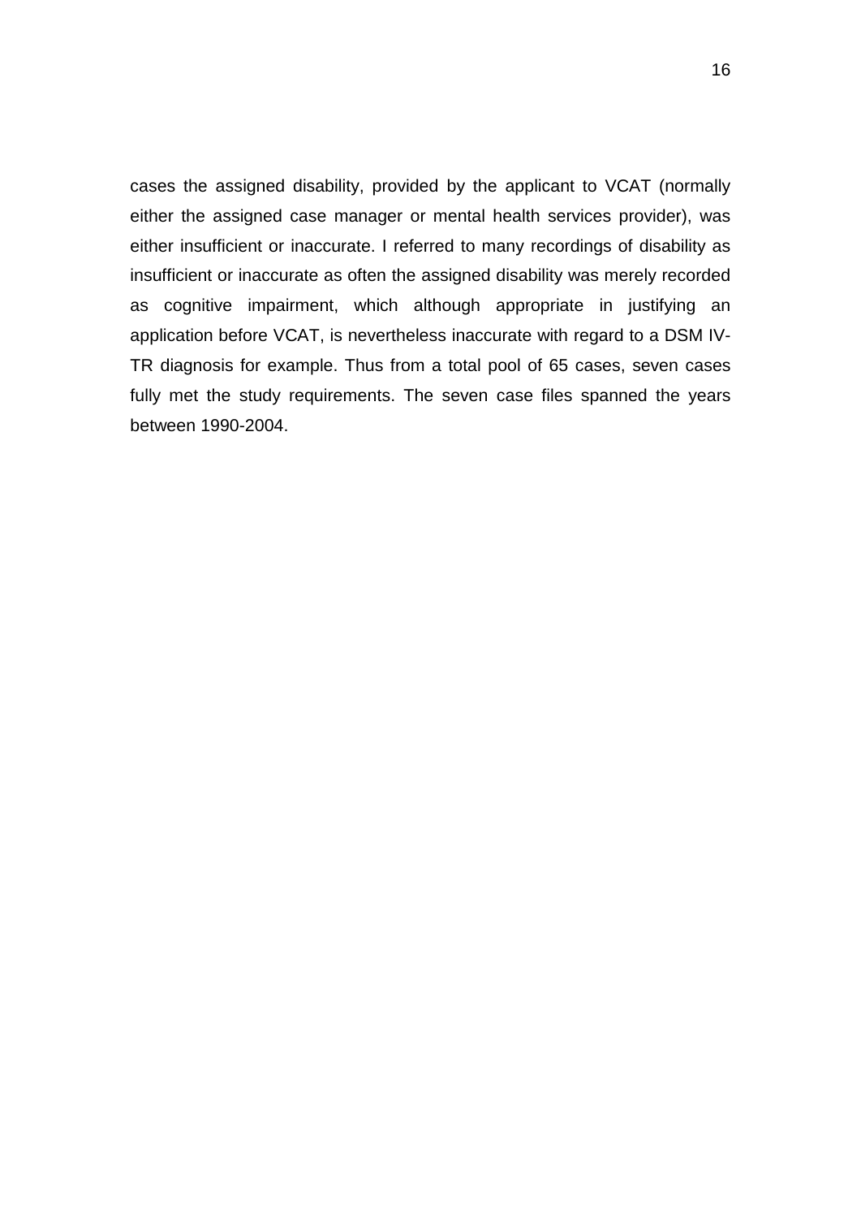cases the assigned disability, provided by the applicant to VCAT (normally either the assigned case manager or mental health services provider), was either insufficient or inaccurate. I referred to many recordings of disability as insufficient or inaccurate as often the assigned disability was merely recorded as cognitive impairment, which although appropriate in justifying an application before VCAT, is nevertheless inaccurate with regard to a DSM IV-TR diagnosis for example. Thus from a total pool of 65 cases, seven cases fully met the study requirements. The seven case files spanned the years between 1990-2004.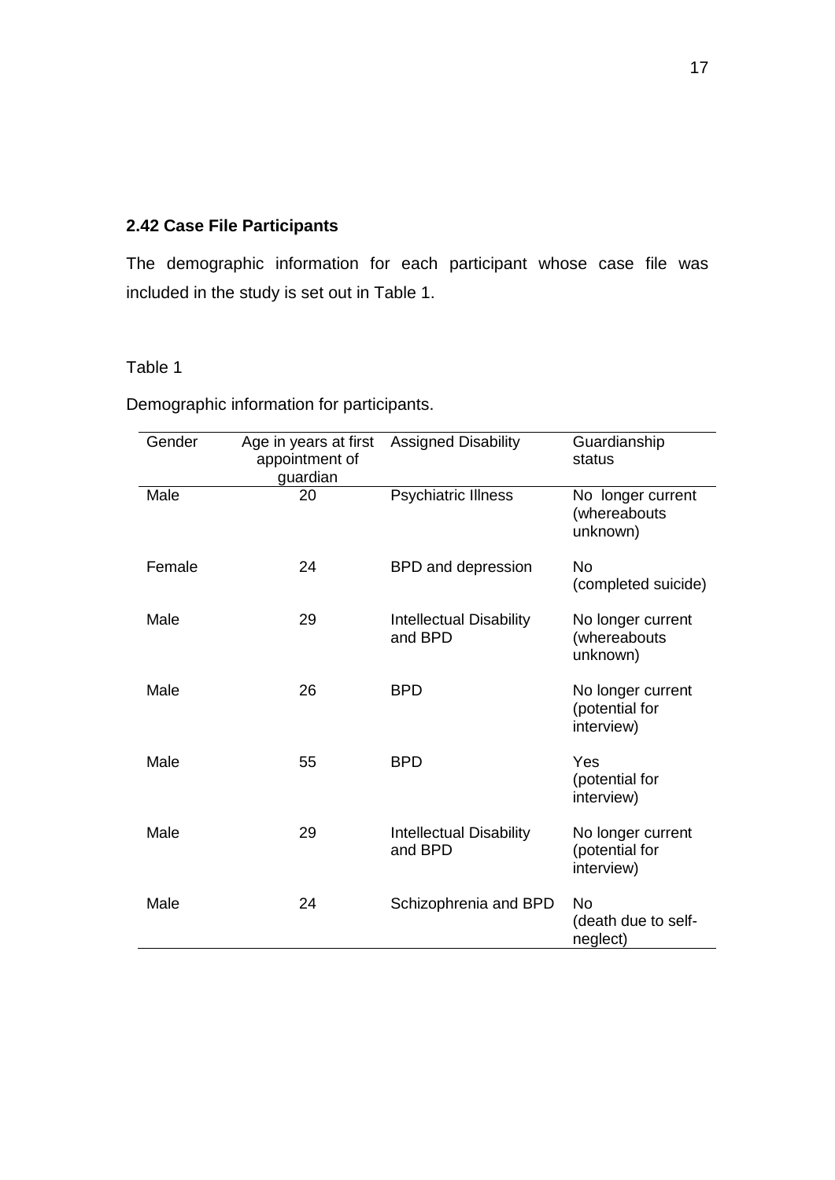### 2.42 Case File Participants

The demographic information for each participant whose case file was included in the study is set out in Table 1.

Table 1

Demographic information for participants.

| Gender | Age in years at first appointment of guardian | Assigned Disability | Guardianship status |
|---|---|---|---|
| Male | 20 | Psychiatric Illness | No longer current (whereabouts unknown) |
| Female | 24 | BPD and depression | No (completed suicide) |
| Male | 29 | Intellectual Disability and BPD | No longer current (whereabouts unknown) |
| Male | 26 | BPD | No longer current (potential for interview) |
| Male | 55 | BPD | Yes (potential for interview) |
| Male | 29 | Intellectual Disability and BPD | No longer current (potential for interview) |
| Male | 24 | Schizophrenia and BPD | No (death due to self-neglect) |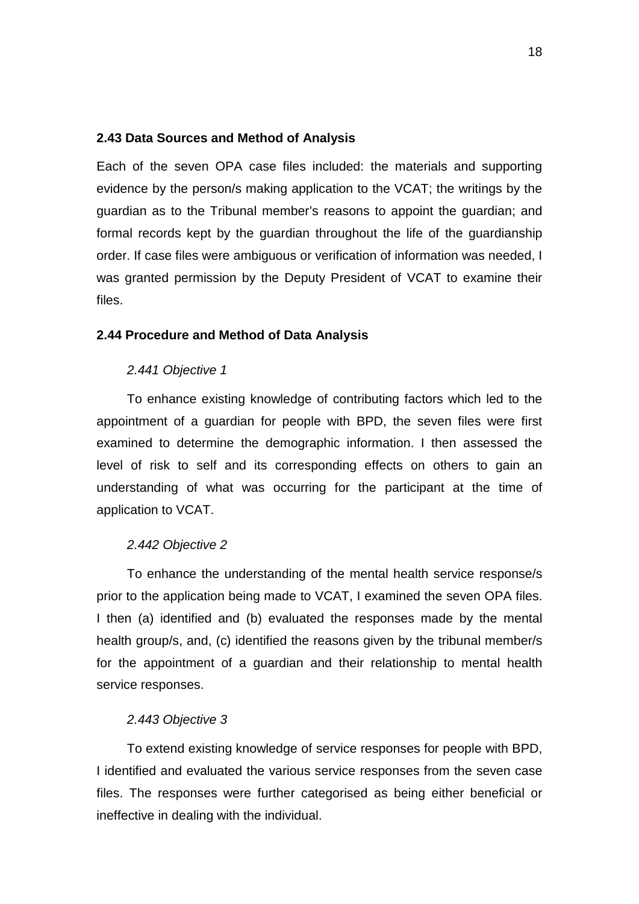### 2.43 Data Sources and Method of Analysis

Each of the seven OPA case files included: the materials and supporting evidence by the person/s making application to the VCAT; the writings by the guardian as to the Tribunal member's reasons to appoint the guardian; and formal records kept by the guardian throughout the life of the guardianship order. If case files were ambiguous or verification of information was needed, I was granted permission by the Deputy President of VCAT to examine their files.

### 2.44 Procedure and Method of Data Analysis

#### *2.441 Objective 1*

To enhance existing knowledge of contributing factors which led to the appointment of a guardian for people with BPD, the seven files were first examined to determine the demographic information. I then assessed the level of risk to self and its corresponding effects on others to gain an understanding of what was occurring for the participant at the time of application to VCAT.

#### *2.442 Objective 2*

To enhance the understanding of the mental health service response/s prior to the application being made to VCAT, I examined the seven OPA files. I then (a) identified and (b) evaluated the responses made by the mental health group/s, and, (c) identified the reasons given by the tribunal member/s for the appointment of a guardian and their relationship to mental health service responses.

#### *2.443 Objective 3*

To extend existing knowledge of service responses for people with BPD, I identified and evaluated the various service responses from the seven case files. The responses were further categorised as being either beneficial or ineffective in dealing with the individual.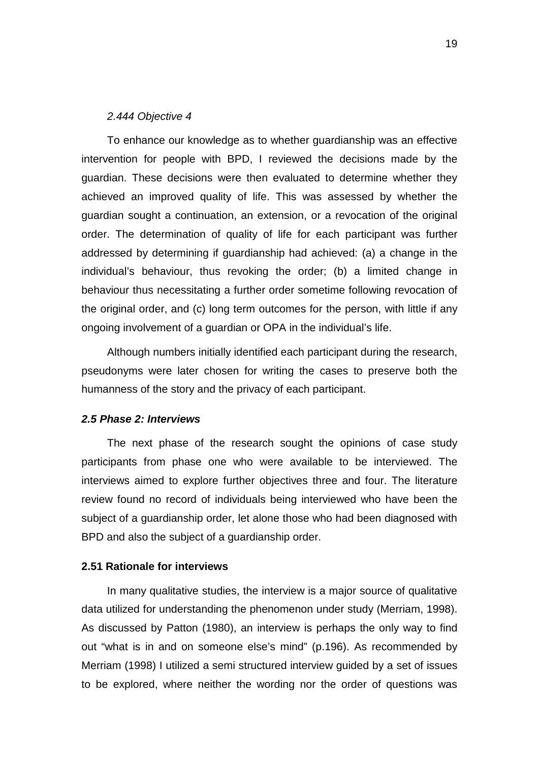#### *2.444 Objective 4*

To enhance our knowledge as to whether guardianship was an effective intervention for people with BPD, I reviewed the decisions made by the guardian. These decisions were then evaluated to determine whether they achieved an improved quality of life. This was assessed by whether the guardian sought a continuation, an extension, or a revocation of the original order. The determination of quality of life for each participant was further addressed by determining if guardianship had achieved: (a) a change in the individual's behaviour, thus revoking the order; (b) a limited change in behaviour thus necessitating a further order sometime following revocation of the original order, and (c) long term outcomes for the person, with little if any ongoing involvement of a guardian or OPA in the individual's life.

Although numbers initially identified each participant during the research, pseudonyms were later chosen for writing the cases to preserve both the humanness of the story and the privacy of each participant.

### *2.5 Phase 2: Interviews*

The next phase of the research sought the opinions of case study participants from phase one who were available to be interviewed. The interviews aimed to explore further objectives three and four. The literature review found no record of individuals being interviewed who have been the subject of a guardianship order, let alone those who had been diagnosed with BPD and also the subject of a guardianship order.

#### **2.51 Rationale for interviews**

In many qualitative studies, the interview is a major source of qualitative data utilized for understanding the phenomenon under study (Merriam, 1998). As discussed by Patton (1980), an interview is perhaps the only way to find out "what is in and on someone else's mind" (p.196). As recommended by Merriam (1998) I utilized a semi structured interview guided by a set of issues to be explored, where neither the wording nor the order of questions was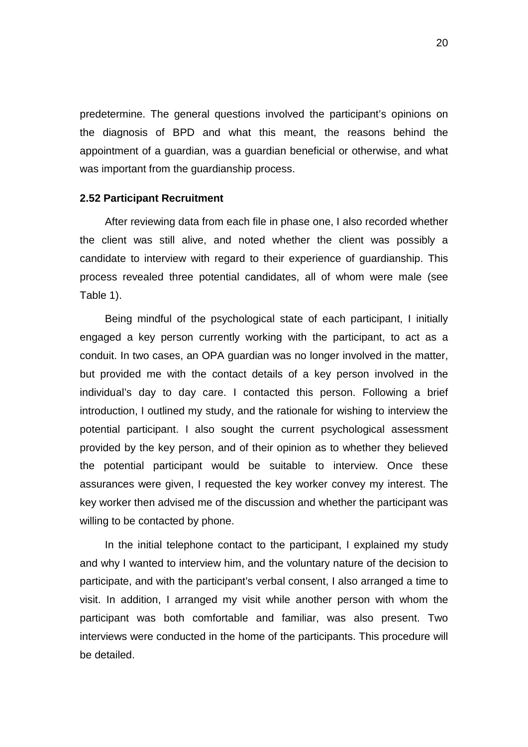predetermine. The general questions involved the participant's opinions on the diagnosis of BPD and what this meant, the reasons behind the appointment of a guardian, was a guardian beneficial or otherwise, and what was important from the guardianship process.

### 2.52 Participant Recruitment

After reviewing data from each file in phase one, I also recorded whether the client was still alive, and noted whether the client was possibly a candidate to interview with regard to their experience of guardianship. This process revealed three potential candidates, all of whom were male (see Table 1).

Being mindful of the psychological state of each participant, I initially engaged a key person currently working with the participant, to act as a conduit. In two cases, an OPA guardian was no longer involved in the matter, but provided me with the contact details of a key person involved in the individual's day to day care. I contacted this person. Following a brief introduction, I outlined my study, and the rationale for wishing to interview the potential participant. I also sought the current psychological assessment provided by the key person, and of their opinion as to whether they believed the potential participant would be suitable to interview. Once these assurances were given, I requested the key worker convey my interest. The key worker then advised me of the discussion and whether the participant was willing to be contacted by phone.

In the initial telephone contact to the participant, I explained my study and why I wanted to interview him, and the voluntary nature of the decision to participate, and with the participant's verbal consent, I also arranged a time to visit. In addition, I arranged my visit while another person with whom the participant was both comfortable and familiar, was also present. Two interviews were conducted in the home of the participants. This procedure will be detailed.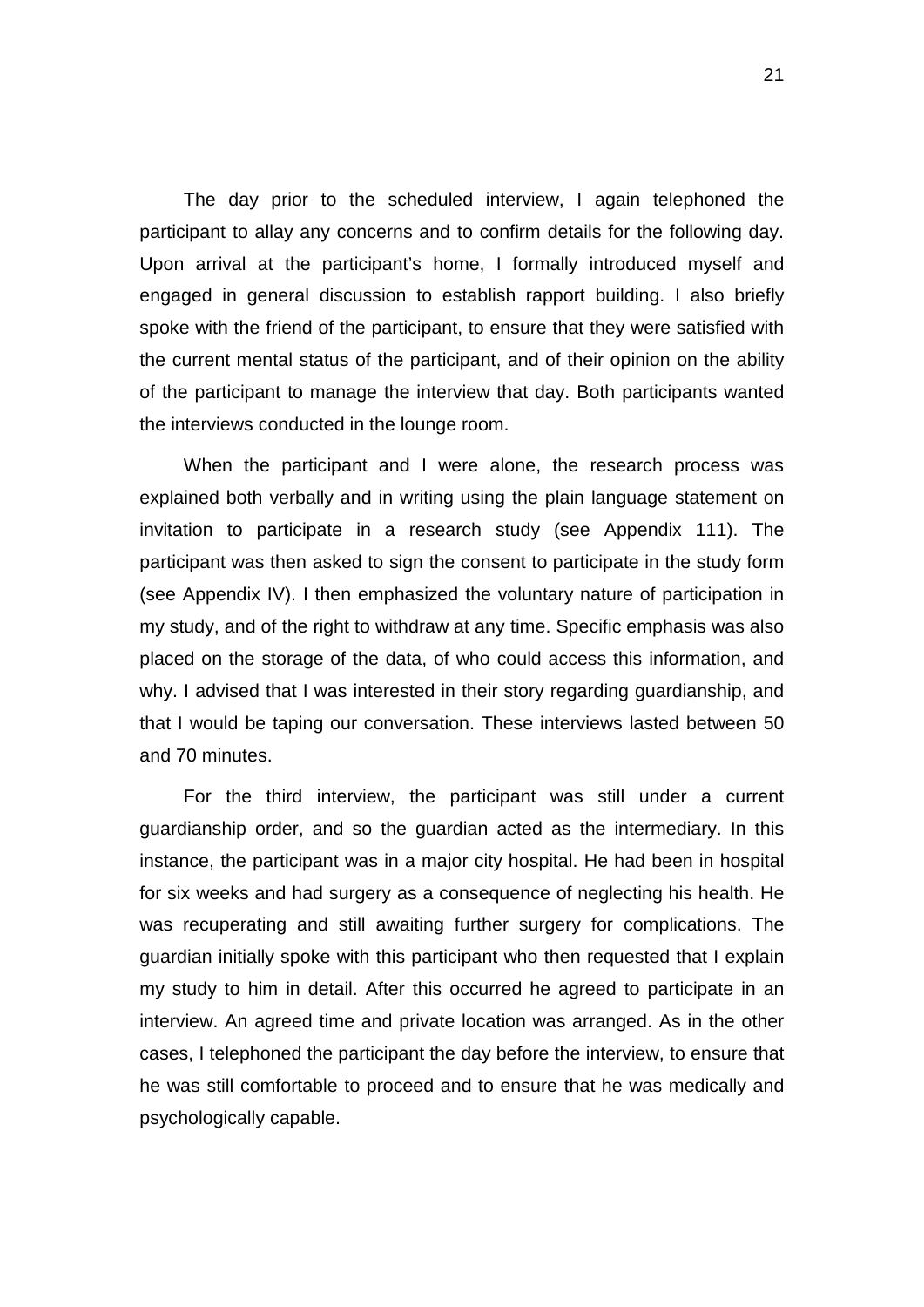The day prior to the scheduled interview, I again telephoned the participant to allay any concerns and to confirm details for the following day. Upon arrival at the participant's home, I formally introduced myself and engaged in general discussion to establish rapport building. I also briefly spoke with the friend of the participant, to ensure that they were satisfied with the current mental status of the participant, and of their opinion on the ability of the participant to manage the interview that day. Both participants wanted the interviews conducted in the lounge room.

When the participant and I were alone, the research process was explained both verbally and in writing using the plain language statement on invitation to participate in a research study (see Appendix 111). The participant was then asked to sign the consent to participate in the study form (see Appendix IV). I then emphasized the voluntary nature of participation in my study, and of the right to withdraw at any time. Specific emphasis was also placed on the storage of the data, of who could access this information, and why. I advised that I was interested in their story regarding guardianship, and that I would be taping our conversation. These interviews lasted between 50 and 70 minutes.

For the third interview, the participant was still under a current guardianship order, and so the guardian acted as the intermediary. In this instance, the participant was in a major city hospital. He had been in hospital for six weeks and had surgery as a consequence of neglecting his health. He was recuperating and still awaiting further surgery for complications. The guardian initially spoke with this participant who then requested that I explain my study to him in detail. After this occurred he agreed to participate in an interview. An agreed time and private location was arranged. As in the other cases, I telephoned the participant the day before the interview, to ensure that he was still comfortable to proceed and to ensure that he was medically and psychologically capable.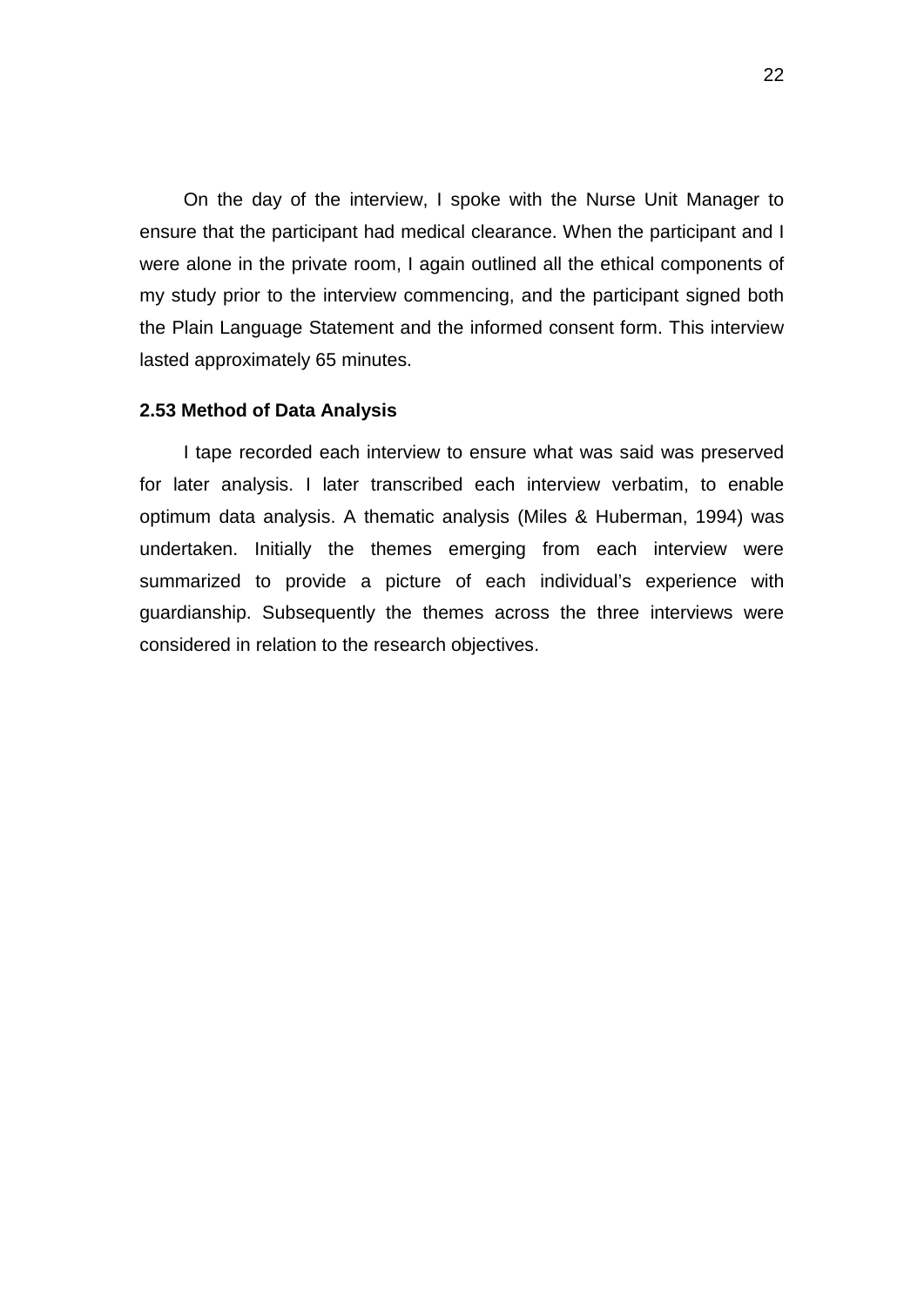On the day of the interview, I spoke with the Nurse Unit Manager to ensure that the participant had medical clearance. When the participant and I were alone in the private room, I again outlined all the ethical components of my study prior to the interview commencing, and the participant signed both the Plain Language Statement and the informed consent form. This interview lasted approximately 65 minutes.

### 2.53 Method of Data Analysis

I tape recorded each interview to ensure what was said was preserved for later analysis. I later transcribed each interview verbatim, to enable optimum data analysis. A thematic analysis (Miles & Huberman, 1994) was undertaken. Initially the themes emerging from each interview were summarized to provide a picture of each individual's experience with guardianship. Subsequently the themes across the three interviews were considered in relation to the research objectives.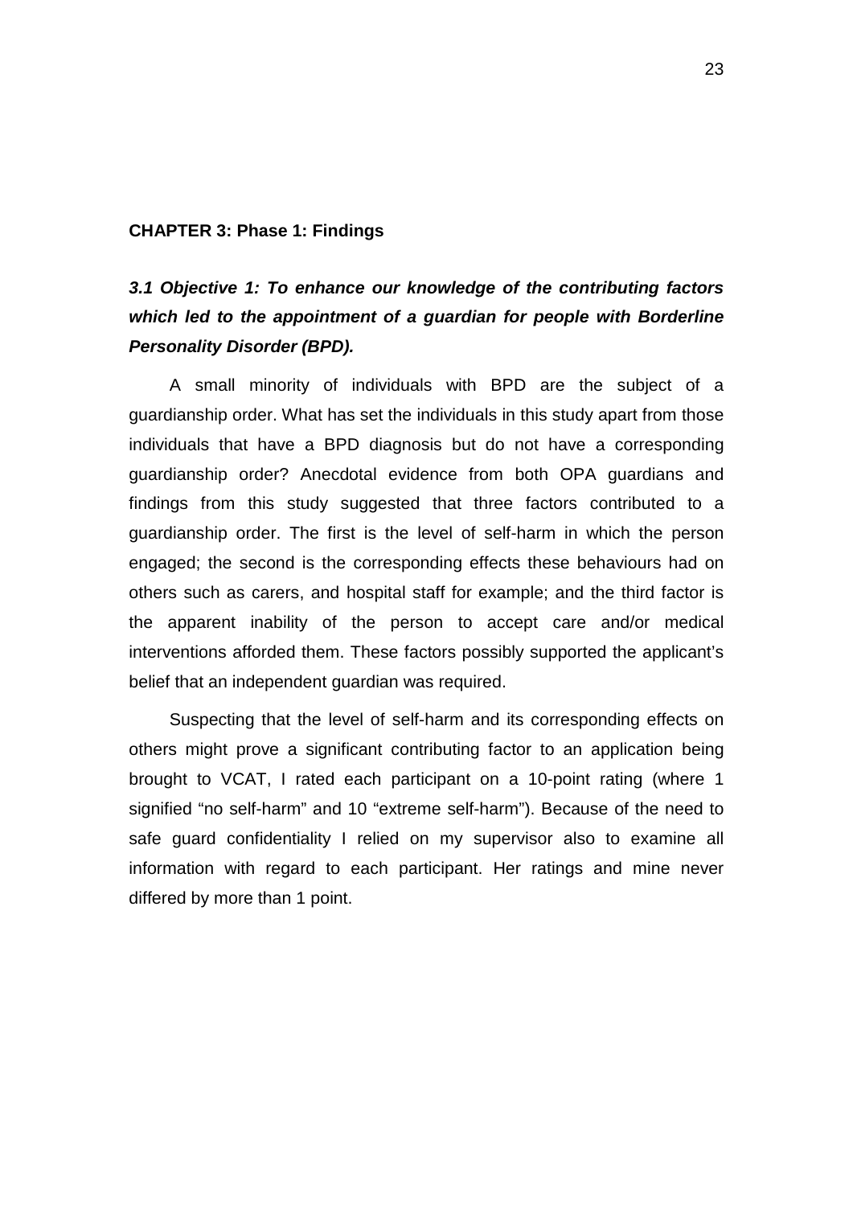## CHAPTER 3: Phase 1: Findings

### *3.1 Objective 1: To enhance our knowledge of the contributing factors which led to the appointment of a guardian for people with Borderline Personality Disorder (BPD).*

A small minority of individuals with BPD are the subject of a guardianship order. What has set the individuals in this study apart from those individuals that have a BPD diagnosis but do not have a corresponding guardianship order? Anecdotal evidence from both OPA guardians and findings from this study suggested that three factors contributed to a guardianship order. The first is the level of self-harm in which the person engaged; the second is the corresponding effects these behaviours had on others such as carers, and hospital staff for example; and the third factor is the apparent inability of the person to accept care and/or medical interventions afforded them. These factors possibly supported the applicant's belief that an independent guardian was required.

Suspecting that the level of self-harm and its corresponding effects on others might prove a significant contributing factor to an application being brought to VCAT, I rated each participant on a 10-point rating (where 1 signified "no self-harm" and 10 "extreme self-harm"). Because of the need to safe guard confidentiality I relied on my supervisor also to examine all information with regard to each participant. Her ratings and mine never differed by more than 1 point.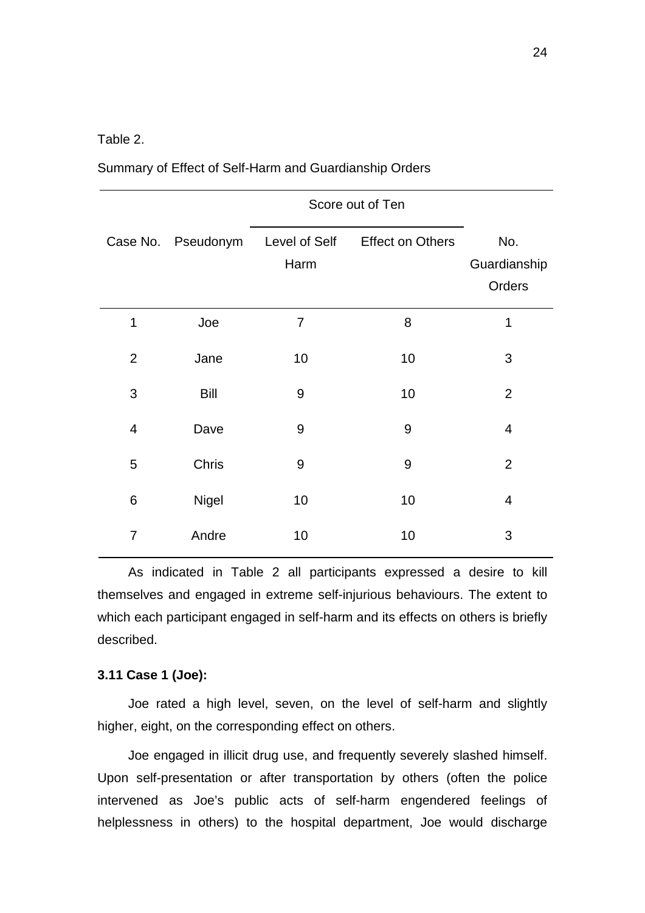Table 2.

Summary of Effect of Self-Harm and Guardianship Orders

| | | Score out of Ten | | |
|---|---|---|---|---|
| Case No. | Pseudonym | Level of Self Harm | Effect on Others | No. Guardianship Orders |
| 1 | Joe | 7 | 8 | 1 |
| 2 | Jane | 10 | 10 | 3 |
| 3 | Bill | 9 | 10 | 2 |
| 4 | Dave | 9 | 9 | 4 |
| 5 | Chris | 9 | 9 | 2 |
| 6 | Nigel | 10 | 10 | 4 |
| 7 | Andre | 10 | 10 | 3 |

As indicated in Table 2 all participants expressed a desire to kill themselves and engaged in extreme self-injurious behaviours. The extent to which each participant engaged in self-harm and its effects on others is briefly described.

**3.11 Case 1 (Joe):**

Joe rated a high level, seven, on the level of self-harm and slightly higher, eight, on the corresponding effect on others.

Joe engaged in illicit drug use, and frequently severely slashed himself. Upon self-presentation or after transportation by others (often the police intervened as Joe's public acts of self-harm engendered feelings of helplessness in others) to the hospital department, Joe would discharge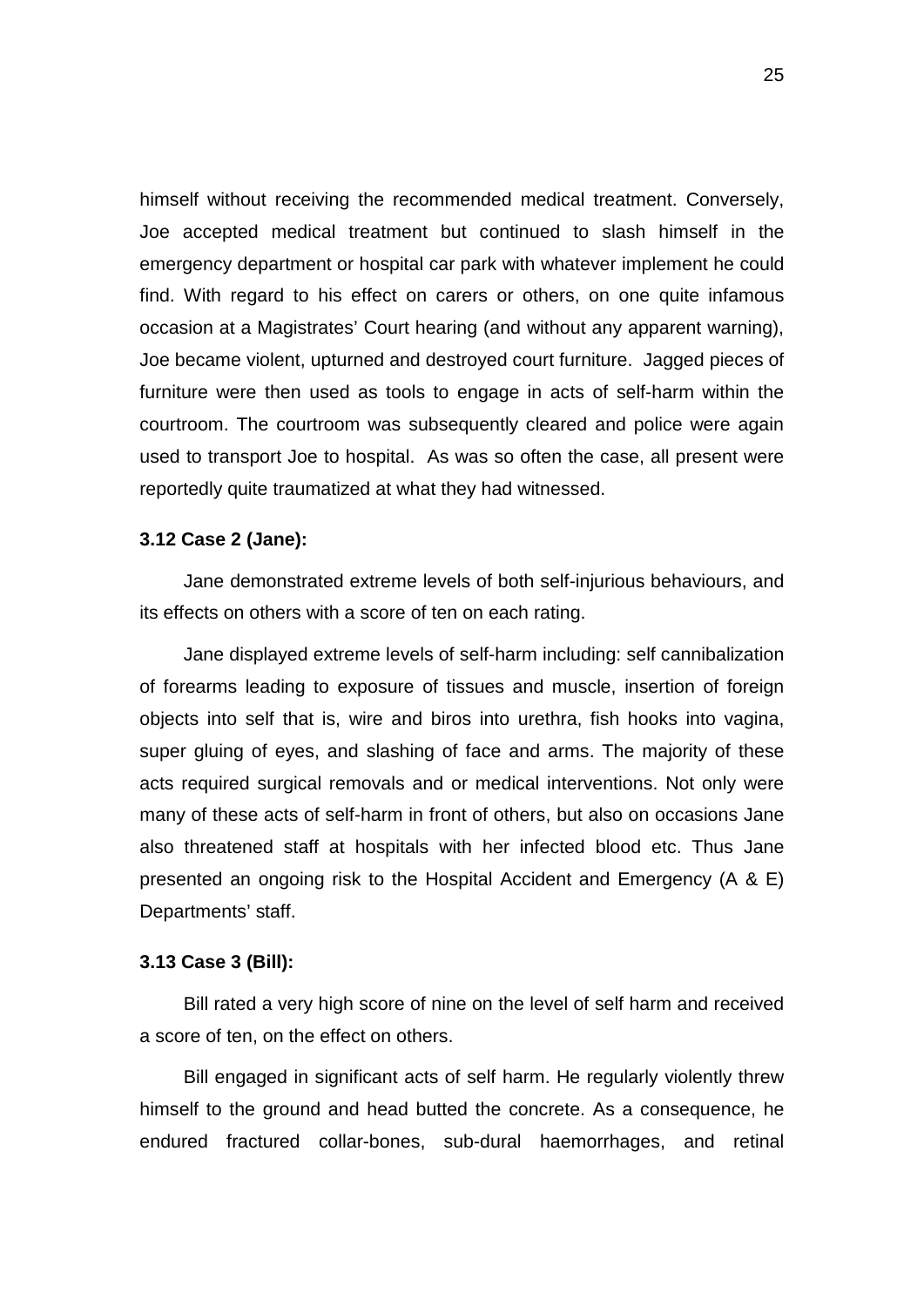himself without receiving the recommended medical treatment. Conversely, Joe accepted medical treatment but continued to slash himself in the emergency department or hospital car park with whatever implement he could find. With regard to his effect on carers or others, on one quite infamous occasion at a Magistrates' Court hearing (and without any apparent warning), Joe became violent, upturned and destroyed court furniture. Jagged pieces of furniture were then used as tools to engage in acts of self-harm within the courtroom. The courtroom was subsequently cleared and police were again used to transport Joe to hospital. As was so often the case, all present were reportedly quite traumatized at what they had witnessed.

**3.12 Case 2 (Jane):**

Jane demonstrated extreme levels of both self-injurious behaviours, and its effects on others with a score of ten on each rating.

Jane displayed extreme levels of self-harm including: self cannibalization of forearms leading to exposure of tissues and muscle, insertion of foreign objects into self that is, wire and biros into urethra, fish hooks into vagina, super gluing of eyes, and slashing of face and arms. The majority of these acts required surgical removals and or medical interventions. Not only were many of these acts of self-harm in front of others, but also on occasions Jane also threatened staff at hospitals with her infected blood etc. Thus Jane presented an ongoing risk to the Hospital Accident and Emergency (A & E) Departments' staff.

**3.13 Case 3 (Bill):**

Bill rated a very high score of nine on the level of self harm and received a score of ten, on the effect on others.

Bill engaged in significant acts of self harm. He regularly violently threw himself to the ground and head butted the concrete. As a consequence, he endured fractured collar-bones, sub-dural haemorrhages, and retinal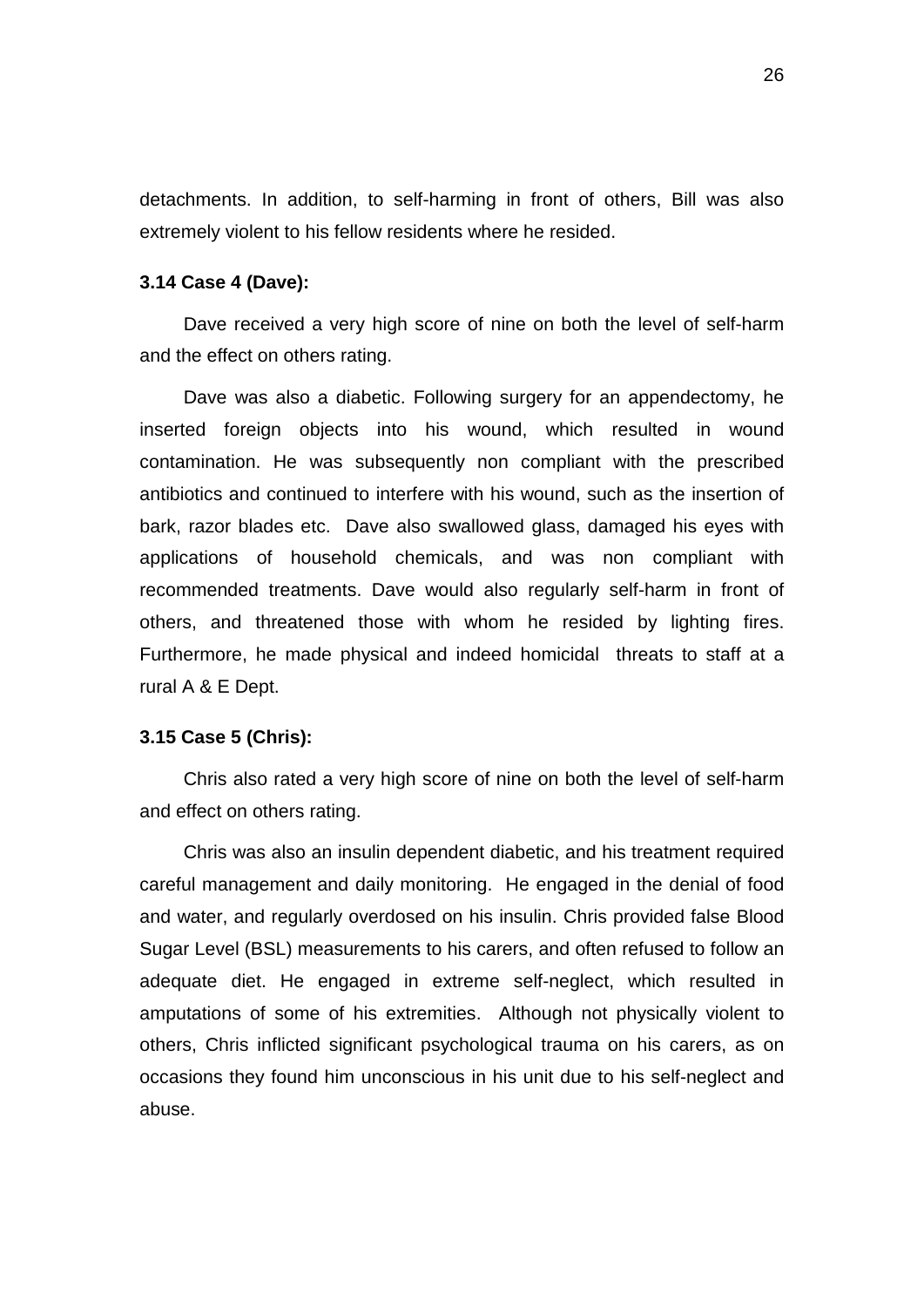detachments. In addition, to self-harming in front of others, Bill was also extremely violent to his fellow residents where he resided.

**3.14 Case 4 (Dave):**

Dave received a very high score of nine on both the level of self-harm and the effect on others rating.

Dave was also a diabetic. Following surgery for an appendectomy, he inserted foreign objects into his wound, which resulted in wound contamination. He was subsequently non compliant with the prescribed antibiotics and continued to interfere with his wound, such as the insertion of bark, razor blades etc. Dave also swallowed glass, damaged his eyes with applications of household chemicals, and was non compliant with recommended treatments. Dave would also regularly self-harm in front of others, and threatened those with whom he resided by lighting fires. Furthermore, he made physical and indeed homicidal threats to staff at a rural A & E Dept.

**3.15 Case 5 (Chris):**

Chris also rated a very high score of nine on both the level of self-harm and effect on others rating.

Chris was also an insulin dependent diabetic, and his treatment required careful management and daily monitoring. He engaged in the denial of food and water, and regularly overdosed on his insulin. Chris provided false Blood Sugar Level (BSL) measurements to his carers, and often refused to follow an adequate diet. He engaged in extreme self-neglect, which resulted in amputations of some of his extremities. Although not physically violent to others, Chris inflicted significant psychological trauma on his carers, as on occasions they found him unconscious in his unit due to his self-neglect and abuse.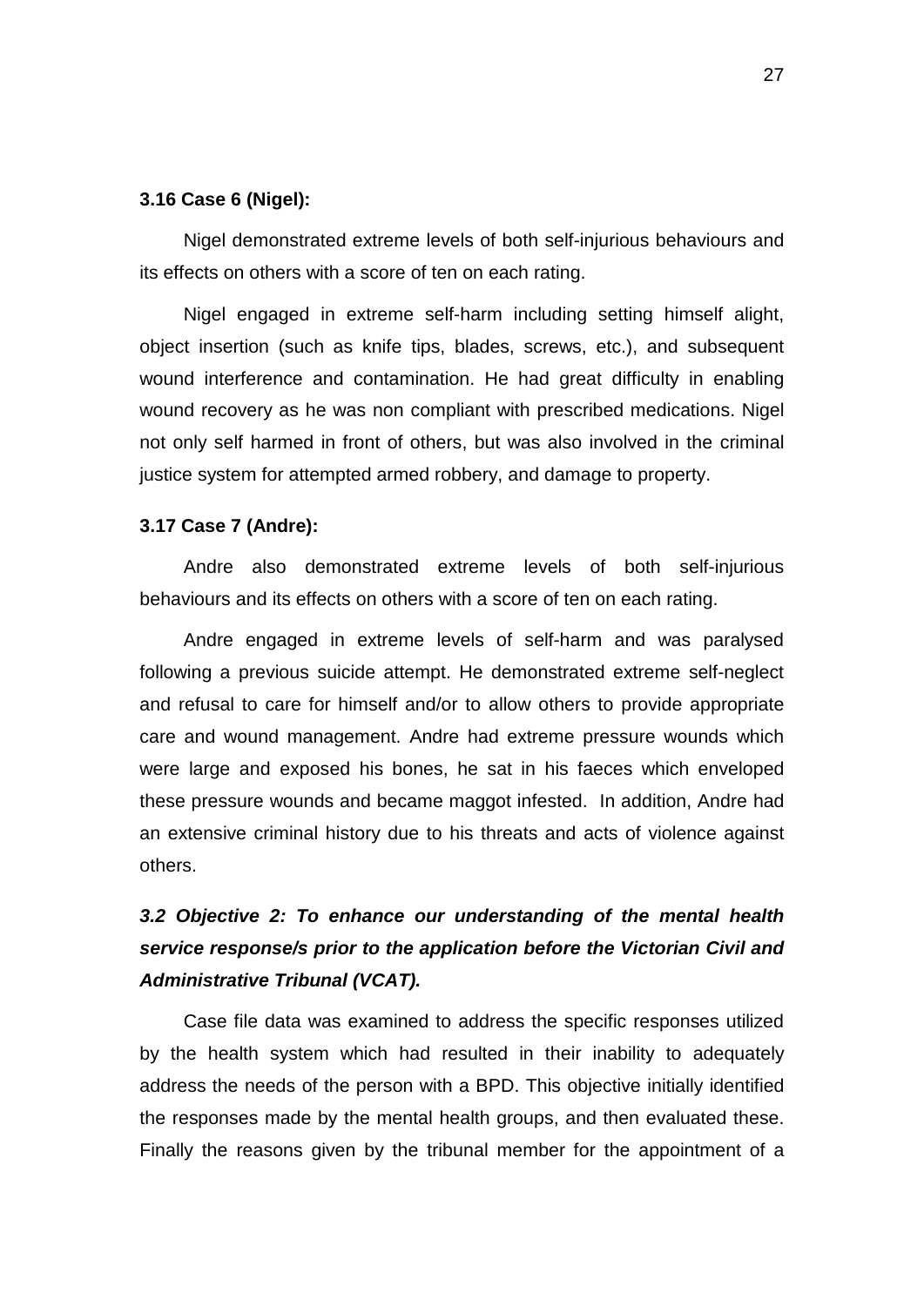**3.16 Case 6 (Nigel):**

Nigel demonstrated extreme levels of both self-injurious behaviours and its effects on others with a score of ten on each rating.

Nigel engaged in extreme self-harm including setting himself alight, object insertion (such as knife tips, blades, screws, etc.), and subsequent wound interference and contamination. He had great difficulty in enabling wound recovery as he was non compliant with prescribed medications. Nigel not only self harmed in front of others, but was also involved in the criminal justice system for attempted armed robbery, and damage to property.

**3.17 Case 7 (Andre):**

Andre also demonstrated extreme levels of both self-injurious behaviours and its effects on others with a score of ten on each rating.

Andre engaged in extreme levels of self-harm and was paralysed following a previous suicide attempt. He demonstrated extreme self-neglect and refusal to care for himself and/or to allow others to provide appropriate care and wound management. Andre had extreme pressure wounds which were large and exposed his bones, he sat in his faeces which enveloped these pressure wounds and became maggot infested. In addition, Andre had an extensive criminal history due to his threats and acts of violence against others.

### *3.2 Objective 2: To enhance our understanding of the mental health service response/s prior to the application before the Victorian Civil and Administrative Tribunal (VCAT).*

Case file data was examined to address the specific responses utilized by the health system which had resulted in their inability to adequately address the needs of the person with a BPD. This objective initially identified the responses made by the mental health groups, and then evaluated these. Finally the reasons given by the tribunal member for the appointment of a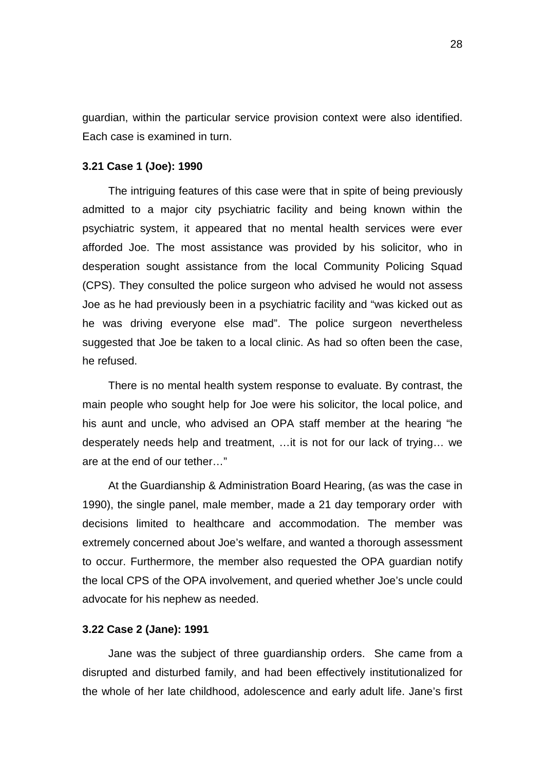guardian, within the particular service provision context were also identified. Each case is examined in turn.

### 3.21 Case 1 (Joe): 1990

The intriguing features of this case were that in spite of being previously admitted to a major city psychiatric facility and being known within the psychiatric system, it appeared that no mental health services were ever afforded Joe. The most assistance was provided by his solicitor, who in desperation sought assistance from the local Community Policing Squad (CPS). They consulted the police surgeon who advised he would not assess Joe as he had previously been in a psychiatric facility and "was kicked out as he was driving everyone else mad". The police surgeon nevertheless suggested that Joe be taken to a local clinic. As had so often been the case, he refused.

There is no mental health system response to evaluate. By contrast, the main people who sought help for Joe were his solicitor, the local police, and his aunt and uncle, who advised an OPA staff member at the hearing "he desperately needs help and treatment, …it is not for our lack of trying… we are at the end of our tether…"

At the Guardianship & Administration Board Hearing, (as was the case in 1990), the single panel, male member, made a 21 day temporary order with decisions limited to healthcare and accommodation. The member was extremely concerned about Joe's welfare, and wanted a thorough assessment to occur. Furthermore, the member also requested the OPA guardian notify the local CPS of the OPA involvement, and queried whether Joe's uncle could advocate for his nephew as needed.

### 3.22 Case 2 (Jane): 1991

Jane was the subject of three guardianship orders. She came from a disrupted and disturbed family, and had been effectively institutionalized for the whole of her late childhood, adolescence and early adult life. Jane's first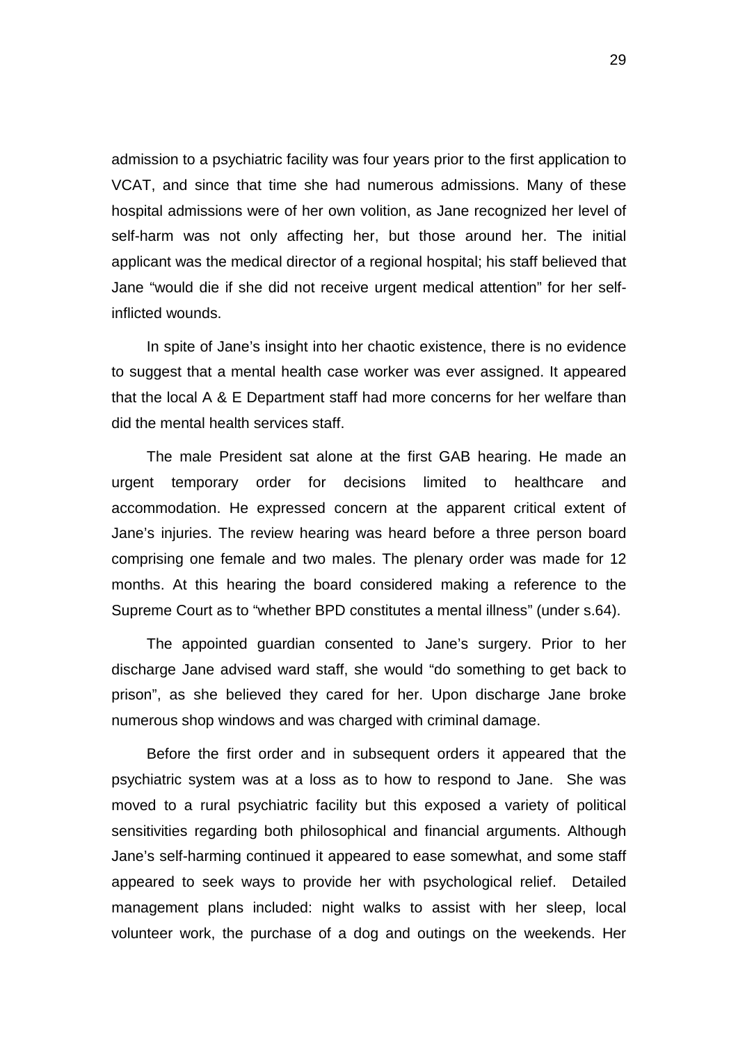admission to a psychiatric facility was four years prior to the first application to VCAT, and since that time she had numerous admissions. Many of these hospital admissions were of her own volition, as Jane recognized her level of self-harm was not only affecting her, but those around her. The initial applicant was the medical director of a regional hospital; his staff believed that Jane "would die if she did not receive urgent medical attention" for her self-inflicted wounds.

In spite of Jane's insight into her chaotic existence, there is no evidence to suggest that a mental health case worker was ever assigned. It appeared that the local A & E Department staff had more concerns for her welfare than did the mental health services staff.

The male President sat alone at the first GAB hearing. He made an urgent temporary order for decisions limited to healthcare and accommodation. He expressed concern at the apparent critical extent of Jane's injuries. The review hearing was heard before a three person board comprising one female and two males. The plenary order was made for 12 months. At this hearing the board considered making a reference to the Supreme Court as to "whether BPD constitutes a mental illness" (under s.64).

The appointed guardian consented to Jane's surgery. Prior to her discharge Jane advised ward staff, she would "do something to get back to prison", as she believed they cared for her. Upon discharge Jane broke numerous shop windows and was charged with criminal damage.

Before the first order and in subsequent orders it appeared that the psychiatric system was at a loss as to how to respond to Jane. She was moved to a rural psychiatric facility but this exposed a variety of political sensitivities regarding both philosophical and financial arguments. Although Jane's self-harming continued it appeared to ease somewhat, and some staff appeared to seek ways to provide her with psychological relief. Detailed management plans included: night walks to assist with her sleep, local volunteer work, the purchase of a dog and outings on the weekends. Her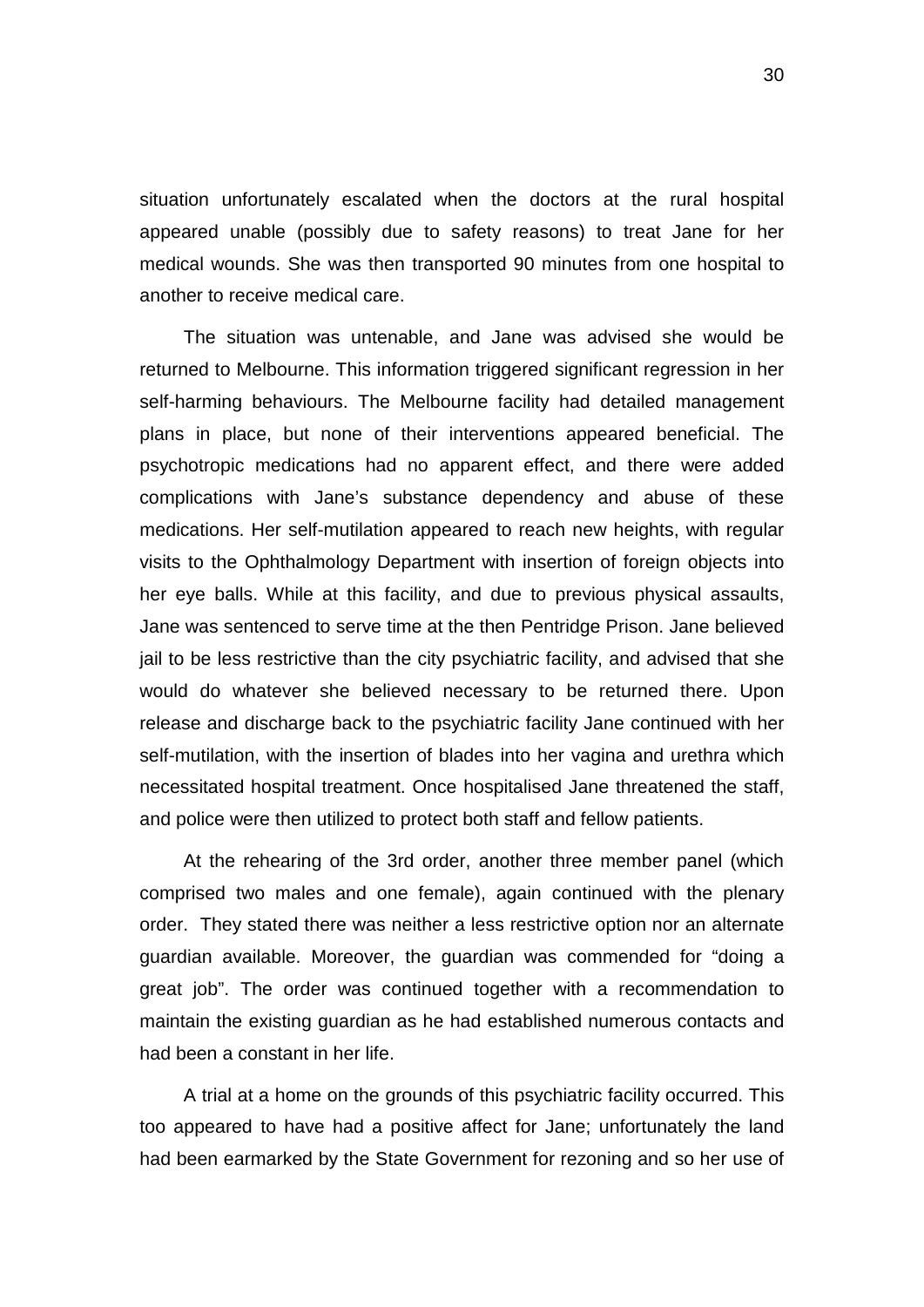situation unfortunately escalated when the doctors at the rural hospital appeared unable (possibly due to safety reasons) to treat Jane for her medical wounds. She was then transported 90 minutes from one hospital to another to receive medical care.

The situation was untenable, and Jane was advised she would be returned to Melbourne. This information triggered significant regression in her self-harming behaviours. The Melbourne facility had detailed management plans in place, but none of their interventions appeared beneficial. The psychotropic medications had no apparent effect, and there were added complications with Jane's substance dependency and abuse of these medications. Her self-mutilation appeared to reach new heights, with regular visits to the Ophthalmology Department with insertion of foreign objects into her eye balls. While at this facility, and due to previous physical assaults, Jane was sentenced to serve time at the then Pentridge Prison. Jane believed jail to be less restrictive than the city psychiatric facility, and advised that she would do whatever she believed necessary to be returned there. Upon release and discharge back to the psychiatric facility Jane continued with her self-mutilation, with the insertion of blades into her vagina and urethra which necessitated hospital treatment. Once hospitalised Jane threatened the staff, and police were then utilized to protect both staff and fellow patients.

At the rehearing of the 3rd order, another three member panel (which comprised two males and one female), again continued with the plenary order. They stated there was neither a less restrictive option nor an alternate guardian available. Moreover, the guardian was commended for "doing a great job". The order was continued together with a recommendation to maintain the existing guardian as he had established numerous contacts and had been a constant in her life.

A trial at a home on the grounds of this psychiatric facility occurred. This too appeared to have had a positive affect for Jane; unfortunately the land had been earmarked by the State Government for rezoning and so her use of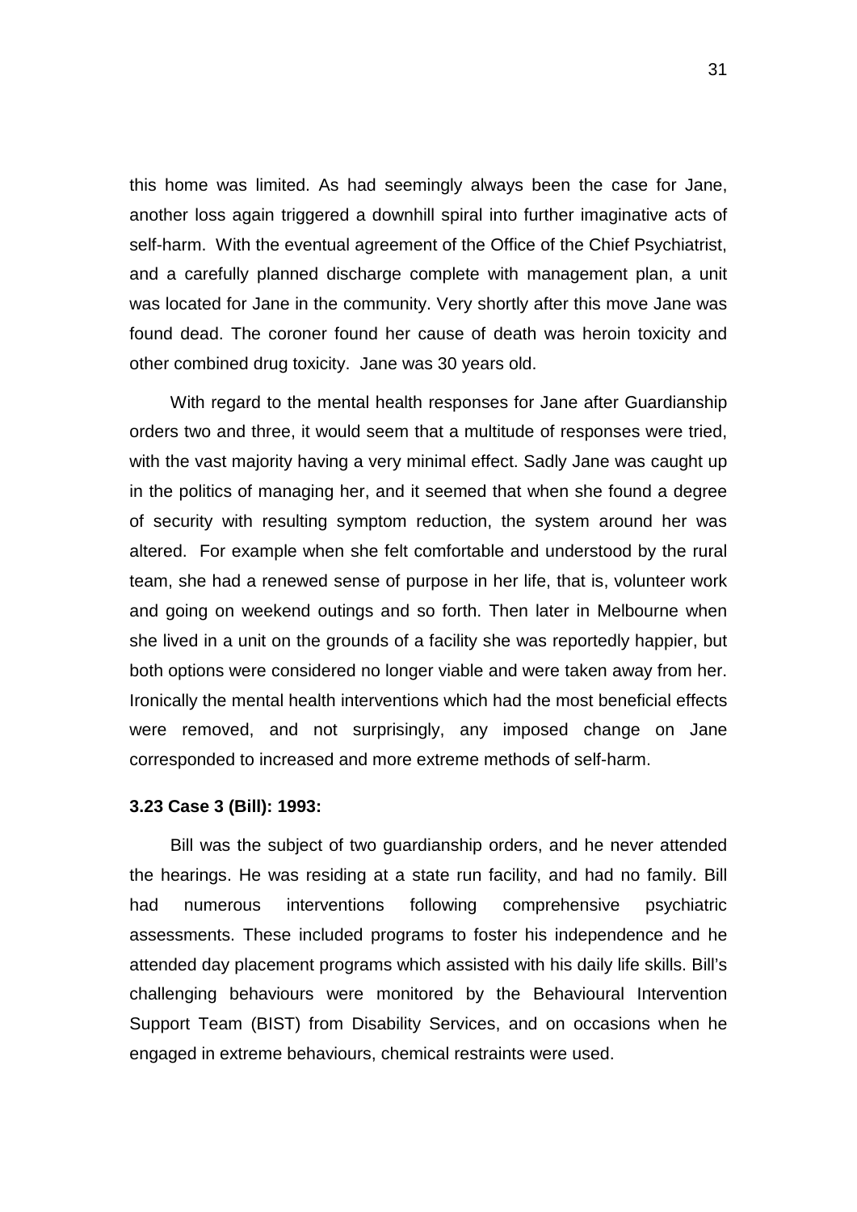this home was limited. As had seemingly always been the case for Jane, another loss again triggered a downhill spiral into further imaginative acts of self-harm. With the eventual agreement of the Office of the Chief Psychiatrist, and a carefully planned discharge complete with management plan, a unit was located for Jane in the community. Very shortly after this move Jane was found dead. The coroner found her cause of death was heroin toxicity and other combined drug toxicity. Jane was 30 years old.

With regard to the mental health responses for Jane after Guardianship orders two and three, it would seem that a multitude of responses were tried, with the vast majority having a very minimal effect. Sadly Jane was caught up in the politics of managing her, and it seemed that when she found a degree of security with resulting symptom reduction, the system around her was altered. For example when she felt comfortable and understood by the rural team, she had a renewed sense of purpose in her life, that is, volunteer work and going on weekend outings and so forth. Then later in Melbourne when she lived in a unit on the grounds of a facility she was reportedly happier, but both options were considered no longer viable and were taken away from her. Ironically the mental health interventions which had the most beneficial effects were removed, and not surprisingly, any imposed change on Jane corresponded to increased and more extreme methods of self-harm.

### 3.23 Case 3 (Bill): 1993:

Bill was the subject of two guardianship orders, and he never attended the hearings. He was residing at a state run facility, and had no family. Bill had numerous interventions following comprehensive psychiatric assessments. These included programs to foster his independence and he attended day placement programs which assisted with his daily life skills. Bill's challenging behaviours were monitored by the Behavioural Intervention Support Team (BIST) from Disability Services, and on occasions when he engaged in extreme behaviours, chemical restraints were used.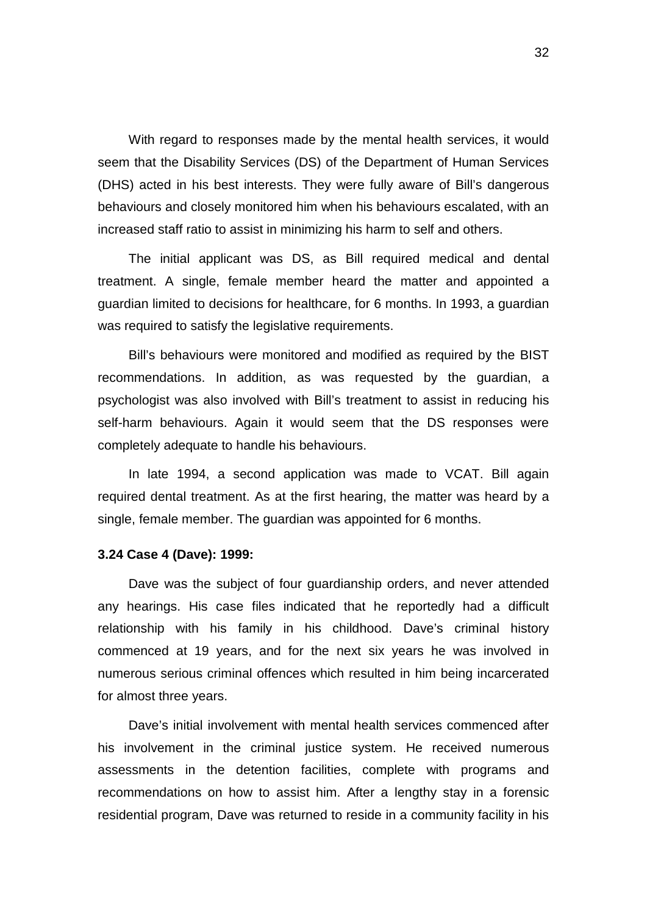With regard to responses made by the mental health services, it would seem that the Disability Services (DS) of the Department of Human Services (DHS) acted in his best interests. They were fully aware of Bill's dangerous behaviours and closely monitored him when his behaviours escalated, with an increased staff ratio to assist in minimizing his harm to self and others.

The initial applicant was DS, as Bill required medical and dental treatment. A single, female member heard the matter and appointed a guardian limited to decisions for healthcare, for 6 months. In 1993, a guardian was required to satisfy the legislative requirements.

Bill's behaviours were monitored and modified as required by the BIST recommendations. In addition, as was requested by the guardian, a psychologist was also involved with Bill's treatment to assist in reducing his self-harm behaviours. Again it would seem that the DS responses were completely adequate to handle his behaviours.

In late 1994, a second application was made to VCAT. Bill again required dental treatment. As at the first hearing, the matter was heard by a single, female member. The guardian was appointed for 6 months.

**3.24 Case 4 (Dave): 1999:**

Dave was the subject of four guardianship orders, and never attended any hearings. His case files indicated that he reportedly had a difficult relationship with his family in his childhood. Dave's criminal history commenced at 19 years, and for the next six years he was involved in numerous serious criminal offences which resulted in him being incarcerated for almost three years.

Dave's initial involvement with mental health services commenced after his involvement in the criminal justice system. He received numerous assessments in the detention facilities, complete with programs and recommendations on how to assist him. After a lengthy stay in a forensic residential program, Dave was returned to reside in a community facility in his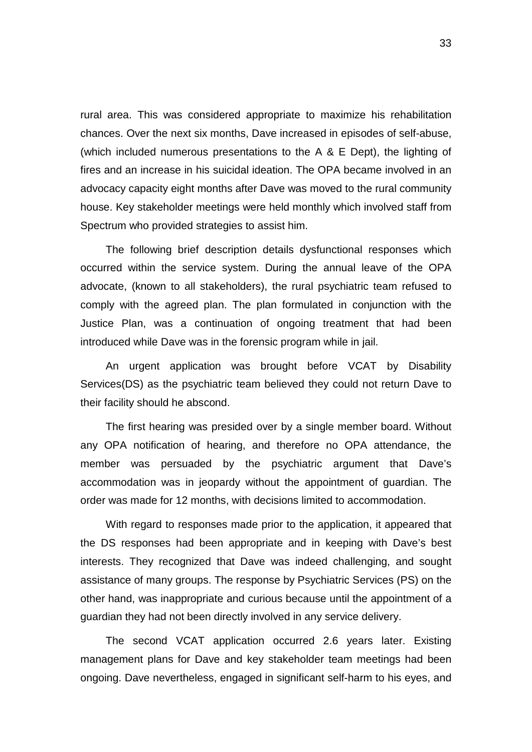rural area. This was considered appropriate to maximize his rehabilitation chances. Over the next six months, Dave increased in episodes of self-abuse, (which included numerous presentations to the A & E Dept), the lighting of fires and an increase in his suicidal ideation. The OPA became involved in an advocacy capacity eight months after Dave was moved to the rural community house. Key stakeholder meetings were held monthly which involved staff from Spectrum who provided strategies to assist him.

The following brief description details dysfunctional responses which occurred within the service system. During the annual leave of the OPA advocate, (known to all stakeholders), the rural psychiatric team refused to comply with the agreed plan. The plan formulated in conjunction with the Justice Plan, was a continuation of ongoing treatment that had been introduced while Dave was in the forensic program while in jail.

An urgent application was brought before VCAT by Disability Services(DS) as the psychiatric team believed they could not return Dave to their facility should he abscond.

The first hearing was presided over by a single member board. Without any OPA notification of hearing, and therefore no OPA attendance, the member was persuaded by the psychiatric argument that Dave's accommodation was in jeopardy without the appointment of guardian. The order was made for 12 months, with decisions limited to accommodation.

With regard to responses made prior to the application, it appeared that the DS responses had been appropriate and in keeping with Dave's best interests. They recognized that Dave was indeed challenging, and sought assistance of many groups. The response by Psychiatric Services (PS) on the other hand, was inappropriate and curious because until the appointment of a guardian they had not been directly involved in any service delivery.

The second VCAT application occurred 2.6 years later. Existing management plans for Dave and key stakeholder team meetings had been ongoing. Dave nevertheless, engaged in significant self-harm to his eyes, and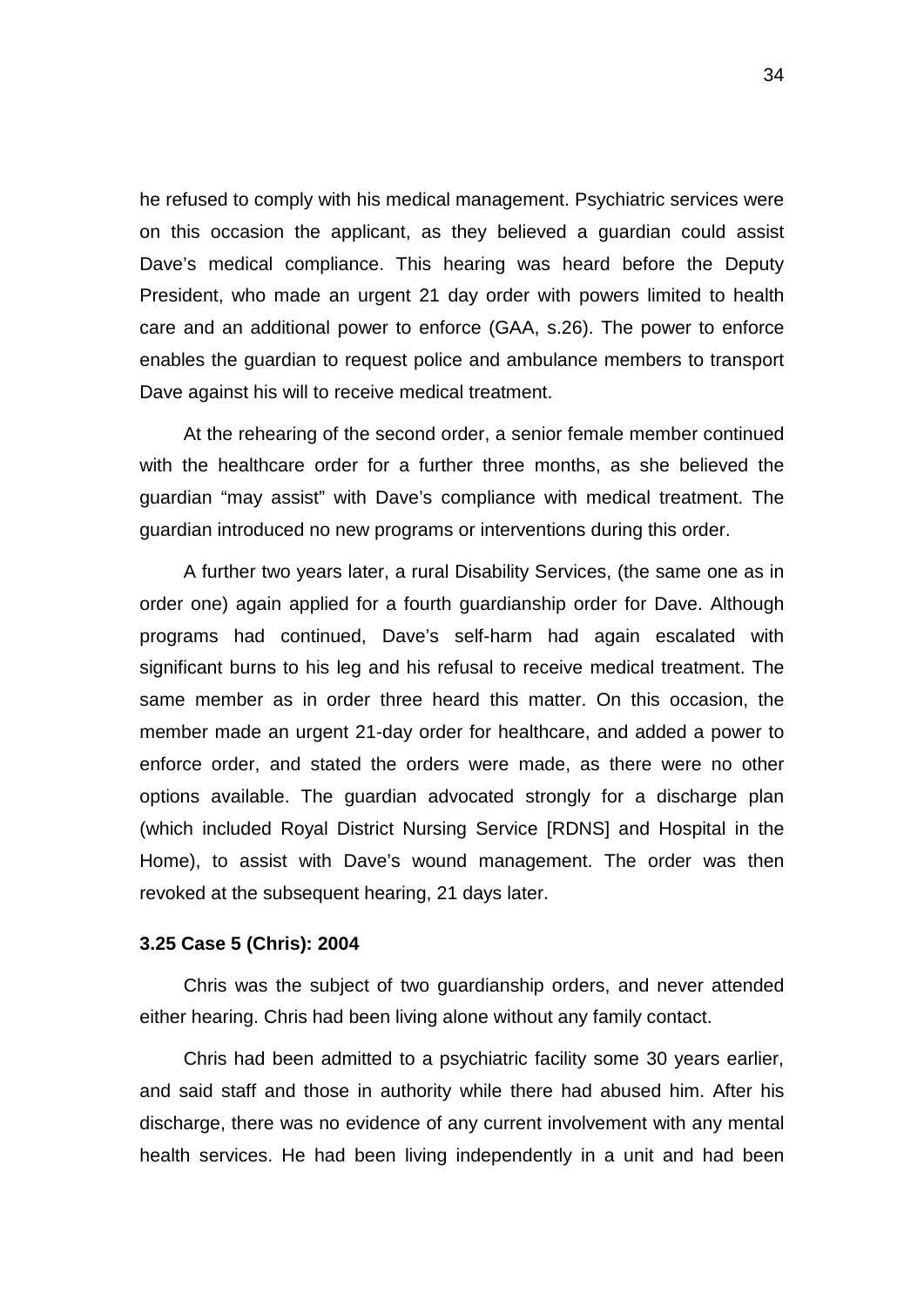he refused to comply with his medical management. Psychiatric services were on this occasion the applicant, as they believed a guardian could assist Dave's medical compliance. This hearing was heard before the Deputy President, who made an urgent 21 day order with powers limited to health care and an additional power to enforce (GAA, s.26). The power to enforce enables the guardian to request police and ambulance members to transport Dave against his will to receive medical treatment.

At the rehearing of the second order, a senior female member continued with the healthcare order for a further three months, as she believed the guardian "may assist" with Dave's compliance with medical treatment. The guardian introduced no new programs or interventions during this order.

A further two years later, a rural Disability Services, (the same one as in order one) again applied for a fourth guardianship order for Dave. Although programs had continued, Dave's self-harm had again escalated with significant burns to his leg and his refusal to receive medical treatment. The same member as in order three heard this matter. On this occasion, the member made an urgent 21-day order for healthcare, and added a power to enforce order, and stated the orders were made, as there were no other options available. The guardian advocated strongly for a discharge plan (which included Royal District Nursing Service [RDNS] and Hospital in the Home), to assist with Dave's wound management. The order was then revoked at the subsequent hearing, 21 days later.

### 3.25 Case 5 (Chris): 2004

Chris was the subject of two guardianship orders, and never attended either hearing. Chris had been living alone without any family contact.

Chris had been admitted to a psychiatric facility some 30 years earlier, and said staff and those in authority while there had abused him. After his discharge, there was no evidence of any current involvement with any mental health services. He had been living independently in a unit and had been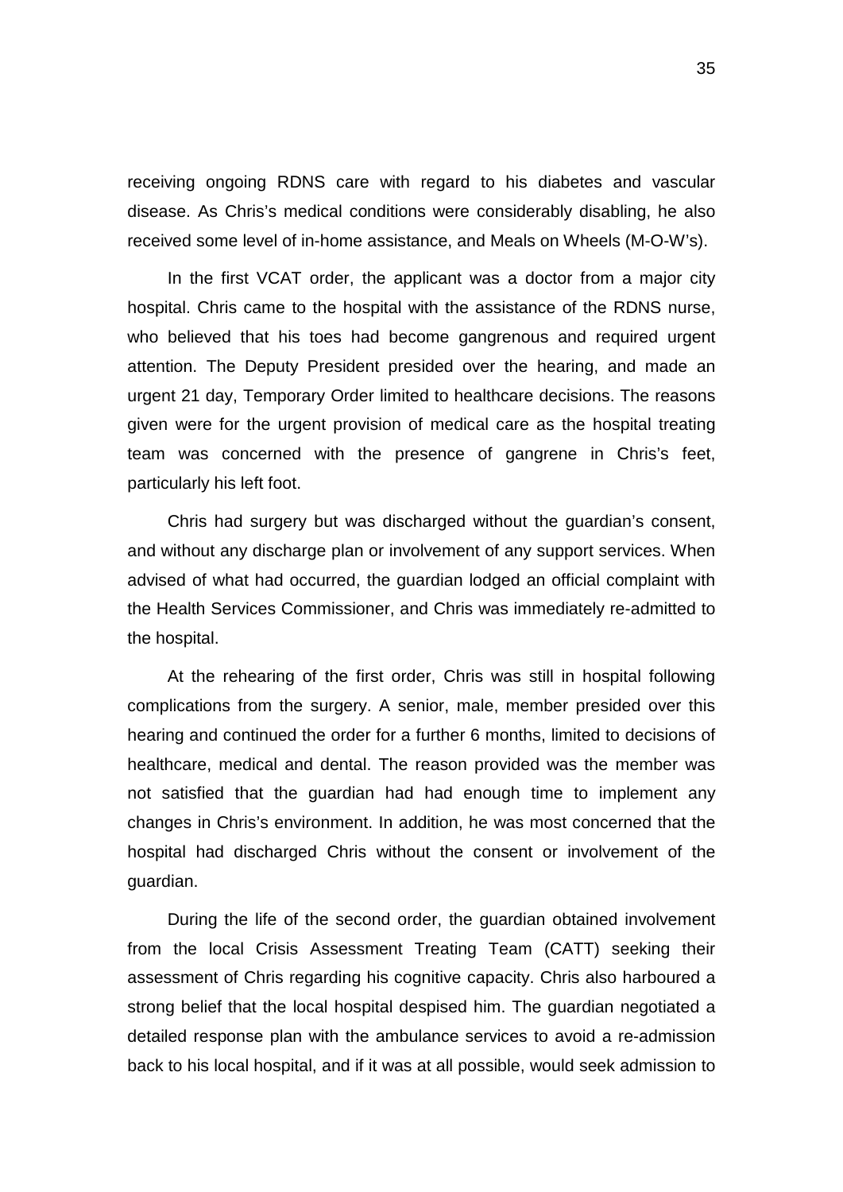receiving ongoing RDNS care with regard to his diabetes and vascular disease. As Chris's medical conditions were considerably disabling, he also received some level of in-home assistance, and Meals on Wheels (M-O-W's).

In the first VCAT order, the applicant was a doctor from a major city hospital. Chris came to the hospital with the assistance of the RDNS nurse, who believed that his toes had become gangrenous and required urgent attention. The Deputy President presided over the hearing, and made an urgent 21 day, Temporary Order limited to healthcare decisions. The reasons given were for the urgent provision of medical care as the hospital treating team was concerned with the presence of gangrene in Chris's feet, particularly his left foot.

Chris had surgery but was discharged without the guardian's consent, and without any discharge plan or involvement of any support services. When advised of what had occurred, the guardian lodged an official complaint with the Health Services Commissioner, and Chris was immediately re-admitted to the hospital.

At the rehearing of the first order, Chris was still in hospital following complications from the surgery. A senior, male, member presided over this hearing and continued the order for a further 6 months, limited to decisions of healthcare, medical and dental. The reason provided was the member was not satisfied that the guardian had had enough time to implement any changes in Chris's environment. In addition, he was most concerned that the hospital had discharged Chris without the consent or involvement of the guardian.

During the life of the second order, the guardian obtained involvement from the local Crisis Assessment Treating Team (CATT) seeking their assessment of Chris regarding his cognitive capacity. Chris also harboured a strong belief that the local hospital despised him. The guardian negotiated a detailed response plan with the ambulance services to avoid a re-admission back to his local hospital, and if it was at all possible, would seek admission to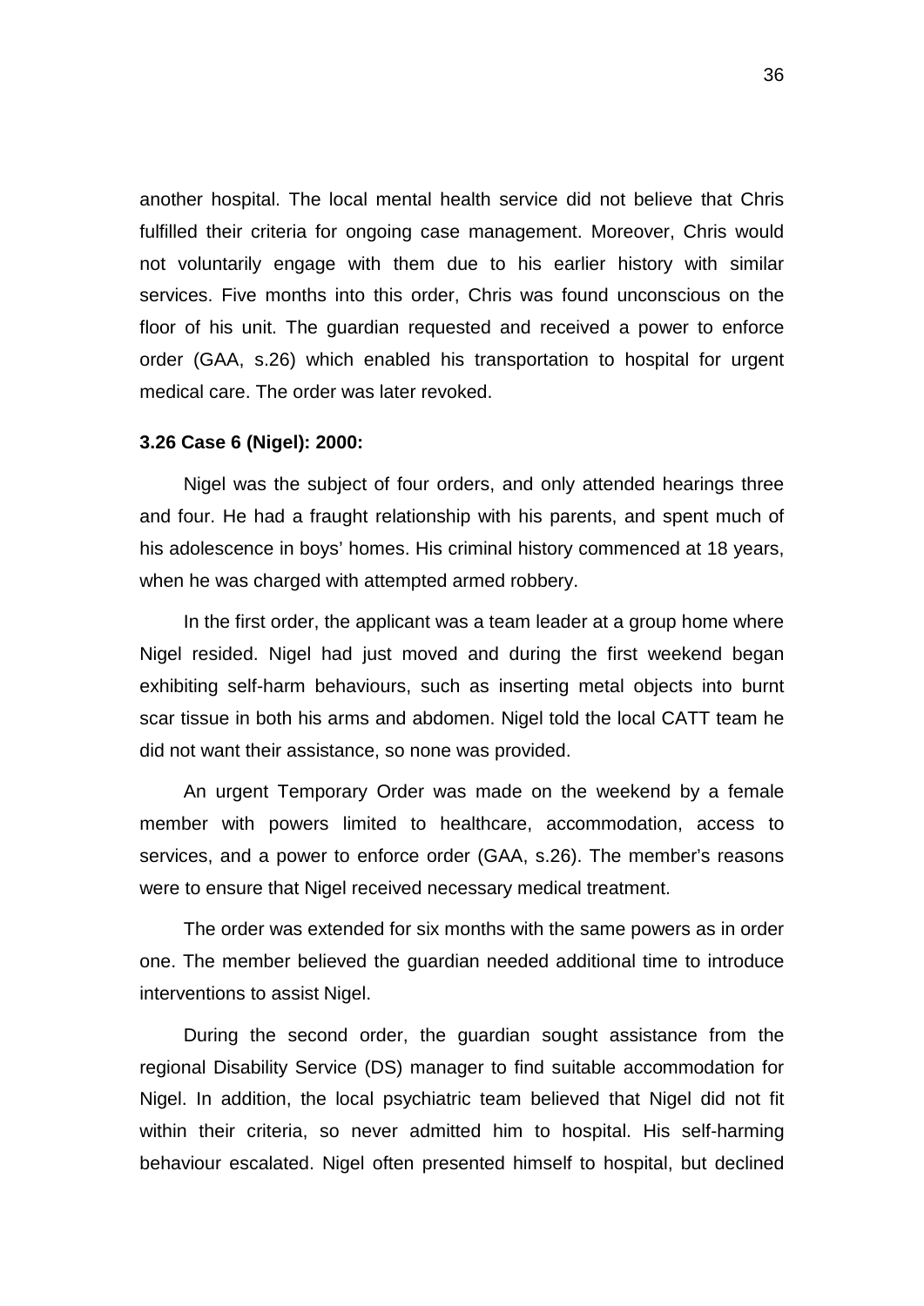another hospital. The local mental health service did not believe that Chris fulfilled their criteria for ongoing case management. Moreover, Chris would not voluntarily engage with them due to his earlier history with similar services. Five months into this order, Chris was found unconscious on the floor of his unit. The guardian requested and received a power to enforce order (GAA, s.26) which enabled his transportation to hospital for urgent medical care. The order was later revoked.

**3.26 Case 6 (Nigel): 2000:**

Nigel was the subject of four orders, and only attended hearings three and four. He had a fraught relationship with his parents, and spent much of his adolescence in boys' homes. His criminal history commenced at 18 years, when he was charged with attempted armed robbery.

In the first order, the applicant was a team leader at a group home where Nigel resided. Nigel had just moved and during the first weekend began exhibiting self-harm behaviours, such as inserting metal objects into burnt scar tissue in both his arms and abdomen. Nigel told the local CATT team he did not want their assistance, so none was provided.

An urgent Temporary Order was made on the weekend by a female member with powers limited to healthcare, accommodation, access to services, and a power to enforce order (GAA, s.26). The member's reasons were to ensure that Nigel received necessary medical treatment.

The order was extended for six months with the same powers as in order one. The member believed the guardian needed additional time to introduce interventions to assist Nigel.

During the second order, the guardian sought assistance from the regional Disability Service (DS) manager to find suitable accommodation for Nigel. In addition, the local psychiatric team believed that Nigel did not fit within their criteria, so never admitted him to hospital. His self-harming behaviour escalated. Nigel often presented himself to hospital, but declined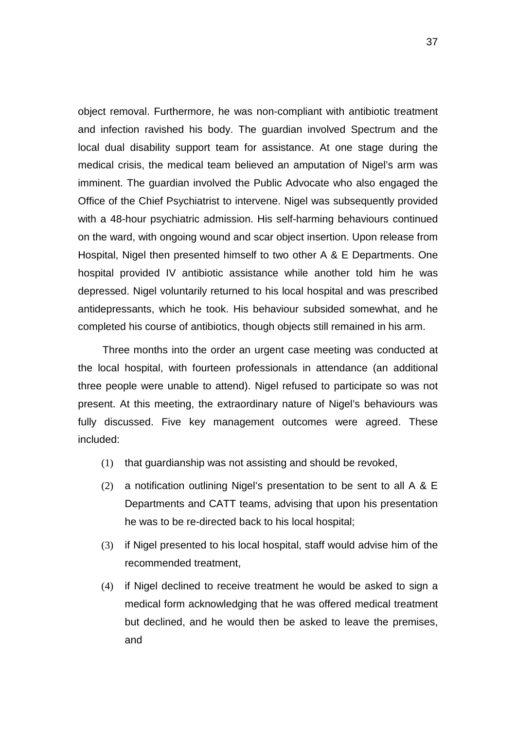object removal. Furthermore, he was non-compliant with antibiotic treatment and infection ravished his body. The guardian involved Spectrum and the local dual disability support team for assistance. At one stage during the medical crisis, the medical team believed an amputation of Nigel's arm was imminent. The guardian involved the Public Advocate who also engaged the Office of the Chief Psychiatrist to intervene. Nigel was subsequently provided with a 48-hour psychiatric admission. His self-harming behaviours continued on the ward, with ongoing wound and scar object insertion. Upon release from Hospital, Nigel then presented himself to two other A & E Departments. One hospital provided IV antibiotic assistance while another told him he was depressed. Nigel voluntarily returned to his local hospital and was prescribed antidepressants, which he took. His behaviour subsided somewhat, and he completed his course of antibiotics, though objects still remained in his arm.

Three months into the order an urgent case meeting was conducted at the local hospital, with fourteen professionals in attendance (an additional three people were unable to attend). Nigel refused to participate so was not present. At this meeting, the extraordinary nature of Nigel's behaviours was fully discussed. Five key management outcomes were agreed. These included:

(1) that guardianship was not assisting and should be revoked,

(2) a notification outlining Nigel's presentation to be sent to all A & E Departments and CATT teams, advising that upon his presentation he was to be re-directed back to his local hospital;

(3) if Nigel presented to his local hospital, staff would advise him of the recommended treatment,

(4) if Nigel declined to receive treatment he would be asked to sign a medical form acknowledging that he was offered medical treatment but declined, and he would then be asked to leave the premises, and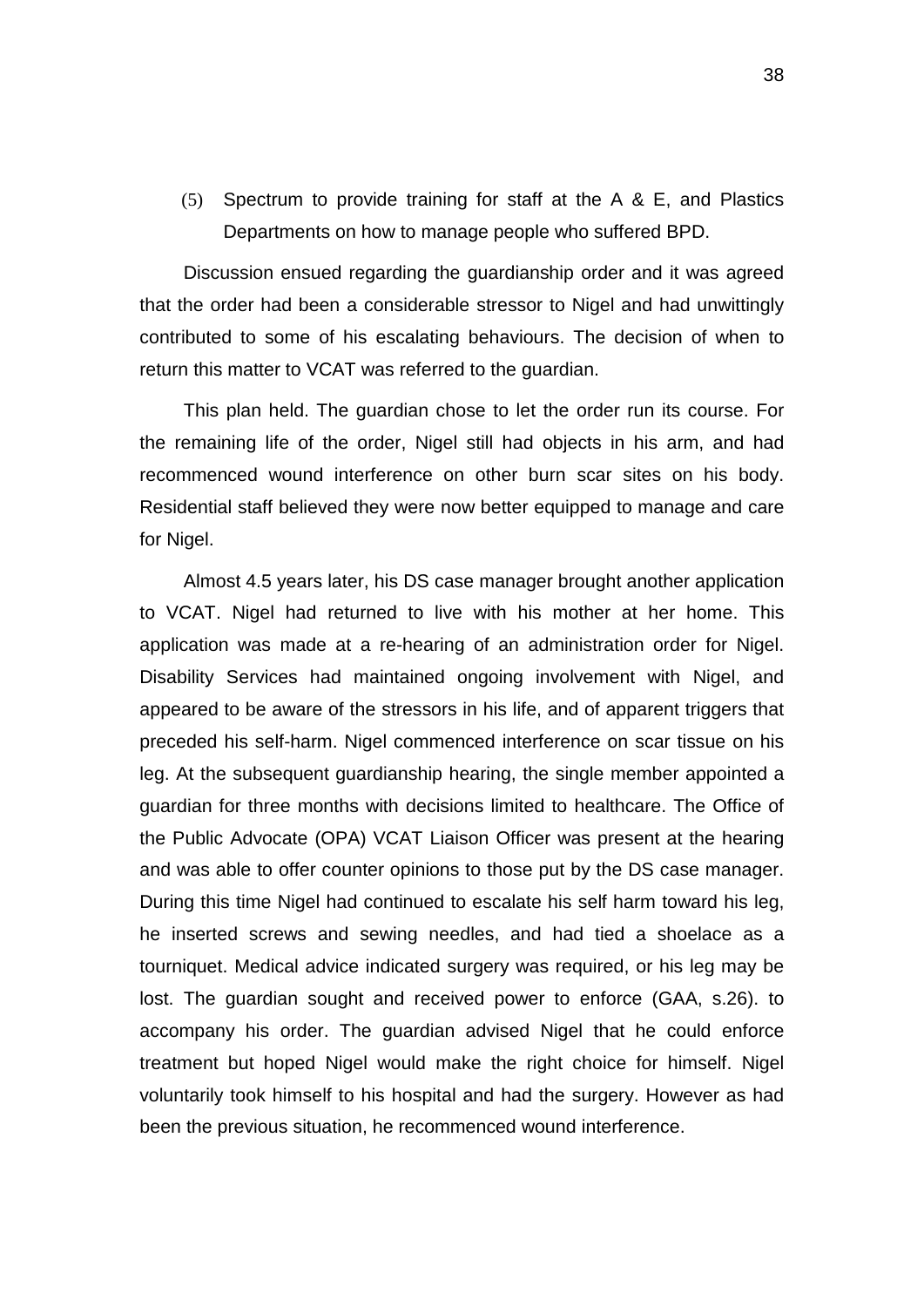(5) Spectrum to provide training for staff at the A & E, and Plastics Departments on how to manage people who suffered BPD.

Discussion ensued regarding the guardianship order and it was agreed that the order had been a considerable stressor to Nigel and had unwittingly contributed to some of his escalating behaviours. The decision of when to return this matter to VCAT was referred to the guardian.

This plan held. The guardian chose to let the order run its course. For the remaining life of the order, Nigel still had objects in his arm, and had recommenced wound interference on other burn scar sites on his body. Residential staff believed they were now better equipped to manage and care for Nigel.

Almost 4.5 years later, his DS case manager brought another application to VCAT. Nigel had returned to live with his mother at her home. This application was made at a re-hearing of an administration order for Nigel. Disability Services had maintained ongoing involvement with Nigel, and appeared to be aware of the stressors in his life, and of apparent triggers that preceded his self-harm. Nigel commenced interference on scar tissue on his leg. At the subsequent guardianship hearing, the single member appointed a guardian for three months with decisions limited to healthcare. The Office of the Public Advocate (OPA) VCAT Liaison Officer was present at the hearing and was able to offer counter opinions to those put by the DS case manager. During this time Nigel had continued to escalate his self harm toward his leg, he inserted screws and sewing needles, and had tied a shoelace as a tourniquet. Medical advice indicated surgery was required, or his leg may be lost. The guardian sought and received power to enforce (GAA, s.26). to accompany his order. The guardian advised Nigel that he could enforce treatment but hoped Nigel would make the right choice for himself. Nigel voluntarily took himself to his hospital and had the surgery. However as had been the previous situation, he recommenced wound interference.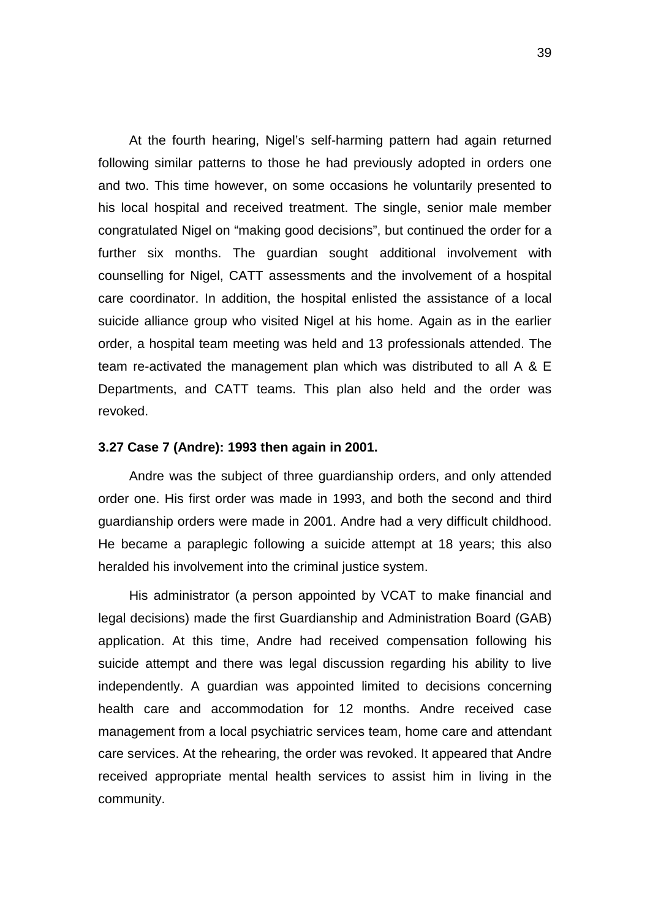At the fourth hearing, Nigel's self-harming pattern had again returned following similar patterns to those he had previously adopted in orders one and two. This time however, on some occasions he voluntarily presented to his local hospital and received treatment. The single, senior male member congratulated Nigel on "making good decisions", but continued the order for a further six months. The guardian sought additional involvement with counselling for Nigel, CATT assessments and the involvement of a hospital care coordinator. In addition, the hospital enlisted the assistance of a local suicide alliance group who visited Nigel at his home. Again as in the earlier order, a hospital team meeting was held and 13 professionals attended. The team re-activated the management plan which was distributed to all A & E Departments, and CATT teams. This plan also held and the order was revoked.

**3.27 Case 7 (Andre): 1993 then again in 2001.**

Andre was the subject of three guardianship orders, and only attended order one. His first order was made in 1993, and both the second and third guardianship orders were made in 2001. Andre had a very difficult childhood. He became a paraplegic following a suicide attempt at 18 years; this also heralded his involvement into the criminal justice system.

His administrator (a person appointed by VCAT to make financial and legal decisions) made the first Guardianship and Administration Board (GAB) application. At this time, Andre had received compensation following his suicide attempt and there was legal discussion regarding his ability to live independently. A guardian was appointed limited to decisions concerning health care and accommodation for 12 months. Andre received case management from a local psychiatric services team, home care and attendant care services. At the rehearing, the order was revoked. It appeared that Andre received appropriate mental health services to assist him in living in the community.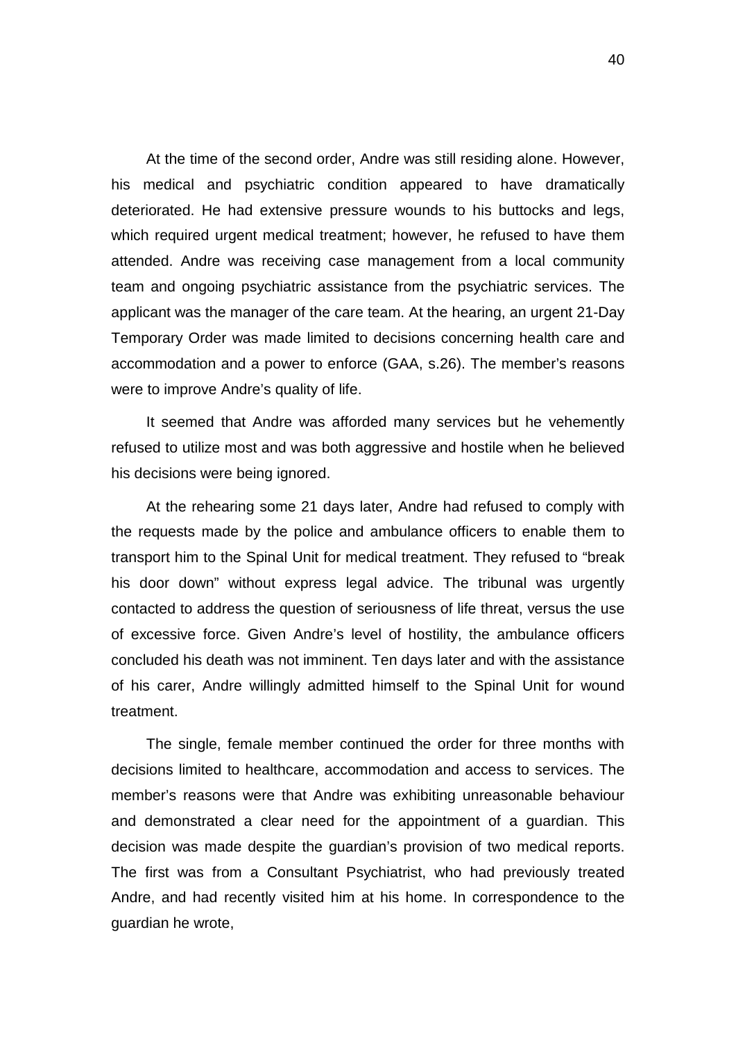At the time of the second order, Andre was still residing alone. However, his medical and psychiatric condition appeared to have dramatically deteriorated. He had extensive pressure wounds to his buttocks and legs, which required urgent medical treatment; however, he refused to have them attended. Andre was receiving case management from a local community team and ongoing psychiatric assistance from the psychiatric services. The applicant was the manager of the care team. At the hearing, an urgent 21-Day Temporary Order was made limited to decisions concerning health care and accommodation and a power to enforce (GAA, s.26). The member's reasons were to improve Andre's quality of life.

It seemed that Andre was afforded many services but he vehemently refused to utilize most and was both aggressive and hostile when he believed his decisions were being ignored.

At the rehearing some 21 days later, Andre had refused to comply with the requests made by the police and ambulance officers to enable them to transport him to the Spinal Unit for medical treatment. They refused to "break his door down" without express legal advice. The tribunal was urgently contacted to address the question of seriousness of life threat, versus the use of excessive force. Given Andre's level of hostility, the ambulance officers concluded his death was not imminent. Ten days later and with the assistance of his carer, Andre willingly admitted himself to the Spinal Unit for wound treatment.

The single, female member continued the order for three months with decisions limited to healthcare, accommodation and access to services. The member's reasons were that Andre was exhibiting unreasonable behaviour and demonstrated a clear need for the appointment of a guardian. This decision was made despite the guardian's provision of two medical reports. The first was from a Consultant Psychiatrist, who had previously treated Andre, and had recently visited him at his home. In correspondence to the guardian he wrote,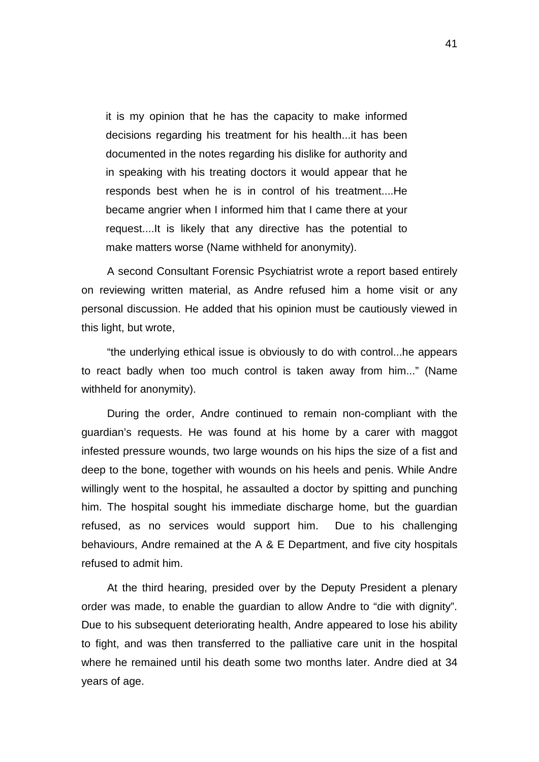> it is my opinion that he has the capacity to make informed decisions regarding his treatment for his health...it has been documented in the notes regarding his dislike for authority and in speaking with his treating doctors it would appear that he responds best when he is in control of his treatment....He became angrier when I informed him that I came there at your request....It is likely that any directive has the potential to make matters worse (Name withheld for anonymity).

A second Consultant Forensic Psychiatrist wrote a report based entirely on reviewing written material, as Andre refused him a home visit or any personal discussion. He added that his opinion must be cautiously viewed in this light, but wrote,

"the underlying ethical issue is obviously to do with control...he appears to react badly when too much control is taken away from him..." (Name withheld for anonymity).

During the order, Andre continued to remain non-compliant with the guardian's requests. He was found at his home by a carer with maggot infested pressure wounds, two large wounds on his hips the size of a fist and deep to the bone, together with wounds on his heels and penis. While Andre willingly went to the hospital, he assaulted a doctor by spitting and punching him. The hospital sought his immediate discharge home, but the guardian refused, as no services would support him. Due to his challenging behaviours, Andre remained at the A & E Department, and five city hospitals refused to admit him.

At the third hearing, presided over by the Deputy President a plenary order was made, to enable the guardian to allow Andre to "die with dignity". Due to his subsequent deteriorating health, Andre appeared to lose his ability to fight, and was then transferred to the palliative care unit in the hospital where he remained until his death some two months later. Andre died at 34 years of age.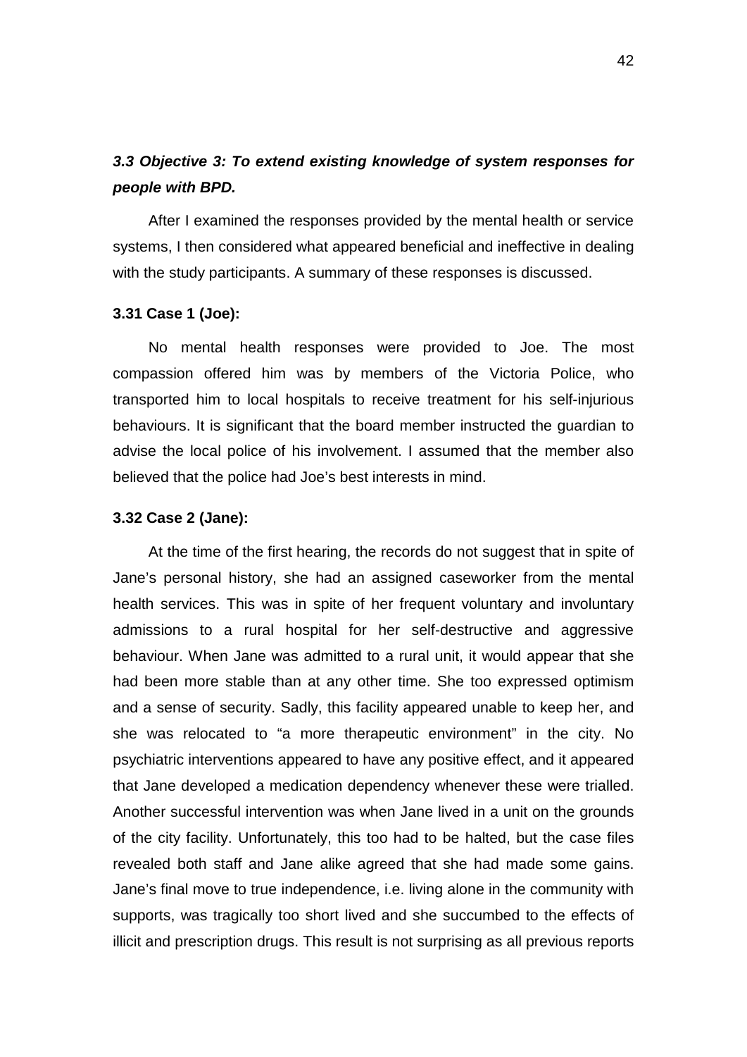## ***3.3 Objective 3: To extend existing knowledge of system responses for people with BPD.***

After I examined the responses provided by the mental health or service systems, I then considered what appeared beneficial and ineffective in dealing with the study participants. A summary of these responses is discussed.

### **3.31 Case 1 (Joe):**

No mental health responses were provided to Joe. The most compassion offered him was by members of the Victoria Police, who transported him to local hospitals to receive treatment for his self-injurious behaviours. It is significant that the board member instructed the guardian to advise the local police of his involvement. I assumed that the member also believed that the police had Joe's best interests in mind.

### **3.32 Case 2 (Jane):**

At the time of the first hearing, the records do not suggest that in spite of Jane's personal history, she had an assigned caseworker from the mental health services. This was in spite of her frequent voluntary and involuntary admissions to a rural hospital for her self-destructive and aggressive behaviour. When Jane was admitted to a rural unit, it would appear that she had been more stable than at any other time. She too expressed optimism and a sense of security. Sadly, this facility appeared unable to keep her, and she was relocated to "a more therapeutic environment" in the city. No psychiatric interventions appeared to have any positive effect, and it appeared that Jane developed a medication dependency whenever these were trialled. Another successful intervention was when Jane lived in a unit on the grounds of the city facility. Unfortunately, this too had to be halted, but the case files revealed both staff and Jane alike agreed that she had made some gains. Jane's final move to true independence, i.e. living alone in the community with supports, was tragically too short lived and she succumbed to the effects of illicit and prescription drugs. This result is not surprising as all previous reports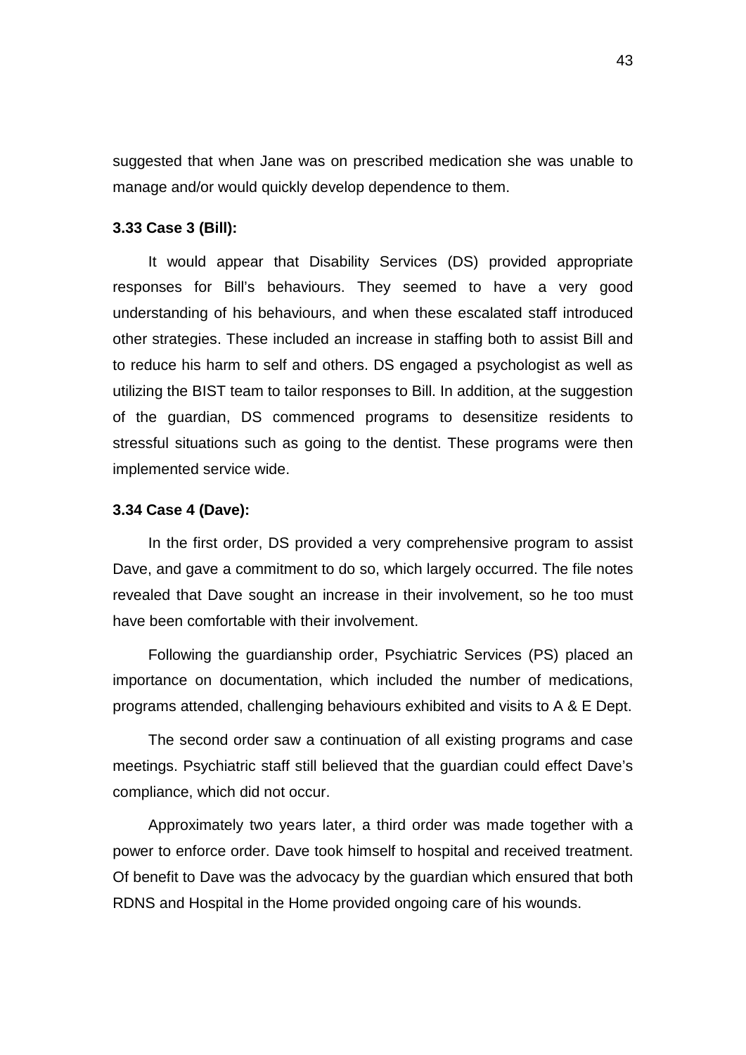suggested that when Jane was on prescribed medication she was unable to manage and/or would quickly develop dependence to them.

**3.33 Case 3 (Bill):**

It would appear that Disability Services (DS) provided appropriate responses for Bill's behaviours. They seemed to have a very good understanding of his behaviours, and when these escalated staff introduced other strategies. These included an increase in staffing both to assist Bill and to reduce his harm to self and others. DS engaged a psychologist as well as utilizing the BIST team to tailor responses to Bill. In addition, at the suggestion of the guardian, DS commenced programs to desensitize residents to stressful situations such as going to the dentist. These programs were then implemented service wide.

**3.34 Case 4 (Dave):**

In the first order, DS provided a very comprehensive program to assist Dave, and gave a commitment to do so, which largely occurred. The file notes revealed that Dave sought an increase in their involvement, so he too must have been comfortable with their involvement.

Following the guardianship order, Psychiatric Services (PS) placed an importance on documentation, which included the number of medications, programs attended, challenging behaviours exhibited and visits to A & E Dept.

The second order saw a continuation of all existing programs and case meetings. Psychiatric staff still believed that the guardian could effect Dave's compliance, which did not occur.

Approximately two years later, a third order was made together with a power to enforce order. Dave took himself to hospital and received treatment. Of benefit to Dave was the advocacy by the guardian which ensured that both RDNS and Hospital in the Home provided ongoing care of his wounds.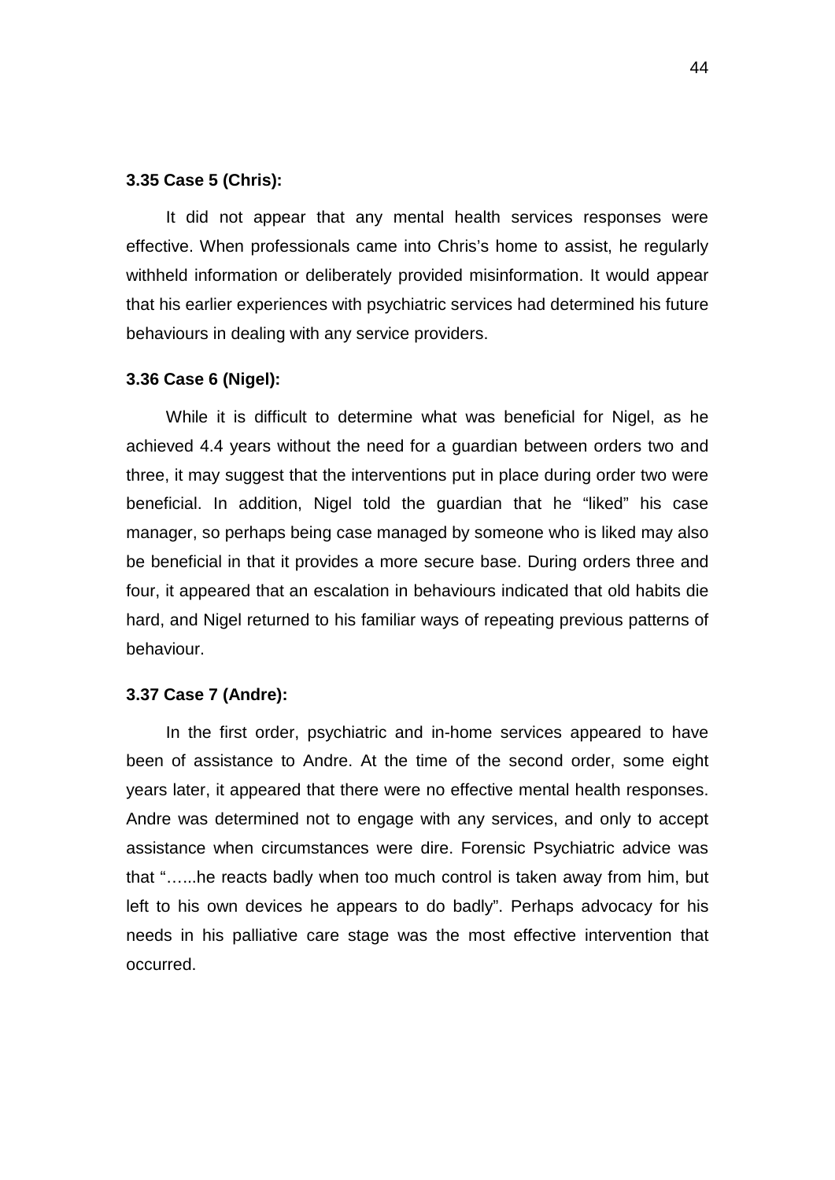**3.35 Case 5 (Chris):**

It did not appear that any mental health services responses were effective. When professionals came into Chris's home to assist, he regularly withheld information or deliberately provided misinformation. It would appear that his earlier experiences with psychiatric services had determined his future behaviours in dealing with any service providers.

**3.36 Case 6 (Nigel):**

While it is difficult to determine what was beneficial for Nigel, as he achieved 4.4 years without the need for a guardian between orders two and three, it may suggest that the interventions put in place during order two were beneficial. In addition, Nigel told the guardian that he "liked" his case manager, so perhaps being case managed by someone who is liked may also be beneficial in that it provides a more secure base. During orders three and four, it appeared that an escalation in behaviours indicated that old habits die hard, and Nigel returned to his familiar ways of repeating previous patterns of behaviour.

**3.37 Case 7 (Andre):**

In the first order, psychiatric and in-home services appeared to have been of assistance to Andre. At the time of the second order, some eight years later, it appeared that there were no effective mental health responses. Andre was determined not to engage with any services, and only to accept assistance when circumstances were dire. Forensic Psychiatric advice was that "…...he reacts badly when too much control is taken away from him, but left to his own devices he appears to do badly". Perhaps advocacy for his needs in his palliative care stage was the most effective intervention that occurred.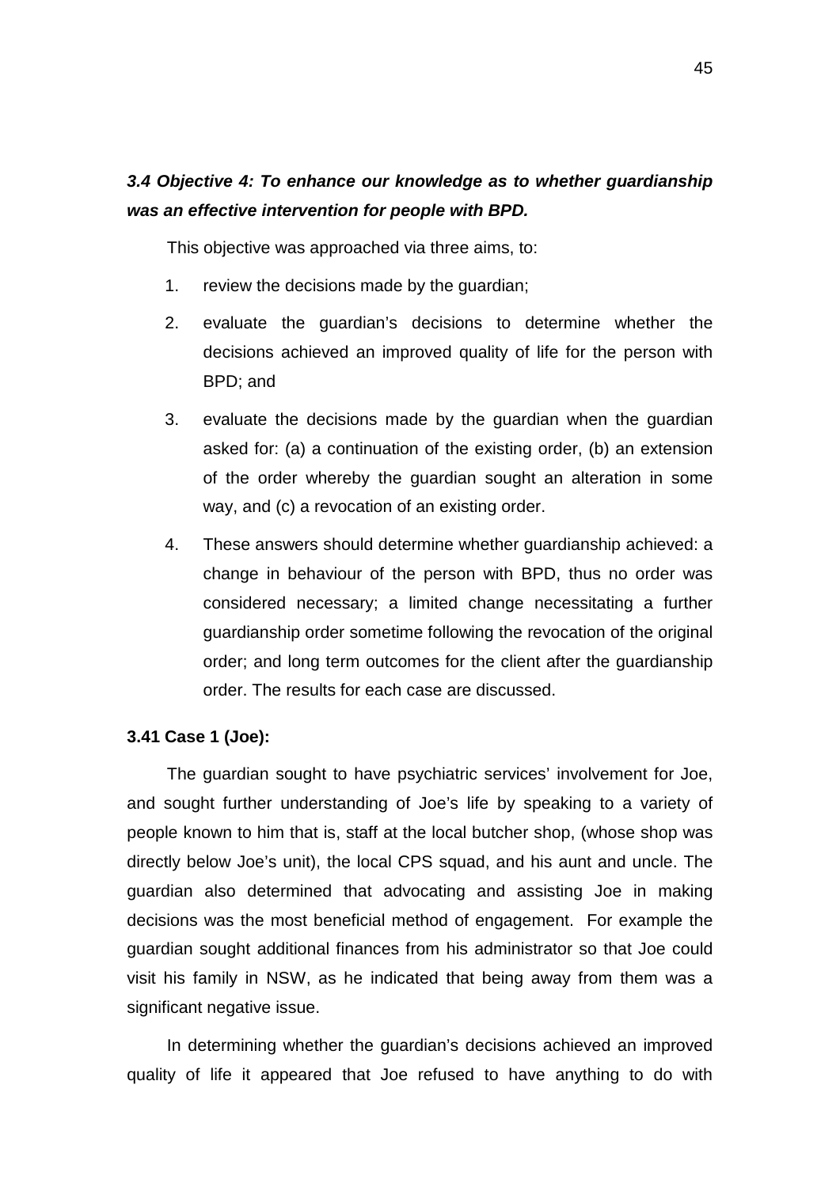### *3.4 Objective 4: To enhance our knowledge as to whether guardianship was an effective intervention for people with BPD.*

This objective was approached via three aims, to:

1. review the decisions made by the guardian;
2. evaluate the guardian's decisions to determine whether the decisions achieved an improved quality of life for the person with BPD; and
3. evaluate the decisions made by the guardian when the guardian asked for: (a) a continuation of the existing order, (b) an extension of the order whereby the guardian sought an alteration in some way, and (c) a revocation of an existing order.
4. These answers should determine whether guardianship achieved: a change in behaviour of the person with BPD, thus no order was considered necessary; a limited change necessitating a further guardianship order sometime following the revocation of the original order; and long term outcomes for the client after the guardianship order. The results for each case are discussed.

**3.41 Case 1 (Joe):**

The guardian sought to have psychiatric services' involvement for Joe, and sought further understanding of Joe's life by speaking to a variety of people known to him that is, staff at the local butcher shop, (whose shop was directly below Joe's unit), the local CPS squad, and his aunt and uncle. The guardian also determined that advocating and assisting Joe in making decisions was the most beneficial method of engagement. For example the guardian sought additional finances from his administrator so that Joe could visit his family in NSW, as he indicated that being away from them was a significant negative issue.

In determining whether the guardian's decisions achieved an improved quality of life it appeared that Joe refused to have anything to do with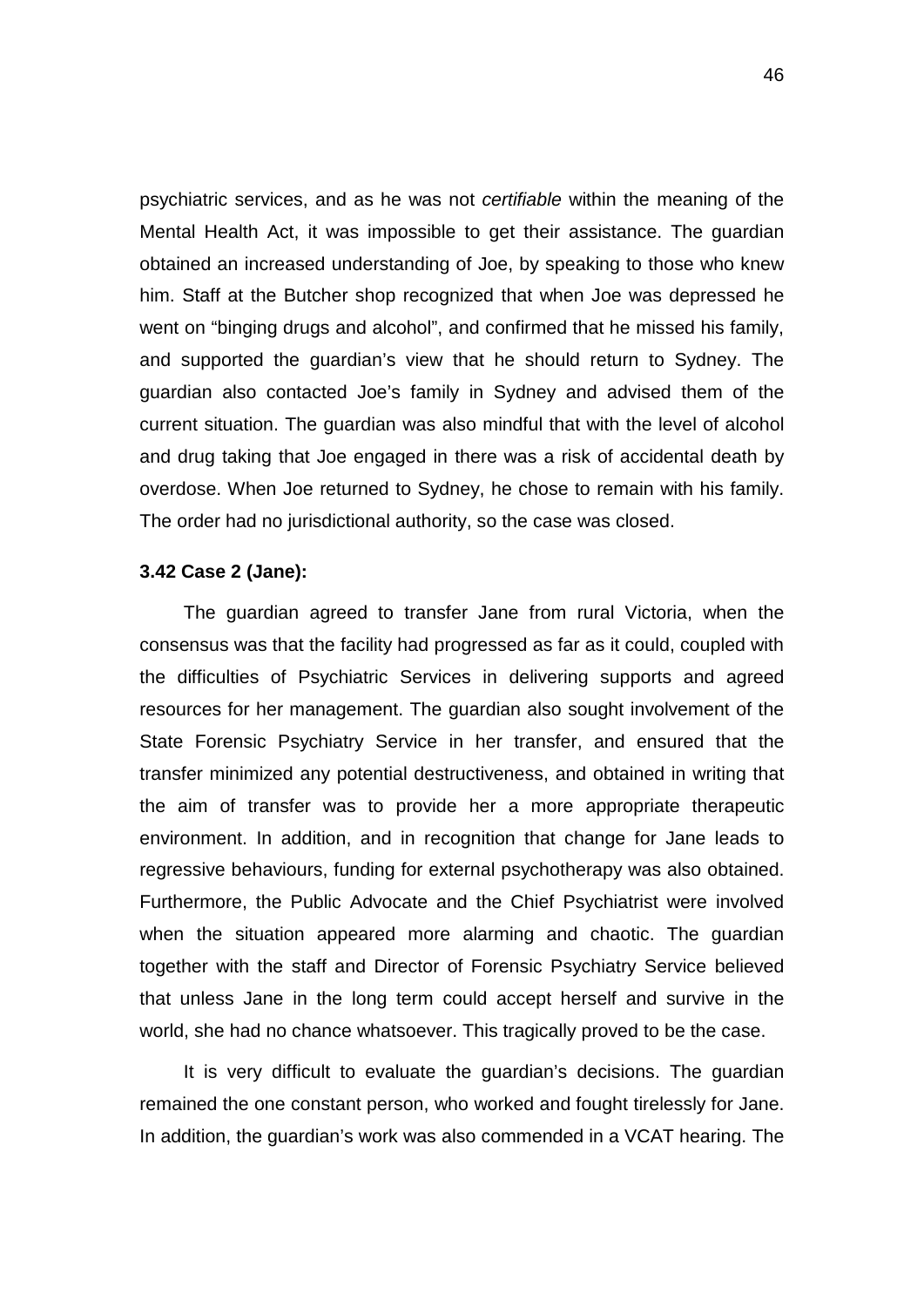psychiatric services, and as he was not *certifiable* within the meaning of the Mental Health Act, it was impossible to get their assistance. The guardian obtained an increased understanding of Joe, by speaking to those who knew him. Staff at the Butcher shop recognized that when Joe was depressed he went on "binging drugs and alcohol", and confirmed that he missed his family, and supported the guardian's view that he should return to Sydney. The guardian also contacted Joe's family in Sydney and advised them of the current situation. The guardian was also mindful that with the level of alcohol and drug taking that Joe engaged in there was a risk of accidental death by overdose. When Joe returned to Sydney, he chose to remain with his family. The order had no jurisdictional authority, so the case was closed.

**3.42 Case 2 (Jane):**

The guardian agreed to transfer Jane from rural Victoria, when the consensus was that the facility had progressed as far as it could, coupled with the difficulties of Psychiatric Services in delivering supports and agreed resources for her management. The guardian also sought involvement of the State Forensic Psychiatry Service in her transfer, and ensured that the transfer minimized any potential destructiveness, and obtained in writing that the aim of transfer was to provide her a more appropriate therapeutic environment. In addition, and in recognition that change for Jane leads to regressive behaviours, funding for external psychotherapy was also obtained. Furthermore, the Public Advocate and the Chief Psychiatrist were involved when the situation appeared more alarming and chaotic. The guardian together with the staff and Director of Forensic Psychiatry Service believed that unless Jane in the long term could accept herself and survive in the world, she had no chance whatsoever. This tragically proved to be the case.

It is very difficult to evaluate the guardian's decisions. The guardian remained the one constant person, who worked and fought tirelessly for Jane. In addition, the guardian's work was also commended in a VCAT hearing. The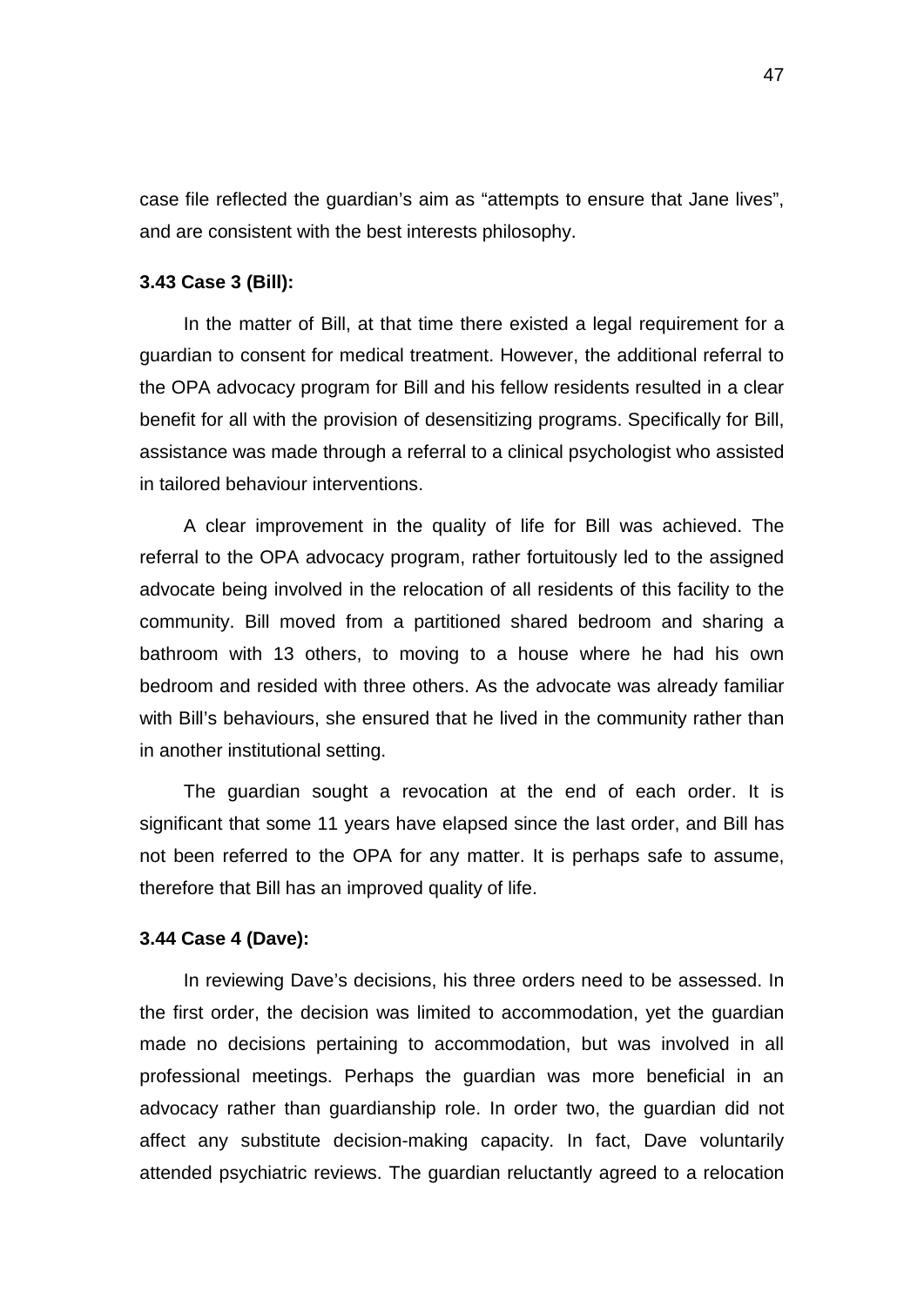case file reflected the guardian's aim as "attempts to ensure that Jane lives", and are consistent with the best interests philosophy.

**3.43 Case 3 (Bill):**

In the matter of Bill, at that time there existed a legal requirement for a guardian to consent for medical treatment. However, the additional referral to the OPA advocacy program for Bill and his fellow residents resulted in a clear benefit for all with the provision of desensitizing programs. Specifically for Bill, assistance was made through a referral to a clinical psychologist who assisted in tailored behaviour interventions.

A clear improvement in the quality of life for Bill was achieved. The referral to the OPA advocacy program, rather fortuitously led to the assigned advocate being involved in the relocation of all residents of this facility to the community. Bill moved from a partitioned shared bedroom and sharing a bathroom with 13 others, to moving to a house where he had his own bedroom and resided with three others. As the advocate was already familiar with Bill's behaviours, she ensured that he lived in the community rather than in another institutional setting.

The guardian sought a revocation at the end of each order. It is significant that some 11 years have elapsed since the last order, and Bill has not been referred to the OPA for any matter. It is perhaps safe to assume, therefore that Bill has an improved quality of life.

**3.44 Case 4 (Dave):**

In reviewing Dave's decisions, his three orders need to be assessed. In the first order, the decision was limited to accommodation, yet the guardian made no decisions pertaining to accommodation, but was involved in all professional meetings. Perhaps the guardian was more beneficial in an advocacy rather than guardianship role. In order two, the guardian did not affect any substitute decision-making capacity. In fact, Dave voluntarily attended psychiatric reviews. The guardian reluctantly agreed to a relocation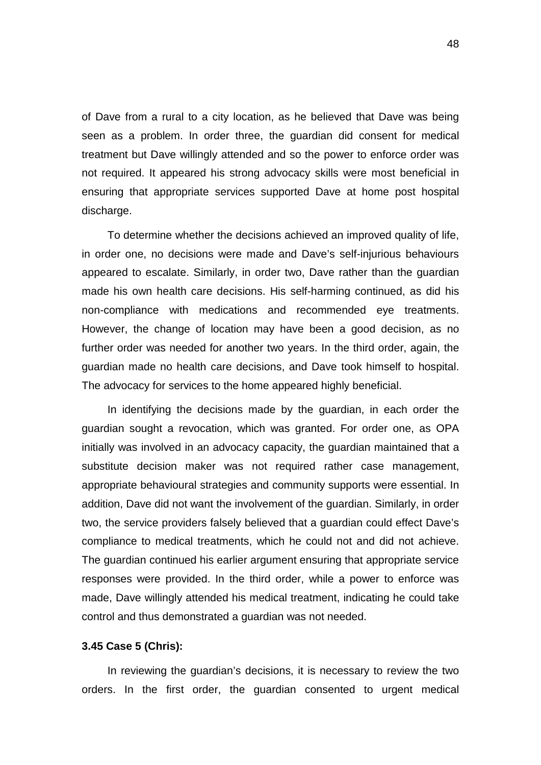of Dave from a rural to a city location, as he believed that Dave was being seen as a problem. In order three, the guardian did consent for medical treatment but Dave willingly attended and so the power to enforce order was not required. It appeared his strong advocacy skills were most beneficial in ensuring that appropriate services supported Dave at home post hospital discharge.

To determine whether the decisions achieved an improved quality of life, in order one, no decisions were made and Dave's self-injurious behaviours appeared to escalate. Similarly, in order two, Dave rather than the guardian made his own health care decisions. His self-harming continued, as did his non-compliance with medications and recommended eye treatments. However, the change of location may have been a good decision, as no further order was needed for another two years. In the third order, again, the guardian made no health care decisions, and Dave took himself to hospital. The advocacy for services to the home appeared highly beneficial.

In identifying the decisions made by the guardian, in each order the guardian sought a revocation, which was granted. For order one, as OPA initially was involved in an advocacy capacity, the guardian maintained that a substitute decision maker was not required rather case management, appropriate behavioural strategies and community supports were essential. In addition, Dave did not want the involvement of the guardian. Similarly, in order two, the service providers falsely believed that a guardian could effect Dave's compliance to medical treatments, which he could not and did not achieve. The guardian continued his earlier argument ensuring that appropriate service responses were provided. In the third order, while a power to enforce was made, Dave willingly attended his medical treatment, indicating he could take control and thus demonstrated a guardian was not needed.

**3.45 Case 5 (Chris):**

In reviewing the guardian's decisions, it is necessary to review the two orders. In the first order, the guardian consented to urgent medical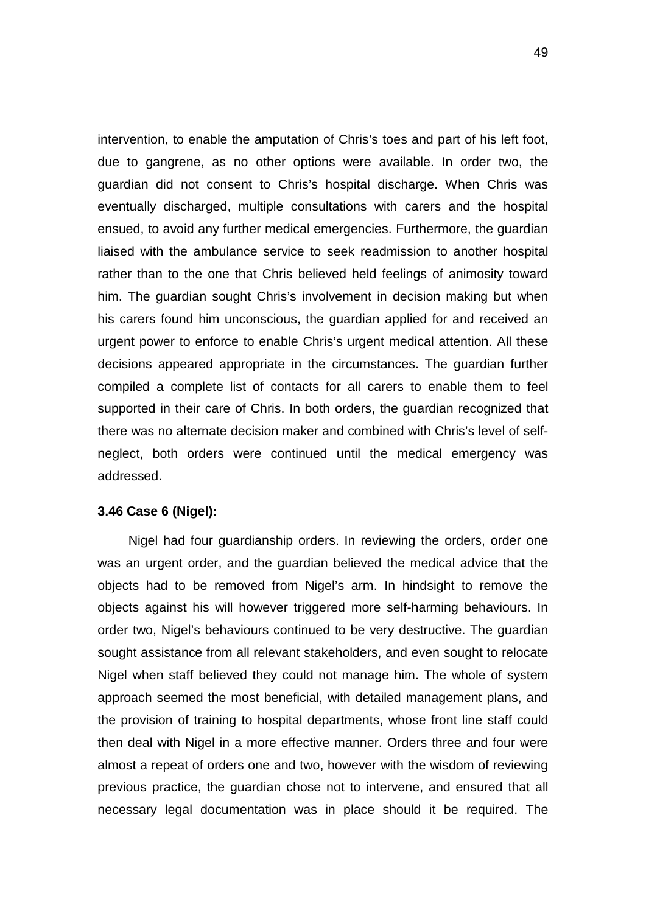intervention, to enable the amputation of Chris's toes and part of his left foot, due to gangrene, as no other options were available. In order two, the guardian did not consent to Chris's hospital discharge. When Chris was eventually discharged, multiple consultations with carers and the hospital ensued, to avoid any further medical emergencies. Furthermore, the guardian liaised with the ambulance service to seek readmission to another hospital rather than to the one that Chris believed held feelings of animosity toward him. The guardian sought Chris's involvement in decision making but when his carers found him unconscious, the guardian applied for and received an urgent power to enforce to enable Chris's urgent medical attention. All these decisions appeared appropriate in the circumstances. The guardian further compiled a complete list of contacts for all carers to enable them to feel supported in their care of Chris. In both orders, the guardian recognized that there was no alternate decision maker and combined with Chris's level of self-neglect, both orders were continued until the medical emergency was addressed.

**3.46 Case 6 (Nigel):**

Nigel had four guardianship orders. In reviewing the orders, order one was an urgent order, and the guardian believed the medical advice that the objects had to be removed from Nigel's arm. In hindsight to remove the objects against his will however triggered more self-harming behaviours. In order two, Nigel's behaviours continued to be very destructive. The guardian sought assistance from all relevant stakeholders, and even sought to relocate Nigel when staff believed they could not manage him. The whole of system approach seemed the most beneficial, with detailed management plans, and the provision of training to hospital departments, whose front line staff could then deal with Nigel in a more effective manner. Orders three and four were almost a repeat of orders one and two, however with the wisdom of reviewing previous practice, the guardian chose not to intervene, and ensured that all necessary legal documentation was in place should it be required. The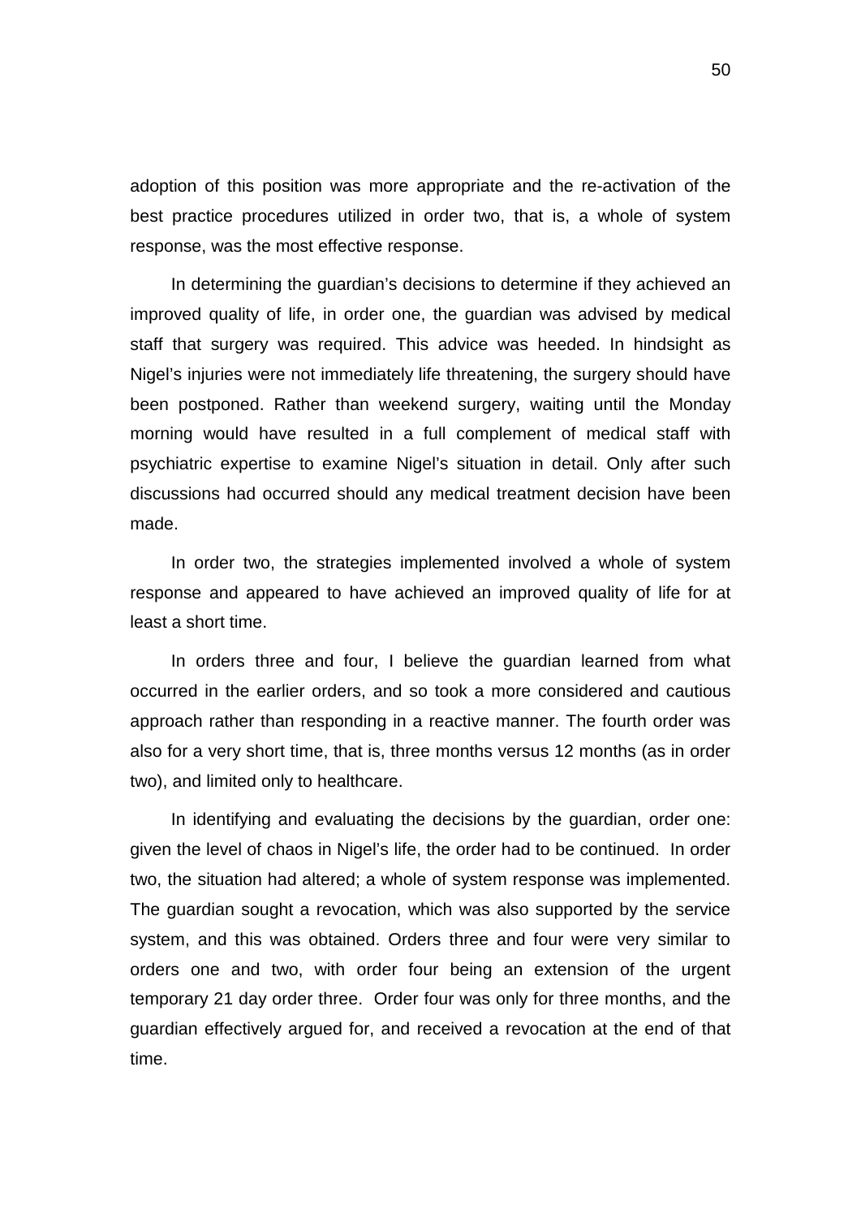adoption of this position was more appropriate and the re-activation of the best practice procedures utilized in order two, that is, a whole of system response, was the most effective response.

In determining the guardian's decisions to determine if they achieved an improved quality of life, in order one, the guardian was advised by medical staff that surgery was required. This advice was heeded. In hindsight as Nigel's injuries were not immediately life threatening, the surgery should have been postponed. Rather than weekend surgery, waiting until the Monday morning would have resulted in a full complement of medical staff with psychiatric expertise to examine Nigel's situation in detail. Only after such discussions had occurred should any medical treatment decision have been made.

In order two, the strategies implemented involved a whole of system response and appeared to have achieved an improved quality of life for at least a short time.

In orders three and four, I believe the guardian learned from what occurred in the earlier orders, and so took a more considered and cautious approach rather than responding in a reactive manner. The fourth order was also for a very short time, that is, three months versus 12 months (as in order two), and limited only to healthcare.

In identifying and evaluating the decisions by the guardian, order one: given the level of chaos in Nigel's life, the order had to be continued. In order two, the situation had altered; a whole of system response was implemented. The guardian sought a revocation, which was also supported by the service system, and this was obtained. Orders three and four were very similar to orders one and two, with order four being an extension of the urgent temporary 21 day order three. Order four was only for three months, and the guardian effectively argued for, and received a revocation at the end of that time.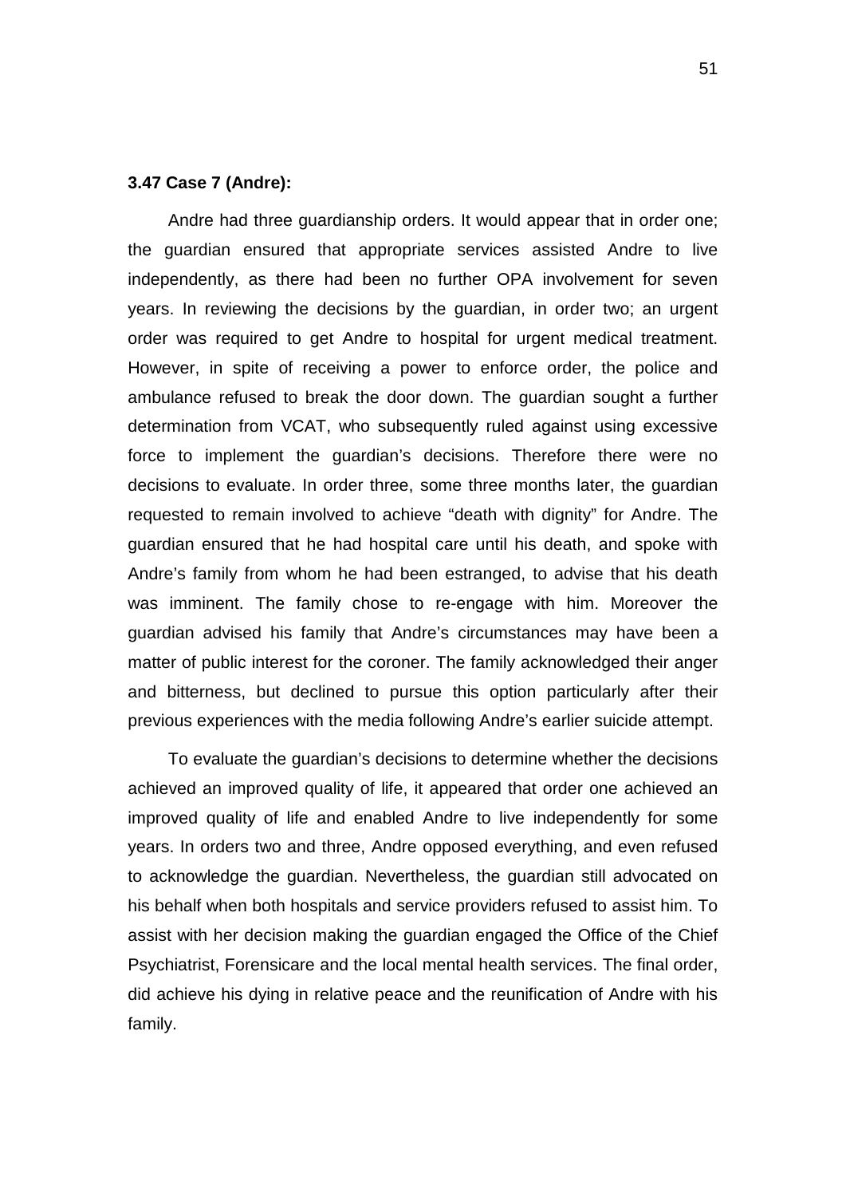**3.47 Case 7 (Andre):**

Andre had three guardianship orders. It would appear that in order one; the guardian ensured that appropriate services assisted Andre to live independently, as there had been no further OPA involvement for seven years. In reviewing the decisions by the guardian, in order two; an urgent order was required to get Andre to hospital for urgent medical treatment. However, in spite of receiving a power to enforce order, the police and ambulance refused to break the door down. The guardian sought a further determination from VCAT, who subsequently ruled against using excessive force to implement the guardian's decisions. Therefore there were no decisions to evaluate. In order three, some three months later, the guardian requested to remain involved to achieve "death with dignity" for Andre. The guardian ensured that he had hospital care until his death, and spoke with Andre's family from whom he had been estranged, to advise that his death was imminent. The family chose to re-engage with him. Moreover the guardian advised his family that Andre's circumstances may have been a matter of public interest for the coroner. The family acknowledged their anger and bitterness, but declined to pursue this option particularly after their previous experiences with the media following Andre's earlier suicide attempt.

To evaluate the guardian's decisions to determine whether the decisions achieved an improved quality of life, it appeared that order one achieved an improved quality of life and enabled Andre to live independently for some years. In orders two and three, Andre opposed everything, and even refused to acknowledge the guardian. Nevertheless, the guardian still advocated on his behalf when both hospitals and service providers refused to assist him. To assist with her decision making the guardian engaged the Office of the Chief Psychiatrist, Forensicare and the local mental health services. The final order, did achieve his dying in relative peace and the reunification of Andre with his family.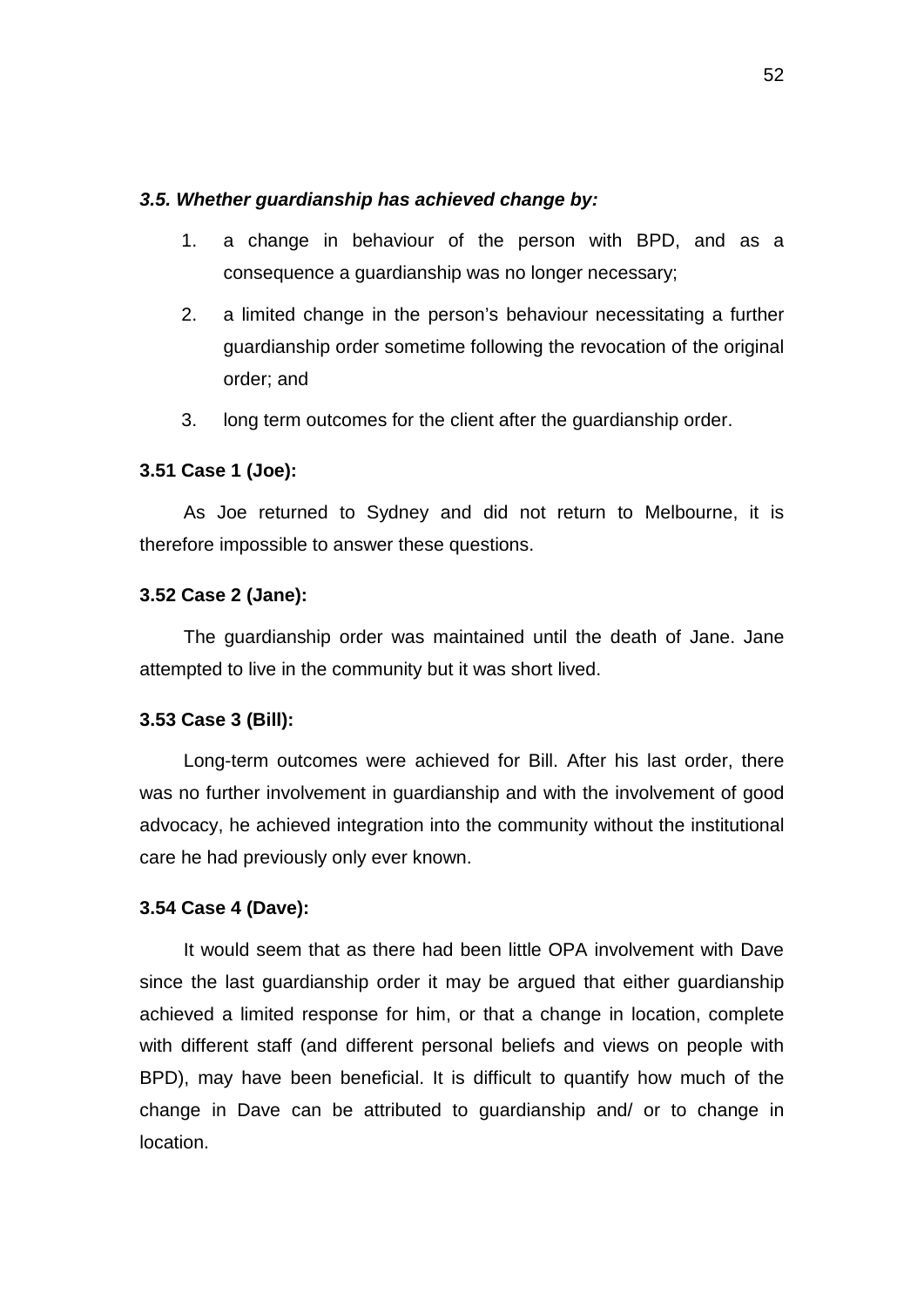### *3.5. Whether guardianship has achieved change by:*

1. a change in behaviour of the person with BPD, and as a consequence a guardianship was no longer necessary;
2. a limited change in the person's behaviour necessitating a further guardianship order sometime following the revocation of the original order; and
3. long term outcomes for the client after the guardianship order.

**3.51 Case 1 (Joe):**

As Joe returned to Sydney and did not return to Melbourne, it is therefore impossible to answer these questions.

**3.52 Case 2 (Jane):**

The guardianship order was maintained until the death of Jane. Jane attempted to live in the community but it was short lived.

**3.53 Case 3 (Bill):**

Long-term outcomes were achieved for Bill. After his last order, there was no further involvement in guardianship and with the involvement of good advocacy, he achieved integration into the community without the institutional care he had previously only ever known.

**3.54 Case 4 (Dave):**

It would seem that as there had been little OPA involvement with Dave since the last guardianship order it may be argued that either guardianship achieved a limited response for him, or that a change in location, complete with different staff (and different personal beliefs and views on people with BPD), may have been beneficial. It is difficult to quantify how much of the change in Dave can be attributed to guardianship and/ or to change in location.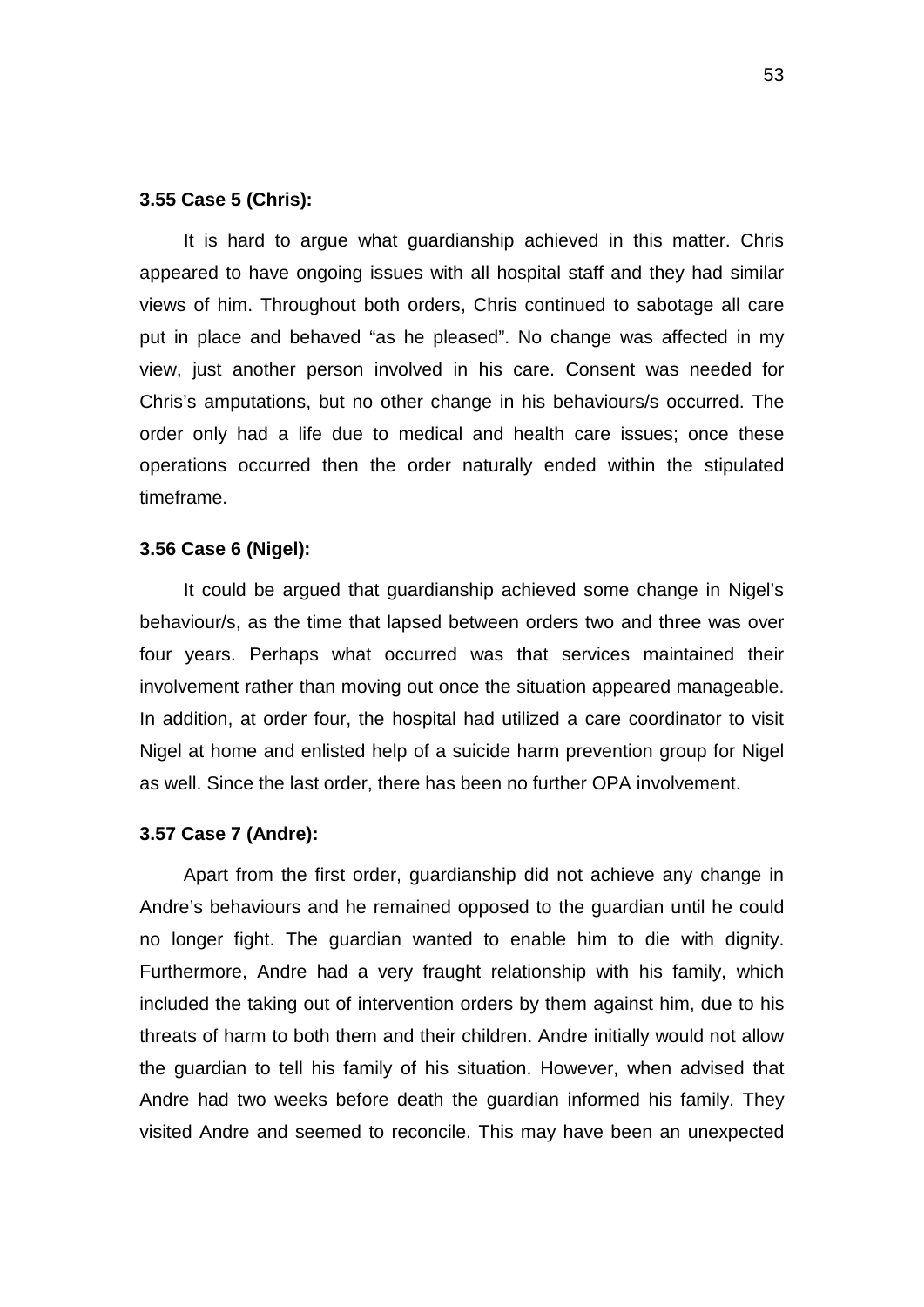**3.55 Case 5 (Chris):**

It is hard to argue what guardianship achieved in this matter. Chris appeared to have ongoing issues with all hospital staff and they had similar views of him. Throughout both orders, Chris continued to sabotage all care put in place and behaved "as he pleased". No change was affected in my view, just another person involved in his care. Consent was needed for Chris's amputations, but no other change in his behaviours/s occurred. The order only had a life due to medical and health care issues; once these operations occurred then the order naturally ended within the stipulated timeframe.

**3.56 Case 6 (Nigel):**

It could be argued that guardianship achieved some change in Nigel's behaviour/s, as the time that lapsed between orders two and three was over four years. Perhaps what occurred was that services maintained their involvement rather than moving out once the situation appeared manageable. In addition, at order four, the hospital had utilized a care coordinator to visit Nigel at home and enlisted help of a suicide harm prevention group for Nigel as well. Since the last order, there has been no further OPA involvement.

**3.57 Case 7 (Andre):**

Apart from the first order, guardianship did not achieve any change in Andre's behaviours and he remained opposed to the guardian until he could no longer fight. The guardian wanted to enable him to die with dignity. Furthermore, Andre had a very fraught relationship with his family, which included the taking out of intervention orders by them against him, due to his threats of harm to both them and their children. Andre initially would not allow the guardian to tell his family of his situation. However, when advised that Andre had two weeks before death the guardian informed his family. They visited Andre and seemed to reconcile. This may have been an unexpected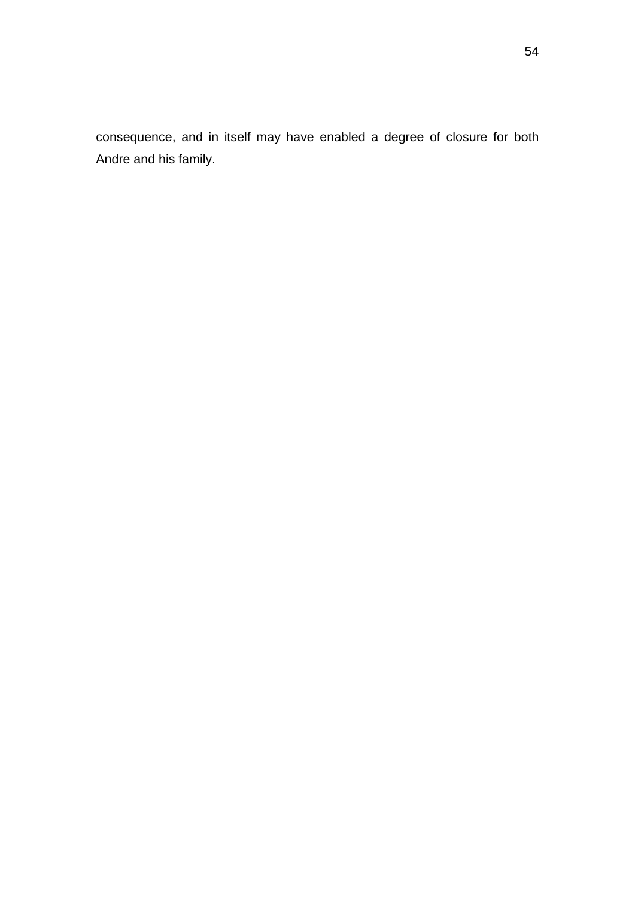consequence, and in itself may have enabled a degree of closure for both Andre and his family.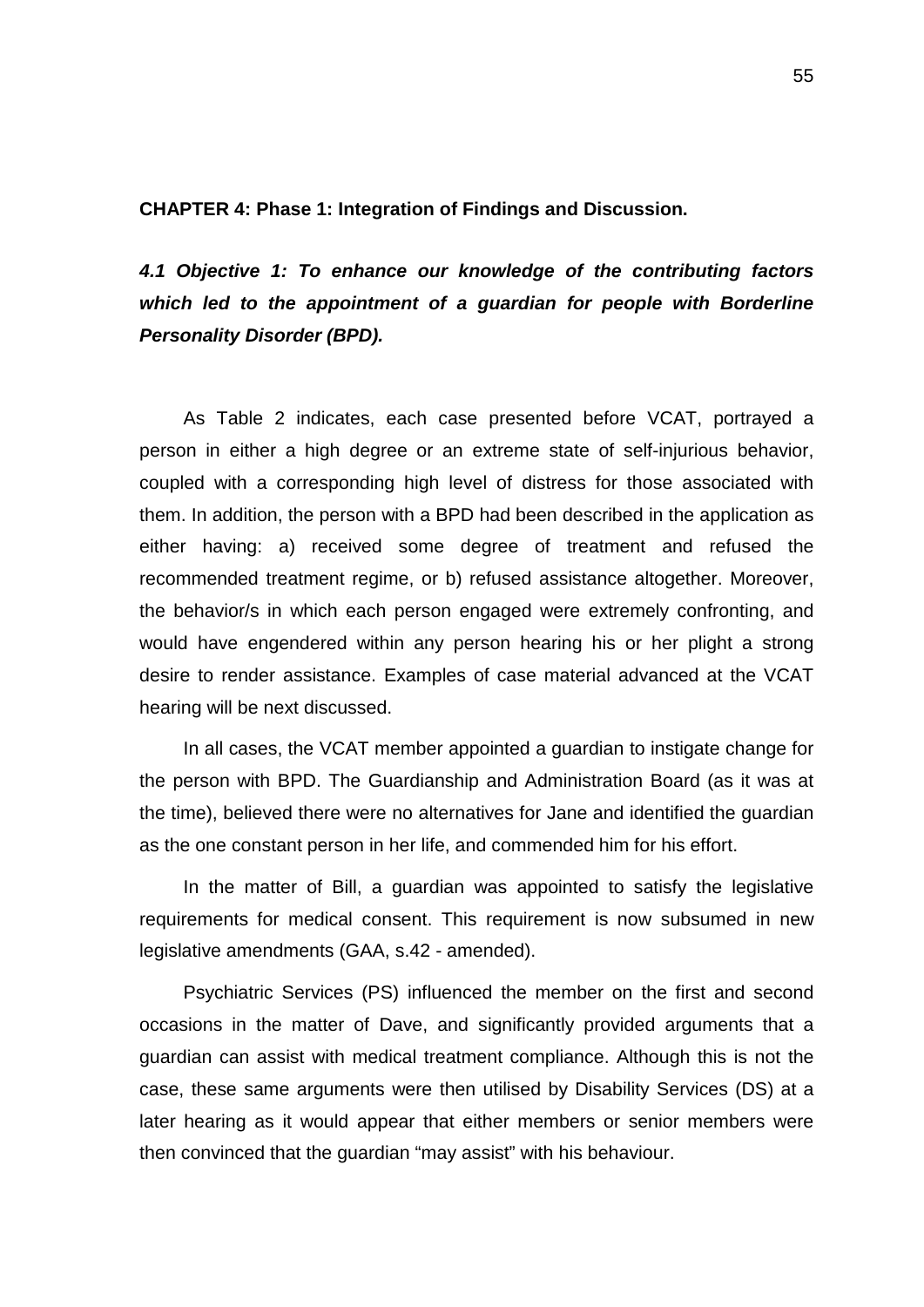**CHAPTER 4: Phase 1: Integration of Findings and Discussion.**

***4.1 Objective 1: To enhance our knowledge of the contributing factors which led to the appointment of a guardian for people with Borderline Personality Disorder (BPD).***

As Table 2 indicates, each case presented before VCAT, portrayed a person in either a high degree or an extreme state of self-injurious behavior, coupled with a corresponding high level of distress for those associated with them. In addition, the person with a BPD had been described in the application as either having: a) received some degree of treatment and refused the recommended treatment regime, or b) refused assistance altogether. Moreover, the behavior/s in which each person engaged were extremely confronting, and would have engendered within any person hearing his or her plight a strong desire to render assistance. Examples of case material advanced at the VCAT hearing will be next discussed.

In all cases, the VCAT member appointed a guardian to instigate change for the person with BPD. The Guardianship and Administration Board (as it was at the time), believed there were no alternatives for Jane and identified the guardian as the one constant person in her life, and commended him for his effort.

In the matter of Bill, a guardian was appointed to satisfy the legislative requirements for medical consent. This requirement is now subsumed in new legislative amendments (GAA, s.42 - amended).

Psychiatric Services (PS) influenced the member on the first and second occasions in the matter of Dave, and significantly provided arguments that a guardian can assist with medical treatment compliance. Although this is not the case, these same arguments were then utilised by Disability Services (DS) at a later hearing as it would appear that either members or senior members were then convinced that the guardian "may assist" with his behaviour.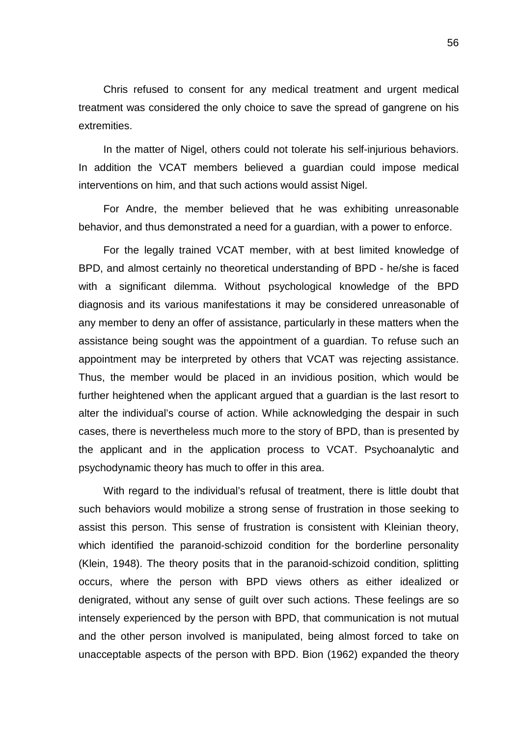Chris refused to consent for any medical treatment and urgent medical treatment was considered the only choice to save the spread of gangrene on his extremities.

In the matter of Nigel, others could not tolerate his self-injurious behaviors. In addition the VCAT members believed a guardian could impose medical interventions on him, and that such actions would assist Nigel.

For Andre, the member believed that he was exhibiting unreasonable behavior, and thus demonstrated a need for a guardian, with a power to enforce.

For the legally trained VCAT member, with at best limited knowledge of BPD, and almost certainly no theoretical understanding of BPD - he/she is faced with a significant dilemma. Without psychological knowledge of the BPD diagnosis and its various manifestations it may be considered unreasonable of any member to deny an offer of assistance, particularly in these matters when the assistance being sought was the appointment of a guardian. To refuse such an appointment may be interpreted by others that VCAT was rejecting assistance. Thus, the member would be placed in an invidious position, which would be further heightened when the applicant argued that a guardian is the last resort to alter the individual's course of action. While acknowledging the despair in such cases, there is nevertheless much more to the story of BPD, than is presented by the applicant and in the application process to VCAT. Psychoanalytic and psychodynamic theory has much to offer in this area.

With regard to the individual's refusal of treatment, there is little doubt that such behaviors would mobilize a strong sense of frustration in those seeking to assist this person. This sense of frustration is consistent with Kleinian theory, which identified the paranoid-schizoid condition for the borderline personality (Klein, 1948). The theory posits that in the paranoid-schizoid condition, splitting occurs, where the person with BPD views others as either idealized or denigrated, without any sense of guilt over such actions. These feelings are so intensely experienced by the person with BPD, that communication is not mutual and the other person involved is manipulated, being almost forced to take on unacceptable aspects of the person with BPD. Bion (1962) expanded the theory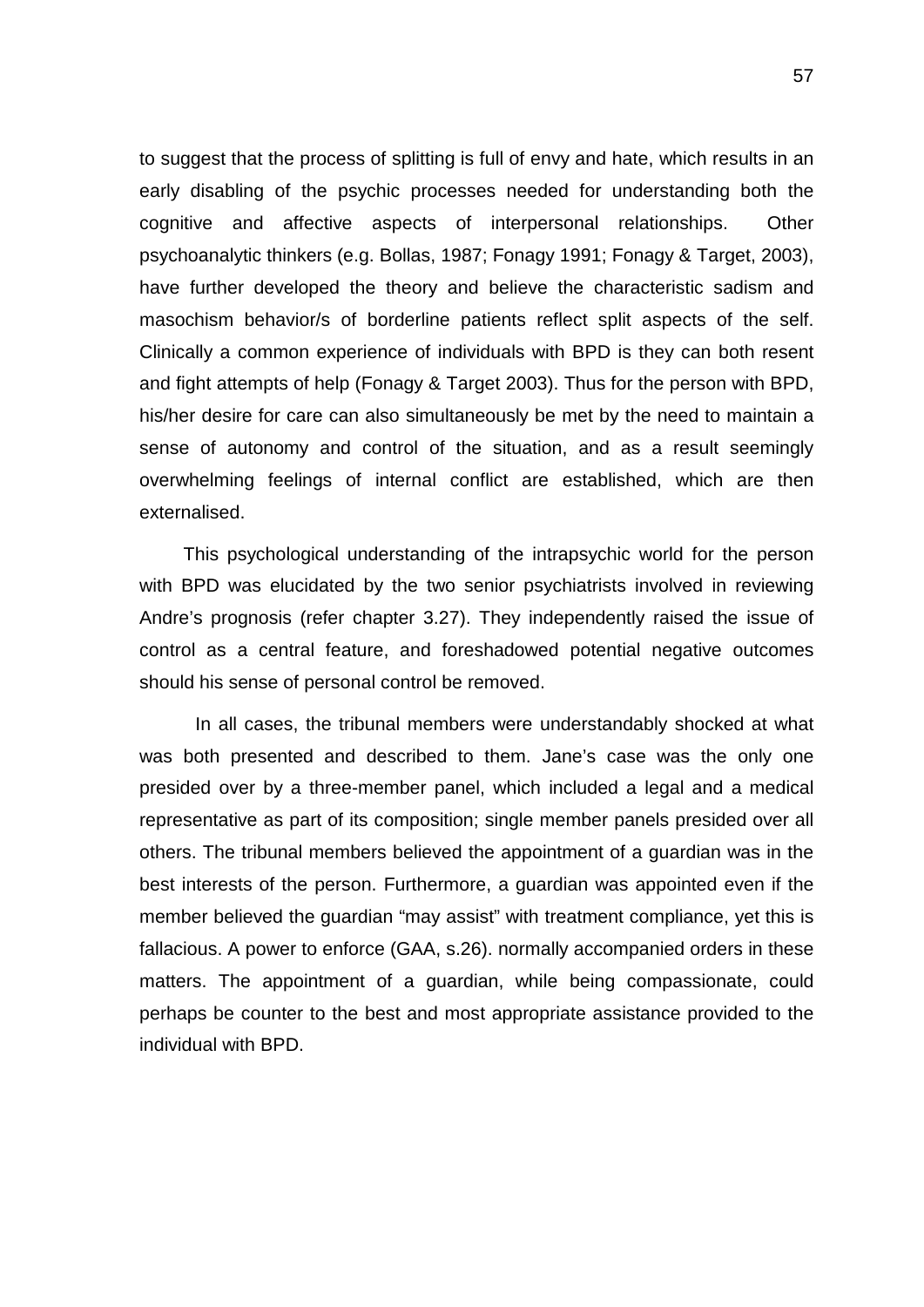to suggest that the process of splitting is full of envy and hate, which results in an early disabling of the psychic processes needed for understanding both the cognitive and affective aspects of interpersonal relationships. Other psychoanalytic thinkers (e.g. Bollas, 1987; Fonagy 1991; Fonagy & Target, 2003), have further developed the theory and believe the characteristic sadism and masochism behavior/s of borderline patients reflect split aspects of the self. Clinically a common experience of individuals with BPD is they can both resent and fight attempts of help (Fonagy & Target 2003). Thus for the person with BPD, his/her desire for care can also simultaneously be met by the need to maintain a sense of autonomy and control of the situation, and as a result seemingly overwhelming feelings of internal conflict are established, which are then externalised.

This psychological understanding of the intrapsychic world for the person with BPD was elucidated by the two senior psychiatrists involved in reviewing Andre's prognosis (refer chapter 3.27). They independently raised the issue of control as a central feature, and foreshadowed potential negative outcomes should his sense of personal control be removed.

In all cases, the tribunal members were understandably shocked at what was both presented and described to them. Jane's case was the only one presided over by a three-member panel, which included a legal and a medical representative as part of its composition; single member panels presided over all others. The tribunal members believed the appointment of a guardian was in the best interests of the person. Furthermore, a guardian was appointed even if the member believed the guardian "may assist" with treatment compliance, yet this is fallacious. A power to enforce (GAA, s.26). normally accompanied orders in these matters. The appointment of a guardian, while being compassionate, could perhaps be counter to the best and most appropriate assistance provided to the individual with BPD.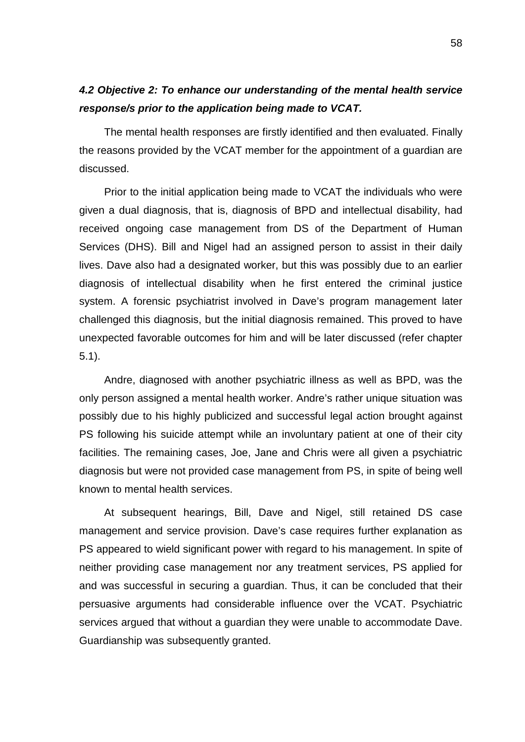### *4.2 Objective 2: To enhance our understanding of the mental health service response/s prior to the application being made to VCAT.*

The mental health responses are firstly identified and then evaluated. Finally the reasons provided by the VCAT member for the appointment of a guardian are discussed.

Prior to the initial application being made to VCAT the individuals who were given a dual diagnosis, that is, diagnosis of BPD and intellectual disability, had received ongoing case management from DS of the Department of Human Services (DHS). Bill and Nigel had an assigned person to assist in their daily lives. Dave also had a designated worker, but this was possibly due to an earlier diagnosis of intellectual disability when he first entered the criminal justice system. A forensic psychiatrist involved in Dave's program management later challenged this diagnosis, but the initial diagnosis remained. This proved to have unexpected favorable outcomes for him and will be later discussed (refer chapter 5.1).

Andre, diagnosed with another psychiatric illness as well as BPD, was the only person assigned a mental health worker. Andre's rather unique situation was possibly due to his highly publicized and successful legal action brought against PS following his suicide attempt while an involuntary patient at one of their city facilities. The remaining cases, Joe, Jane and Chris were all given a psychiatric diagnosis but were not provided case management from PS, in spite of being well known to mental health services.

At subsequent hearings, Bill, Dave and Nigel, still retained DS case management and service provision. Dave's case requires further explanation as PS appeared to wield significant power with regard to his management. In spite of neither providing case management nor any treatment services, PS applied for and was successful in securing a guardian. Thus, it can be concluded that their persuasive arguments had considerable influence over the VCAT. Psychiatric services argued that without a guardian they were unable to accommodate Dave. Guardianship was subsequently granted.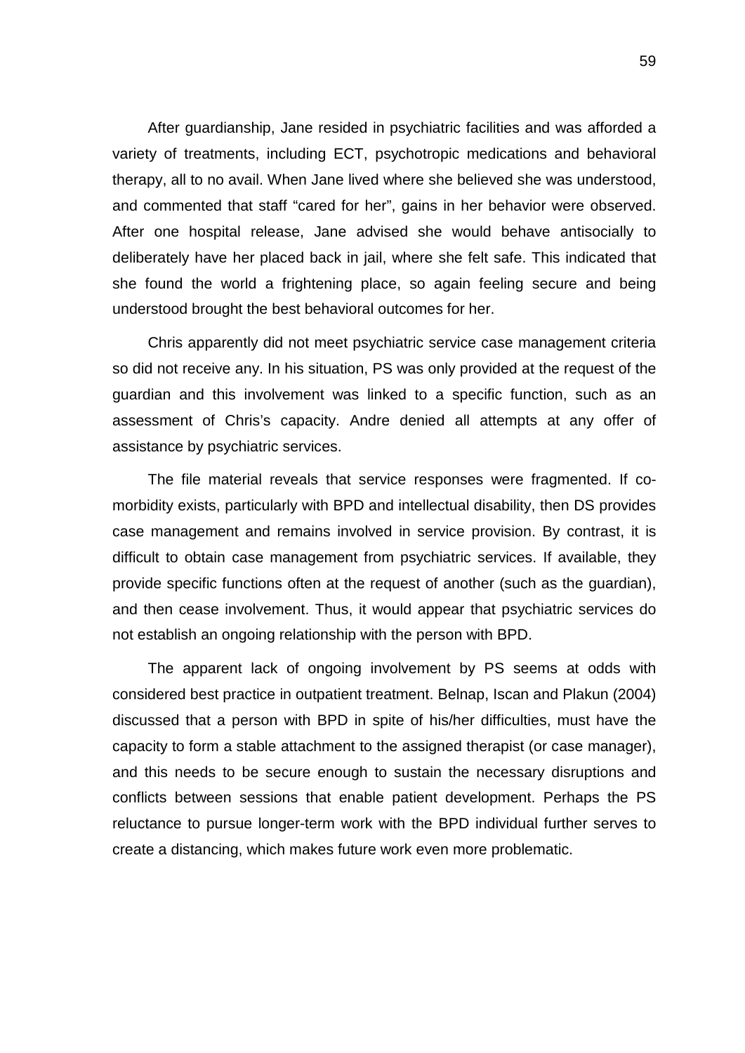After guardianship, Jane resided in psychiatric facilities and was afforded a variety of treatments, including ECT, psychotropic medications and behavioral therapy, all to no avail. When Jane lived where she believed she was understood, and commented that staff "cared for her", gains in her behavior were observed. After one hospital release, Jane advised she would behave antisocially to deliberately have her placed back in jail, where she felt safe. This indicated that she found the world a frightening place, so again feeling secure and being understood brought the best behavioral outcomes for her.

Chris apparently did not meet psychiatric service case management criteria so did not receive any. In his situation, PS was only provided at the request of the guardian and this involvement was linked to a specific function, such as an assessment of Chris's capacity. Andre denied all attempts at any offer of assistance by psychiatric services.

The file material reveals that service responses were fragmented. If co-morbidity exists, particularly with BPD and intellectual disability, then DS provides case management and remains involved in service provision. By contrast, it is difficult to obtain case management from psychiatric services. If available, they provide specific functions often at the request of another (such as the guardian), and then cease involvement. Thus, it would appear that psychiatric services do not establish an ongoing relationship with the person with BPD.

The apparent lack of ongoing involvement by PS seems at odds with considered best practice in outpatient treatment. Belnap, Iscan and Plakun (2004) discussed that a person with BPD in spite of his/her difficulties, must have the capacity to form a stable attachment to the assigned therapist (or case manager), and this needs to be secure enough to sustain the necessary disruptions and conflicts between sessions that enable patient development. Perhaps the PS reluctance to pursue longer-term work with the BPD individual further serves to create a distancing, which makes future work even more problematic.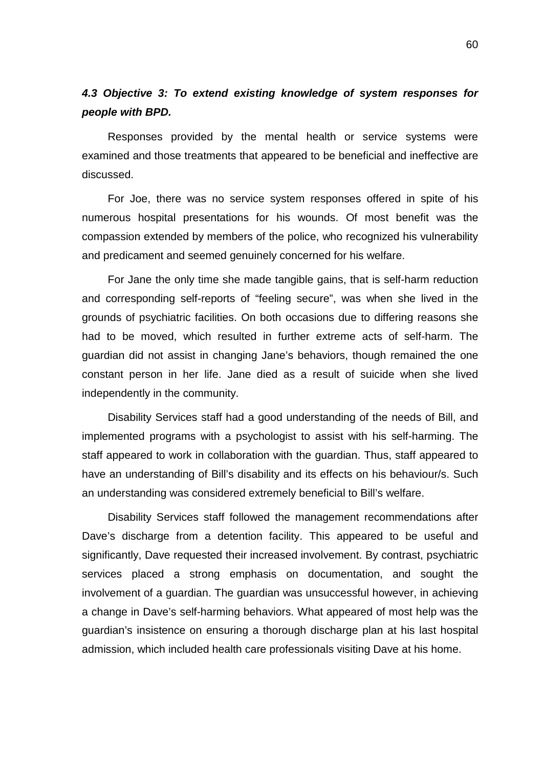### *4.3 Objective 3: To extend existing knowledge of system responses for people with BPD.*

Responses provided by the mental health or service systems were examined and those treatments that appeared to be beneficial and ineffective are discussed.

For Joe, there was no service system responses offered in spite of his numerous hospital presentations for his wounds. Of most benefit was the compassion extended by members of the police, who recognized his vulnerability and predicament and seemed genuinely concerned for his welfare.

For Jane the only time she made tangible gains, that is self-harm reduction and corresponding self-reports of "feeling secure", was when she lived in the grounds of psychiatric facilities. On both occasions due to differing reasons she had to be moved, which resulted in further extreme acts of self-harm. The guardian did not assist in changing Jane's behaviors, though remained the one constant person in her life. Jane died as a result of suicide when she lived independently in the community.

Disability Services staff had a good understanding of the needs of Bill, and implemented programs with a psychologist to assist with his self-harming. The staff appeared to work in collaboration with the guardian. Thus, staff appeared to have an understanding of Bill's disability and its effects on his behaviour/s. Such an understanding was considered extremely beneficial to Bill's welfare.

Disability Services staff followed the management recommendations after Dave's discharge from a detention facility. This appeared to be useful and significantly, Dave requested their increased involvement. By contrast, psychiatric services placed a strong emphasis on documentation, and sought the involvement of a guardian. The guardian was unsuccessful however, in achieving a change in Dave's self-harming behaviors. What appeared of most help was the guardian's insistence on ensuring a thorough discharge plan at his last hospital admission, which included health care professionals visiting Dave at his home.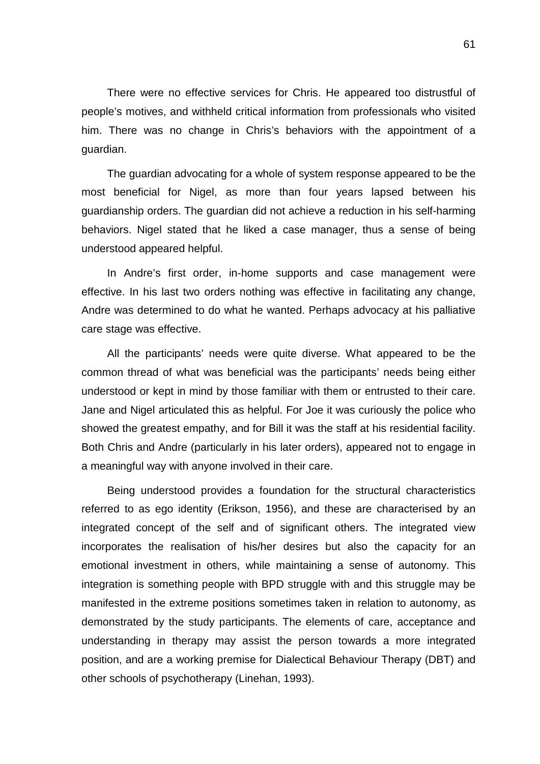There were no effective services for Chris. He appeared too distrustful of people's motives, and withheld critical information from professionals who visited him. There was no change in Chris's behaviors with the appointment of a guardian.

The guardian advocating for a whole of system response appeared to be the most beneficial for Nigel, as more than four years lapsed between his guardianship orders. The guardian did not achieve a reduction in his self-harming behaviors. Nigel stated that he liked a case manager, thus a sense of being understood appeared helpful.

In Andre's first order, in-home supports and case management were effective. In his last two orders nothing was effective in facilitating any change, Andre was determined to do what he wanted. Perhaps advocacy at his palliative care stage was effective.

All the participants' needs were quite diverse. What appeared to be the common thread of what was beneficial was the participants' needs being either understood or kept in mind by those familiar with them or entrusted to their care. Jane and Nigel articulated this as helpful. For Joe it was curiously the police who showed the greatest empathy, and for Bill it was the staff at his residential facility. Both Chris and Andre (particularly in his later orders), appeared not to engage in a meaningful way with anyone involved in their care.

Being understood provides a foundation for the structural characteristics referred to as ego identity (Erikson, 1956), and these are characterised by an integrated concept of the self and of significant others. The integrated view incorporates the realisation of his/her desires but also the capacity for an emotional investment in others, while maintaining a sense of autonomy. This integration is something people with BPD struggle with and this struggle may be manifested in the extreme positions sometimes taken in relation to autonomy, as demonstrated by the study participants. The elements of care, acceptance and understanding in therapy may assist the person towards a more integrated position, and are a working premise for Dialectical Behaviour Therapy (DBT) and other schools of psychotherapy (Linehan, 1993).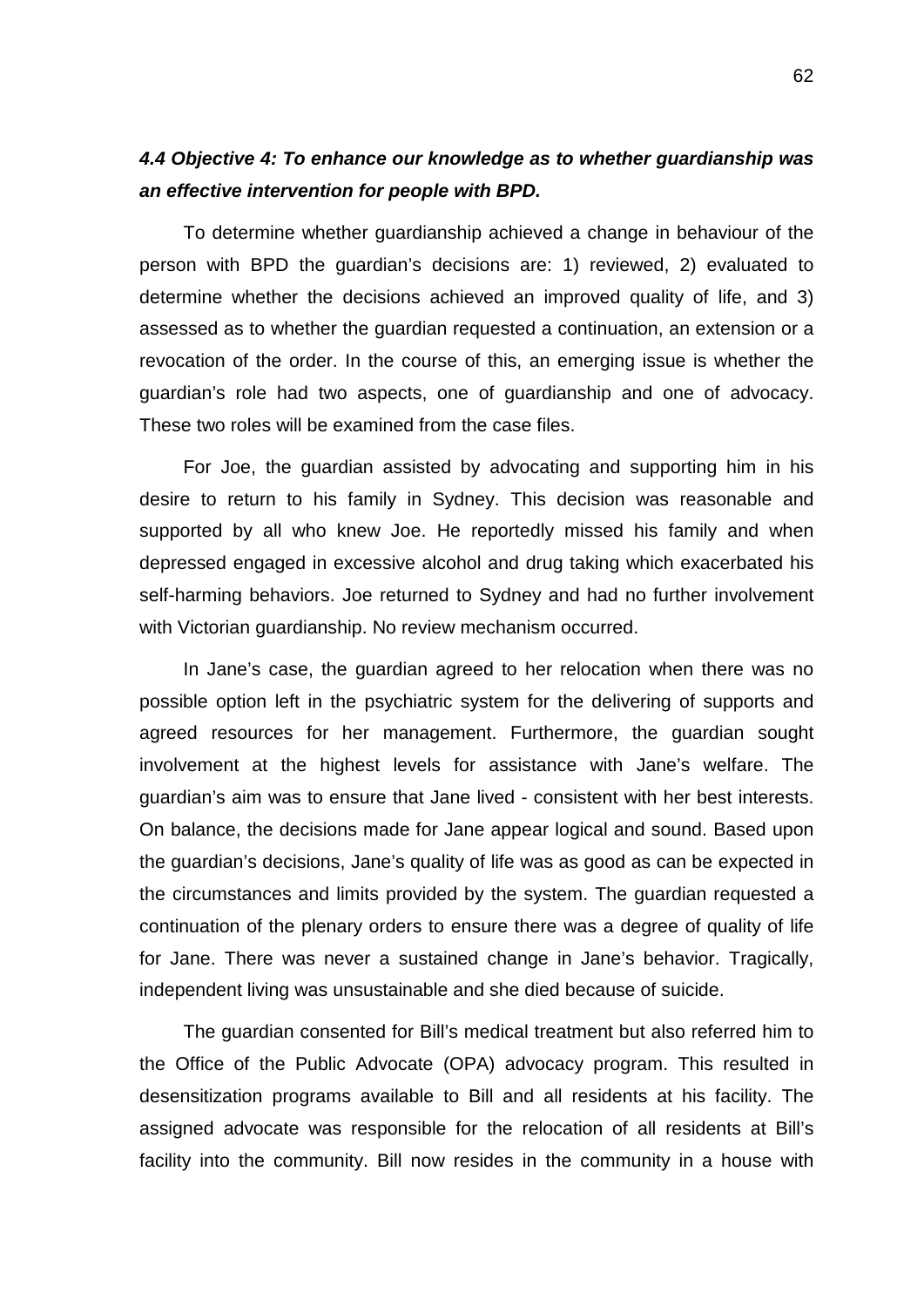### *4.4 Objective 4: To enhance our knowledge as to whether guardianship was an effective intervention for people with BPD.*

To determine whether guardianship achieved a change in behaviour of the person with BPD the guardian's decisions are: 1) reviewed, 2) evaluated to determine whether the decisions achieved an improved quality of life, and 3) assessed as to whether the guardian requested a continuation, an extension or a revocation of the order. In the course of this, an emerging issue is whether the guardian's role had two aspects, one of guardianship and one of advocacy. These two roles will be examined from the case files.

For Joe, the guardian assisted by advocating and supporting him in his desire to return to his family in Sydney. This decision was reasonable and supported by all who knew Joe. He reportedly missed his family and when depressed engaged in excessive alcohol and drug taking which exacerbated his self-harming behaviors. Joe returned to Sydney and had no further involvement with Victorian guardianship. No review mechanism occurred.

In Jane's case, the guardian agreed to her relocation when there was no possible option left in the psychiatric system for the delivering of supports and agreed resources for her management. Furthermore, the guardian sought involvement at the highest levels for assistance with Jane's welfare. The guardian's aim was to ensure that Jane lived - consistent with her best interests. On balance, the decisions made for Jane appear logical and sound. Based upon the guardian's decisions, Jane's quality of life was as good as can be expected in the circumstances and limits provided by the system. The guardian requested a continuation of the plenary orders to ensure there was a degree of quality of life for Jane. There was never a sustained change in Jane's behavior. Tragically, independent living was unsustainable and she died because of suicide.

The guardian consented for Bill's medical treatment but also referred him to the Office of the Public Advocate (OPA) advocacy program. This resulted in desensitization programs available to Bill and all residents at his facility. The assigned advocate was responsible for the relocation of all residents at Bill's facility into the community. Bill now resides in the community in a house with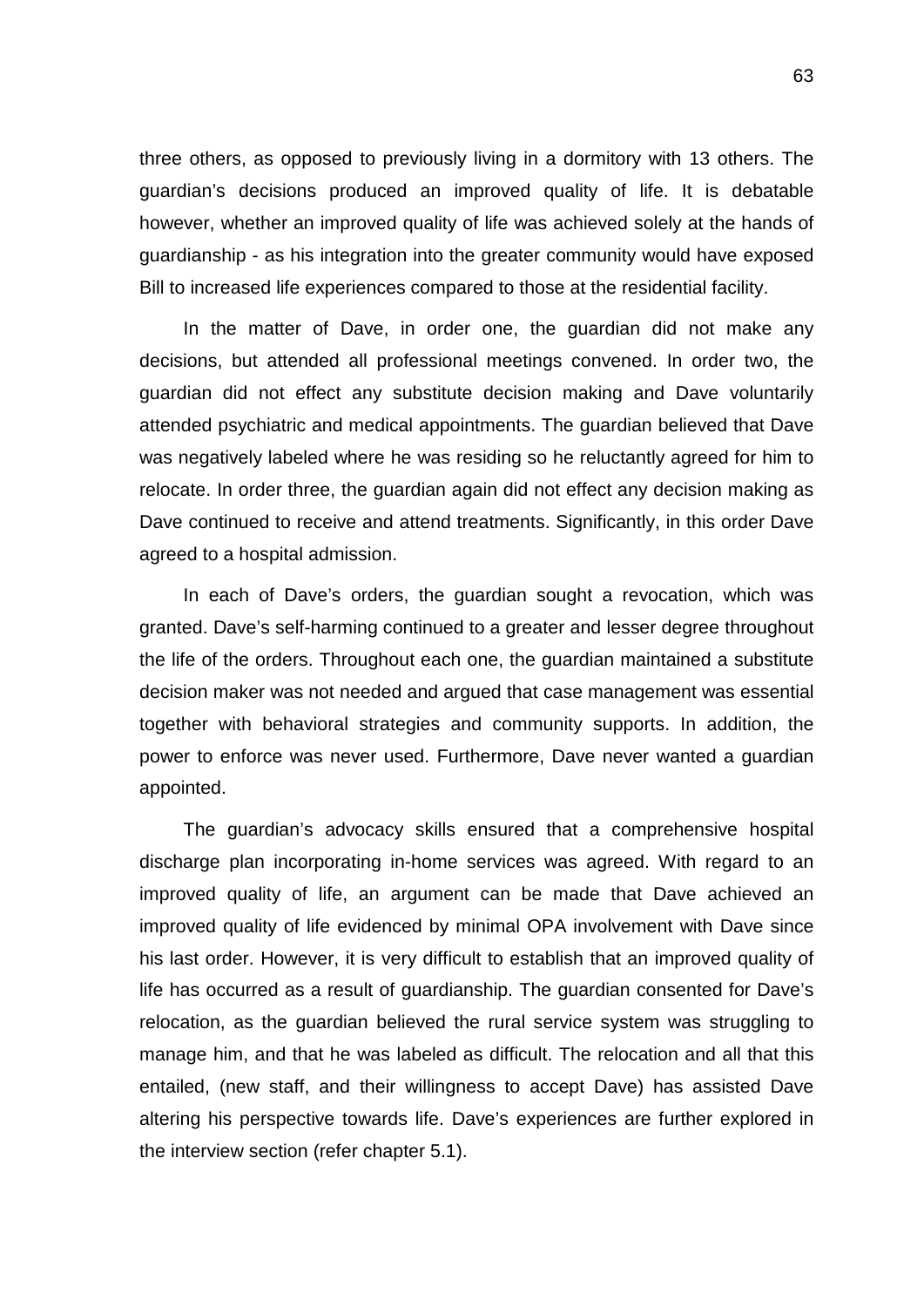three others, as opposed to previously living in a dormitory with 13 others. The guardian's decisions produced an improved quality of life. It is debatable however, whether an improved quality of life was achieved solely at the hands of guardianship - as his integration into the greater community would have exposed Bill to increased life experiences compared to those at the residential facility.

In the matter of Dave, in order one, the guardian did not make any decisions, but attended all professional meetings convened. In order two, the guardian did not effect any substitute decision making and Dave voluntarily attended psychiatric and medical appointments. The guardian believed that Dave was negatively labeled where he was residing so he reluctantly agreed for him to relocate. In order three, the guardian again did not effect any decision making as Dave continued to receive and attend treatments. Significantly, in this order Dave agreed to a hospital admission.

In each of Dave's orders, the guardian sought a revocation, which was granted. Dave's self-harming continued to a greater and lesser degree throughout the life of the orders. Throughout each one, the guardian maintained a substitute decision maker was not needed and argued that case management was essential together with behavioral strategies and community supports. In addition, the power to enforce was never used. Furthermore, Dave never wanted a guardian appointed.

The guardian's advocacy skills ensured that a comprehensive hospital discharge plan incorporating in-home services was agreed. With regard to an improved quality of life, an argument can be made that Dave achieved an improved quality of life evidenced by minimal OPA involvement with Dave since his last order. However, it is very difficult to establish that an improved quality of life has occurred as a result of guardianship. The guardian consented for Dave's relocation, as the guardian believed the rural service system was struggling to manage him, and that he was labeled as difficult. The relocation and all that this entailed, (new staff, and their willingness to accept Dave) has assisted Dave altering his perspective towards life. Dave's experiences are further explored in the interview section (refer chapter 5.1).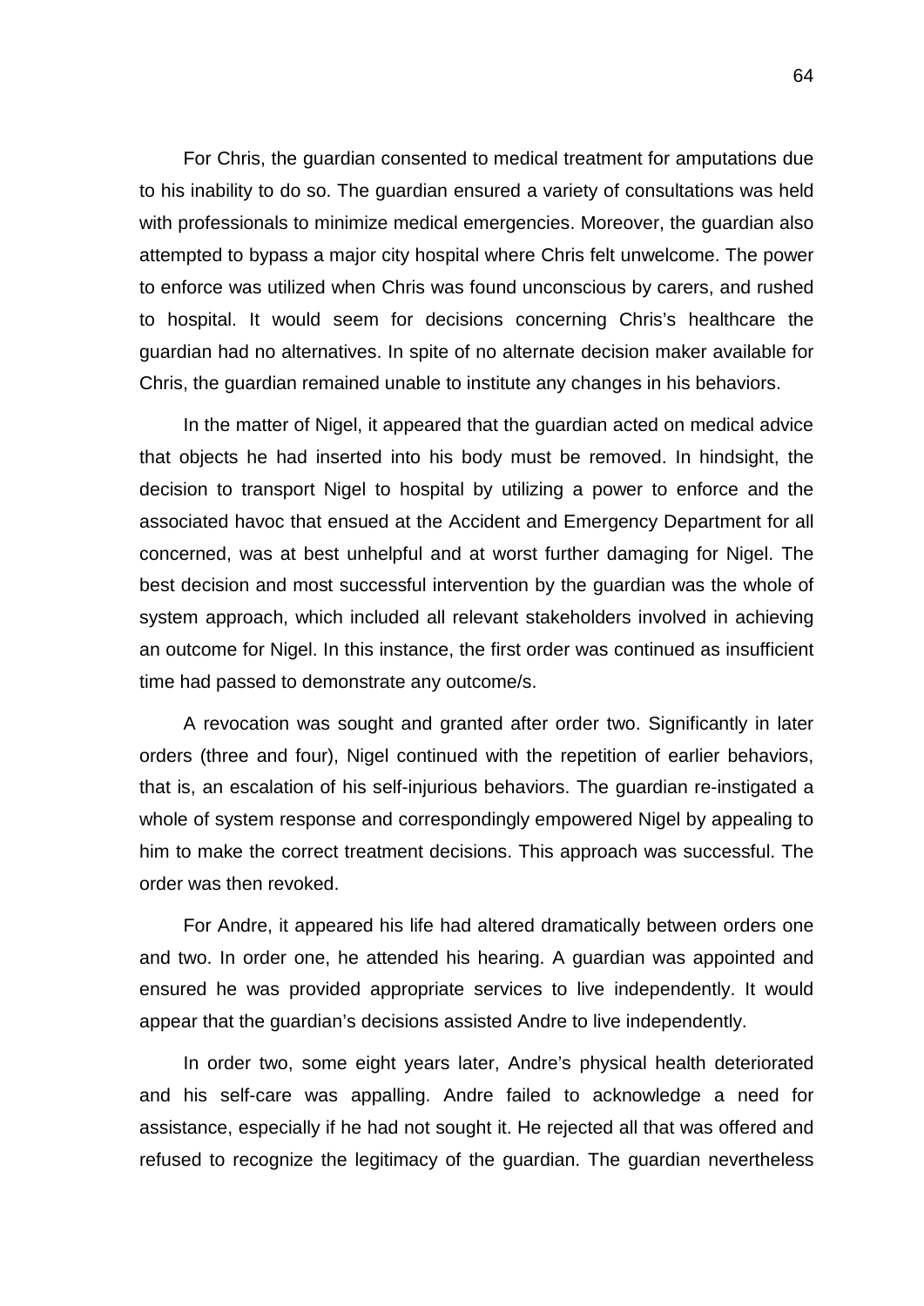For Chris, the guardian consented to medical treatment for amputations due to his inability to do so. The guardian ensured a variety of consultations was held with professionals to minimize medical emergencies. Moreover, the guardian also attempted to bypass a major city hospital where Chris felt unwelcome. The power to enforce was utilized when Chris was found unconscious by carers, and rushed to hospital. It would seem for decisions concerning Chris's healthcare the guardian had no alternatives. In spite of no alternate decision maker available for Chris, the guardian remained unable to institute any changes in his behaviors.

In the matter of Nigel, it appeared that the guardian acted on medical advice that objects he had inserted into his body must be removed. In hindsight, the decision to transport Nigel to hospital by utilizing a power to enforce and the associated havoc that ensued at the Accident and Emergency Department for all concerned, was at best unhelpful and at worst further damaging for Nigel. The best decision and most successful intervention by the guardian was the whole of system approach, which included all relevant stakeholders involved in achieving an outcome for Nigel. In this instance, the first order was continued as insufficient time had passed to demonstrate any outcome/s.

A revocation was sought and granted after order two. Significantly in later orders (three and four), Nigel continued with the repetition of earlier behaviors, that is, an escalation of his self-injurious behaviors. The guardian re-instigated a whole of system response and correspondingly empowered Nigel by appealing to him to make the correct treatment decisions. This approach was successful. The order was then revoked.

For Andre, it appeared his life had altered dramatically between orders one and two. In order one, he attended his hearing. A guardian was appointed and ensured he was provided appropriate services to live independently. It would appear that the guardian's decisions assisted Andre to live independently.

In order two, some eight years later, Andre's physical health deteriorated and his self-care was appalling. Andre failed to acknowledge a need for assistance, especially if he had not sought it. He rejected all that was offered and refused to recognize the legitimacy of the guardian. The guardian nevertheless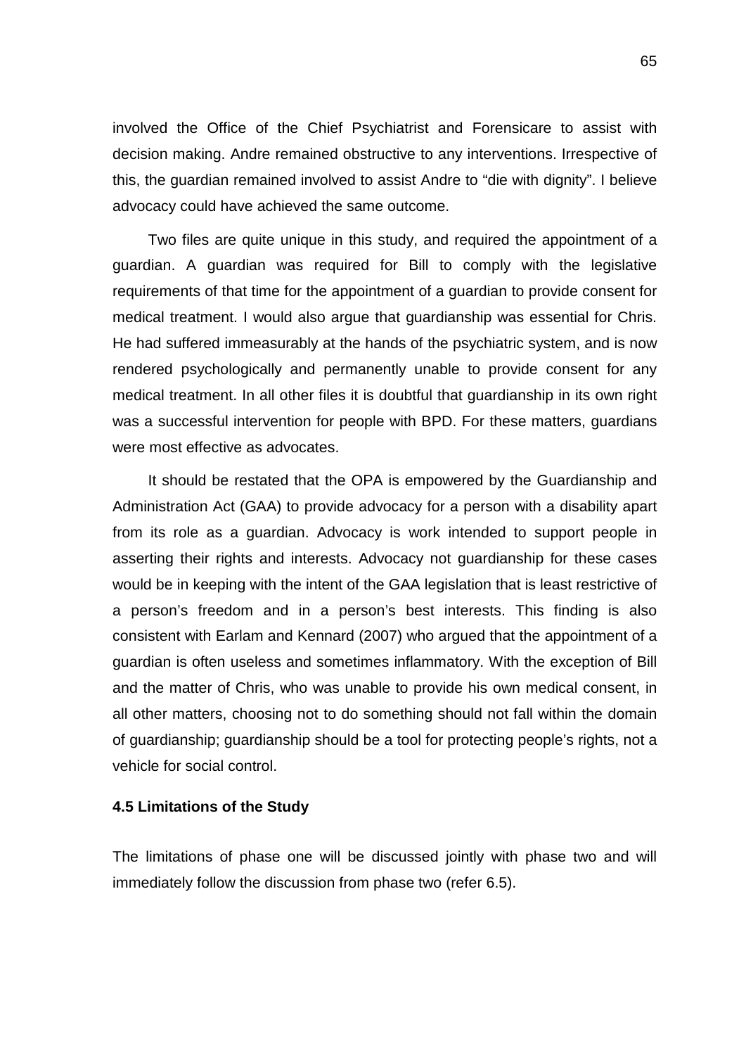involved the Office of the Chief Psychiatrist and Forensicare to assist with decision making. Andre remained obstructive to any interventions. Irrespective of this, the guardian remained involved to assist Andre to "die with dignity". I believe advocacy could have achieved the same outcome.

Two files are quite unique in this study, and required the appointment of a guardian. A guardian was required for Bill to comply with the legislative requirements of that time for the appointment of a guardian to provide consent for medical treatment. I would also argue that guardianship was essential for Chris. He had suffered immeasurably at the hands of the psychiatric system, and is now rendered psychologically and permanently unable to provide consent for any medical treatment. In all other files it is doubtful that guardianship in its own right was a successful intervention for people with BPD. For these matters, guardians were most effective as advocates.

It should be restated that the OPA is empowered by the Guardianship and Administration Act (GAA) to provide advocacy for a person with a disability apart from its role as a guardian. Advocacy is work intended to support people in asserting their rights and interests. Advocacy not guardianship for these cases would be in keeping with the intent of the GAA legislation that is least restrictive of a person's freedom and in a person's best interests. This finding is also consistent with Earlam and Kennard (2007) who argued that the appointment of a guardian is often useless and sometimes inflammatory. With the exception of Bill and the matter of Chris, who was unable to provide his own medical consent, in all other matters, choosing not to do something should not fall within the domain of guardianship; guardianship should be a tool for protecting people's rights, not a vehicle for social control.

### 4.5 Limitations of the Study

The limitations of phase one will be discussed jointly with phase two and will immediately follow the discussion from phase two (refer 6.5).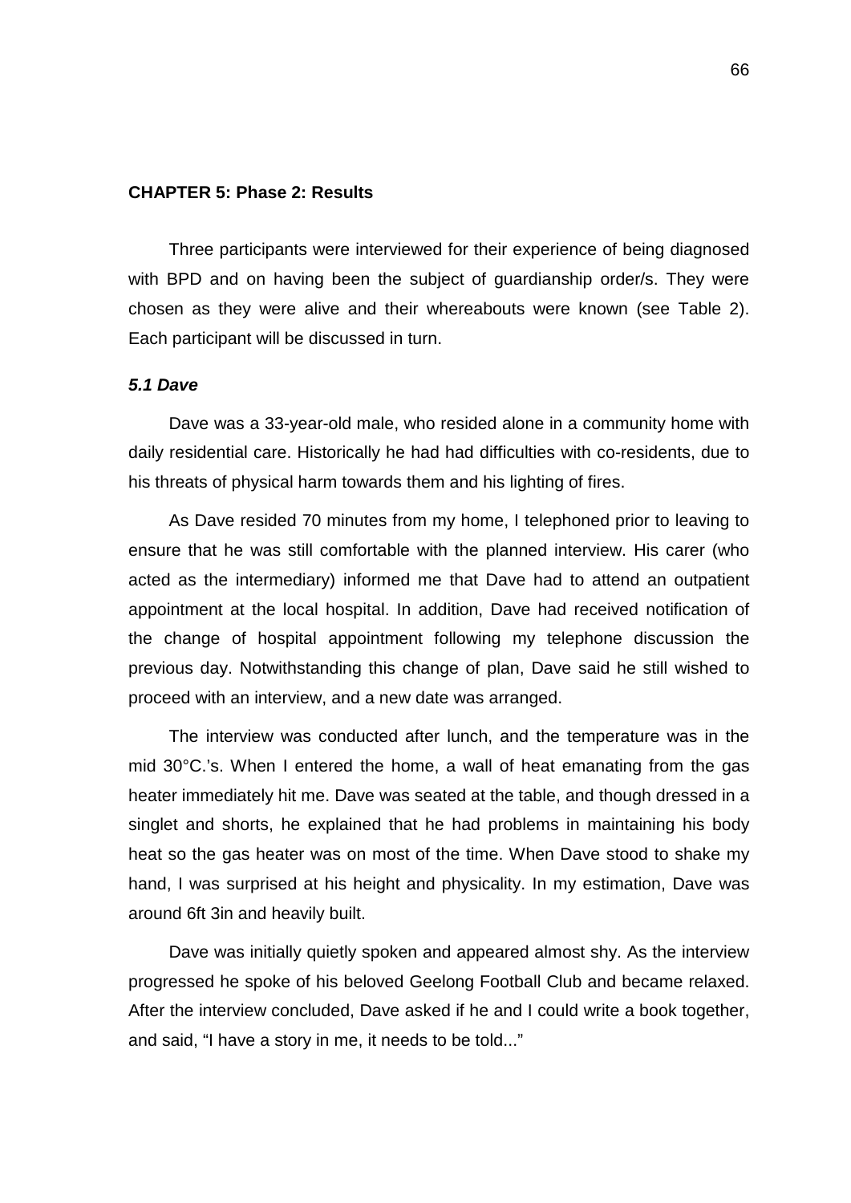# CHAPTER 5: Phase 2: Results

Three participants were interviewed for their experience of being diagnosed with BPD and on having been the subject of guardianship order/s. They were chosen as they were alive and their whereabouts were known (see Table 2). Each participant will be discussed in turn.

## *5.1 Dave*

Dave was a 33-year-old male, who resided alone in a community home with daily residential care. Historically he had had difficulties with co-residents, due to his threats of physical harm towards them and his lighting of fires.

As Dave resided 70 minutes from my home, I telephoned prior to leaving to ensure that he was still comfortable with the planned interview. His carer (who acted as the intermediary) informed me that Dave had to attend an outpatient appointment at the local hospital. In addition, Dave had received notification of the change of hospital appointment following my telephone discussion the previous day. Notwithstanding this change of plan, Dave said he still wished to proceed with an interview, and a new date was arranged.

The interview was conducted after lunch, and the temperature was in the mid 30°C.'s. When I entered the home, a wall of heat emanating from the gas heater immediately hit me. Dave was seated at the table, and though dressed in a singlet and shorts, he explained that he had problems in maintaining his body heat so the gas heater was on most of the time. When Dave stood to shake my hand, I was surprised at his height and physicality. In my estimation, Dave was around 6ft 3in and heavily built.

Dave was initially quietly spoken and appeared almost shy. As the interview progressed he spoke of his beloved Geelong Football Club and became relaxed. After the interview concluded, Dave asked if he and I could write a book together, and said, "I have a story in me, it needs to be told..."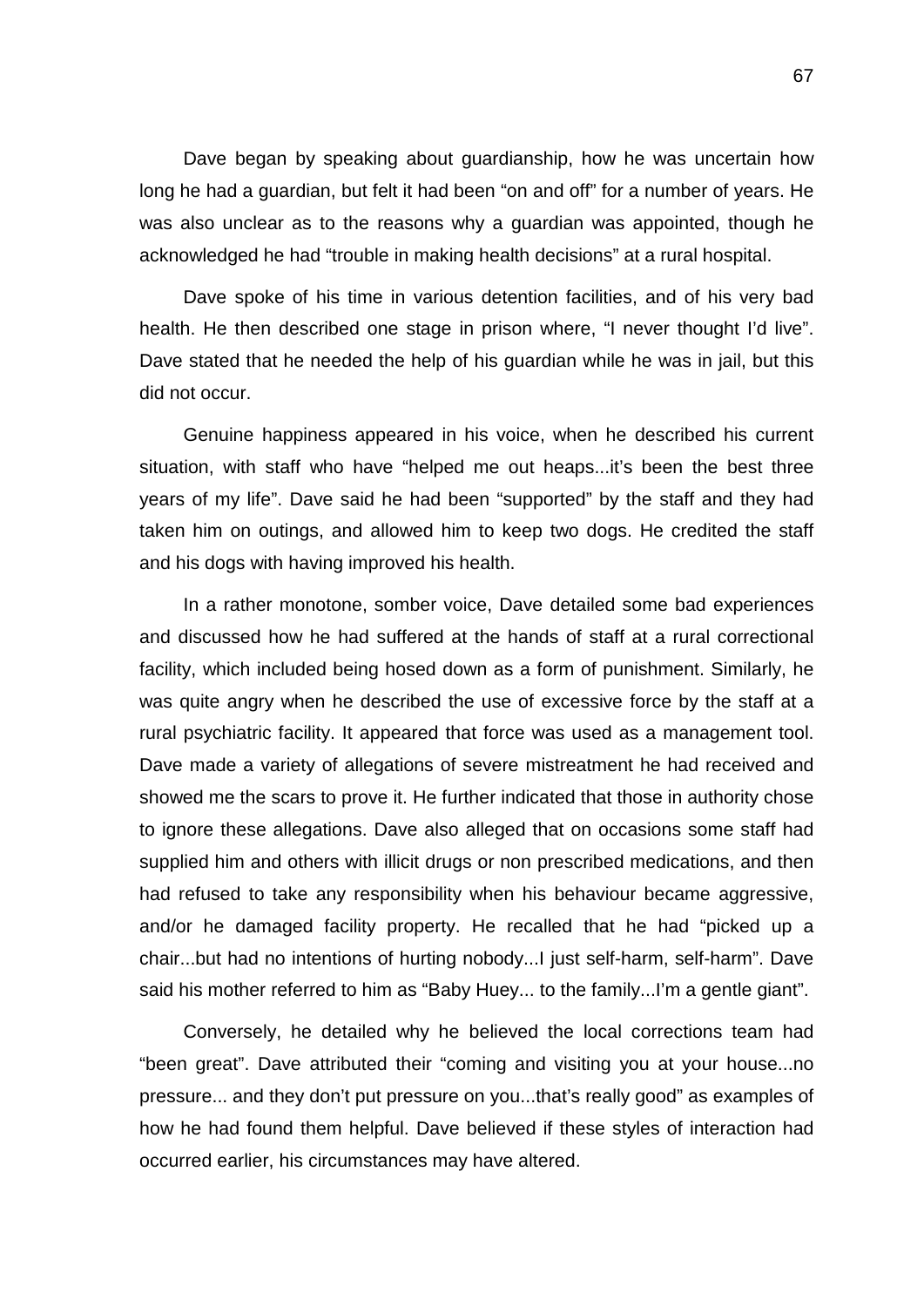Dave began by speaking about guardianship, how he was uncertain how long he had a guardian, but felt it had been "on and off" for a number of years. He was also unclear as to the reasons why a guardian was appointed, though he acknowledged he had "trouble in making health decisions" at a rural hospital.

Dave spoke of his time in various detention facilities, and of his very bad health. He then described one stage in prison where, "I never thought I'd live". Dave stated that he needed the help of his guardian while he was in jail, but this did not occur.

Genuine happiness appeared in his voice, when he described his current situation, with staff who have "helped me out heaps...it's been the best three years of my life". Dave said he had been "supported" by the staff and they had taken him on outings, and allowed him to keep two dogs. He credited the staff and his dogs with having improved his health.

In a rather monotone, somber voice, Dave detailed some bad experiences and discussed how he had suffered at the hands of staff at a rural correctional facility, which included being hosed down as a form of punishment. Similarly, he was quite angry when he described the use of excessive force by the staff at a rural psychiatric facility. It appeared that force was used as a management tool. Dave made a variety of allegations of severe mistreatment he had received and showed me the scars to prove it. He further indicated that those in authority chose to ignore these allegations. Dave also alleged that on occasions some staff had supplied him and others with illicit drugs or non prescribed medications, and then had refused to take any responsibility when his behaviour became aggressive, and/or he damaged facility property. He recalled that he had "picked up a chair...but had no intentions of hurting nobody...I just self-harm, self-harm". Dave said his mother referred to him as "Baby Huey... to the family...I'm a gentle giant".

Conversely, he detailed why he believed the local corrections team had "been great". Dave attributed their "coming and visiting you at your house...no pressure... and they don't put pressure on you...that's really good" as examples of how he had found them helpful. Dave believed if these styles of interaction had occurred earlier, his circumstances may have altered.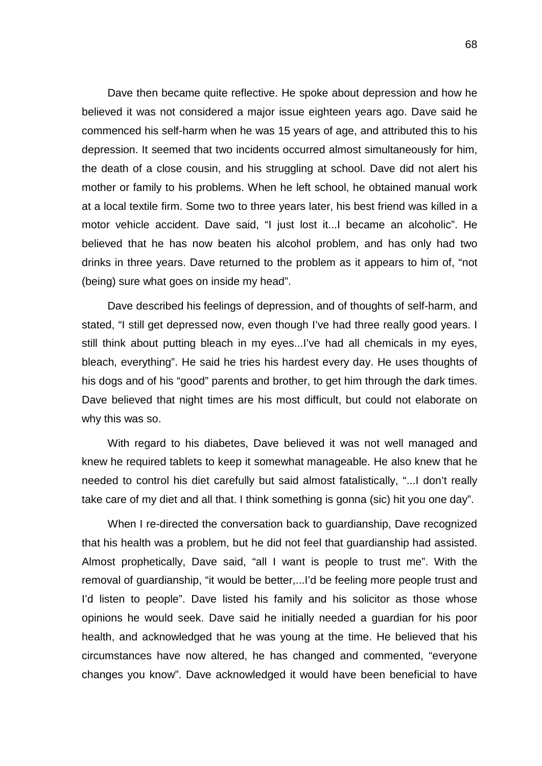Dave then became quite reflective. He spoke about depression and how he believed it was not considered a major issue eighteen years ago. Dave said he commenced his self-harm when he was 15 years of age, and attributed this to his depression. It seemed that two incidents occurred almost simultaneously for him, the death of a close cousin, and his struggling at school. Dave did not alert his mother or family to his problems. When he left school, he obtained manual work at a local textile firm. Some two to three years later, his best friend was killed in a motor vehicle accident. Dave said, "I just lost it...I became an alcoholic". He believed that he has now beaten his alcohol problem, and has only had two drinks in three years. Dave returned to the problem as it appears to him of, "not (being) sure what goes on inside my head".

Dave described his feelings of depression, and of thoughts of self-harm, and stated, "I still get depressed now, even though I've had three really good years. I still think about putting bleach in my eyes...I've had all chemicals in my eyes, bleach, everything". He said he tries his hardest every day. He uses thoughts of his dogs and of his "good" parents and brother, to get him through the dark times. Dave believed that night times are his most difficult, but could not elaborate on why this was so.

With regard to his diabetes, Dave believed it was not well managed and knew he required tablets to keep it somewhat manageable. He also knew that he needed to control his diet carefully but said almost fatalistically, "...I don't really take care of my diet and all that. I think something is gonna (sic) hit you one day".

When I re-directed the conversation back to guardianship, Dave recognized that his health was a problem, but he did not feel that guardianship had assisted. Almost prophetically, Dave said, "all I want is people to trust me". With the removal of guardianship, "it would be better,...I'd be feeling more people trust and I'd listen to people". Dave listed his family and his solicitor as those whose opinions he would seek. Dave said he initially needed a guardian for his poor health, and acknowledged that he was young at the time. He believed that his circumstances have now altered, he has changed and commented, "everyone changes you know". Dave acknowledged it would have been beneficial to have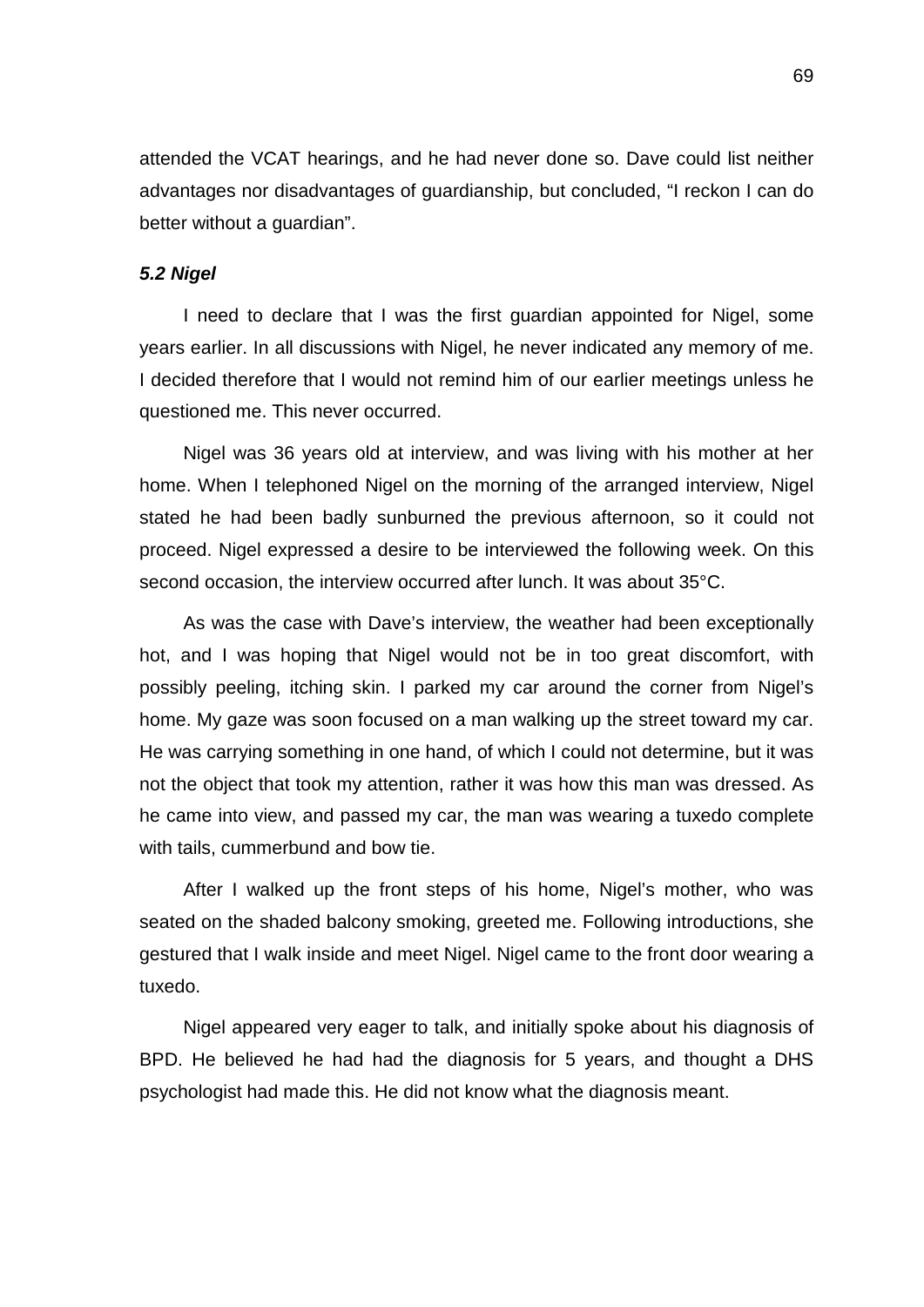attended the VCAT hearings, and he had never done so. Dave could list neither advantages nor disadvantages of guardianship, but concluded, “I reckon I can do better without a guardian”.

### *5.2 Nigel*

I need to declare that I was the first guardian appointed for Nigel, some years earlier. In all discussions with Nigel, he never indicated any memory of me. I decided therefore that I would not remind him of our earlier meetings unless he questioned me. This never occurred.

Nigel was 36 years old at interview, and was living with his mother at her home. When I telephoned Nigel on the morning of the arranged interview, Nigel stated he had been badly sunburned the previous afternoon, so it could not proceed. Nigel expressed a desire to be interviewed the following week. On this second occasion, the interview occurred after lunch. It was about 35°C.

As was the case with Dave’s interview, the weather had been exceptionally hot, and I was hoping that Nigel would not be in too great discomfort, with possibly peeling, itching skin. I parked my car around the corner from Nigel’s home. My gaze was soon focused on a man walking up the street toward my car. He was carrying something in one hand, of which I could not determine, but it was not the object that took my attention, rather it was how this man was dressed. As he came into view, and passed my car, the man was wearing a tuxedo complete with tails, cummerbund and bow tie.

After I walked up the front steps of his home, Nigel’s mother, who was seated on the shaded balcony smoking, greeted me. Following introductions, she gestured that I walk inside and meet Nigel. Nigel came to the front door wearing a tuxedo.

Nigel appeared very eager to talk, and initially spoke about his diagnosis of BPD. He believed he had had the diagnosis for 5 years, and thought a DHS psychologist had made this. He did not know what the diagnosis meant.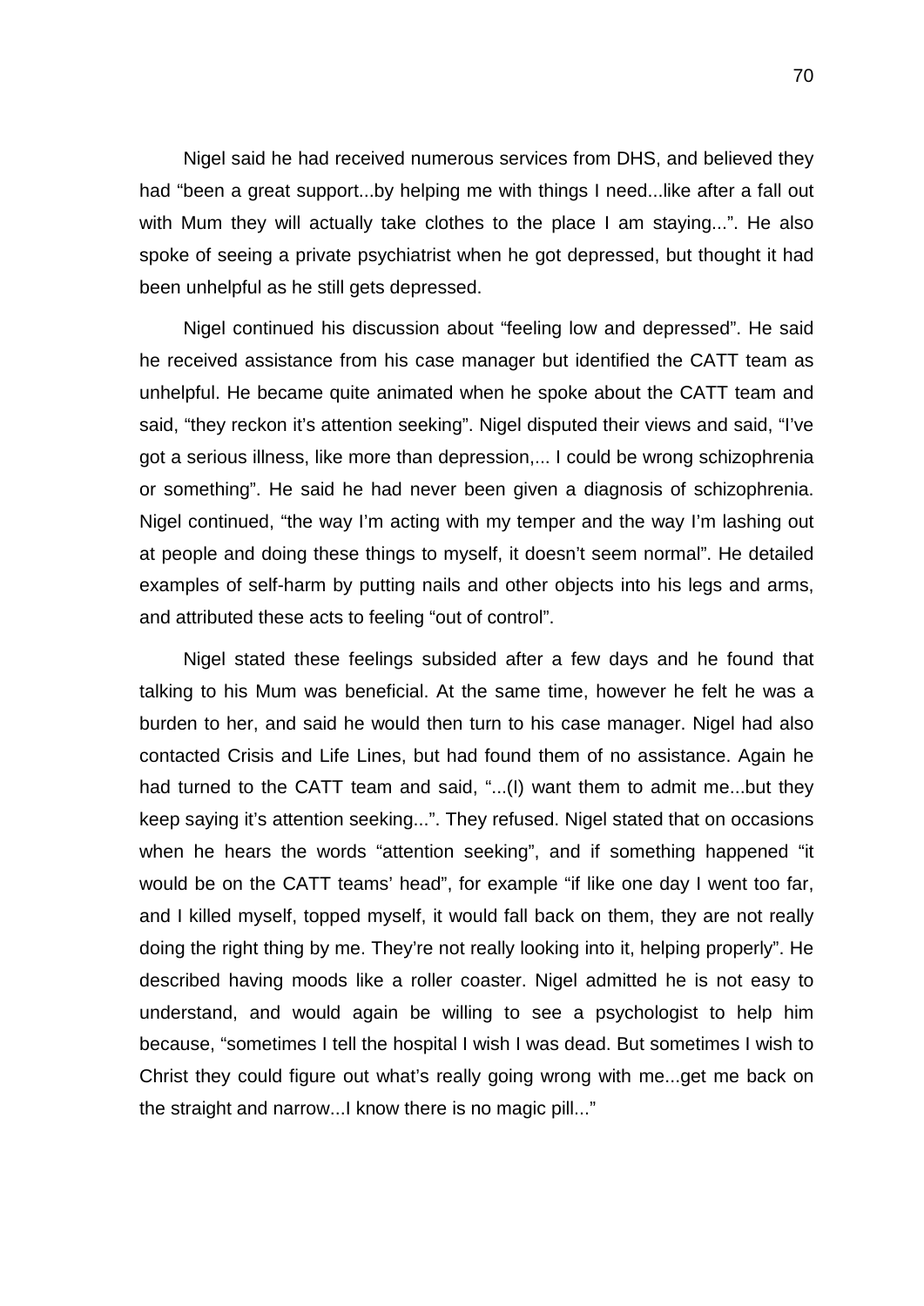Nigel said he had received numerous services from DHS, and believed they had "been a great support...by helping me with things I need...like after a fall out with Mum they will actually take clothes to the place I am staying...". He also spoke of seeing a private psychiatrist when he got depressed, but thought it had been unhelpful as he still gets depressed.

Nigel continued his discussion about "feeling low and depressed". He said he received assistance from his case manager but identified the CATT team as unhelpful. He became quite animated when he spoke about the CATT team and said, "they reckon it's attention seeking". Nigel disputed their views and said, "I've got a serious illness, like more than depression,... I could be wrong schizophrenia or something". He said he had never been given a diagnosis of schizophrenia. Nigel continued, "the way I'm acting with my temper and the way I'm lashing out at people and doing these things to myself, it doesn't seem normal". He detailed examples of self-harm by putting nails and other objects into his legs and arms, and attributed these acts to feeling "out of control".

Nigel stated these feelings subsided after a few days and he found that talking to his Mum was beneficial. At the same time, however he felt he was a burden to her, and said he would then turn to his case manager. Nigel had also contacted Crisis and Life Lines, but had found them of no assistance. Again he had turned to the CATT team and said, "...(I) want them to admit me...but they keep saying it's attention seeking...". They refused. Nigel stated that on occasions when he hears the words "attention seeking", and if something happened "it would be on the CATT teams' head", for example "if like one day I went too far, and I killed myself, topped myself, it would fall back on them, they are not really doing the right thing by me. They're not really looking into it, helping properly". He described having moods like a roller coaster. Nigel admitted he is not easy to understand, and would again be willing to see a psychologist to help him because, "sometimes I tell the hospital I wish I was dead. But sometimes I wish to Christ they could figure out what's really going wrong with me...get me back on the straight and narrow...I know there is no magic pill..."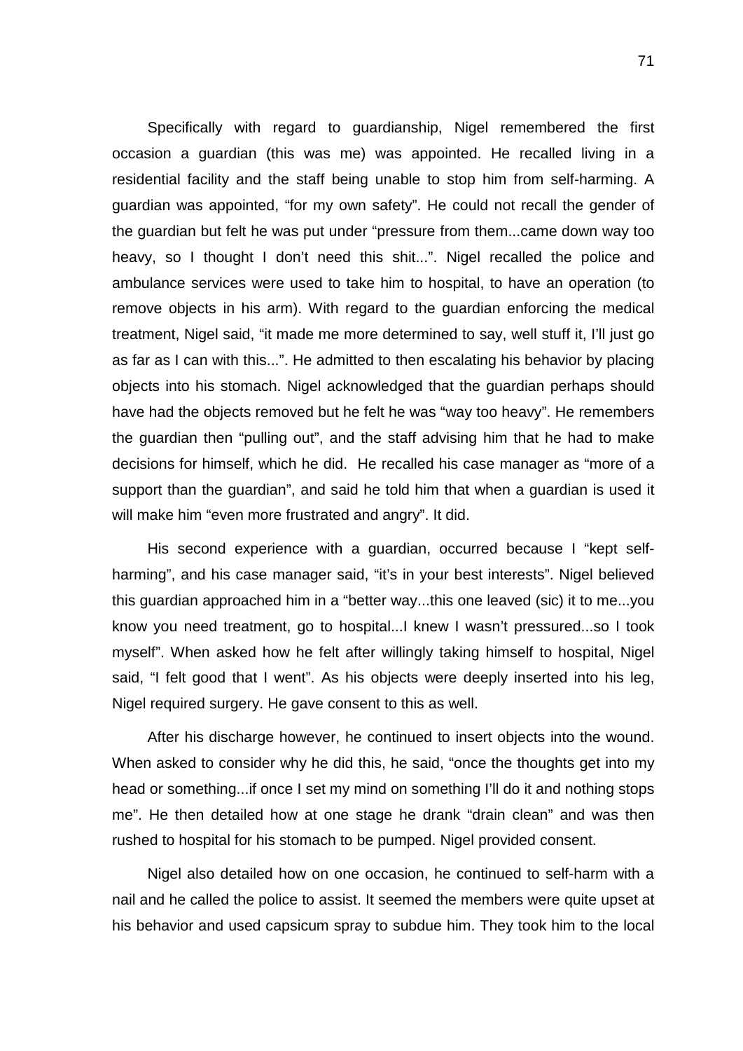Specifically with regard to guardianship, Nigel remembered the first occasion a guardian (this was me) was appointed. He recalled living in a residential facility and the staff being unable to stop him from self-harming. A guardian was appointed, "for my own safety". He could not recall the gender of the guardian but felt he was put under "pressure from them...came down way too heavy, so I thought I don't need this shit...". Nigel recalled the police and ambulance services were used to take him to hospital, to have an operation (to remove objects in his arm). With regard to the guardian enforcing the medical treatment, Nigel said, "it made me more determined to say, well stuff it, I'll just go as far as I can with this...". He admitted to then escalating his behavior by placing objects into his stomach. Nigel acknowledged that the guardian perhaps should have had the objects removed but he felt he was "way too heavy". He remembers the guardian then "pulling out", and the staff advising him that he had to make decisions for himself, which he did. He recalled his case manager as "more of a support than the guardian", and said he told him that when a guardian is used it will make him "even more frustrated and angry". It did.

His second experience with a guardian, occurred because I "kept self-harming", and his case manager said, "it's in your best interests". Nigel believed this guardian approached him in a "better way...this one leaved (sic) it to me...you know you need treatment, go to hospital...I knew I wasn't pressured...so I took myself". When asked how he felt after willingly taking himself to hospital, Nigel said, "I felt good that I went". As his objects were deeply inserted into his leg, Nigel required surgery. He gave consent to this as well.

After his discharge however, he continued to insert objects into the wound. When asked to consider why he did this, he said, "once the thoughts get into my head or something...if once I set my mind on something I'll do it and nothing stops me". He then detailed how at one stage he drank "drain clean" and was then rushed to hospital for his stomach to be pumped. Nigel provided consent.

Nigel also detailed how on one occasion, he continued to self-harm with a nail and he called the police to assist. It seemed the members were quite upset at his behavior and used capsicum spray to subdue him. They took him to the local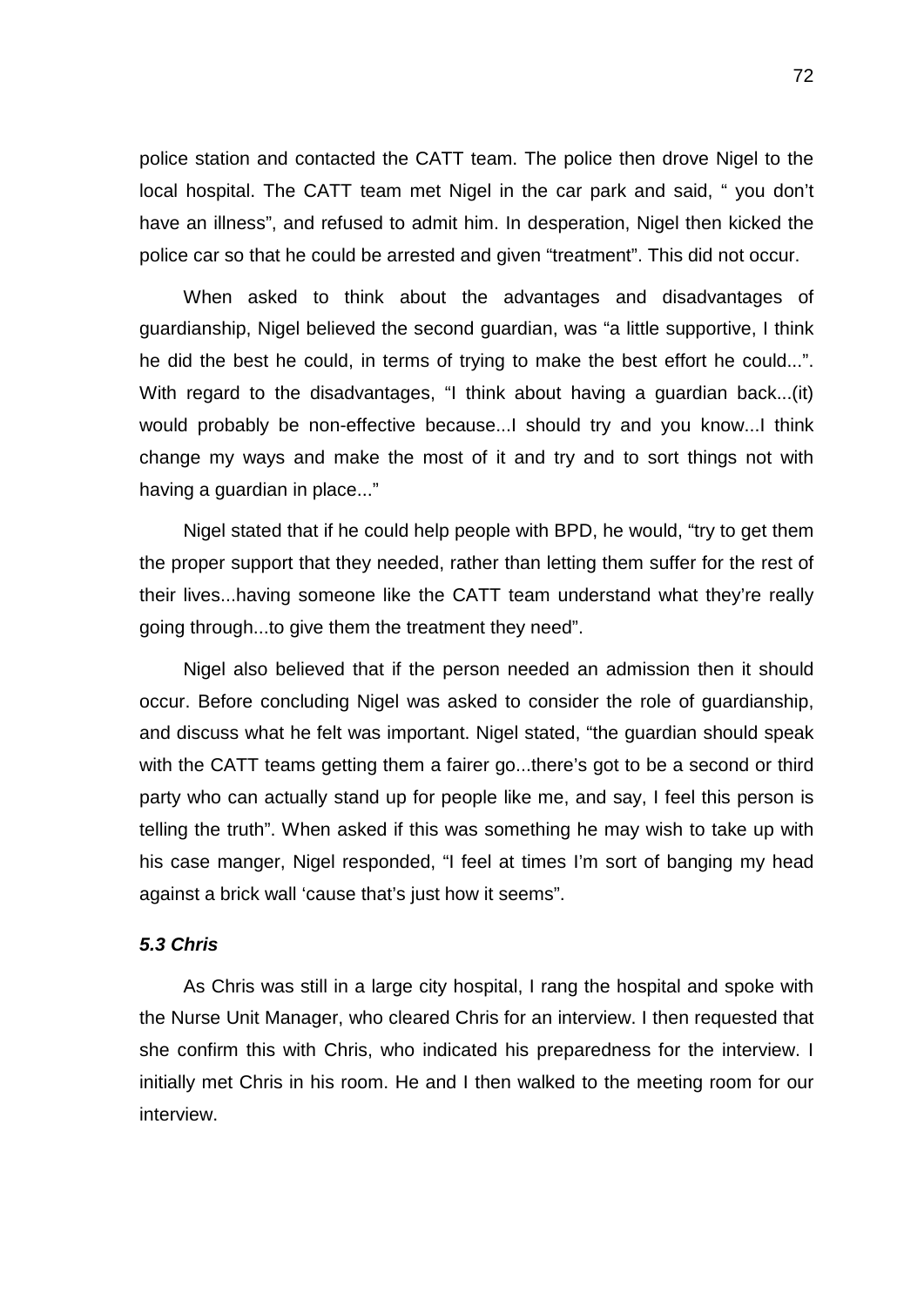police station and contacted the CATT team. The police then drove Nigel to the local hospital. The CATT team met Nigel in the car park and said, " you don't have an illness", and refused to admit him. In desperation, Nigel then kicked the police car so that he could be arrested and given "treatment". This did not occur.

When asked to think about the advantages and disadvantages of guardianship, Nigel believed the second guardian, was "a little supportive, I think he did the best he could, in terms of trying to make the best effort he could...". With regard to the disadvantages, "I think about having a guardian back...(it) would probably be non-effective because...I should try and you know...I think change my ways and make the most of it and try and to sort things not with having a guardian in place..."

Nigel stated that if he could help people with BPD, he would, "try to get them the proper support that they needed, rather than letting them suffer for the rest of their lives...having someone like the CATT team understand what they're really going through...to give them the treatment they need".

Nigel also believed that if the person needed an admission then it should occur. Before concluding Nigel was asked to consider the role of guardianship, and discuss what he felt was important. Nigel stated, "the guardian should speak with the CATT teams getting them a fairer go...there's got to be a second or third party who can actually stand up for people like me, and say, I feel this person is telling the truth". When asked if this was something he may wish to take up with his case manger, Nigel responded, "I feel at times I'm sort of banging my head against a brick wall 'cause that's just how it seems".

### *5.3 Chris*

As Chris was still in a large city hospital, I rang the hospital and spoke with the Nurse Unit Manager, who cleared Chris for an interview. I then requested that she confirm this with Chris, who indicated his preparedness for the interview. I initially met Chris in his room. He and I then walked to the meeting room for our interview.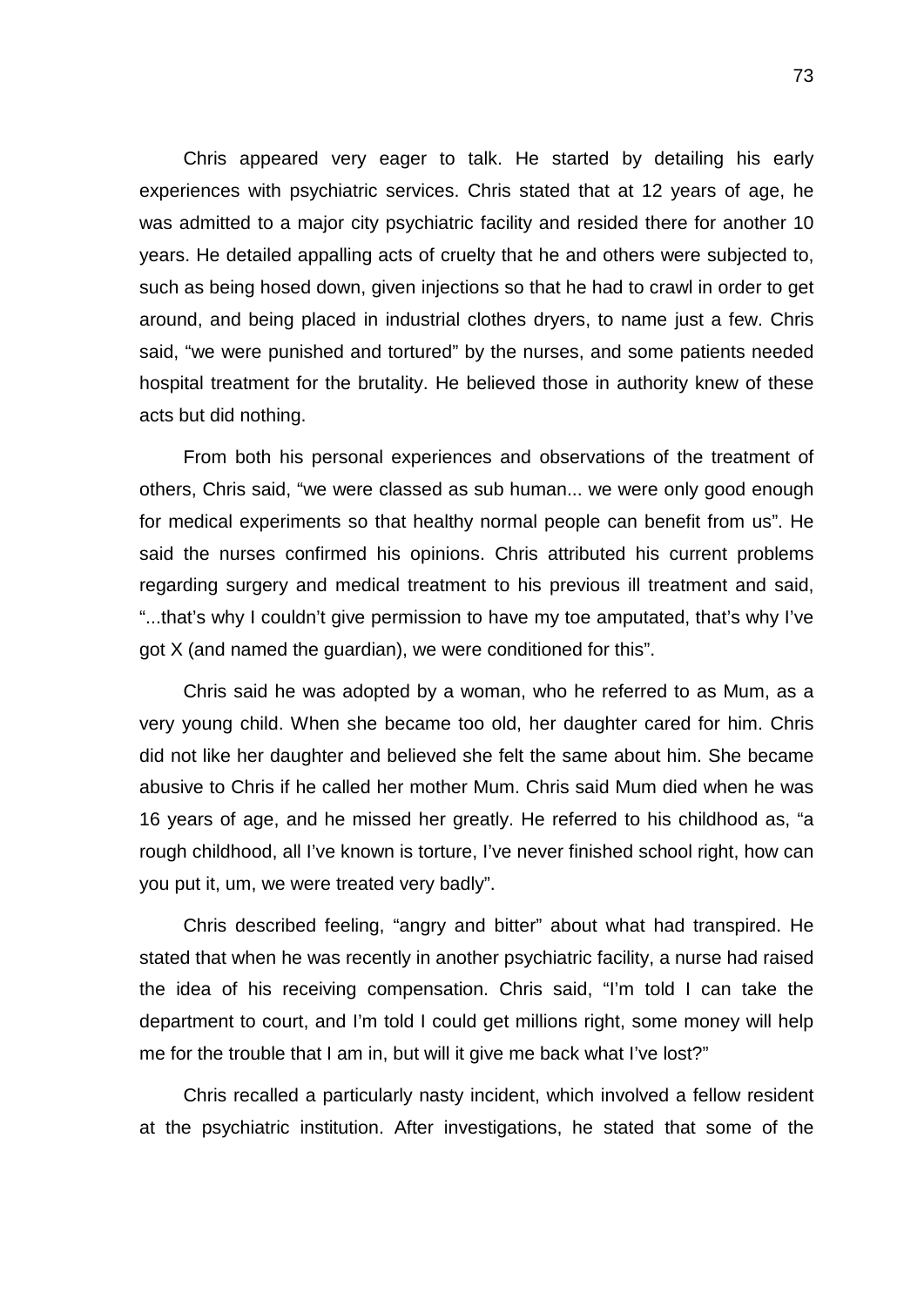Chris appeared very eager to talk. He started by detailing his early experiences with psychiatric services. Chris stated that at 12 years of age, he was admitted to a major city psychiatric facility and resided there for another 10 years. He detailed appalling acts of cruelty that he and others were subjected to, such as being hosed down, given injections so that he had to crawl in order to get around, and being placed in industrial clothes dryers, to name just a few. Chris said, "we were punished and tortured" by the nurses, and some patients needed hospital treatment for the brutality. He believed those in authority knew of these acts but did nothing.

From both his personal experiences and observations of the treatment of others, Chris said, "we were classed as sub human... we were only good enough for medical experiments so that healthy normal people can benefit from us". He said the nurses confirmed his opinions. Chris attributed his current problems regarding surgery and medical treatment to his previous ill treatment and said, "...that's why I couldn't give permission to have my toe amputated, that's why I've got X (and named the guardian), we were conditioned for this".

Chris said he was adopted by a woman, who he referred to as Mum, as a very young child. When she became too old, her daughter cared for him. Chris did not like her daughter and believed she felt the same about him. She became abusive to Chris if he called her mother Mum. Chris said Mum died when he was 16 years of age, and he missed her greatly. He referred to his childhood as, "a rough childhood, all I've known is torture, I've never finished school right, how can you put it, um, we were treated very badly".

Chris described feeling, "angry and bitter" about what had transpired. He stated that when he was recently in another psychiatric facility, a nurse had raised the idea of his receiving compensation. Chris said, "I'm told I can take the department to court, and I'm told I could get millions right, some money will help me for the trouble that I am in, but will it give me back what I've lost?"

Chris recalled a particularly nasty incident, which involved a fellow resident at the psychiatric institution. After investigations, he stated that some of the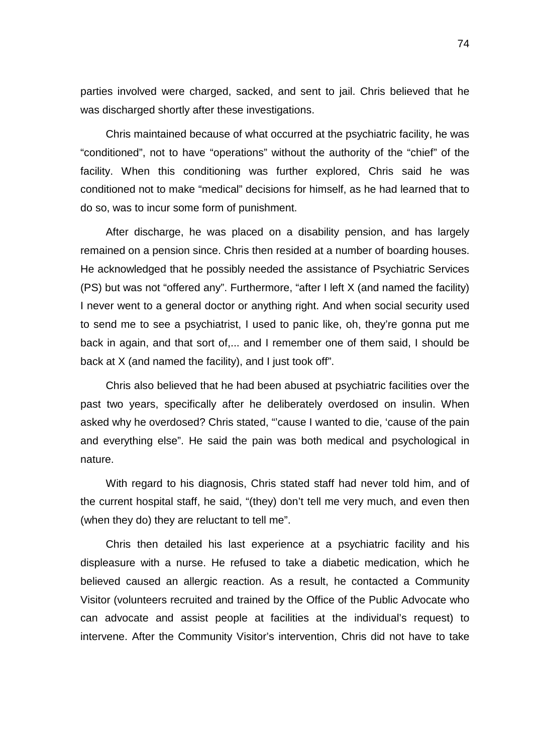parties involved were charged, sacked, and sent to jail. Chris believed that he was discharged shortly after these investigations.

Chris maintained because of what occurred at the psychiatric facility, he was "conditioned", not to have "operations" without the authority of the "chief" of the facility. When this conditioning was further explored, Chris said he was conditioned not to make "medical" decisions for himself, as he had learned that to do so, was to incur some form of punishment.

After discharge, he was placed on a disability pension, and has largely remained on a pension since. Chris then resided at a number of boarding houses. He acknowledged that he possibly needed the assistance of Psychiatric Services (PS) but was not "offered any". Furthermore, "after I left X (and named the facility) I never went to a general doctor or anything right. And when social security used to send me to see a psychiatrist, I used to panic like, oh, they're gonna put me back in again, and that sort of,... and I remember one of them said, I should be back at X (and named the facility), and I just took off".

Chris also believed that he had been abused at psychiatric facilities over the past two years, specifically after he deliberately overdosed on insulin. When asked why he overdosed? Chris stated, "'cause I wanted to die, 'cause of the pain and everything else". He said the pain was both medical and psychological in nature.

With regard to his diagnosis, Chris stated staff had never told him, and of the current hospital staff, he said, "(they) don't tell me very much, and even then (when they do) they are reluctant to tell me".

Chris then detailed his last experience at a psychiatric facility and his displeasure with a nurse. He refused to take a diabetic medication, which he believed caused an allergic reaction. As a result, he contacted a Community Visitor (volunteers recruited and trained by the Office of the Public Advocate who can advocate and assist people at facilities at the individual's request) to intervene. After the Community Visitor's intervention, Chris did not have to take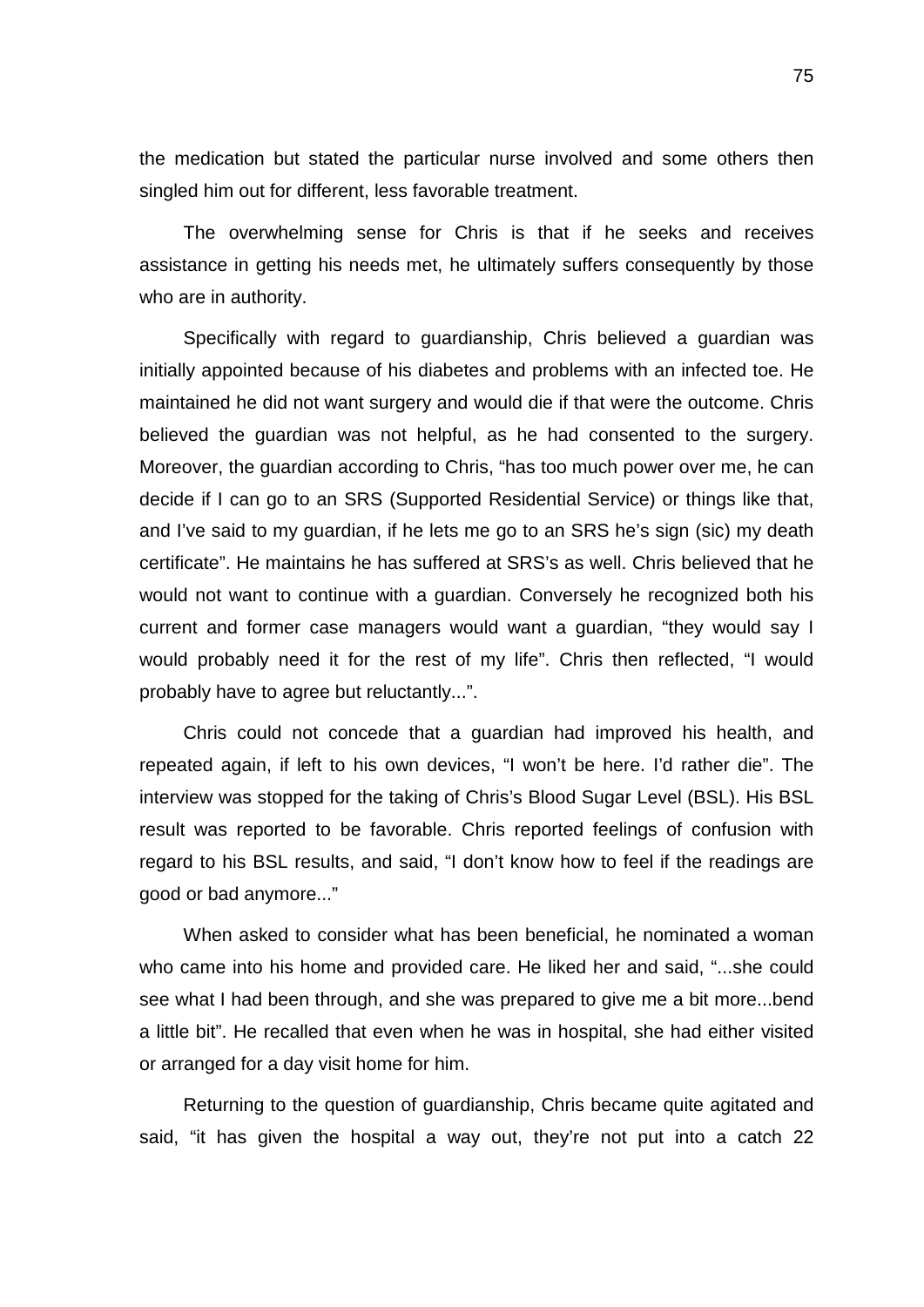the medication but stated the particular nurse involved and some others then singled him out for different, less favorable treatment.

The overwhelming sense for Chris is that if he seeks and receives assistance in getting his needs met, he ultimately suffers consequently by those who are in authority.

Specifically with regard to guardianship, Chris believed a guardian was initially appointed because of his diabetes and problems with an infected toe. He maintained he did not want surgery and would die if that were the outcome. Chris believed the guardian was not helpful, as he had consented to the surgery. Moreover, the guardian according to Chris, "has too much power over me, he can decide if I can go to an SRS (Supported Residential Service) or things like that, and I've said to my guardian, if he lets me go to an SRS he's sign (sic) my death certificate". He maintains he has suffered at SRS's as well. Chris believed that he would not want to continue with a guardian. Conversely he recognized both his current and former case managers would want a guardian, "they would say I would probably need it for the rest of my life". Chris then reflected, "I would probably have to agree but reluctantly...".

Chris could not concede that a guardian had improved his health, and repeated again, if left to his own devices, "I won't be here. I'd rather die". The interview was stopped for the taking of Chris's Blood Sugar Level (BSL). His BSL result was reported to be favorable. Chris reported feelings of confusion with regard to his BSL results, and said, "I don't know how to feel if the readings are good or bad anymore..."

When asked to consider what has been beneficial, he nominated a woman who came into his home and provided care. He liked her and said, "...she could see what I had been through, and she was prepared to give me a bit more...bend a little bit". He recalled that even when he was in hospital, she had either visited or arranged for a day visit home for him.

Returning to the question of guardianship, Chris became quite agitated and said, "it has given the hospital a way out, they're not put into a catch 22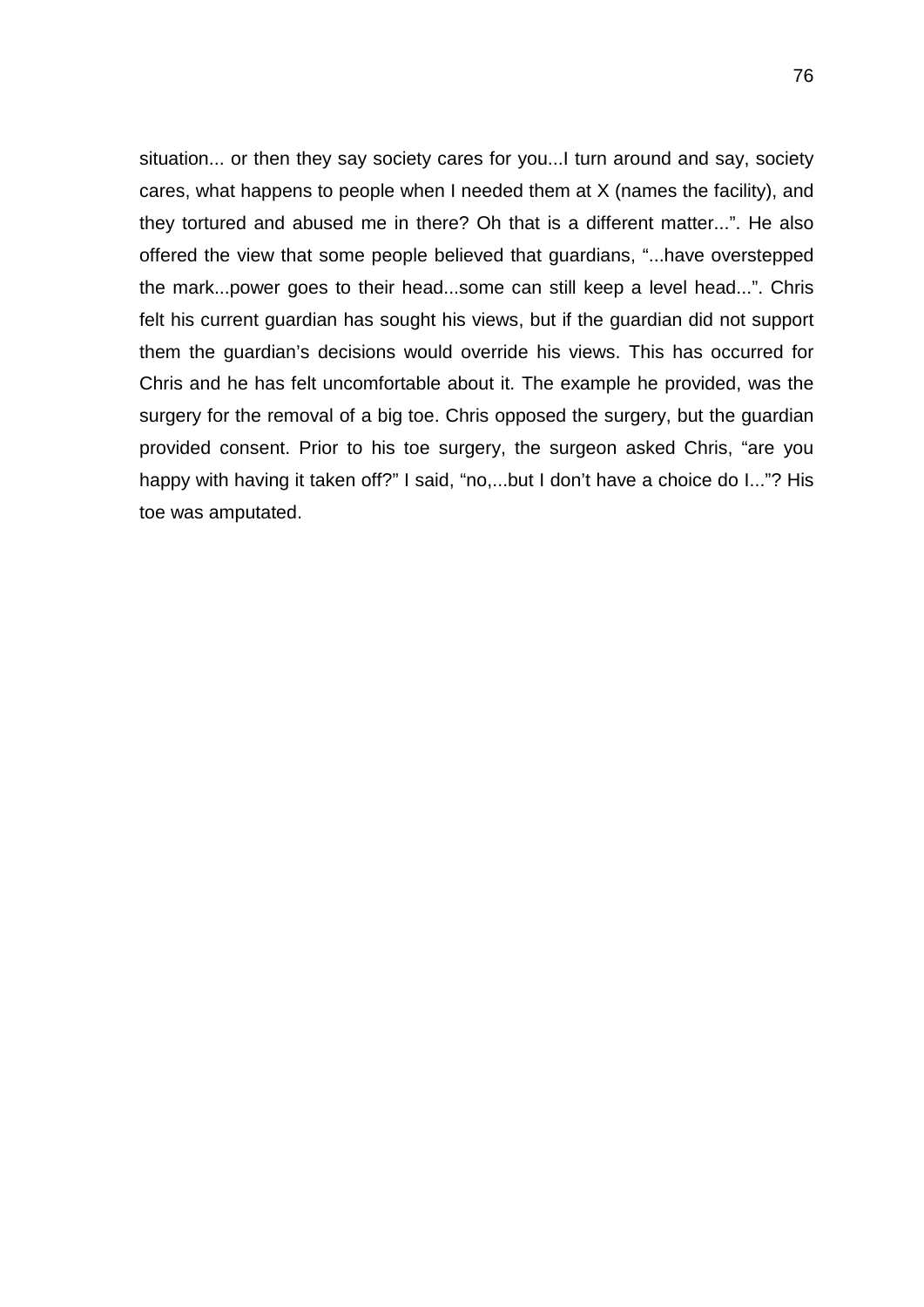situation... or then they say society cares for you...I turn around and say, society cares, what happens to people when I needed them at X (names the facility), and they tortured and abused me in there? Oh that is a different matter...". He also offered the view that some people believed that guardians, "...have overstepped the mark...power goes to their head...some can still keep a level head...". Chris felt his current guardian has sought his views, but if the guardian did not support them the guardian's decisions would override his views. This has occurred for Chris and he has felt uncomfortable about it. The example he provided, was the surgery for the removal of a big toe. Chris opposed the surgery, but the guardian provided consent. Prior to his toe surgery, the surgeon asked Chris, "are you happy with having it taken off?" I said, "no,...but I don't have a choice do I..."? His toe was amputated.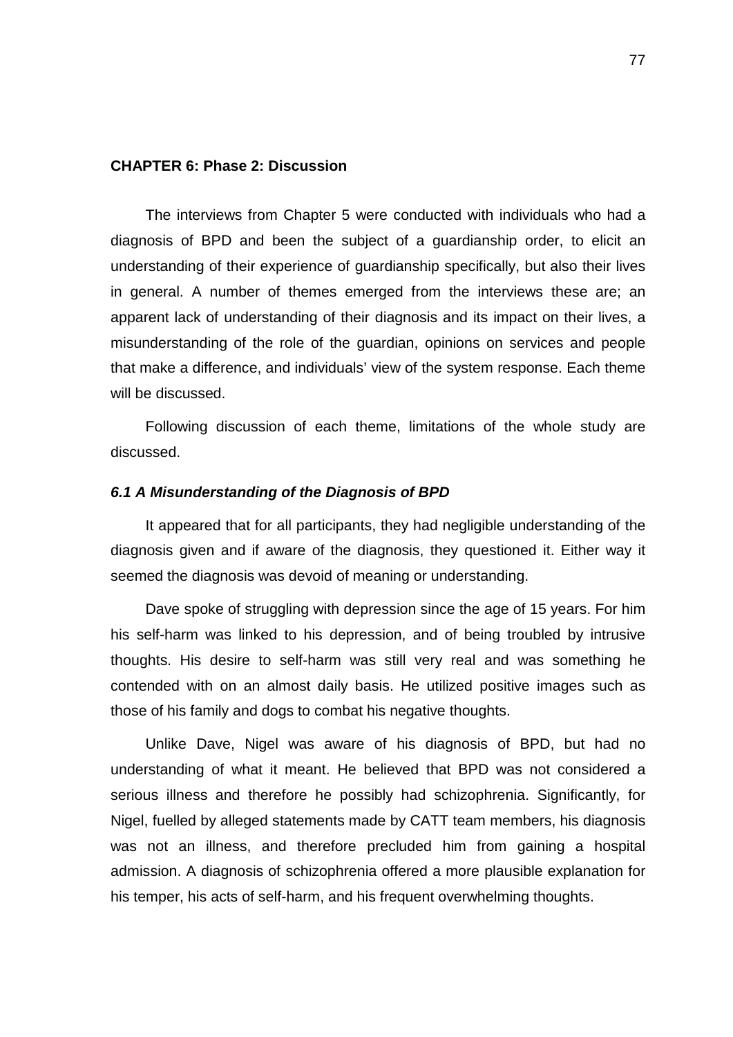## CHAPTER 6: Phase 2: Discussion

The interviews from Chapter 5 were conducted with individuals who had a diagnosis of BPD and been the subject of a guardianship order, to elicit an understanding of their experience of guardianship specifically, but also their lives in general. A number of themes emerged from the interviews these are; an apparent lack of understanding of their diagnosis and its impact on their lives, a misunderstanding of the role of the guardian, opinions on services and people that make a difference, and individuals' view of the system response. Each theme will be discussed.

Following discussion of each theme, limitations of the whole study are discussed.

### *6.1 A Misunderstanding of the Diagnosis of BPD*

It appeared that for all participants, they had negligible understanding of the diagnosis given and if aware of the diagnosis, they questioned it. Either way it seemed the diagnosis was devoid of meaning or understanding.

Dave spoke of struggling with depression since the age of 15 years. For him his self-harm was linked to his depression, and of being troubled by intrusive thoughts. His desire to self-harm was still very real and was something he contended with on an almost daily basis. He utilized positive images such as those of his family and dogs to combat his negative thoughts.

Unlike Dave, Nigel was aware of his diagnosis of BPD, but had no understanding of what it meant. He believed that BPD was not considered a serious illness and therefore he possibly had schizophrenia. Significantly, for Nigel, fuelled by alleged statements made by CATT team members, his diagnosis was not an illness, and therefore precluded him from gaining a hospital admission. A diagnosis of schizophrenia offered a more plausible explanation for his temper, his acts of self-harm, and his frequent overwhelming thoughts.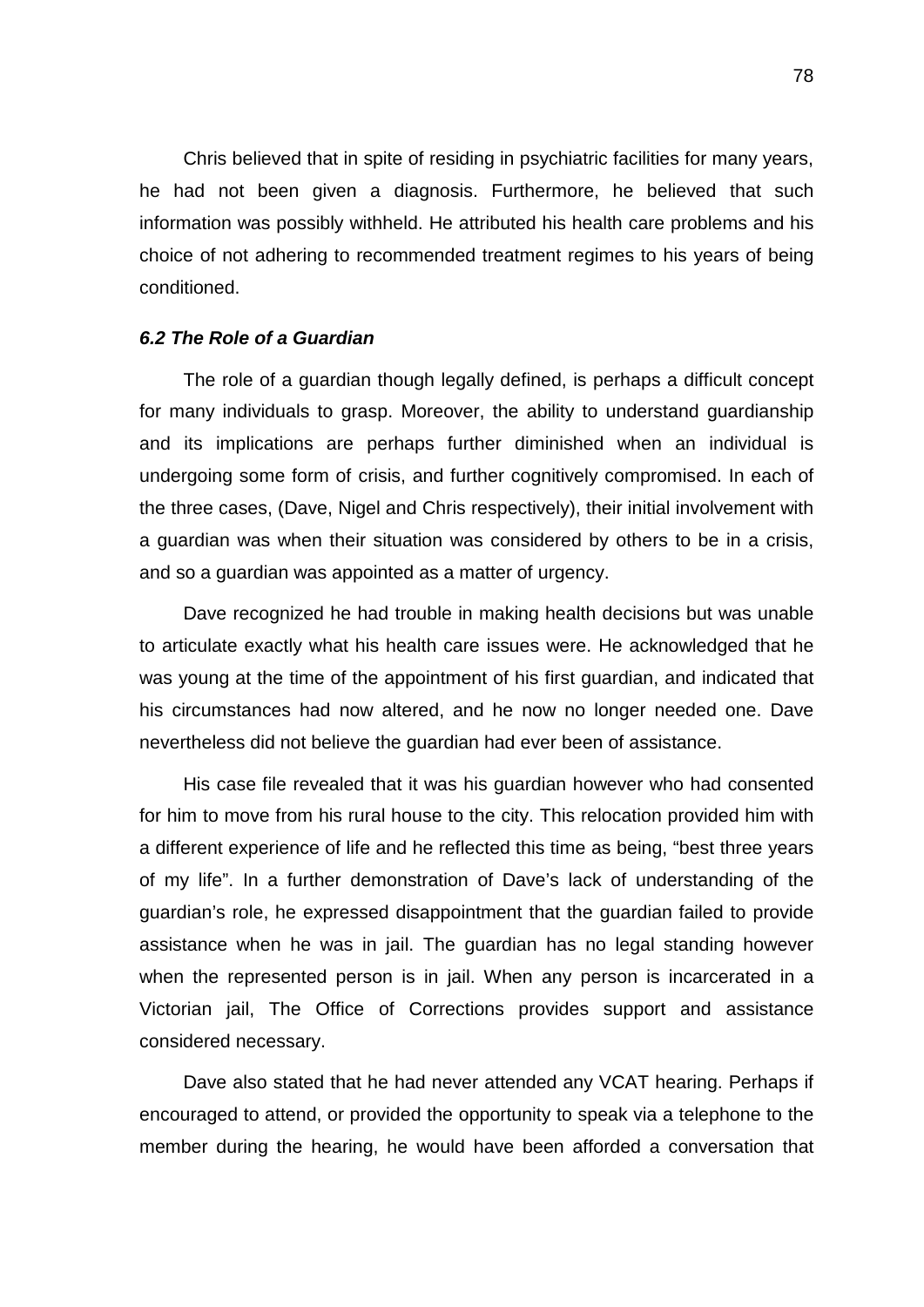Chris believed that in spite of residing in psychiatric facilities for many years, he had not been given a diagnosis. Furthermore, he believed that such information was possibly withheld. He attributed his health care problems and his choice of not adhering to recommended treatment regimes to his years of being conditioned.

### *6.2 The Role of a Guardian*

The role of a guardian though legally defined, is perhaps a difficult concept for many individuals to grasp. Moreover, the ability to understand guardianship and its implications are perhaps further diminished when an individual is undergoing some form of crisis, and further cognitively compromised. In each of the three cases, (Dave, Nigel and Chris respectively), their initial involvement with a guardian was when their situation was considered by others to be in a crisis, and so a guardian was appointed as a matter of urgency.

Dave recognized he had trouble in making health decisions but was unable to articulate exactly what his health care issues were. He acknowledged that he was young at the time of the appointment of his first guardian, and indicated that his circumstances had now altered, and he now no longer needed one. Dave nevertheless did not believe the guardian had ever been of assistance.

His case file revealed that it was his guardian however who had consented for him to move from his rural house to the city. This relocation provided him with a different experience of life and he reflected this time as being, "best three years of my life". In a further demonstration of Dave's lack of understanding of the guardian's role, he expressed disappointment that the guardian failed to provide assistance when he was in jail. The guardian has no legal standing however when the represented person is in jail. When any person is incarcerated in a Victorian jail, The Office of Corrections provides support and assistance considered necessary.

Dave also stated that he had never attended any VCAT hearing. Perhaps if encouraged to attend, or provided the opportunity to speak via a telephone to the member during the hearing, he would have been afforded a conversation that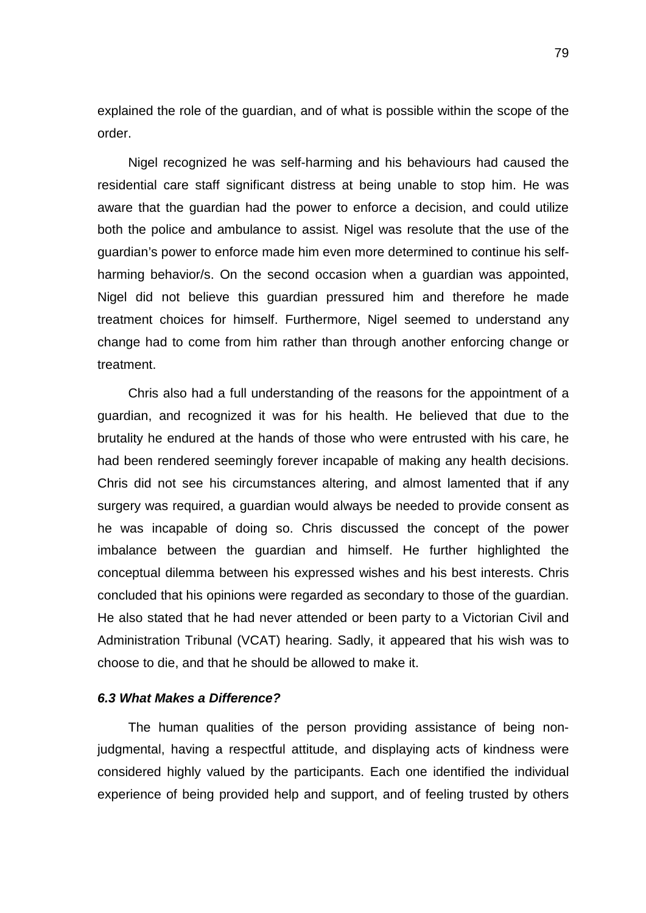explained the role of the guardian, and of what is possible within the scope of the order.

Nigel recognized he was self-harming and his behaviours had caused the residential care staff significant distress at being unable to stop him. He was aware that the guardian had the power to enforce a decision, and could utilize both the police and ambulance to assist. Nigel was resolute that the use of the guardian's power to enforce made him even more determined to continue his self-harming behavior/s. On the second occasion when a guardian was appointed, Nigel did not believe this guardian pressured him and therefore he made treatment choices for himself. Furthermore, Nigel seemed to understand any change had to come from him rather than through another enforcing change or treatment.

Chris also had a full understanding of the reasons for the appointment of a guardian, and recognized it was for his health. He believed that due to the brutality he endured at the hands of those who were entrusted with his care, he had been rendered seemingly forever incapable of making any health decisions. Chris did not see his circumstances altering, and almost lamented that if any surgery was required, a guardian would always be needed to provide consent as he was incapable of doing so. Chris discussed the concept of the power imbalance between the guardian and himself. He further highlighted the conceptual dilemma between his expressed wishes and his best interests. Chris concluded that his opinions were regarded as secondary to those of the guardian. He also stated that he had never attended or been party to a Victorian Civil and Administration Tribunal (VCAT) hearing. Sadly, it appeared that his wish was to choose to die, and that he should be allowed to make it.

### *6.3 What Makes a Difference?*

The human qualities of the person providing assistance of being non-judgmental, having a respectful attitude, and displaying acts of kindness were considered highly valued by the participants. Each one identified the individual experience of being provided help and support, and of feeling trusted by others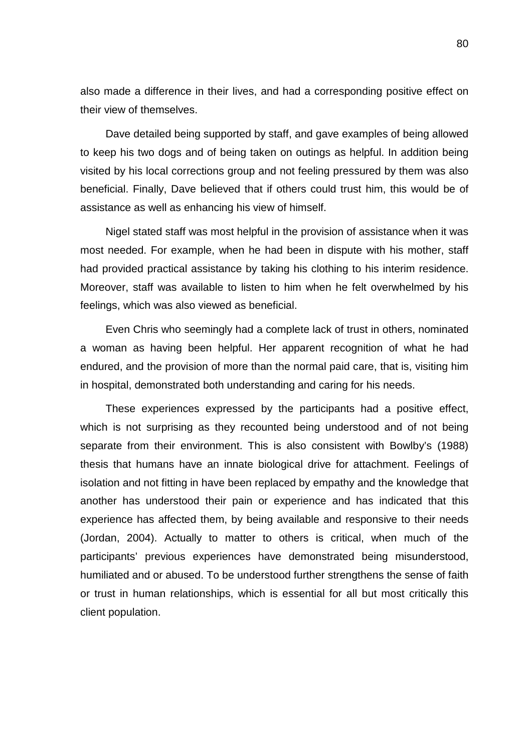also made a difference in their lives, and had a corresponding positive effect on their view of themselves.

Dave detailed being supported by staff, and gave examples of being allowed to keep his two dogs and of being taken on outings as helpful. In addition being visited by his local corrections group and not feeling pressured by them was also beneficial. Finally, Dave believed that if others could trust him, this would be of assistance as well as enhancing his view of himself.

Nigel stated staff was most helpful in the provision of assistance when it was most needed. For example, when he had been in dispute with his mother, staff had provided practical assistance by taking his clothing to his interim residence. Moreover, staff was available to listen to him when he felt overwhelmed by his feelings, which was also viewed as beneficial.

Even Chris who seemingly had a complete lack of trust in others, nominated a woman as having been helpful. Her apparent recognition of what he had endured, and the provision of more than the normal paid care, that is, visiting him in hospital, demonstrated both understanding and caring for his needs.

These experiences expressed by the participants had a positive effect, which is not surprising as they recounted being understood and of not being separate from their environment. This is also consistent with Bowlby's (1988) thesis that humans have an innate biological drive for attachment. Feelings of isolation and not fitting in have been replaced by empathy and the knowledge that another has understood their pain or experience and has indicated that this experience has affected them, by being available and responsive to their needs (Jordan, 2004). Actually to matter to others is critical, when much of the participants' previous experiences have demonstrated being misunderstood, humiliated and or abused. To be understood further strengthens the sense of faith or trust in human relationships, which is essential for all but most critically this client population.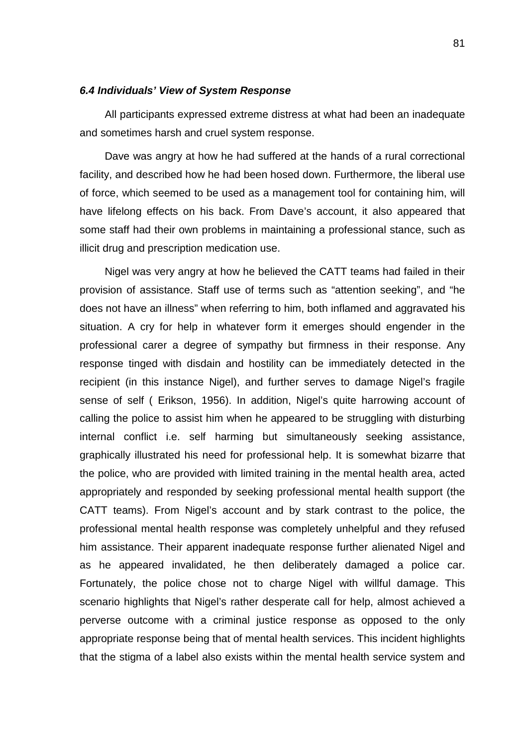### *6.4 Individuals' View of System Response*

All participants expressed extreme distress at what had been an inadequate and sometimes harsh and cruel system response.

Dave was angry at how he had suffered at the hands of a rural correctional facility, and described how he had been hosed down. Furthermore, the liberal use of force, which seemed to be used as a management tool for containing him, will have lifelong effects on his back. From Dave's account, it also appeared that some staff had their own problems in maintaining a professional stance, such as illicit drug and prescription medication use.

Nigel was very angry at how he believed the CATT teams had failed in their provision of assistance. Staff use of terms such as "attention seeking", and "he does not have an illness" when referring to him, both inflamed and aggravated his situation. A cry for help in whatever form it emerges should engender in the professional carer a degree of sympathy but firmness in their response. Any response tinged with disdain and hostility can be immediately detected in the recipient (in this instance Nigel), and further serves to damage Nigel's fragile sense of self ( Erikson, 1956). In addition, Nigel's quite harrowing account of calling the police to assist him when he appeared to be struggling with disturbing internal conflict i.e. self harming but simultaneously seeking assistance, graphically illustrated his need for professional help. It is somewhat bizarre that the police, who are provided with limited training in the mental health area, acted appropriately and responded by seeking professional mental health support (the CATT teams). From Nigel's account and by stark contrast to the police, the professional mental health response was completely unhelpful and they refused him assistance. Their apparent inadequate response further alienated Nigel and as he appeared invalidated, he then deliberately damaged a police car. Fortunately, the police chose not to charge Nigel with willful damage. This scenario highlights that Nigel's rather desperate call for help, almost achieved a perverse outcome with a criminal justice response as opposed to the only appropriate response being that of mental health services. This incident highlights that the stigma of a label also exists within the mental health service system and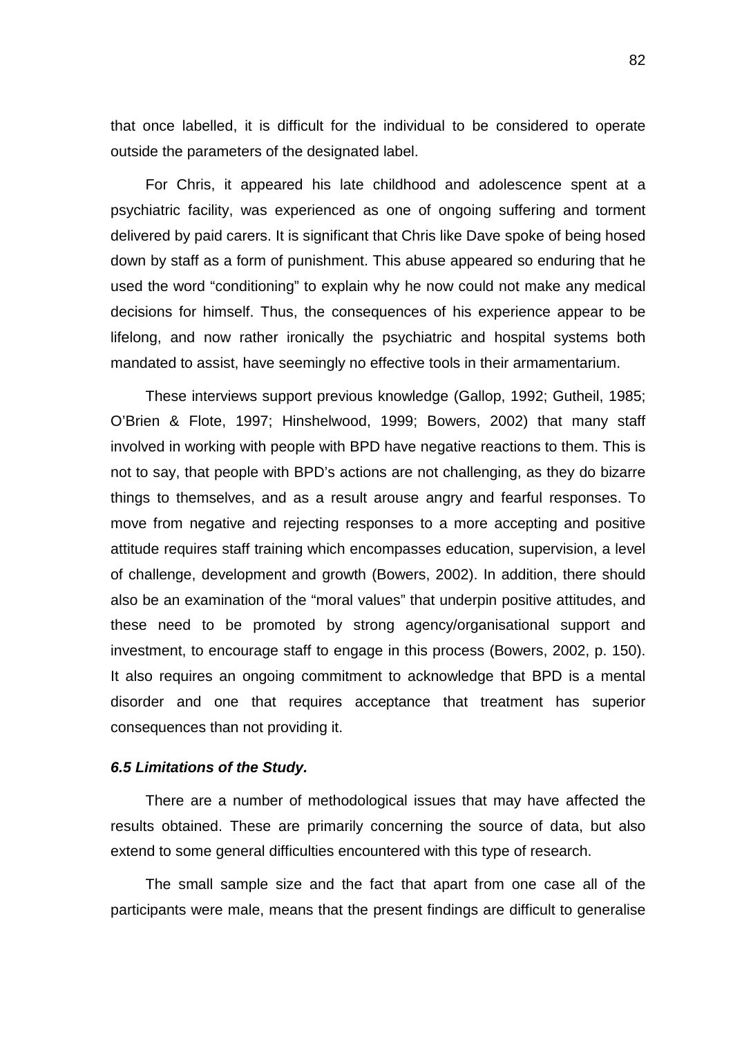that once labelled, it is difficult for the individual to be considered to operate outside the parameters of the designated label.

For Chris, it appeared his late childhood and adolescence spent at a psychiatric facility, was experienced as one of ongoing suffering and torment delivered by paid carers. It is significant that Chris like Dave spoke of being hosed down by staff as a form of punishment. This abuse appeared so enduring that he used the word “conditioning” to explain why he now could not make any medical decisions for himself. Thus, the consequences of his experience appear to be lifelong, and now rather ironically the psychiatric and hospital systems both mandated to assist, have seemingly no effective tools in their armamentarium.

These interviews support previous knowledge (Gallop, 1992; Gutheil, 1985; O’Brien & Flote, 1997; Hinshelwood, 1999; Bowers, 2002) that many staff involved in working with people with BPD have negative reactions to them. This is not to say, that people with BPD’s actions are not challenging, as they do bizarre things to themselves, and as a result arouse angry and fearful responses. To move from negative and rejecting responses to a more accepting and positive attitude requires staff training which encompasses education, supervision, a level of challenge, development and growth (Bowers, 2002). In addition, there should also be an examination of the “moral values” that underpin positive attitudes, and these need to be promoted by strong agency/organisational support and investment, to encourage staff to engage in this process (Bowers, 2002, p. 150). It also requires an ongoing commitment to acknowledge that BPD is a mental disorder and one that requires acceptance that treatment has superior consequences than not providing it.

### *6.5 Limitations of the Study.*

There are a number of methodological issues that may have affected the results obtained. These are primarily concerning the source of data, but also extend to some general difficulties encountered with this type of research.

The small sample size and the fact that apart from one case all of the participants were male, means that the present findings are difficult to generalise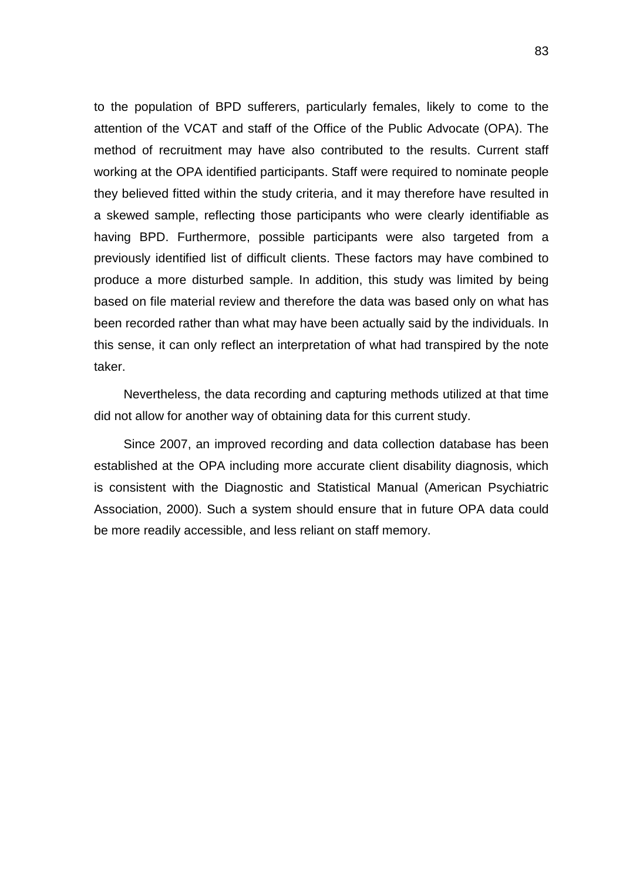to the population of BPD sufferers, particularly females, likely to come to the attention of the VCAT and staff of the Office of the Public Advocate (OPA). The method of recruitment may have also contributed to the results. Current staff working at the OPA identified participants. Staff were required to nominate people they believed fitted within the study criteria, and it may therefore have resulted in a skewed sample, reflecting those participants who were clearly identifiable as having BPD. Furthermore, possible participants were also targeted from a previously identified list of difficult clients. These factors may have combined to produce a more disturbed sample. In addition, this study was limited by being based on file material review and therefore the data was based only on what has been recorded rather than what may have been actually said by the individuals. In this sense, it can only reflect an interpretation of what had transpired by the note taker.

Nevertheless, the data recording and capturing methods utilized at that time did not allow for another way of obtaining data for this current study.

Since 2007, an improved recording and data collection database has been established at the OPA including more accurate client disability diagnosis, which is consistent with the Diagnostic and Statistical Manual (American Psychiatric Association, 2000). Such a system should ensure that in future OPA data could be more readily accessible, and less reliant on staff memory.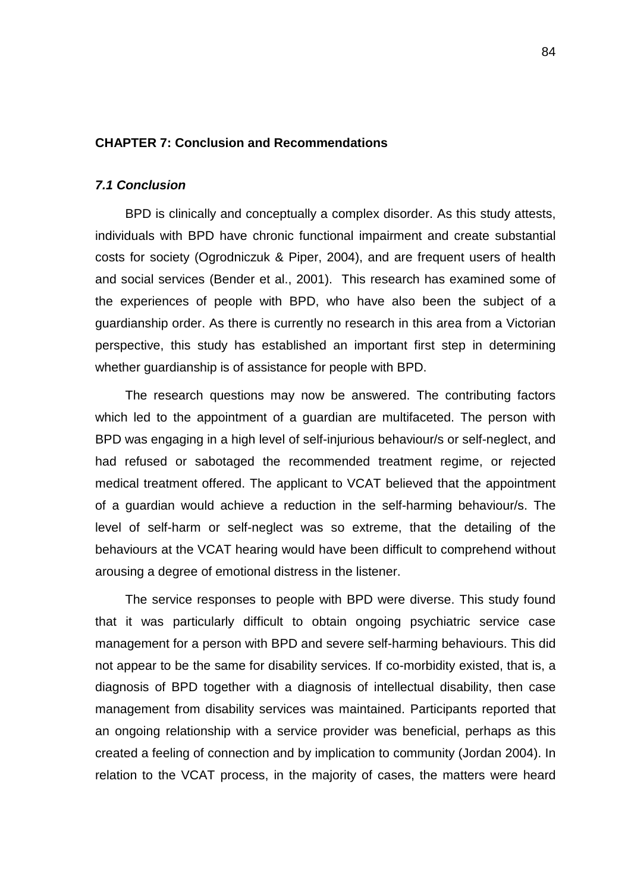## CHAPTER 7: Conclusion and Recommendations

### *7.1 Conclusion*

BPD is clinically and conceptually a complex disorder. As this study attests, individuals with BPD have chronic functional impairment and create substantial costs for society (Ogrodniczuk & Piper, 2004), and are frequent users of health and social services (Bender et al., 2001). This research has examined some of the experiences of people with BPD, who have also been the subject of a guardianship order. As there is currently no research in this area from a Victorian perspective, this study has established an important first step in determining whether guardianship is of assistance for people with BPD.

The research questions may now be answered. The contributing factors which led to the appointment of a guardian are multifaceted. The person with BPD was engaging in a high level of self-injurious behaviour/s or self-neglect, and had refused or sabotaged the recommended treatment regime, or rejected medical treatment offered. The applicant to VCAT believed that the appointment of a guardian would achieve a reduction in the self-harming behaviour/s. The level of self-harm or self-neglect was so extreme, that the detailing of the behaviours at the VCAT hearing would have been difficult to comprehend without arousing a degree of emotional distress in the listener.

The service responses to people with BPD were diverse. This study found that it was particularly difficult to obtain ongoing psychiatric service case management for a person with BPD and severe self-harming behaviours. This did not appear to be the same for disability services. If co-morbidity existed, that is, a diagnosis of BPD together with a diagnosis of intellectual disability, then case management from disability services was maintained. Participants reported that an ongoing relationship with a service provider was beneficial, perhaps as this created a feeling of connection and by implication to community (Jordan 2004). In relation to the VCAT process, in the majority of cases, the matters were heard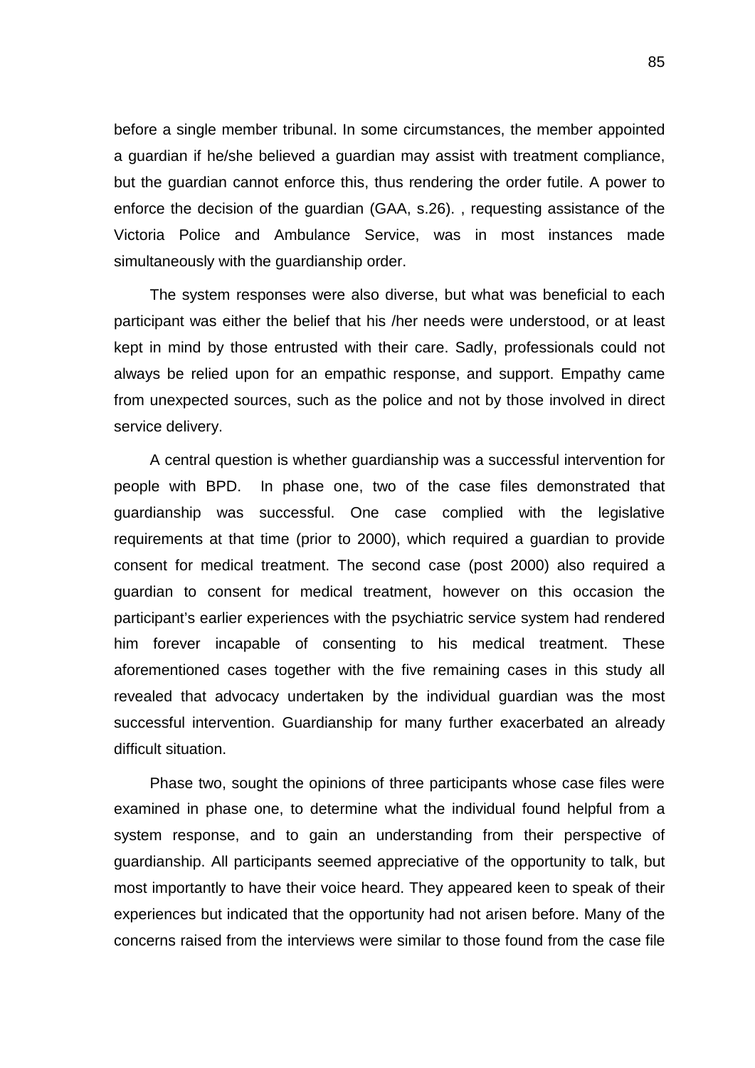before a single member tribunal. In some circumstances, the member appointed a guardian if he/she believed a guardian may assist with treatment compliance, but the guardian cannot enforce this, thus rendering the order futile. A power to enforce the decision of the guardian (GAA, s.26). , requesting assistance of the Victoria Police and Ambulance Service, was in most instances made simultaneously with the guardianship order.

The system responses were also diverse, but what was beneficial to each participant was either the belief that his /her needs were understood, or at least kept in mind by those entrusted with their care. Sadly, professionals could not always be relied upon for an empathic response, and support. Empathy came from unexpected sources, such as the police and not by those involved in direct service delivery.

A central question is whether guardianship was a successful intervention for people with BPD.  In phase one, two of the case files demonstrated that guardianship was successful. One case complied with the legislative requirements at that time (prior to 2000), which required a guardian to provide consent for medical treatment. The second case (post 2000) also required a guardian to consent for medical treatment, however on this occasion the participant's earlier experiences with the psychiatric service system had rendered him forever incapable of consenting to his medical treatment. These aforementioned cases together with the five remaining cases in this study all revealed that advocacy undertaken by the individual guardian was the most successful intervention. Guardianship for many further exacerbated an already difficult situation.

Phase two, sought the opinions of three participants whose case files were examined in phase one, to determine what the individual found helpful from a system response, and to gain an understanding from their perspective of guardianship. All participants seemed appreciative of the opportunity to talk, but most importantly to have their voice heard. They appeared keen to speak of their experiences but indicated that the opportunity had not arisen before. Many of the concerns raised from the interviews were similar to those found from the case file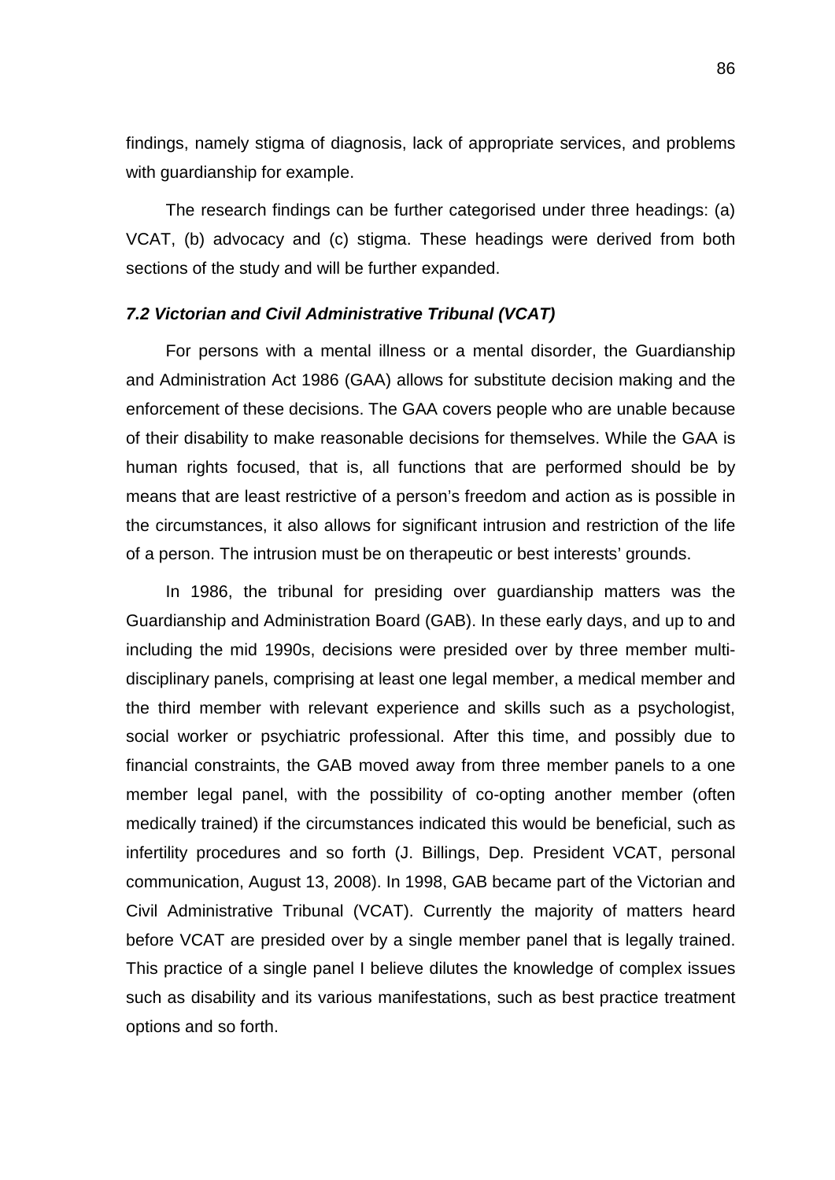findings, namely stigma of diagnosis, lack of appropriate services, and problems with guardianship for example.

The research findings can be further categorised under three headings: (a) VCAT, (b) advocacy and (c) stigma. These headings were derived from both sections of the study and will be further expanded.

### *7.2 Victorian and Civil Administrative Tribunal (VCAT)*

For persons with a mental illness or a mental disorder, the Guardianship and Administration Act 1986 (GAA) allows for substitute decision making and the enforcement of these decisions. The GAA covers people who are unable because of their disability to make reasonable decisions for themselves. While the GAA is human rights focused, that is, all functions that are performed should be by means that are least restrictive of a person's freedom and action as is possible in the circumstances, it also allows for significant intrusion and restriction of the life of a person. The intrusion must be on therapeutic or best interests' grounds.

In 1986, the tribunal for presiding over guardianship matters was the Guardianship and Administration Board (GAB). In these early days, and up to and including the mid 1990s, decisions were presided over by three member multi-disciplinary panels, comprising at least one legal member, a medical member and the third member with relevant experience and skills such as a psychologist, social worker or psychiatric professional. After this time, and possibly due to financial constraints, the GAB moved away from three member panels to a one member legal panel, with the possibility of co-opting another member (often medically trained) if the circumstances indicated this would be beneficial, such as infertility procedures and so forth (J. Billings, Dep. President VCAT, personal communication, August 13, 2008). In 1998, GAB became part of the Victorian and Civil Administrative Tribunal (VCAT). Currently the majority of matters heard before VCAT are presided over by a single member panel that is legally trained. This practice of a single panel I believe dilutes the knowledge of complex issues such as disability and its various manifestations, such as best practice treatment options and so forth.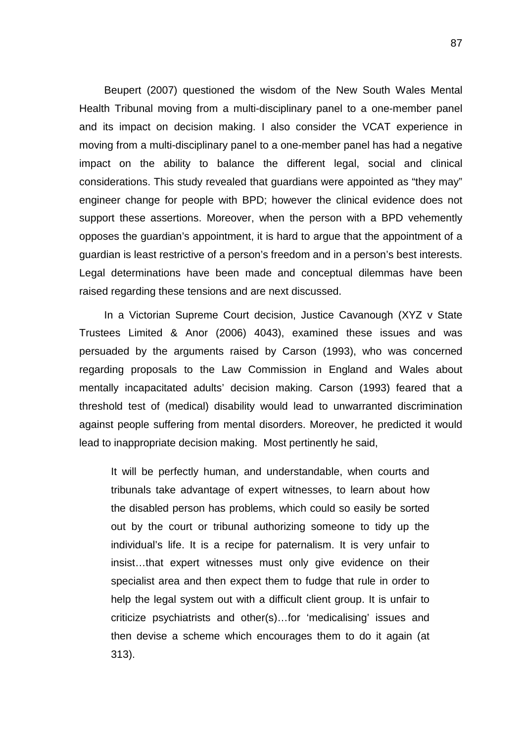Beupert (2007) questioned the wisdom of the New South Wales Mental Health Tribunal moving from a multi-disciplinary panel to a one-member panel and its impact on decision making. I also consider the VCAT experience in moving from a multi-disciplinary panel to a one-member panel has had a negative impact on the ability to balance the different legal, social and clinical considerations. This study revealed that guardians were appointed as "they may" engineer change for people with BPD; however the clinical evidence does not support these assertions. Moreover, when the person with a BPD vehemently opposes the guardian's appointment, it is hard to argue that the appointment of a guardian is least restrictive of a person's freedom and in a person's best interests. Legal determinations have been made and conceptual dilemmas have been raised regarding these tensions and are next discussed.

In a Victorian Supreme Court decision, Justice Cavanough (XYZ v State Trustees Limited & Anor (2006) 4043), examined these issues and was persuaded by the arguments raised by Carson (1993), who was concerned regarding proposals to the Law Commission in England and Wales about mentally incapacitated adults' decision making. Carson (1993) feared that a threshold test of (medical) disability would lead to unwarranted discrimination against people suffering from mental disorders. Moreover, he predicted it would lead to inappropriate decision making. Most pertinently he said,

> It will be perfectly human, and understandable, when courts and tribunals take advantage of expert witnesses, to learn about how the disabled person has problems, which could so easily be sorted out by the court or tribunal authorizing someone to tidy up the individual's life. It is a recipe for paternalism. It is very unfair to insist…that expert witnesses must only give evidence on their specialist area and then expect them to fudge that rule in order to help the legal system out with a difficult client group. It is unfair to criticize psychiatrists and other(s)…for 'medicalising' issues and then devise a scheme which encourages them to do it again (at 313).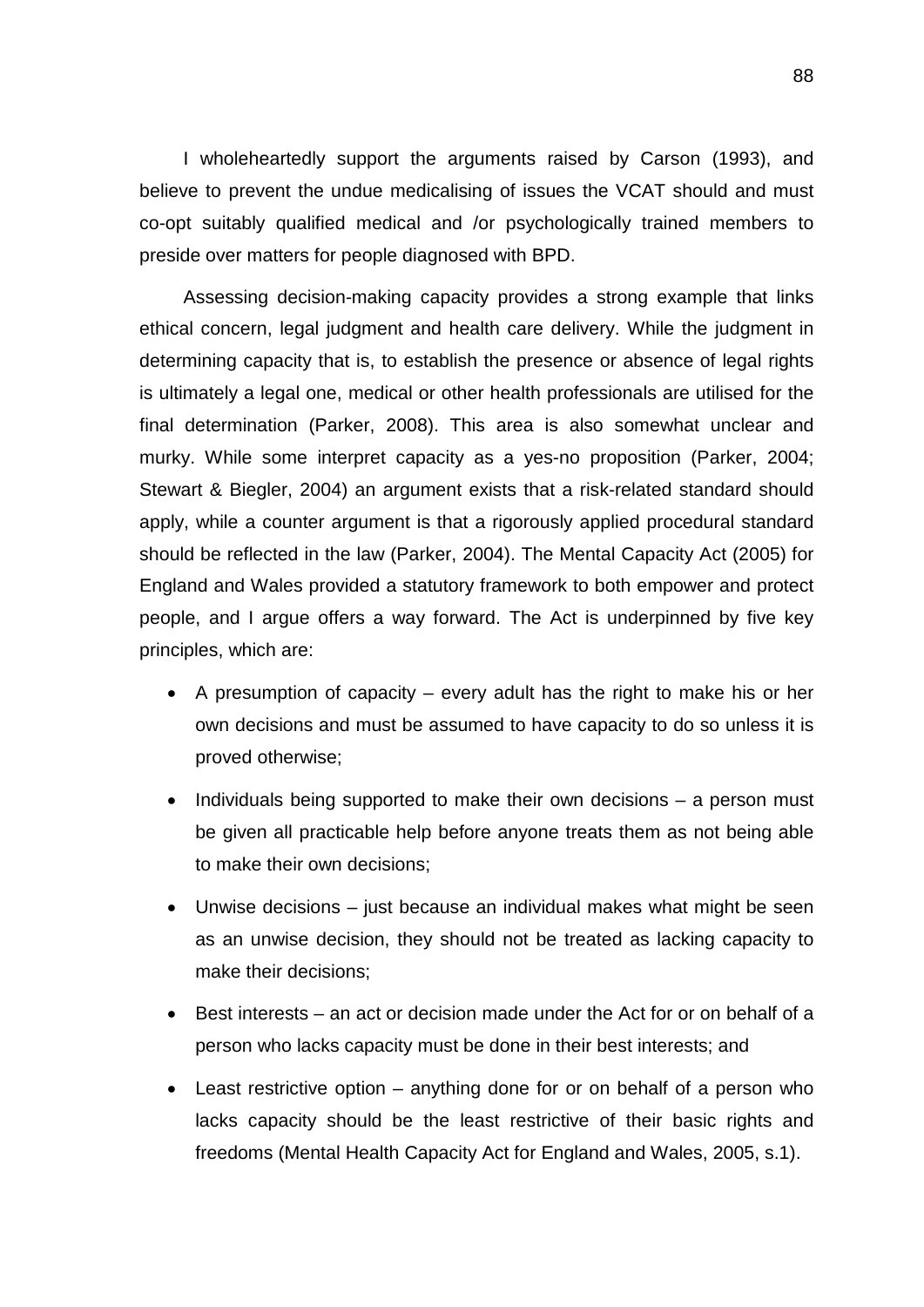I wholeheartedly support the arguments raised by Carson (1993), and believe to prevent the undue medicalising of issues the VCAT should and must co-opt suitably qualified medical and /or psychologically trained members to preside over matters for people diagnosed with BPD.

Assessing decision-making capacity provides a strong example that links ethical concern, legal judgment and health care delivery. While the judgment in determining capacity that is, to establish the presence or absence of legal rights is ultimately a legal one, medical or other health professionals are utilised for the final determination (Parker, 2008). This area is also somewhat unclear and murky. While some interpret capacity as a yes-no proposition (Parker, 2004; Stewart & Biegler, 2004) an argument exists that a risk-related standard should apply, while a counter argument is that a rigorously applied procedural standard should be reflected in the law (Parker, 2004). The Mental Capacity Act (2005) for England and Wales provided a statutory framework to both empower and protect people, and I argue offers a way forward. The Act is underpinned by five key principles, which are:

- A presumption of capacity – every adult has the right to make his or her own decisions and must be assumed to have capacity to do so unless it is proved otherwise;
- Individuals being supported to make their own decisions – a person must be given all practicable help before anyone treats them as not being able to make their own decisions;
- Unwise decisions – just because an individual makes what might be seen as an unwise decision, they should not be treated as lacking capacity to make their decisions;
- Best interests – an act or decision made under the Act for or on behalf of a person who lacks capacity must be done in their best interests; and
- Least restrictive option – anything done for or on behalf of a person who lacks capacity should be the least restrictive of their basic rights and freedoms (Mental Health Capacity Act for England and Wales, 2005, s.1).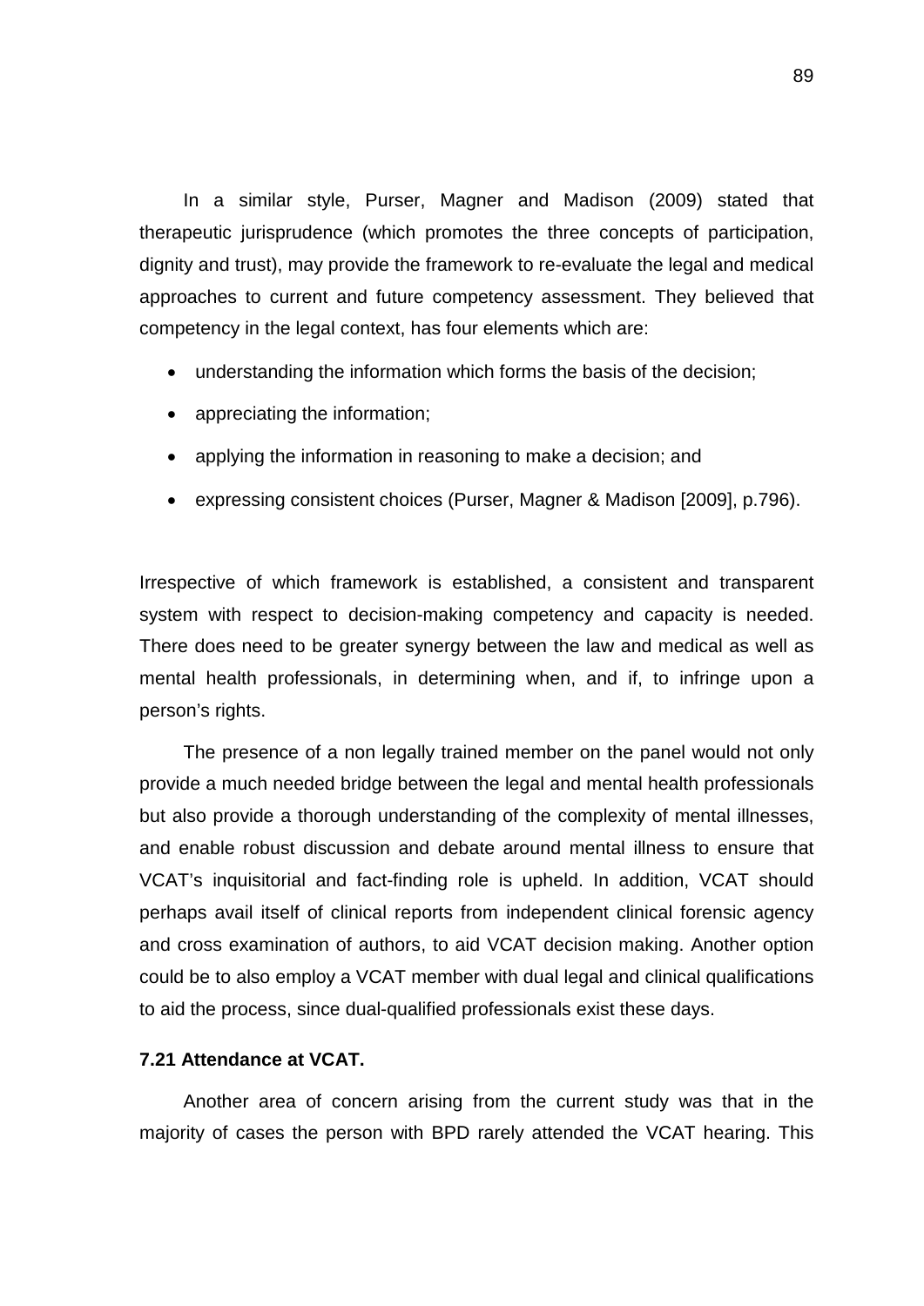In a similar style, Purser, Magner and Madison (2009) stated that therapeutic jurisprudence (which promotes the three concepts of participation, dignity and trust), may provide the framework to re-evaluate the legal and medical approaches to current and future competency assessment. They believed that competency in the legal context, has four elements which are:

- understanding the information which forms the basis of the decision;
- appreciating the information;
- applying the information in reasoning to make a decision; and
- expressing consistent choices (Purser, Magner & Madison [2009], p.796).

Irrespective of which framework is established, a consistent and transparent system with respect to decision-making competency and capacity is needed. There does need to be greater synergy between the law and medical as well as mental health professionals, in determining when, and if, to infringe upon a person's rights.

The presence of a non legally trained member on the panel would not only provide a much needed bridge between the legal and mental health professionals but also provide a thorough understanding of the complexity of mental illnesses, and enable robust discussion and debate around mental illness to ensure that VCAT's inquisitorial and fact-finding role is upheld. In addition, VCAT should perhaps avail itself of clinical reports from independent clinical forensic agency and cross examination of authors, to aid VCAT decision making. Another option could be to also employ a VCAT member with dual legal and clinical qualifications to aid the process, since dual-qualified professionals exist these days.

### 7.21 Attendance at VCAT.

Another area of concern arising from the current study was that in the majority of cases the person with BPD rarely attended the VCAT hearing. This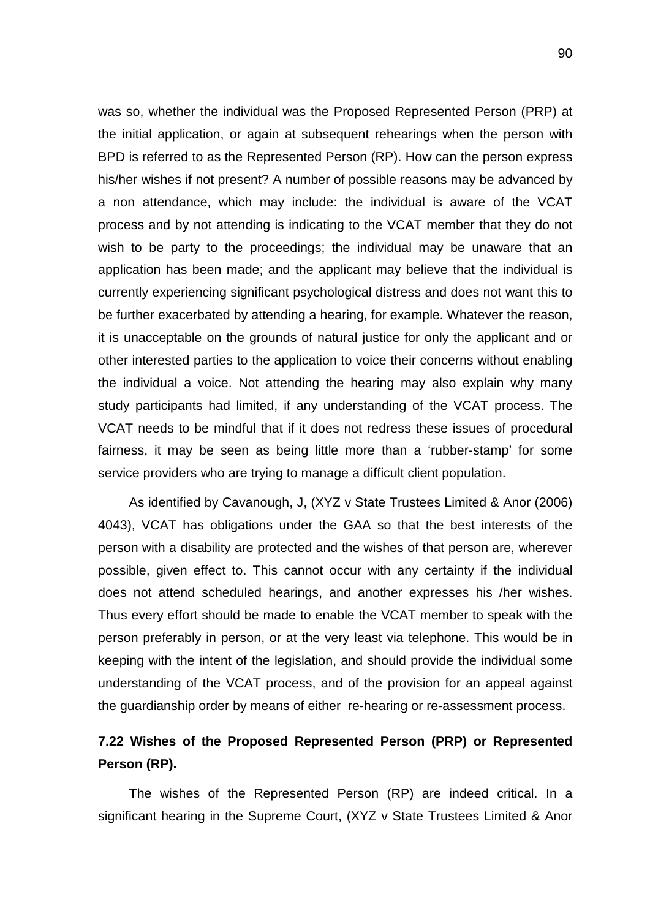was so, whether the individual was the Proposed Represented Person (PRP) at the initial application, or again at subsequent rehearings when the person with BPD is referred to as the Represented Person (RP). How can the person express his/her wishes if not present? A number of possible reasons may be advanced by a non attendance, which may include: the individual is aware of the VCAT process and by not attending is indicating to the VCAT member that they do not wish to be party to the proceedings; the individual may be unaware that an application has been made; and the applicant may believe that the individual is currently experiencing significant psychological distress and does not want this to be further exacerbated by attending a hearing, for example. Whatever the reason, it is unacceptable on the grounds of natural justice for only the applicant and or other interested parties to the application to voice their concerns without enabling the individual a voice. Not attending the hearing may also explain why many study participants had limited, if any understanding of the VCAT process. The VCAT needs to be mindful that if it does not redress these issues of procedural fairness, it may be seen as being little more than a 'rubber-stamp' for some service providers who are trying to manage a difficult client population.

As identified by Cavanough, J, (XYZ v State Trustees Limited & Anor (2006) 4043), VCAT has obligations under the GAA so that the best interests of the person with a disability are protected and the wishes of that person are, wherever possible, given effect to. This cannot occur with any certainty if the individual does not attend scheduled hearings, and another expresses his /her wishes. Thus every effort should be made to enable the VCAT member to speak with the person preferably in person, or at the very least via telephone. This would be in keeping with the intent of the legislation, and should provide the individual some understanding of the VCAT process, and of the provision for an appeal against the guardianship order by means of either re-hearing or re-assessment process.

### 7.22 Wishes of the Proposed Represented Person (PRP) or Represented Person (RP).

The wishes of the Represented Person (RP) are indeed critical. In a significant hearing in the Supreme Court, (XYZ v State Trustees Limited & Anor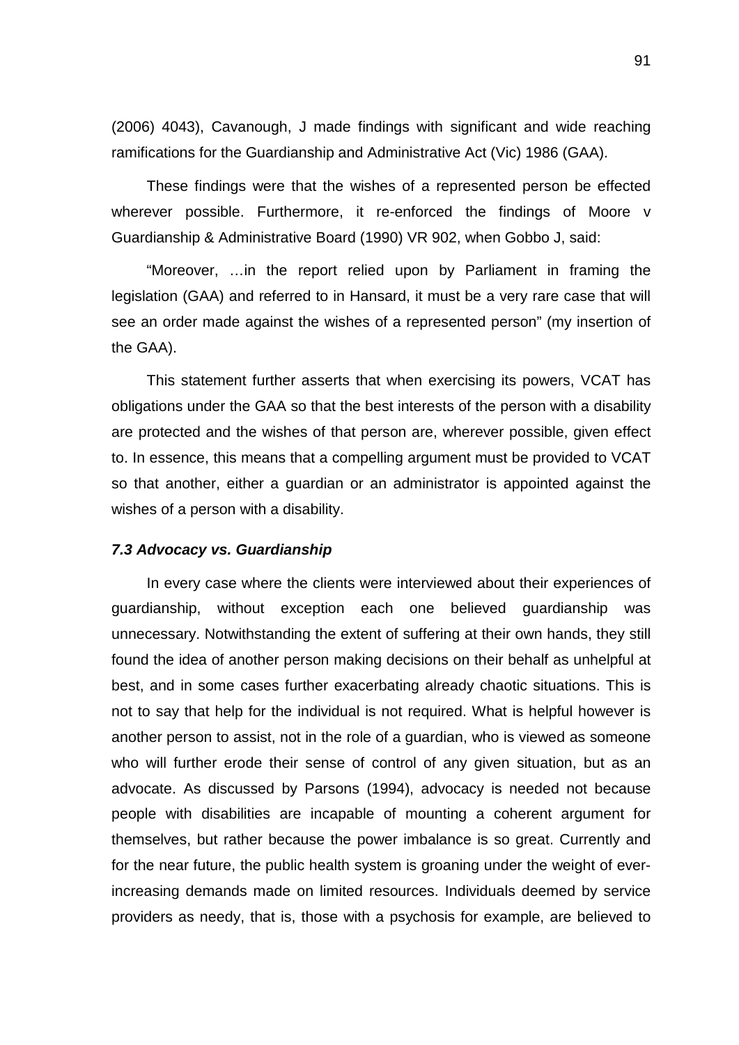(2006) 4043), Cavanough, J made findings with significant and wide reaching ramifications for the Guardianship and Administrative Act (Vic) 1986 (GAA).

These findings were that the wishes of a represented person be effected wherever possible. Furthermore, it re-enforced the findings of Moore v Guardianship & Administrative Board (1990) VR 902, when Gobbo J, said:

"Moreover, …in the report relied upon by Parliament in framing the legislation (GAA) and referred to in Hansard, it must be a very rare case that will see an order made against the wishes of a represented person" (my insertion of the GAA).

This statement further asserts that when exercising its powers, VCAT has obligations under the GAA so that the best interests of the person with a disability are protected and the wishes of that person are, wherever possible, given effect to. In essence, this means that a compelling argument must be provided to VCAT so that another, either a guardian or an administrator is appointed against the wishes of a person with a disability.

### *7.3 Advocacy vs. Guardianship*

In every case where the clients were interviewed about their experiences of guardianship, without exception each one believed guardianship was unnecessary. Notwithstanding the extent of suffering at their own hands, they still found the idea of another person making decisions on their behalf as unhelpful at best, and in some cases further exacerbating already chaotic situations. This is not to say that help for the individual is not required. What is helpful however is another person to assist, not in the role of a guardian, who is viewed as someone who will further erode their sense of control of any given situation, but as an advocate. As discussed by Parsons (1994), advocacy is needed not because people with disabilities are incapable of mounting a coherent argument for themselves, but rather because the power imbalance is so great. Currently and for the near future, the public health system is groaning under the weight of ever-increasing demands made on limited resources. Individuals deemed by service providers as needy, that is, those with a psychosis for example, are believed to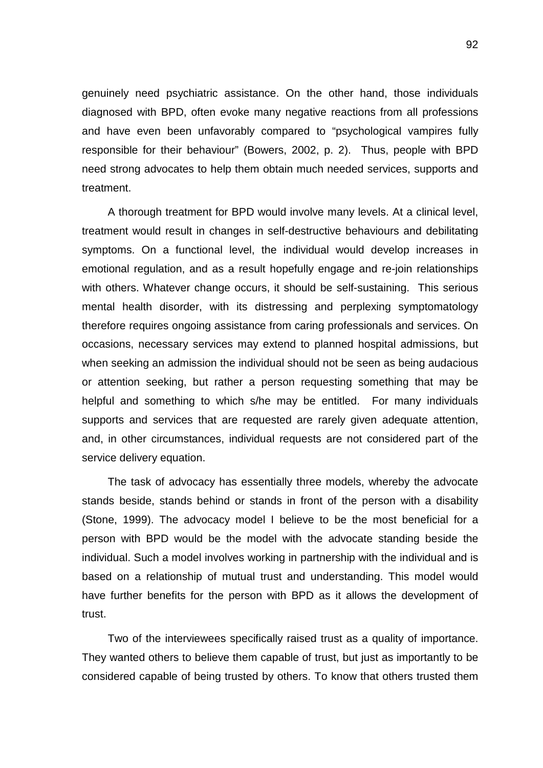genuinely need psychiatric assistance. On the other hand, those individuals diagnosed with BPD, often evoke many negative reactions from all professions and have even been unfavorably compared to "psychological vampires fully responsible for their behaviour" (Bowers, 2002, p. 2). Thus, people with BPD need strong advocates to help them obtain much needed services, supports and treatment.

A thorough treatment for BPD would involve many levels. At a clinical level, treatment would result in changes in self-destructive behaviours and debilitating symptoms. On a functional level, the individual would develop increases in emotional regulation, and as a result hopefully engage and re-join relationships with others. Whatever change occurs, it should be self-sustaining. This serious mental health disorder, with its distressing and perplexing symptomatology therefore requires ongoing assistance from caring professionals and services. On occasions, necessary services may extend to planned hospital admissions, but when seeking an admission the individual should not be seen as being audacious or attention seeking, but rather a person requesting something that may be helpful and something to which s/he may be entitled. For many individuals supports and services that are requested are rarely given adequate attention, and, in other circumstances, individual requests are not considered part of the service delivery equation.

The task of advocacy has essentially three models, whereby the advocate stands beside, stands behind or stands in front of the person with a disability (Stone, 1999). The advocacy model I believe to be the most beneficial for a person with BPD would be the model with the advocate standing beside the individual. Such a model involves working in partnership with the individual and is based on a relationship of mutual trust and understanding. This model would have further benefits for the person with BPD as it allows the development of trust.

Two of the interviewees specifically raised trust as a quality of importance. They wanted others to believe them capable of trust, but just as importantly to be considered capable of being trusted by others. To know that others trusted them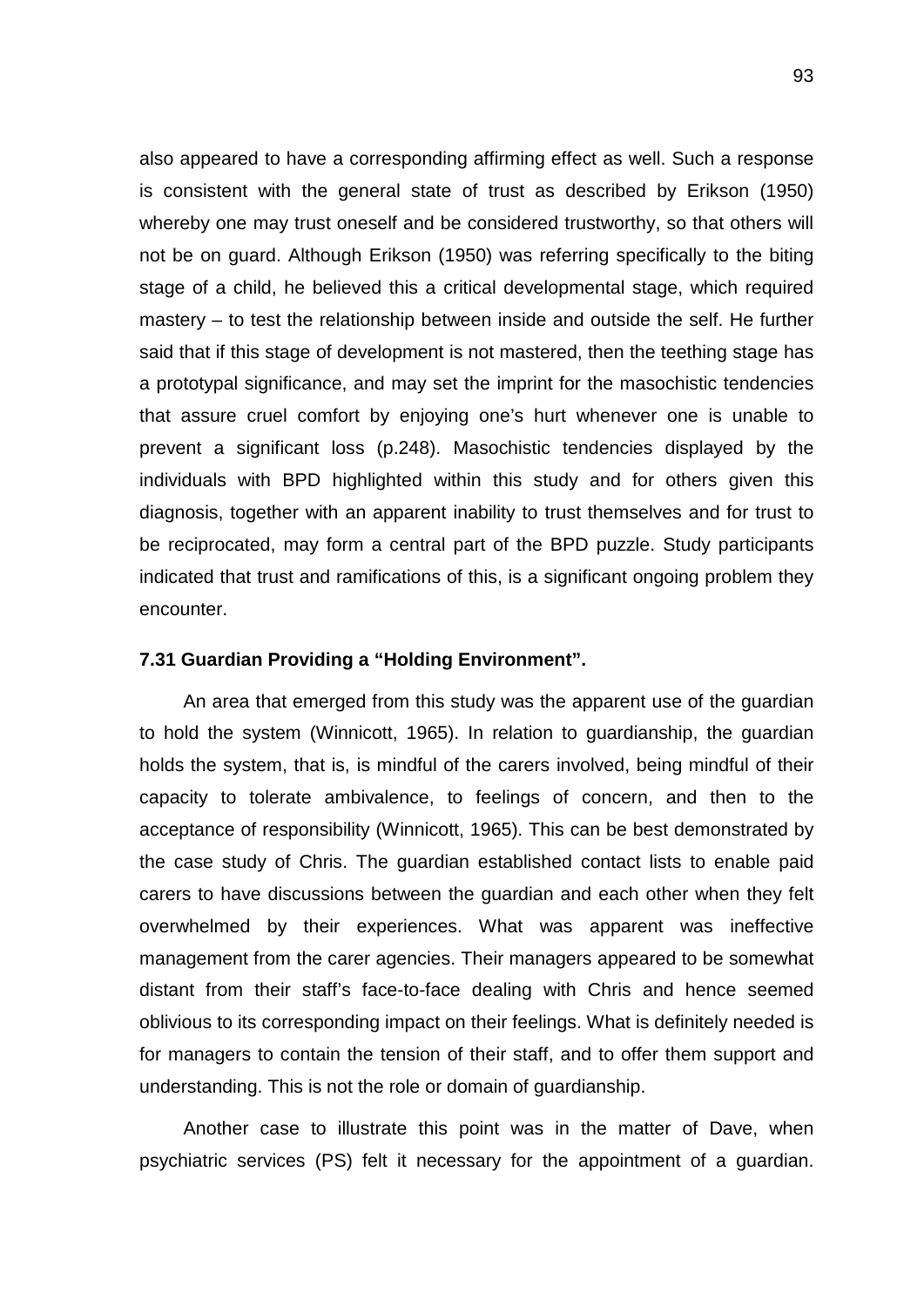also appeared to have a corresponding affirming effect as well. Such a response is consistent with the general state of trust as described by Erikson (1950) whereby one may trust oneself and be considered trustworthy, so that others will not be on guard. Although Erikson (1950) was referring specifically to the biting stage of a child, he believed this a critical developmental stage, which required mastery – to test the relationship between inside and outside the self. He further said that if this stage of development is not mastered, then the teething stage has a prototypal significance, and may set the imprint for the masochistic tendencies that assure cruel comfort by enjoying one's hurt whenever one is unable to prevent a significant loss (p.248). Masochistic tendencies displayed by the individuals with BPD highlighted within this study and for others given this diagnosis, together with an apparent inability to trust themselves and for trust to be reciprocated, may form a central part of the BPD puzzle. Study participants indicated that trust and ramifications of this, is a significant ongoing problem they encounter.

### 7.31 Guardian Providing a "Holding Environment".

An area that emerged from this study was the apparent use of the guardian to hold the system (Winnicott, 1965). In relation to guardianship, the guardian holds the system, that is, is mindful of the carers involved, being mindful of their capacity to tolerate ambivalence, to feelings of concern, and then to the acceptance of responsibility (Winnicott, 1965). This can be best demonstrated by the case study of Chris. The guardian established contact lists to enable paid carers to have discussions between the guardian and each other when they felt overwhelmed by their experiences. What was apparent was ineffective management from the carer agencies. Their managers appeared to be somewhat distant from their staff's face-to-face dealing with Chris and hence seemed oblivious to its corresponding impact on their feelings. What is definitely needed is for managers to contain the tension of their staff, and to offer them support and understanding. This is not the role or domain of guardianship.

Another case to illustrate this point was in the matter of Dave, when psychiatric services (PS) felt it necessary for the appointment of a guardian.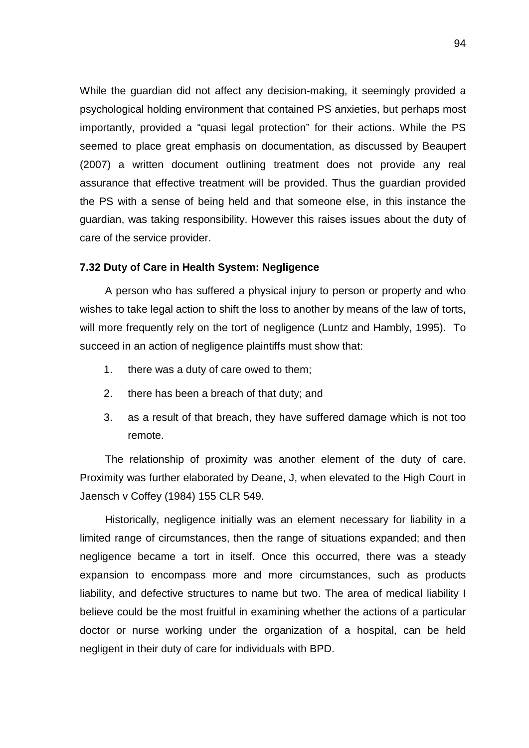While the guardian did not affect any decision-making, it seemingly provided a psychological holding environment that contained PS anxieties, but perhaps most importantly, provided a "quasi legal protection" for their actions. While the PS seemed to place great emphasis on documentation, as discussed by Beaupert (2007) a written document outlining treatment does not provide any real assurance that effective treatment will be provided. Thus the guardian provided the PS with a sense of being held and that someone else, in this instance the guardian, was taking responsibility. However this raises issues about the duty of care of the service provider.

### 7.32 Duty of Care in Health System: Negligence

A person who has suffered a physical injury to person or property and who wishes to take legal action to shift the loss to another by means of the law of torts, will more frequently rely on the tort of negligence (Luntz and Hambly, 1995). To succeed in an action of negligence plaintiffs must show that:

1. there was a duty of care owed to them;
2. there has been a breach of that duty; and
3. as a result of that breach, they have suffered damage which is not too remote.

The relationship of proximity was another element of the duty of care. Proximity was further elaborated by Deane, J, when elevated to the High Court in Jaensch v Coffey (1984) 155 CLR 549.

Historically, negligence initially was an element necessary for liability in a limited range of circumstances, then the range of situations expanded; and then negligence became a tort in itself. Once this occurred, there was a steady expansion to encompass more and more circumstances, such as products liability, and defective structures to name but two. The area of medical liability I believe could be the most fruitful in examining whether the actions of a particular doctor or nurse working under the organization of a hospital, can be held negligent in their duty of care for individuals with BPD.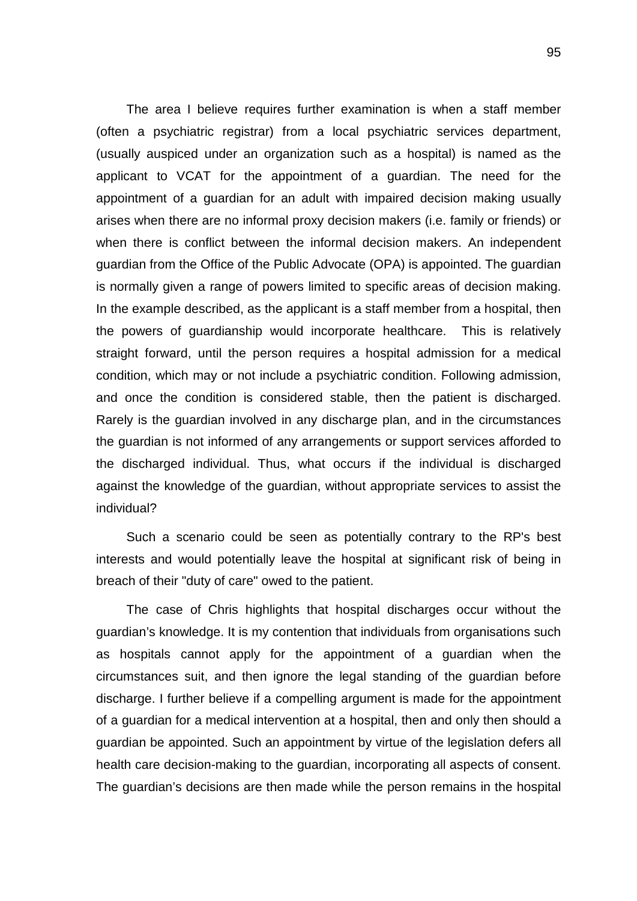The area I believe requires further examination is when a staff member (often a psychiatric registrar) from a local psychiatric services department, (usually auspiced under an organization such as a hospital) is named as the applicant to VCAT for the appointment of a guardian. The need for the appointment of a guardian for an adult with impaired decision making usually arises when there are no informal proxy decision makers (i.e. family or friends) or when there is conflict between the informal decision makers. An independent guardian from the Office of the Public Advocate (OPA) is appointed. The guardian is normally given a range of powers limited to specific areas of decision making. In the example described, as the applicant is a staff member from a hospital, then the powers of guardianship would incorporate healthcare. This is relatively straight forward, until the person requires a hospital admission for a medical condition, which may or not include a psychiatric condition. Following admission, and once the condition is considered stable, then the patient is discharged. Rarely is the guardian involved in any discharge plan, and in the circumstances the guardian is not informed of any arrangements or support services afforded to the discharged individual. Thus, what occurs if the individual is discharged against the knowledge of the guardian, without appropriate services to assist the individual?

Such a scenario could be seen as potentially contrary to the RP's best interests and would potentially leave the hospital at significant risk of being in breach of their "duty of care" owed to the patient.

The case of Chris highlights that hospital discharges occur without the guardian's knowledge. It is my contention that individuals from organisations such as hospitals cannot apply for the appointment of a guardian when the circumstances suit, and then ignore the legal standing of the guardian before discharge. I further believe if a compelling argument is made for the appointment of a guardian for a medical intervention at a hospital, then and only then should a guardian be appointed. Such an appointment by virtue of the legislation defers all health care decision-making to the guardian, incorporating all aspects of consent. The guardian's decisions are then made while the person remains in the hospital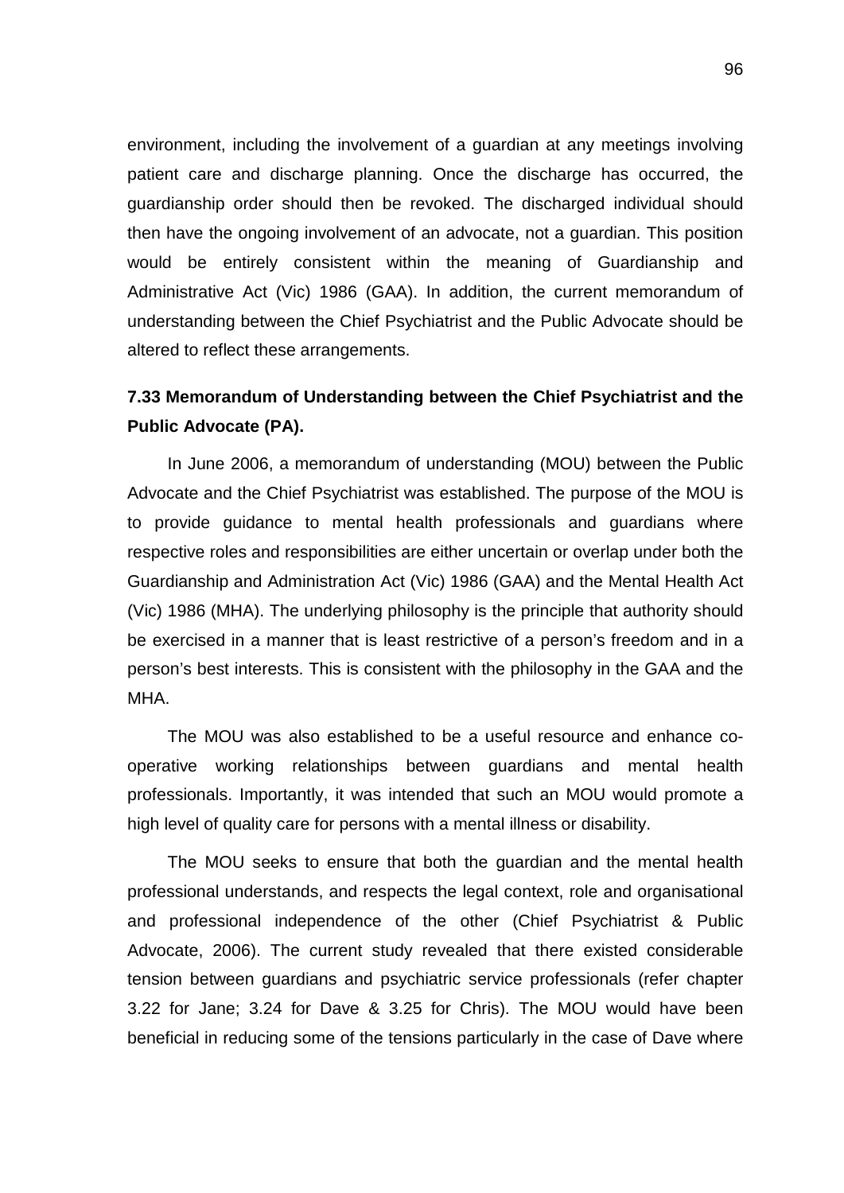environment, including the involvement of a guardian at any meetings involving patient care and discharge planning. Once the discharge has occurred, the guardianship order should then be revoked. The discharged individual should then have the ongoing involvement of an advocate, not a guardian. This position would be entirely consistent within the meaning of Guardianship and Administrative Act (Vic) 1986 (GAA). In addition, the current memorandum of understanding between the Chief Psychiatrist and the Public Advocate should be altered to reflect these arrangements.

### 7.33 Memorandum of Understanding between the Chief Psychiatrist and the Public Advocate (PA).

In June 2006, a memorandum of understanding (MOU) between the Public Advocate and the Chief Psychiatrist was established. The purpose of the MOU is to provide guidance to mental health professionals and guardians where respective roles and responsibilities are either uncertain or overlap under both the Guardianship and Administration Act (Vic) 1986 (GAA) and the Mental Health Act (Vic) 1986 (MHA). The underlying philosophy is the principle that authority should be exercised in a manner that is least restrictive of a person's freedom and in a person's best interests. This is consistent with the philosophy in the GAA and the MHA.

The MOU was also established to be a useful resource and enhance co-operative working relationships between guardians and mental health professionals. Importantly, it was intended that such an MOU would promote a high level of quality care for persons with a mental illness or disability.

The MOU seeks to ensure that both the guardian and the mental health professional understands, and respects the legal context, role and organisational and professional independence of the other (Chief Psychiatrist & Public Advocate, 2006). The current study revealed that there existed considerable tension between guardians and psychiatric service professionals (refer chapter 3.22 for Jane; 3.24 for Dave & 3.25 for Chris). The MOU would have been beneficial in reducing some of the tensions particularly in the case of Dave where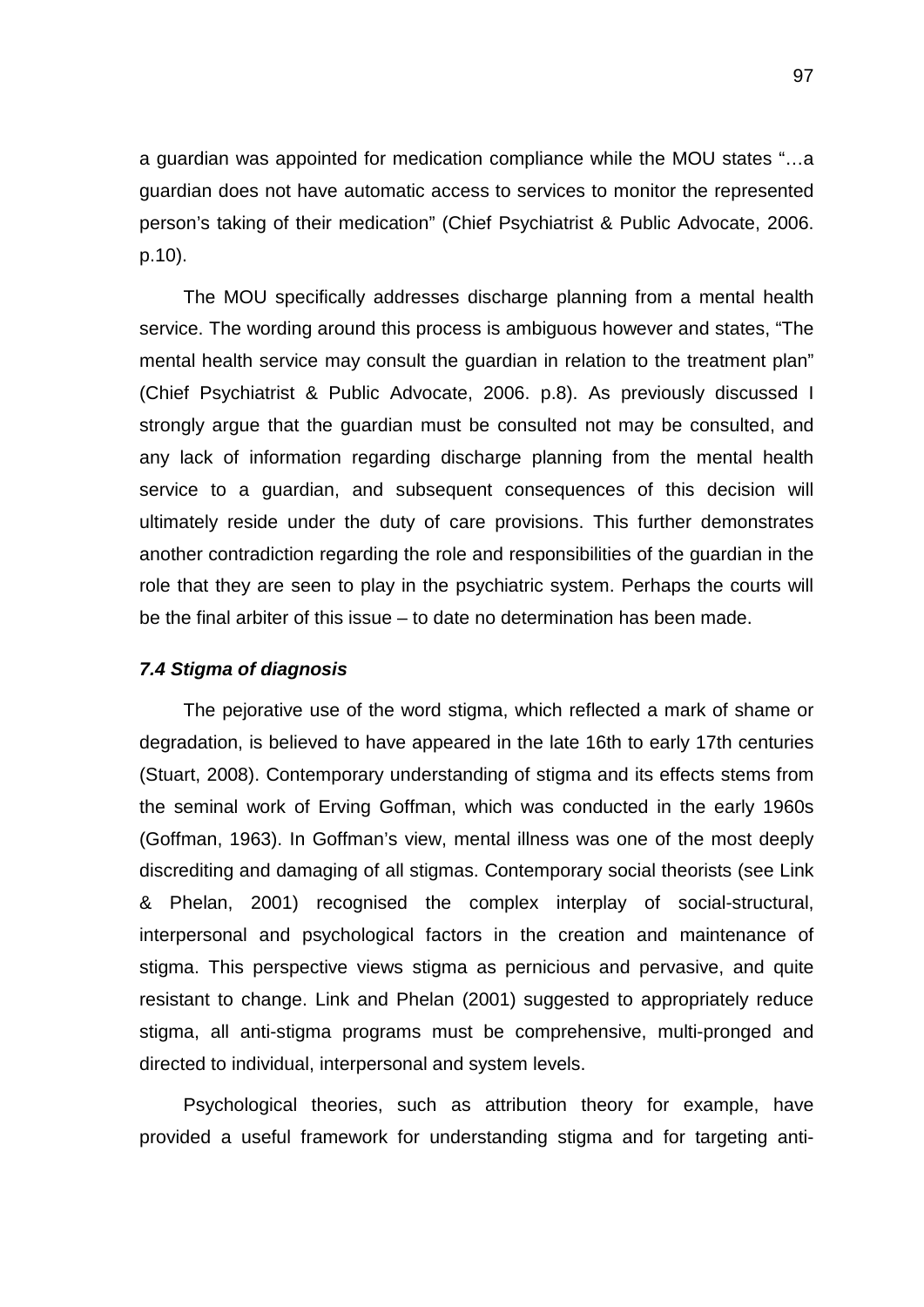a guardian was appointed for medication compliance while the MOU states "…a guardian does not have automatic access to services to monitor the represented person's taking of their medication" (Chief Psychiatrist & Public Advocate, 2006. p.10).

The MOU specifically addresses discharge planning from a mental health service. The wording around this process is ambiguous however and states, "The mental health service may consult the guardian in relation to the treatment plan" (Chief Psychiatrist & Public Advocate, 2006. p.8). As previously discussed I strongly argue that the guardian must be consulted not may be consulted, and any lack of information regarding discharge planning from the mental health service to a guardian, and subsequent consequences of this decision will ultimately reside under the duty of care provisions. This further demonstrates another contradiction regarding the role and responsibilities of the guardian in the role that they are seen to play in the psychiatric system. Perhaps the courts will be the final arbiter of this issue – to date no determination has been made.

### *7.4 Stigma of diagnosis*

The pejorative use of the word stigma, which reflected a mark of shame or degradation, is believed to have appeared in the late 16th to early 17th centuries (Stuart, 2008). Contemporary understanding of stigma and its effects stems from the seminal work of Erving Goffman, which was conducted in the early 1960s (Goffman, 1963). In Goffman's view, mental illness was one of the most deeply discrediting and damaging of all stigmas. Contemporary social theorists (see Link & Phelan, 2001) recognised the complex interplay of social-structural, interpersonal and psychological factors in the creation and maintenance of stigma. This perspective views stigma as pernicious and pervasive, and quite resistant to change. Link and Phelan (2001) suggested to appropriately reduce stigma, all anti-stigma programs must be comprehensive, multi-pronged and directed to individual, interpersonal and system levels.

Psychological theories, such as attribution theory for example, have provided a useful framework for understanding stigma and for targeting anti-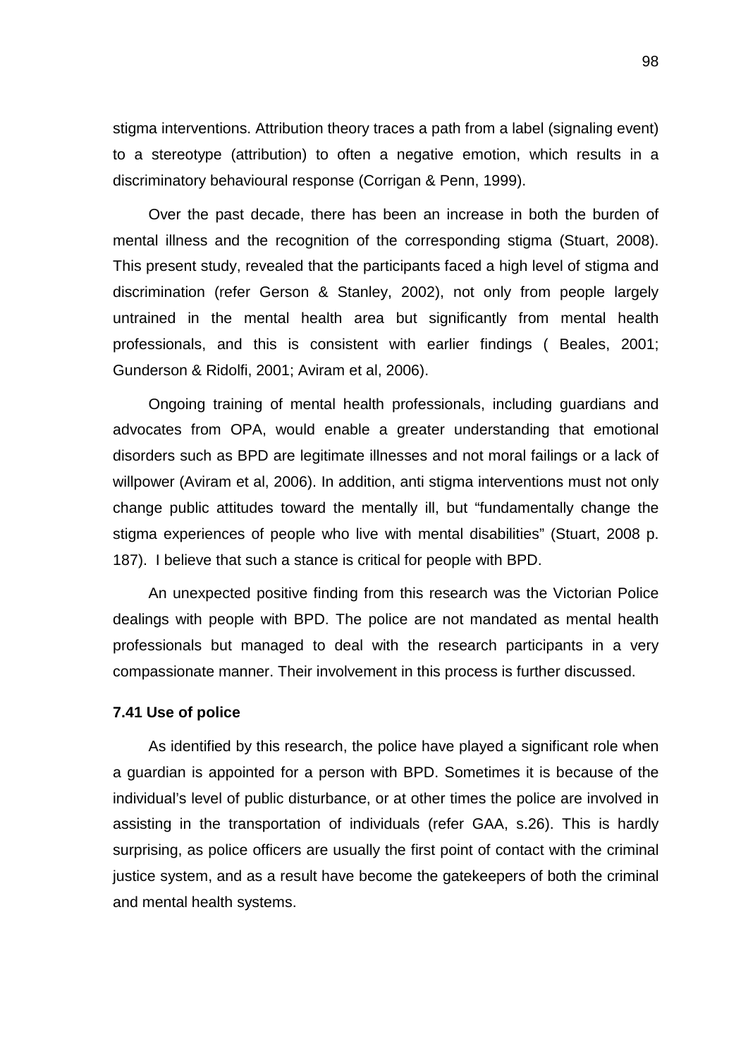stigma interventions. Attribution theory traces a path from a label (signaling event) to a stereotype (attribution) to often a negative emotion, which results in a discriminatory behavioural response (Corrigan & Penn, 1999).

Over the past decade, there has been an increase in both the burden of mental illness and the recognition of the corresponding stigma (Stuart, 2008). This present study, revealed that the participants faced a high level of stigma and discrimination (refer Gerson & Stanley, 2002), not only from people largely untrained in the mental health area but significantly from mental health professionals, and this is consistent with earlier findings ( Beales, 2001; Gunderson & Ridolfi, 2001; Aviram et al, 2006).

Ongoing training of mental health professionals, including guardians and advocates from OPA, would enable a greater understanding that emotional disorders such as BPD are legitimate illnesses and not moral failings or a lack of willpower (Aviram et al, 2006). In addition, anti stigma interventions must not only change public attitudes toward the mentally ill, but "fundamentally change the stigma experiences of people who live with mental disabilities" (Stuart, 2008 p. 187). I believe that such a stance is critical for people with BPD.

An unexpected positive finding from this research was the Victorian Police dealings with people with BPD. The police are not mandated as mental health professionals but managed to deal with the research participants in a very compassionate manner. Their involvement in this process is further discussed.

**7.41 Use of police**

As identified by this research, the police have played a significant role when a guardian is appointed for a person with BPD. Sometimes it is because of the individual's level of public disturbance, or at other times the police are involved in assisting in the transportation of individuals (refer GAA, s.26). This is hardly surprising, as police officers are usually the first point of contact with the criminal justice system, and as a result have become the gatekeepers of both the criminal and mental health systems.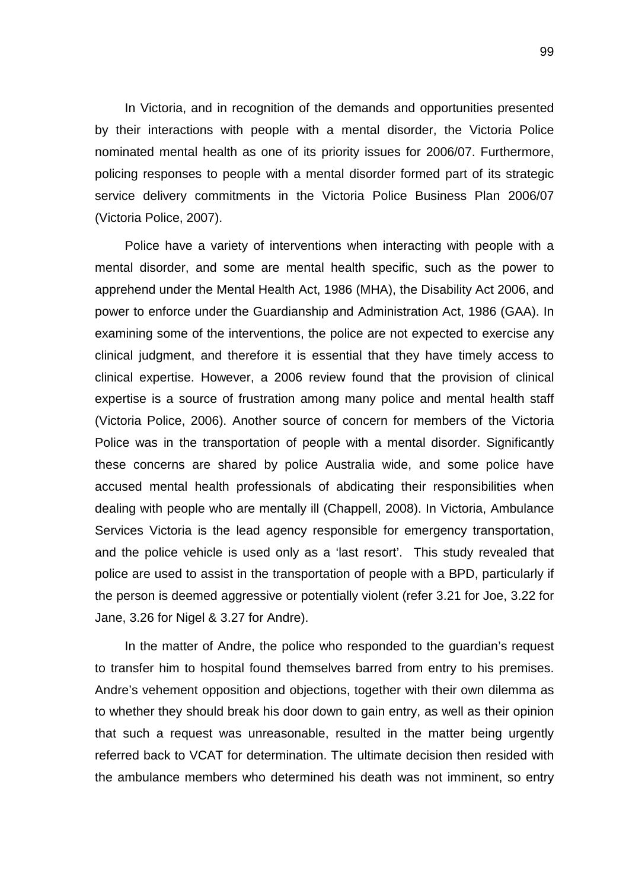In Victoria, and in recognition of the demands and opportunities presented by their interactions with people with a mental disorder, the Victoria Police nominated mental health as one of its priority issues for 2006/07. Furthermore, policing responses to people with a mental disorder formed part of its strategic service delivery commitments in the Victoria Police Business Plan 2006/07 (Victoria Police, 2007).

Police have a variety of interventions when interacting with people with a mental disorder, and some are mental health specific, such as the power to apprehend under the Mental Health Act, 1986 (MHA), the Disability Act 2006, and power to enforce under the Guardianship and Administration Act, 1986 (GAA). In examining some of the interventions, the police are not expected to exercise any clinical judgment, and therefore it is essential that they have timely access to clinical expertise. However, a 2006 review found that the provision of clinical expertise is a source of frustration among many police and mental health staff (Victoria Police, 2006). Another source of concern for members of the Victoria Police was in the transportation of people with a mental disorder. Significantly these concerns are shared by police Australia wide, and some police have accused mental health professionals of abdicating their responsibilities when dealing with people who are mentally ill (Chappell, 2008). In Victoria, Ambulance Services Victoria is the lead agency responsible for emergency transportation, and the police vehicle is used only as a 'last resort'. This study revealed that police are used to assist in the transportation of people with a BPD, particularly if the person is deemed aggressive or potentially violent (refer 3.21 for Joe, 3.22 for Jane, 3.26 for Nigel & 3.27 for Andre).

In the matter of Andre, the police who responded to the guardian's request to transfer him to hospital found themselves barred from entry to his premises. Andre's vehement opposition and objections, together with their own dilemma as to whether they should break his door down to gain entry, as well as their opinion that such a request was unreasonable, resulted in the matter being urgently referred back to VCAT for determination. The ultimate decision then resided with the ambulance members who determined his death was not imminent, so entry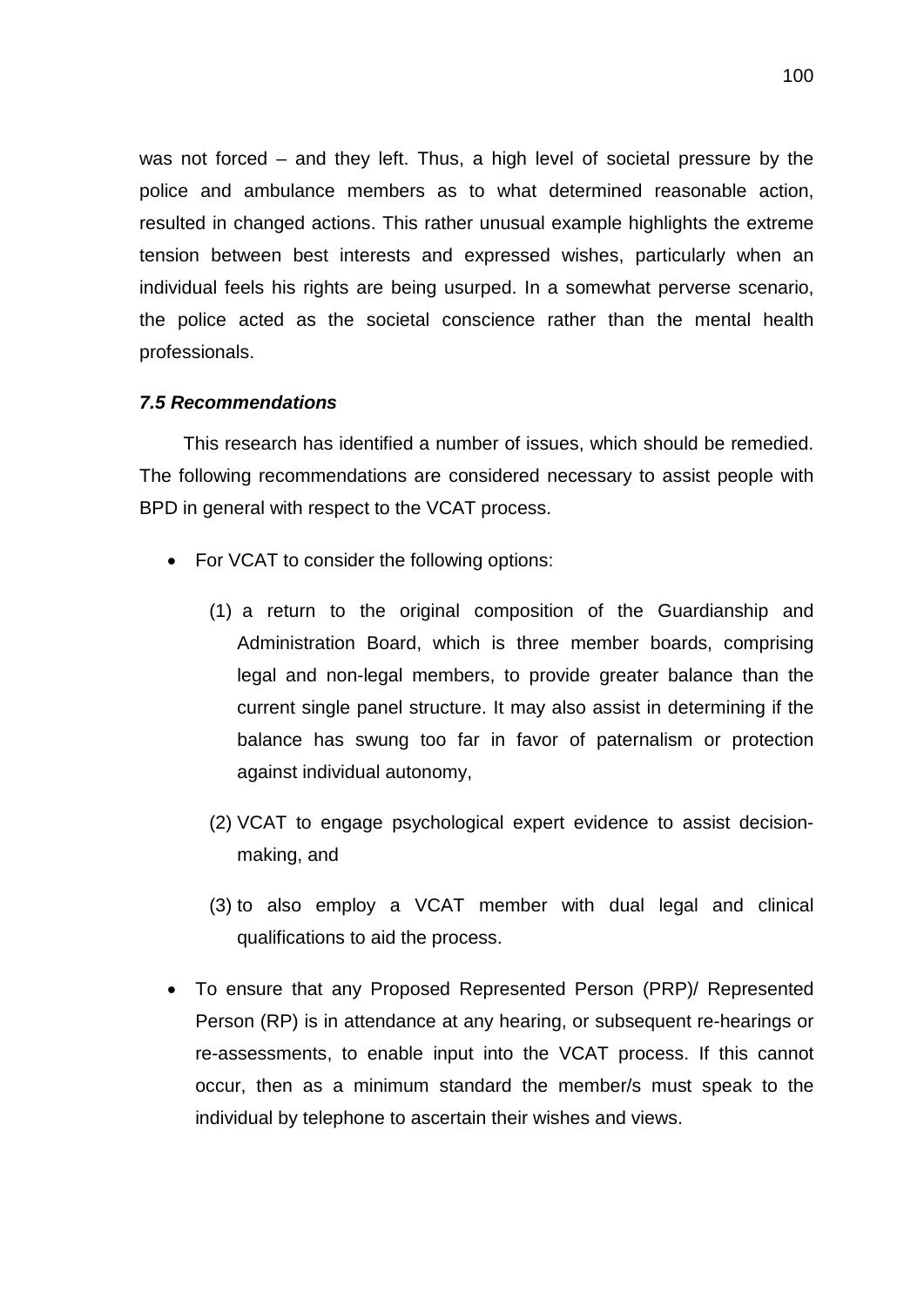was not forced – and they left. Thus, a high level of societal pressure by the police and ambulance members as to what determined reasonable action, resulted in changed actions. This rather unusual example highlights the extreme tension between best interests and expressed wishes, particularly when an individual feels his rights are being usurped. In a somewhat perverse scenario, the police acted as the societal conscience rather than the mental health professionals.

### *7.5 Recommendations*

This research has identified a number of issues, which should be remedied. The following recommendations are considered necessary to assist people with BPD in general with respect to the VCAT process.

- For VCAT to consider the following options:

  (1) a return to the original composition of the Guardianship and Administration Board, which is three member boards, comprising legal and non-legal members, to provide greater balance than the current single panel structure. It may also assist in determining if the balance has swung too far in favor of paternalism or protection against individual autonomy,

  (2) VCAT to engage psychological expert evidence to assist decision-making, and

  (3) to also employ a VCAT member with dual legal and clinical qualifications to aid the process.

- To ensure that any Proposed Represented Person (PRP)/ Represented Person (RP) is in attendance at any hearing, or subsequent re-hearings or re-assessments, to enable input into the VCAT process. If this cannot occur, then as a minimum standard the member/s must speak to the individual by telephone to ascertain their wishes and views.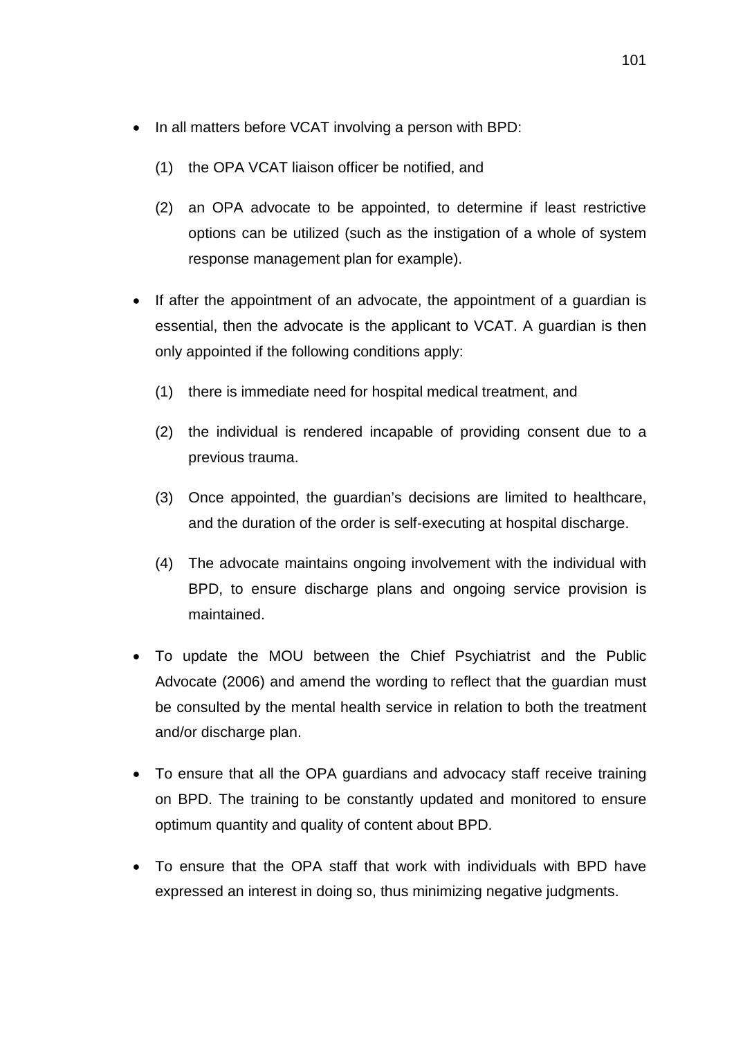- In all matters before VCAT involving a person with BPD:

    (1) the OPA VCAT liaison officer be notified, and

    (2) an OPA advocate to be appointed, to determine if least restrictive options can be utilized (such as the instigation of a whole of system response management plan for example).

- If after the appointment of an advocate, the appointment of a guardian is essential, then the advocate is the applicant to VCAT. A guardian is then only appointed if the following conditions apply:

    (1) there is immediate need for hospital medical treatment, and

    (2) the individual is rendered incapable of providing consent due to a previous trauma.

    (3) Once appointed, the guardian's decisions are limited to healthcare, and the duration of the order is self-executing at hospital discharge.

    (4) The advocate maintains ongoing involvement with the individual with BPD, to ensure discharge plans and ongoing service provision is maintained.

- To update the MOU between the Chief Psychiatrist and the Public Advocate (2006) and amend the wording to reflect that the guardian must be consulted by the mental health service in relation to both the treatment and/or discharge plan.

- To ensure that all the OPA guardians and advocacy staff receive training on BPD. The training to be constantly updated and monitored to ensure optimum quantity and quality of content about BPD.

- To ensure that the OPA staff that work with individuals with BPD have expressed an interest in doing so, thus minimizing negative judgments.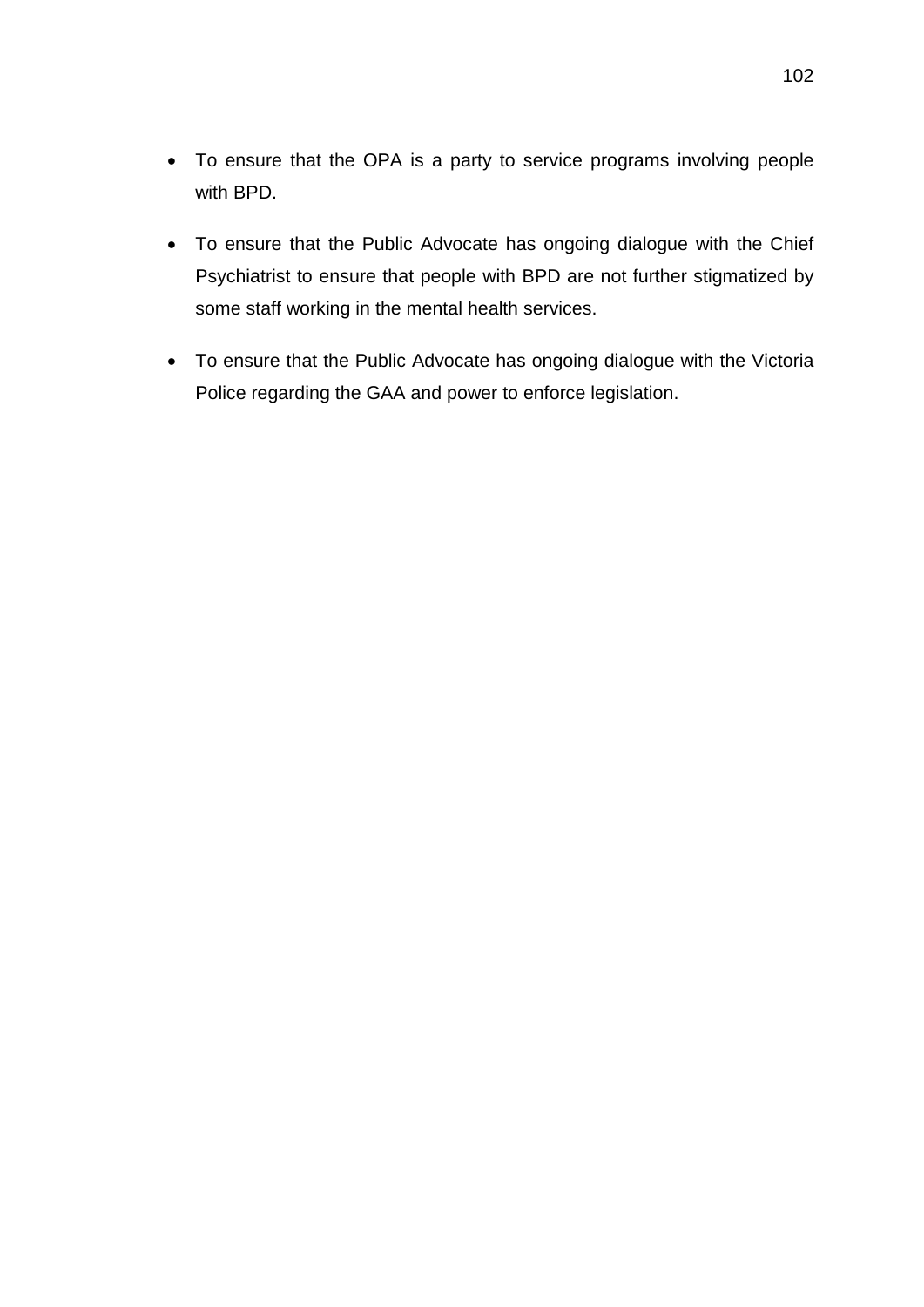- To ensure that the OPA is a party to service programs involving people with BPD.
- To ensure that the Public Advocate has ongoing dialogue with the Chief Psychiatrist to ensure that people with BPD are not further stigmatized by some staff working in the mental health services.
- To ensure that the Public Advocate has ongoing dialogue with the Victoria Police regarding the GAA and power to enforce legislation.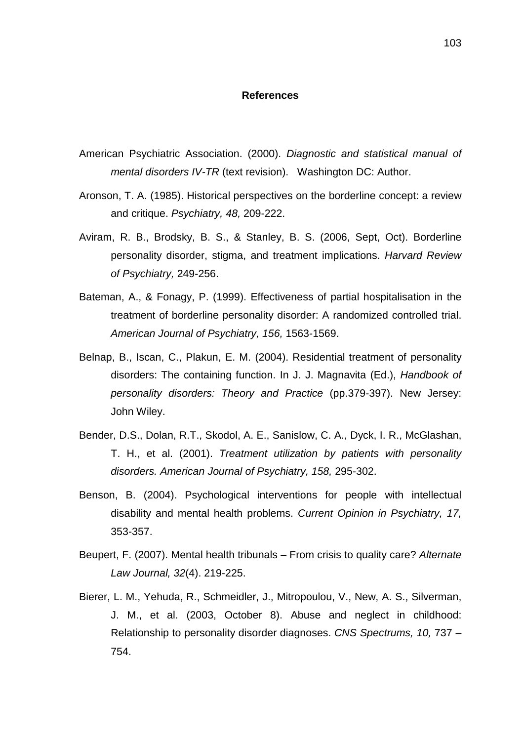**References**

American Psychiatric Association. (2000). *Diagnostic and statistical manual of mental disorders IV-TR* (text revision). Washington DC: Author.

Aronson, T. A. (1985). Historical perspectives on the borderline concept: a review and critique. *Psychiatry, 48,* 209-222.

Aviram, R. B., Brodsky, B. S., & Stanley, B. S. (2006, Sept, Oct). Borderline personality disorder, stigma, and treatment implications. *Harvard Review of Psychiatry,* 249-256.

Bateman, A., & Fonagy, P. (1999). Effectiveness of partial hospitalisation in the treatment of borderline personality disorder: A randomized controlled trial. *American Journal of Psychiatry, 156,* 1563-1569.

Belnap, B., Iscan, C., Plakun, E. M. (2004). Residential treatment of personality disorders: The containing function. In J. J. Magnavita (Ed.), *Handbook of personality disorders: Theory and Practice* (pp.379-397). New Jersey: John Wiley.

Bender, D.S., Dolan, R.T., Skodol, A. E., Sanislow, C. A., Dyck, I. R., McGlashan, T. H., et al. (2001). *Treatment utilization by patients with personality disorders. American Journal of Psychiatry, 158,* 295-302.

Benson, B. (2004). Psychological interventions for people with intellectual disability and mental health problems. *Current Opinion in Psychiatry, 17,* 353-357.

Beupert, F. (2007). Mental health tribunals – From crisis to quality care? *Alternate Law Journal, 32*(4). 219-225.

Bierer, L. M., Yehuda, R., Schmeidler, J., Mitropoulou, V., New, A. S., Silverman, J. M., et al. (2003, October 8). Abuse and neglect in childhood: Relationship to personality disorder diagnoses. *CNS Spectrums, 10,* 737 – 754.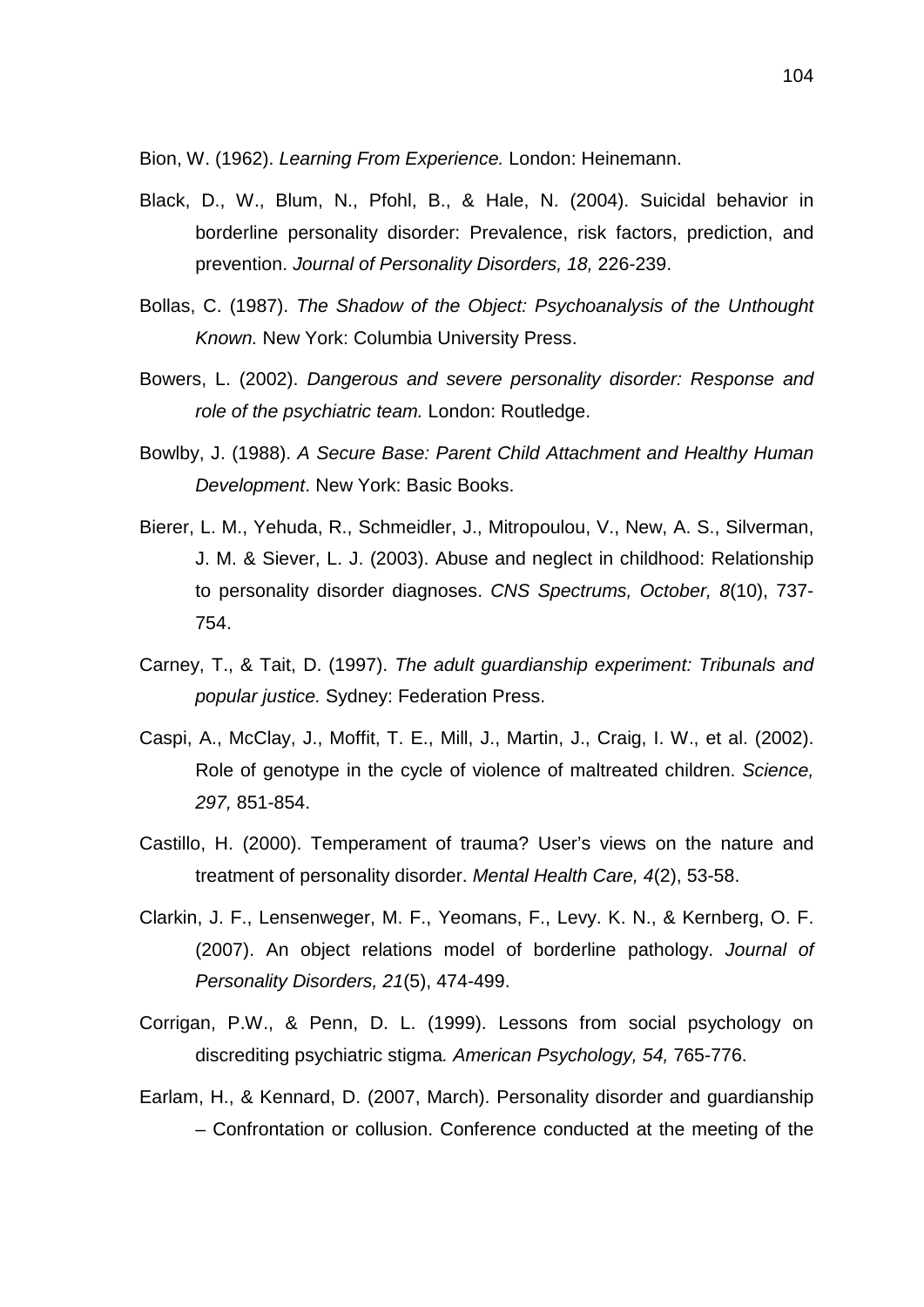Bion, W. (1962). *Learning From Experience.* London: Heinemann.

Black, D., W., Blum, N., Pfohl, B., & Hale, N. (2004). Suicidal behavior in borderline personality disorder: Prevalence, risk factors, prediction, and prevention. *Journal of Personality Disorders, 18,* 226-239.

Bollas, C. (1987). *The Shadow of the Object: Psychoanalysis of the Unthought Known.* New York: Columbia University Press.

Bowers, L. (2002). *Dangerous and severe personality disorder: Response and role of the psychiatric team.* London: Routledge.

Bowlby, J. (1988). *A Secure Base: Parent Child Attachment and Healthy Human Development*. New York: Basic Books.

Bierer, L. M., Yehuda, R., Schmeidler, J., Mitropoulou, V., New, A. S., Silverman, J. M. & Siever, L. J. (2003). Abuse and neglect in childhood: Relationship to personality disorder diagnoses. *CNS Spectrums, October, 8*(10), 737-754.

Carney, T., & Tait, D. (1997). *The adult guardianship experiment: Tribunals and popular justice.* Sydney: Federation Press.

Caspi, A., McClay, J., Moffit, T. E., Mill, J., Martin, J., Craig, I. W., et al. (2002). Role of genotype in the cycle of violence of maltreated children. *Science, 297,* 851-854.

Castillo, H. (2000). Temperament of trauma? User's views on the nature and treatment of personality disorder. *Mental Health Care, 4*(2), 53-58.

Clarkin, J. F., Lensenweger, M. F., Yeomans, F., Levy. K. N., & Kernberg, O. F. (2007). An object relations model of borderline pathology. *Journal of Personality Disorders, 21*(5), 474-499.

Corrigan, P.W., & Penn, D. L. (1999). Lessons from social psychology on discrediting psychiatric stigma*. American Psychology, 54,* 765-776.

Earlam, H., & Kennard, D. (2007, March). Personality disorder and guardianship – Confrontation or collusion. Conference conducted at the meeting of the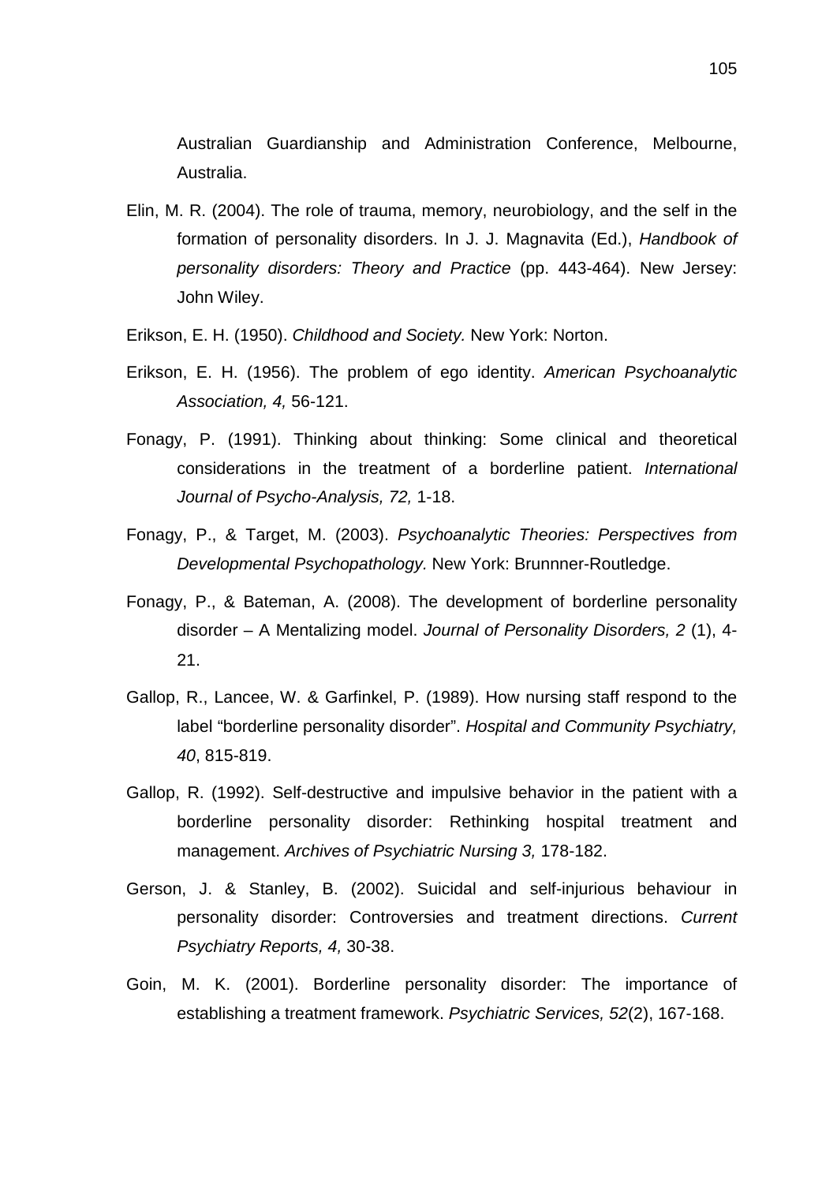Australian Guardianship and Administration Conference, Melbourne, Australia.

Elin, M. R. (2004). The role of trauma, memory, neurobiology, and the self in the formation of personality disorders. In J. J. Magnavita (Ed.), *Handbook of personality disorders: Theory and Practice* (pp. 443-464). New Jersey: John Wiley.

Erikson, E. H. (1950). *Childhood and Society.* New York: Norton.

Erikson, E. H. (1956). The problem of ego identity. *American Psychoanalytic Association, 4,* 56-121.

Fonagy, P. (1991). Thinking about thinking: Some clinical and theoretical considerations in the treatment of a borderline patient. *International Journal of Psycho-Analysis, 72,* 1-18.

Fonagy, P., & Target, M. (2003). *Psychoanalytic Theories: Perspectives from Developmental Psychopathology.* New York: Brunnner-Routledge.

Fonagy, P., & Bateman, A. (2008). The development of borderline personality disorder – A Mentalizing model. *Journal of Personality Disorders, 2* (1), 4-21.

Gallop, R., Lancee, W. & Garfinkel, P. (1989). How nursing staff respond to the label "borderline personality disorder". *Hospital and Community Psychiatry, 40*, 815-819.

Gallop, R. (1992). Self-destructive and impulsive behavior in the patient with a borderline personality disorder: Rethinking hospital treatment and management. *Archives of Psychiatric Nursing 3,* 178-182.

Gerson, J. & Stanley, B. (2002). Suicidal and self-injurious behaviour in personality disorder: Controversies and treatment directions. *Current Psychiatry Reports, 4,* 30-38.

Goin, M. K. (2001). Borderline personality disorder: The importance of establishing a treatment framework. *Psychiatric Services, 52*(2), 167-168.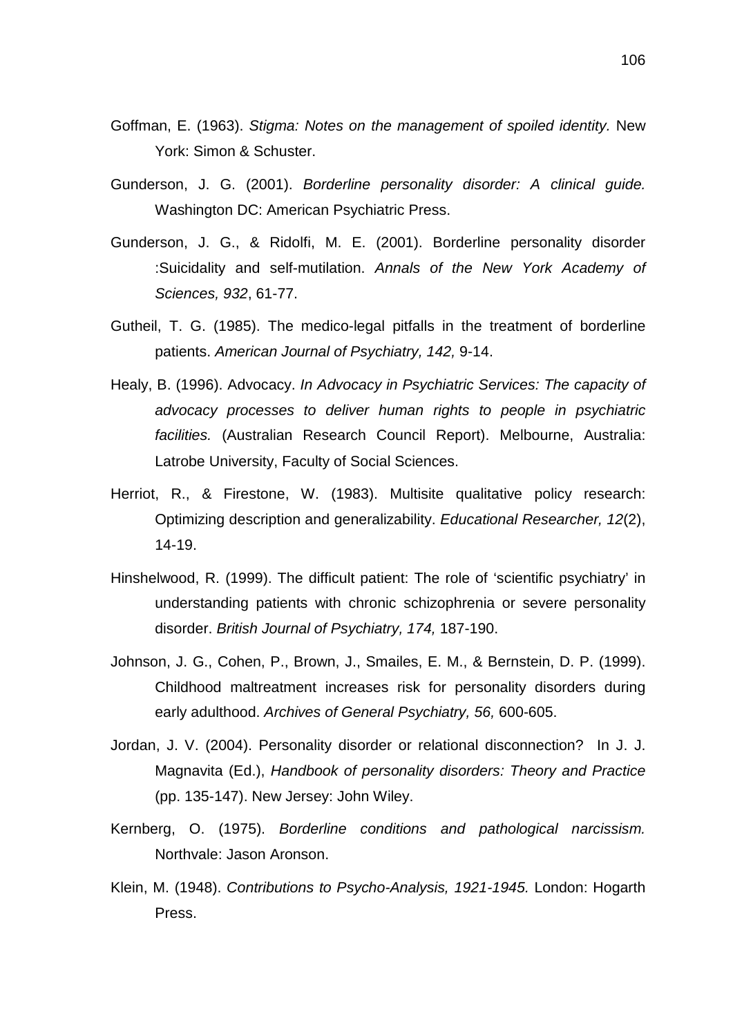Goffman, E. (1963). *Stigma: Notes on the management of spoiled identity.* New York: Simon & Schuster.

Gunderson, J. G. (2001). *Borderline personality disorder: A clinical guide.* Washington DC: American Psychiatric Press.

Gunderson, J. G., & Ridolfi, M. E. (2001). Borderline personality disorder :Suicidality and self-mutilation. *Annals of the New York Academy of Sciences, 932*, 61-77.

Gutheil, T. G. (1985). The medico-legal pitfalls in the treatment of borderline patients. *American Journal of Psychiatry, 142,* 9-14.

Healy, B. (1996). Advocacy. *In Advocacy in Psychiatric Services: The capacity of advocacy processes to deliver human rights to people in psychiatric facilities.* (Australian Research Council Report). Melbourne, Australia: Latrobe University, Faculty of Social Sciences.

Herriot, R., & Firestone, W. (1983). Multisite qualitative policy research: Optimizing description and generalizability. *Educational Researcher, 12*(2), 14-19.

Hinshelwood, R. (1999). The difficult patient: The role of 'scientific psychiatry' in understanding patients with chronic schizophrenia or severe personality disorder. *British Journal of Psychiatry, 174,* 187-190.

Johnson, J. G., Cohen, P., Brown, J., Smailes, E. M., & Bernstein, D. P. (1999). Childhood maltreatment increases risk for personality disorders during early adulthood. *Archives of General Psychiatry, 56,* 600-605.

Jordan, J. V. (2004). Personality disorder or relational disconnection? In J. J. Magnavita (Ed.), *Handbook of personality disorders: Theory and Practice* (pp. 135-147). New Jersey: John Wiley.

Kernberg, O. (1975). *Borderline conditions and pathological narcissism.* Northvale: Jason Aronson.

Klein, M. (1948). *Contributions to Psycho-Analysis, 1921-1945.* London: Hogarth Press.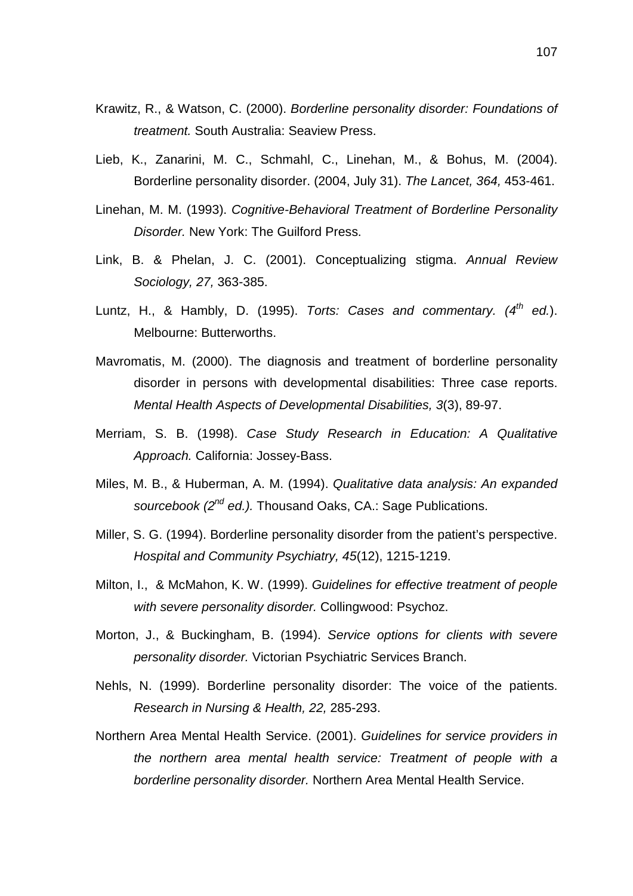Krawitz, R., & Watson, C. (2000). *Borderline personality disorder: Foundations of treatment.* South Australia: Seaview Press.

Lieb, K., Zanarini, M. C., Schmahl, C., Linehan, M., & Bohus, M. (2004). Borderline personality disorder. (2004, July 31). *The Lancet, 364,* 453-461.

Linehan, M. M. (1993). *Cognitive-Behavioral Treatment of Borderline Personality Disorder.* New York: The Guilford Press.

Link, B. & Phelan, J. C. (2001). Conceptualizing stigma. *Annual Review Sociology, 27,* 363-385.

Luntz, H., & Hambly, D. (1995). *Torts: Cases and commentary. (4th ed.*). Melbourne: Butterworths.

Mavromatis, M. (2000). The diagnosis and treatment of borderline personality disorder in persons with developmental disabilities: Three case reports. *Mental Health Aspects of Developmental Disabilities, 3*(3), 89-97.

Merriam, S. B. (1998). *Case Study Research in Education: A Qualitative Approach.* California: Jossey-Bass.

Miles, M. B., & Huberman, A. M. (1994). *Qualitative data analysis: An expanded sourcebook (2nd ed.).* Thousand Oaks, CA.: Sage Publications.

Miller, S. G. (1994). Borderline personality disorder from the patient's perspective. *Hospital and Community Psychiatry, 45*(12), 1215-1219.

Milton, I., & McMahon, K. W. (1999). *Guidelines for effective treatment of people with severe personality disorder.* Collingwood: Psychoz.

Morton, J., & Buckingham, B. (1994). *Service options for clients with severe personality disorder.* Victorian Psychiatric Services Branch.

Nehls, N. (1999). Borderline personality disorder: The voice of the patients. *Research in Nursing & Health, 22,* 285-293.

Northern Area Mental Health Service. (2001). *Guidelines for service providers in the northern area mental health service: Treatment of people with a borderline personality disorder.* Northern Area Mental Health Service.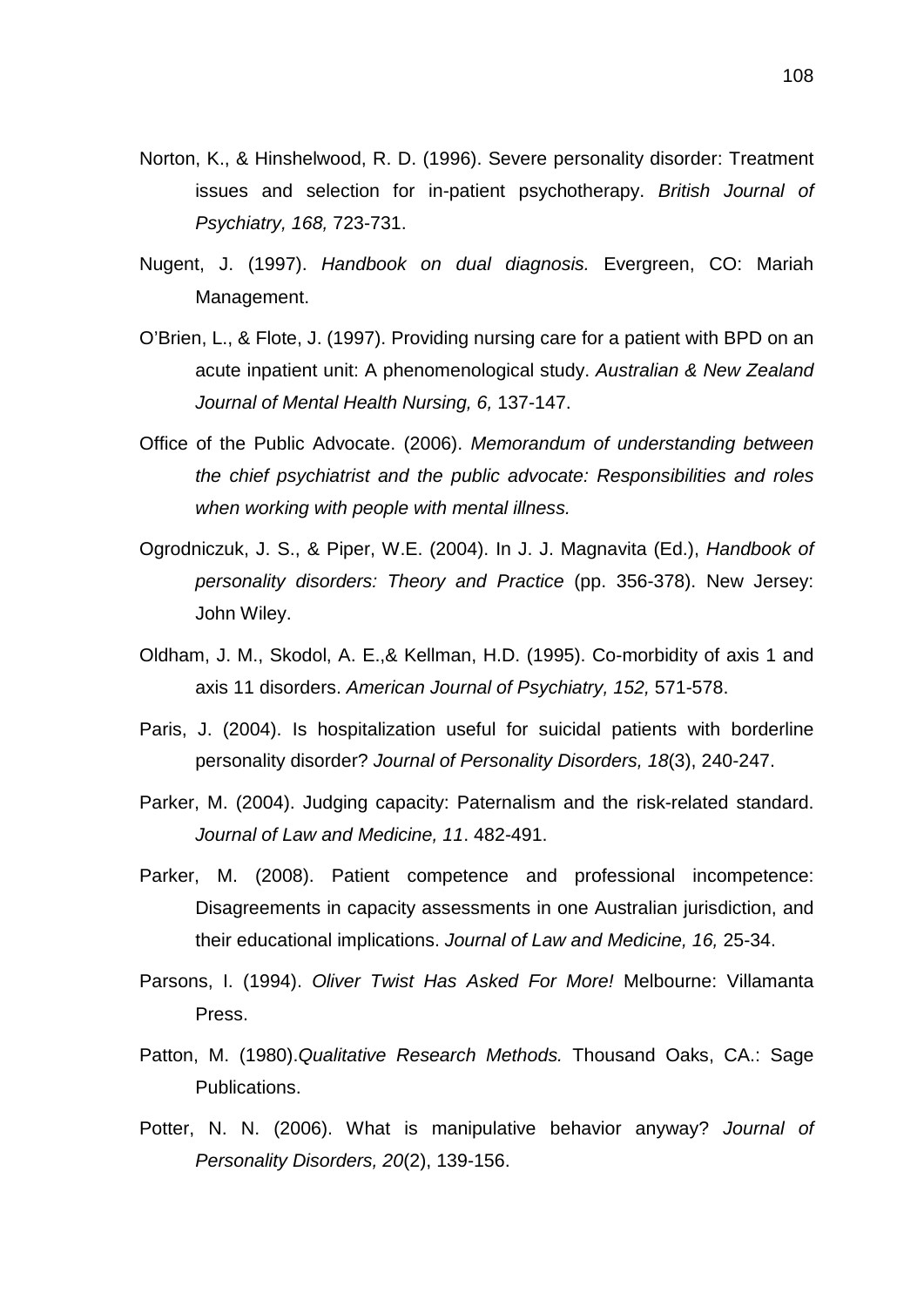Norton, K., & Hinshelwood, R. D. (1996). Severe personality disorder: Treatment issues and selection for in-patient psychotherapy. *British Journal of Psychiatry, 168,* 723-731.

Nugent, J. (1997). *Handbook on dual diagnosis.* Evergreen, CO: Mariah Management.

O'Brien, L., & Flote, J. (1997). Providing nursing care for a patient with BPD on an acute inpatient unit: A phenomenological study. *Australian & New Zealand Journal of Mental Health Nursing, 6,* 137-147.

Office of the Public Advocate. (2006). *Memorandum of understanding between the chief psychiatrist and the public advocate: Responsibilities and roles when working with people with mental illness.*

Ogrodniczuk, J. S., & Piper, W.E. (2004). In J. J. Magnavita (Ed.), *Handbook of personality disorders: Theory and Practice* (pp. 356-378). New Jersey: John Wiley.

Oldham, J. M., Skodol, A. E.,& Kellman, H.D. (1995). Co-morbidity of axis 1 and axis 11 disorders. *American Journal of Psychiatry, 152,* 571-578.

Paris, J. (2004). Is hospitalization useful for suicidal patients with borderline personality disorder? *Journal of Personality Disorders, 18*(3), 240-247.

Parker, M. (2004). Judging capacity: Paternalism and the risk-related standard. *Journal of Law and Medicine, 11*. 482-491.

Parker, M. (2008). Patient competence and professional incompetence: Disagreements in capacity assessments in one Australian jurisdiction, and their educational implications. *Journal of Law and Medicine, 16,* 25-34.

Parsons, I. (1994). *Oliver Twist Has Asked For More!* Melbourne: Villamanta Press.

Patton, M. (1980).*Qualitative Research Methods.* Thousand Oaks, CA.: Sage Publications.

Potter, N. N. (2006). What is manipulative behavior anyway? *Journal of Personality Disorders, 20*(2), 139-156.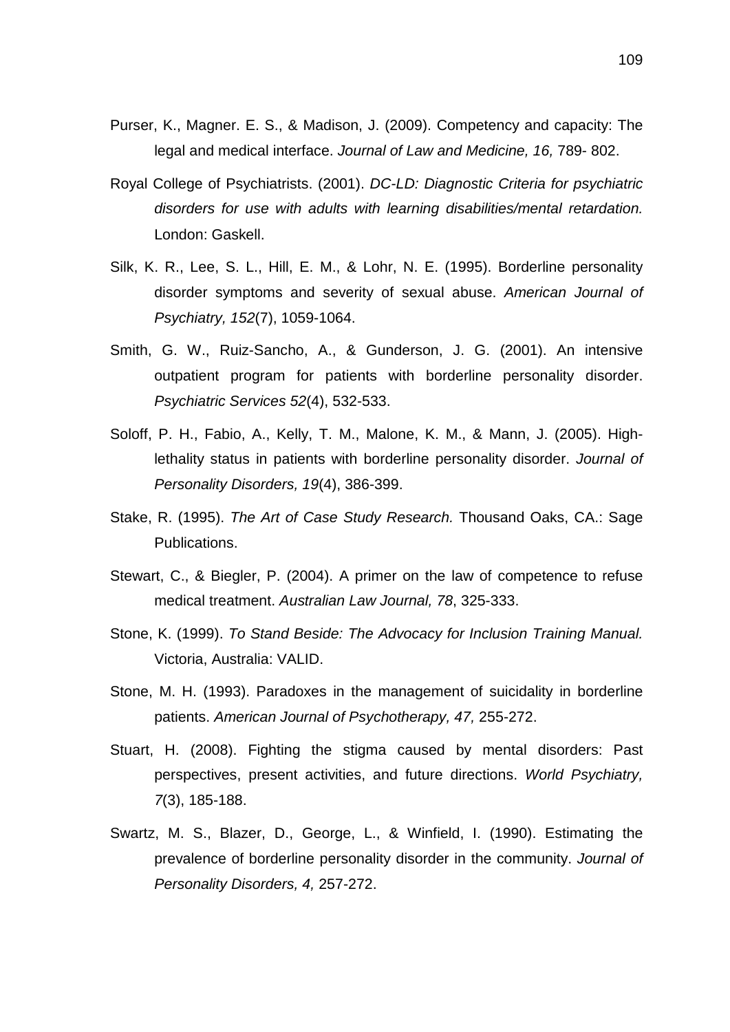Purser, K., Magner. E. S., & Madison, J. (2009). Competency and capacity: The legal and medical interface. *Journal of Law and Medicine, 16,* 789- 802.

Royal College of Psychiatrists. (2001). *DC-LD: Diagnostic Criteria for psychiatric disorders for use with adults with learning disabilities/mental retardation.* London: Gaskell.

Silk, K. R., Lee, S. L., Hill, E. M., & Lohr, N. E. (1995). Borderline personality disorder symptoms and severity of sexual abuse. *American Journal of Psychiatry, 152*(7), 1059-1064.

Smith, G. W., Ruiz-Sancho, A., & Gunderson, J. G. (2001). An intensive outpatient program for patients with borderline personality disorder. *Psychiatric Services 52*(4), 532-533.

Soloff, P. H., Fabio, A., Kelly, T. M., Malone, K. M., & Mann, J. (2005). High-lethality status in patients with borderline personality disorder. *Journal of Personality Disorders, 19*(4), 386-399.

Stake, R. (1995). *The Art of Case Study Research.* Thousand Oaks, CA.: Sage Publications.

Stewart, C., & Biegler, P. (2004). A primer on the law of competence to refuse medical treatment. *Australian Law Journal, 78*, 325-333.

Stone, K. (1999). *To Stand Beside: The Advocacy for Inclusion Training Manual.* Victoria, Australia: VALID.

Stone, M. H. (1993). Paradoxes in the management of suicidality in borderline patients. *American Journal of Psychotherapy, 47,* 255-272.

Stuart, H. (2008). Fighting the stigma caused by mental disorders: Past perspectives, present activities, and future directions. *World Psychiatry, 7*(3), 185-188.

Swartz, M. S., Blazer, D., George, L., & Winfield, I. (1990). Estimating the prevalence of borderline personality disorder in the community. *Journal of Personality Disorders, 4,* 257-272.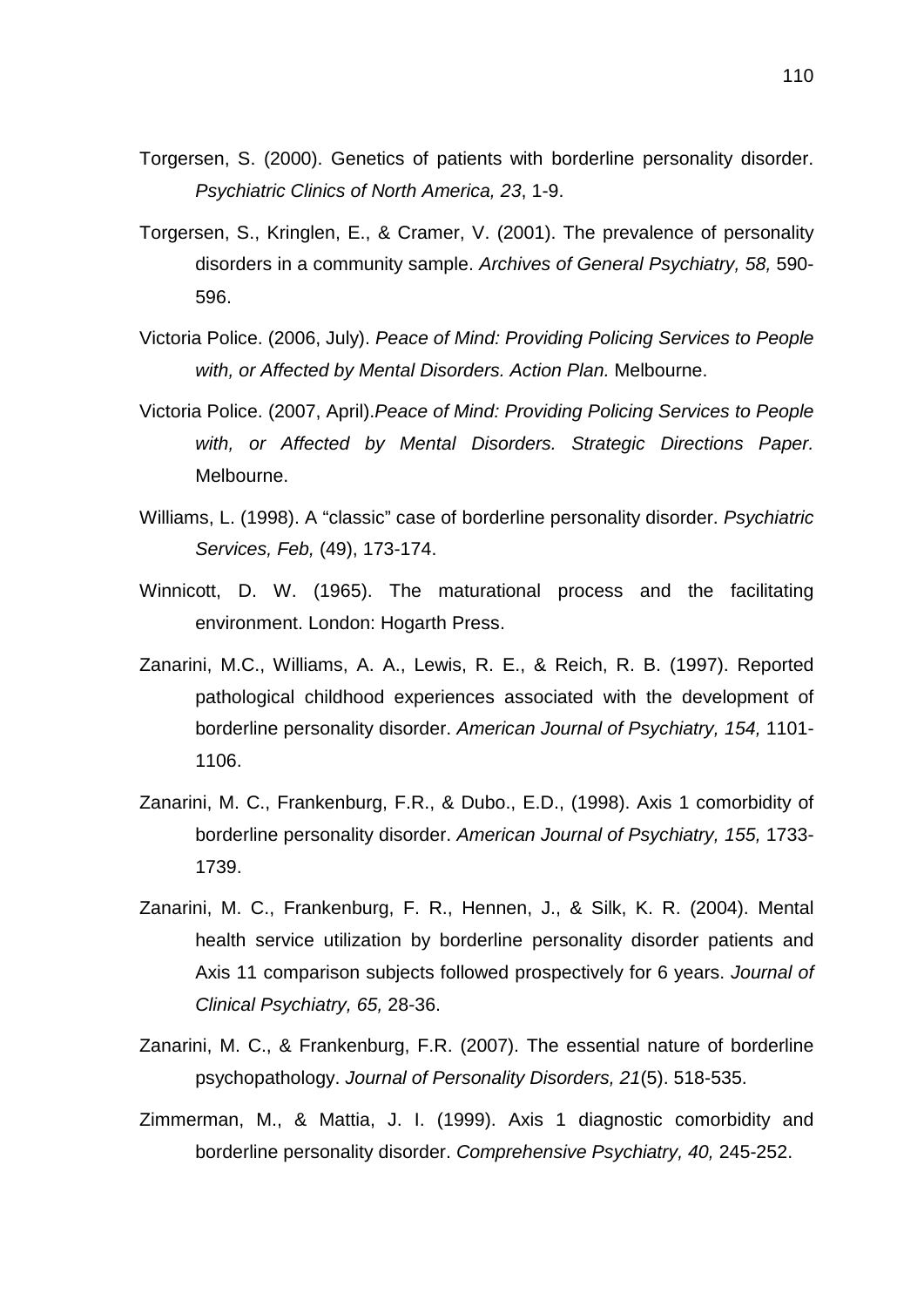Torgersen, S. (2000). Genetics of patients with borderline personality disorder. *Psychiatric Clinics of North America, 23*, 1-9.

Torgersen, S., Kringlen, E., & Cramer, V. (2001). The prevalence of personality disorders in a community sample. *Archives of General Psychiatry, 58,* 590-596.

Victoria Police. (2006, July). *Peace of Mind: Providing Policing Services to People with, or Affected by Mental Disorders. Action Plan.* Melbourne.

Victoria Police. (2007, April).*Peace of Mind: Providing Policing Services to People with, or Affected by Mental Disorders. Strategic Directions Paper.* Melbourne.

Williams, L. (1998). A "classic" case of borderline personality disorder. *Psychiatric Services, Feb,* (49), 173-174.

Winnicott, D. W. (1965). The maturational process and the facilitating environment. London: Hogarth Press.

Zanarini, M.C., Williams, A. A., Lewis, R. E., & Reich, R. B. (1997). Reported pathological childhood experiences associated with the development of borderline personality disorder. *American Journal of Psychiatry, 154,* 1101-1106.

Zanarini, M. C., Frankenburg, F.R., & Dubo., E.D., (1998). Axis 1 comorbidity of borderline personality disorder. *American Journal of Psychiatry, 155,* 1733-1739.

Zanarini, M. C., Frankenburg, F. R., Hennen, J., & Silk, K. R. (2004). Mental health service utilization by borderline personality disorder patients and Axis 11 comparison subjects followed prospectively for 6 years. *Journal of Clinical Psychiatry, 65,* 28-36.

Zanarini, M. C., & Frankenburg, F.R. (2007). The essential nature of borderline psychopathology. *Journal of Personality Disorders, 21*(5). 518-535.

Zimmerman, M., & Mattia, J. I. (1999). Axis 1 diagnostic comorbidity and borderline personality disorder. *Comprehensive Psychiatry, 40,* 245-252.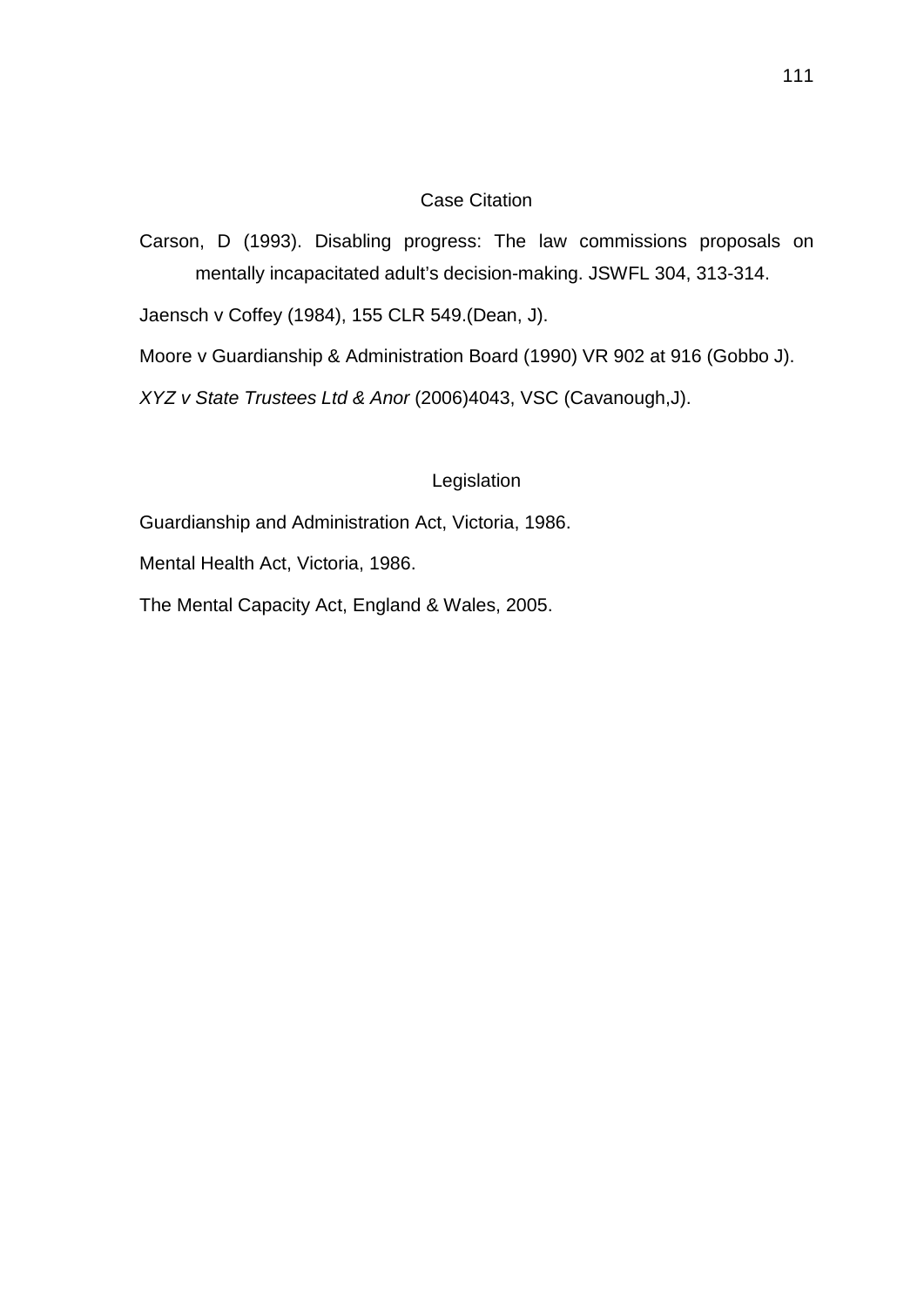## Case Citation

Carson, D (1993). Disabling progress: The law commissions proposals on mentally incapacitated adult's decision-making. JSWFL 304, 313-314.

Jaensch v Coffey (1984), 155 CLR 549.(Dean, J).

Moore v Guardianship & Administration Board (1990) VR 902 at 916 (Gobbo J).

*XYZ v State Trustees Ltd & Anor* (2006)4043, VSC (Cavanough,J).

## Legislation

Guardianship and Administration Act, Victoria, 1986.

Mental Health Act, Victoria, 1986.

The Mental Capacity Act, England & Wales, 2005.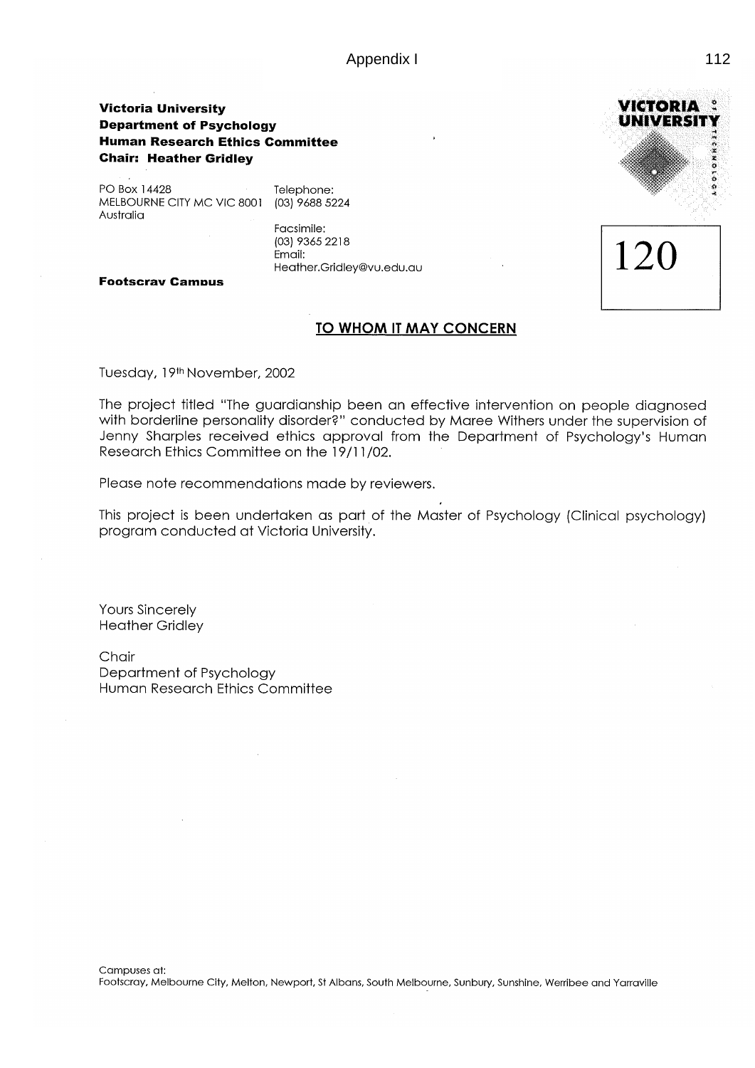Appendix I

**Victoria University**
**Department of Psychology**
**Human Research Ethics Committee**
**Chair: Heather Gridley**

PO Box 14428
MELBOURNE CITY MC VIC 8001
Australia

Telephone:
(03) 9688 5224

Facsimile:
(03) 9365 2218
Email:
Heather.Gridley@vu.edu.au

**Footscray Campus**

120

## TO WHOM IT MAY CONCERN

Tuesday, 19th November, 2002

The project titled "The guardianship been an effective intervention on people diagnosed with borderline personality disorder?" conducted by Maree Withers under the supervision of Jenny Sharples received ethics approval from the Department of Psychology's Human Research Ethics Committee on the 19/11/02.

Please note recommendations made by reviewers.

This project is been undertaken as part of the Master of Psychology (Clinical psychology) program conducted at Victoria University.

Yours Sincerely
Heather Gridley

Chair
Department of Psychology
Human Research Ethics Committee

Campuses at:
Footscray, Melbourne City, Melton, Newport, St Albans, South Melbourne, Sunbury, Sunshine, Werribee and Yarraville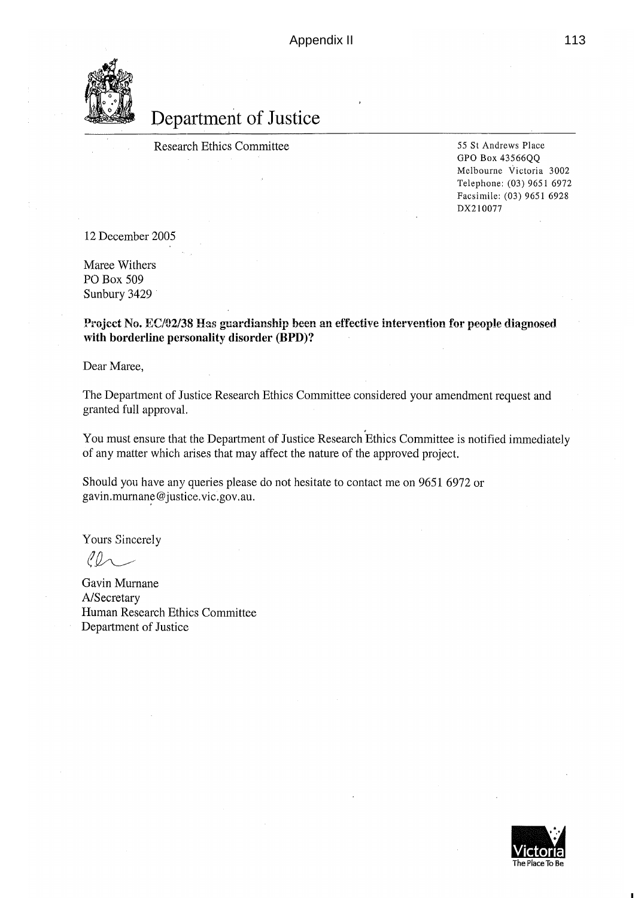# Department of Justice

Research Ethics Committee

55 St Andrews Place
GPO Box 43566QQ
Melbourne Victoria 3002
Telephone: (03) 9651 6972
Facsimile: (03) 9651 6928
DX210077

12 December 2005

Maree Withers
PO Box 509
Sunbury 3429

**Project No. EC/02/38 Has guardianship been an effective intervention for people diagnosed with borderline personality disorder (BPD)?**

Dear Maree,

The Department of Justice Research Ethics Committee considered your amendment request and granted full approval.

You must ensure that the Department of Justice Research Ethics Committee is notified immediately of any matter which arises that may affect the nature of the approved project.

Should you have any queries please do not hesitate to contact me on 9651 6972 or gavin.murnane@justice.vic.gov.au.

Yours Sincerely

Gavin Murnane
A/Secretary
Human Research Ethics Committee
Department of Justice

Victoria
The Place To Be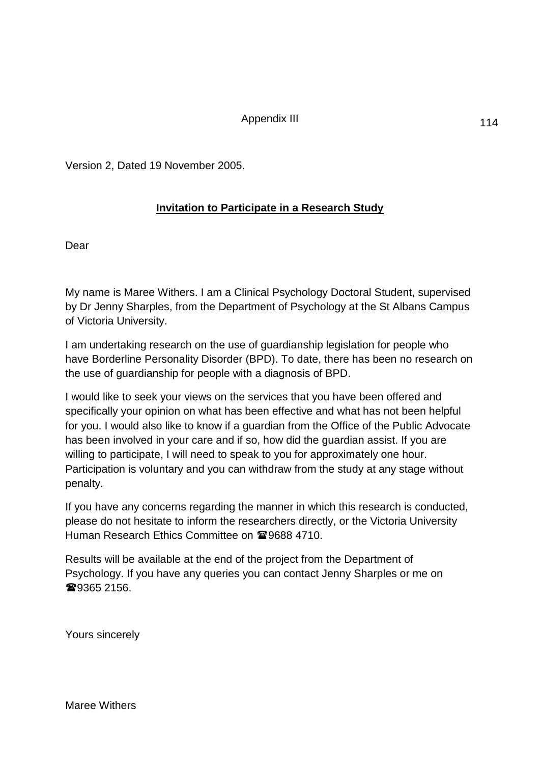Appendix III

Version 2, Dated 19 November 2005.

**<u>Invitation to Participate in a Research Study</u>**

Dear

My name is Maree Withers. I am a Clinical Psychology Doctoral Student, supervised by Dr Jenny Sharples, from the Department of Psychology at the St Albans Campus of Victoria University.

I am undertaking research on the use of guardianship legislation for people who have Borderline Personality Disorder (BPD). To date, there has been no research on the use of guardianship for people with a diagnosis of BPD.

I would like to seek your views on the services that you have been offered and specifically your opinion on what has been effective and what has not been helpful for you. I would also like to know if a guardian from the Office of the Public Advocate has been involved in your care and if so, how did the guardian assist. If you are willing to participate, I will need to speak to you for approximately one hour. Participation is voluntary and you can withdraw from the study at any stage without penalty.

If you have any concerns regarding the manner in which this research is conducted, please do not hesitate to inform the researchers directly, or the Victoria University Human Research Ethics Committee on ☎9688 4710.

Results will be available at the end of the project from the Department of Psychology. If you have any queries you can contact Jenny Sharples or me on ☎9365 2156.

Yours sincerely

Maree Withers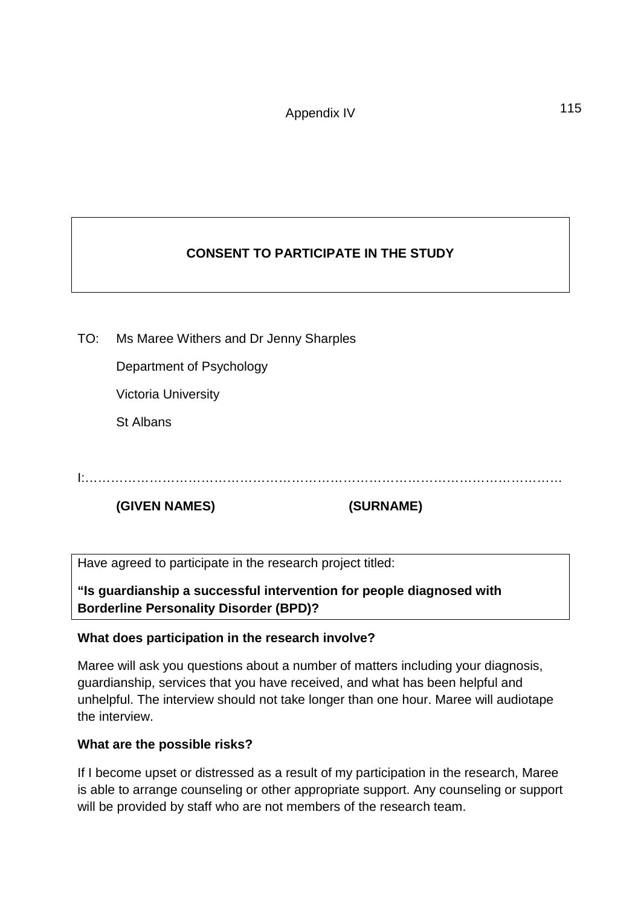Appendix IV

## CONSENT TO PARTICIPATE IN THE STUDY

TO: Ms Maree Withers and Dr Jenny Sharples

Department of Psychology

Victoria University

St Albans

I:………………………………………………………………………………………………….

**(GIVEN NAMES)** **(SURNAME)**

Have agreed to participate in the research project titled:

**"Is guardianship a successful intervention for people diagnosed with Borderline Personality Disorder (BPD)?**

**What does participation in the research involve?**

Maree will ask you questions about a number of matters including your diagnosis, guardianship, services that you have received, and what has been helpful and unhelpful. The interview should not take longer than one hour. Maree will audiotape the interview.

**What are the possible risks?**

If I become upset or distressed as a result of my participation in the research, Maree is able to arrange counseling or other appropriate support. Any counseling or support will be provided by staff who are not members of the research team.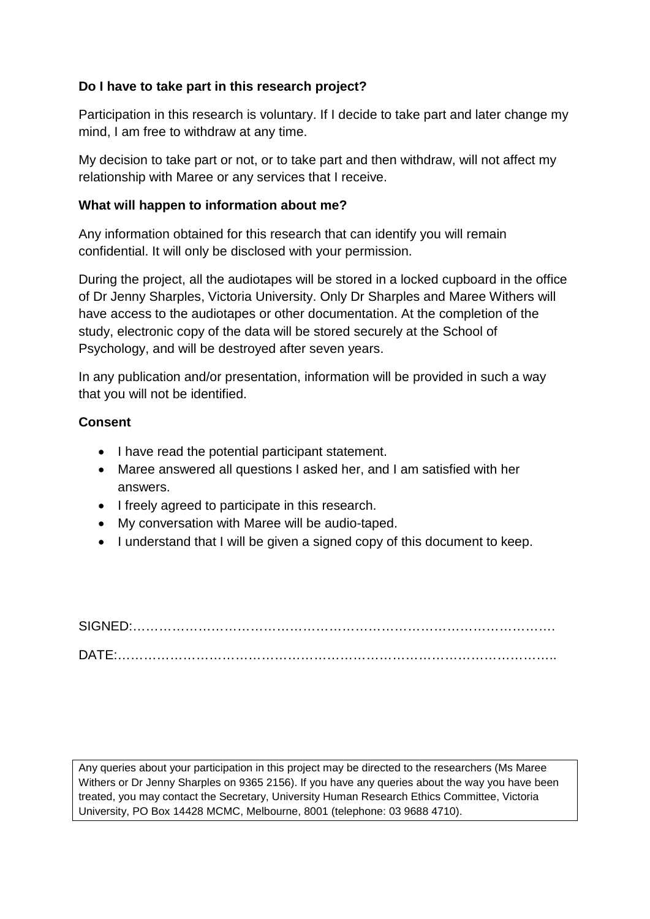**Do I have to take part in this research project?**

Participation in this research is voluntary. If I decide to take part and later change my mind, I am free to withdraw at any time.

My decision to take part or not, or to take part and then withdraw, will not affect my relationship with Maree or any services that I receive.

**What will happen to information about me?**

Any information obtained for this research that can identify you will remain confidential. It will only be disclosed with your permission.

During the project, all the audiotapes will be stored in a locked cupboard in the office of Dr Jenny Sharples, Victoria University. Only Dr Sharples and Maree Withers will have access to the audiotapes or other documentation. At the completion of the study, electronic copy of the data will be stored securely at the School of Psychology, and will be destroyed after seven years.

In any publication and/or presentation, information will be provided in such a way that you will not be identified.

**Consent**

- I have read the potential participant statement.
- Maree answered all questions I asked her, and I am satisfied with her answers.
- I freely agreed to participate in this research.
- My conversation with Maree will be audio-taped.
- I understand that I will be given a signed copy of this document to keep.

SIGNED:…………………………………………………………………………………….

DATE:……………………………………………………………………………………..

Any queries about your participation in this project may be directed to the researchers (Ms Maree Withers or Dr Jenny Sharples on 9365 2156). If you have any queries about the way you have been treated, you may contact the Secretary, University Human Research Ethics Committee, Victoria University, PO Box 14428 MCMC, Melbourne, 8001 (telephone: 03 9688 4710).